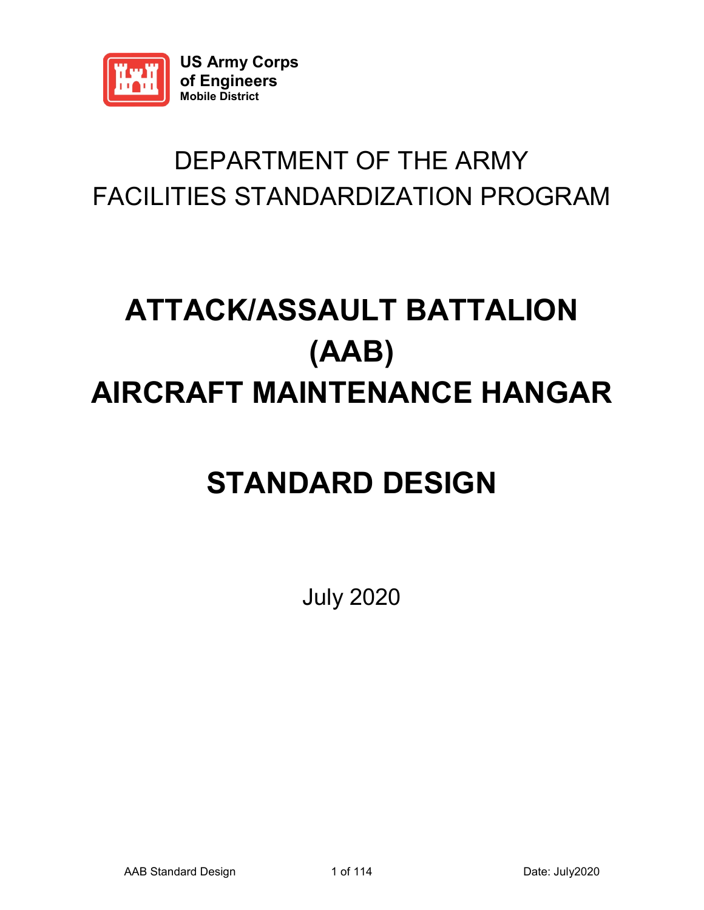US Army Corps of Engineers
Mobile District

DEPARTMENT OF THE ARMY
FACILITIES STANDARDIZATION PROGRAM

# ATTACK/ASSAULT BATTALION (AAB) AIRCRAFT MAINTENANCE HANGAR

# STANDARD DESIGN

July 2020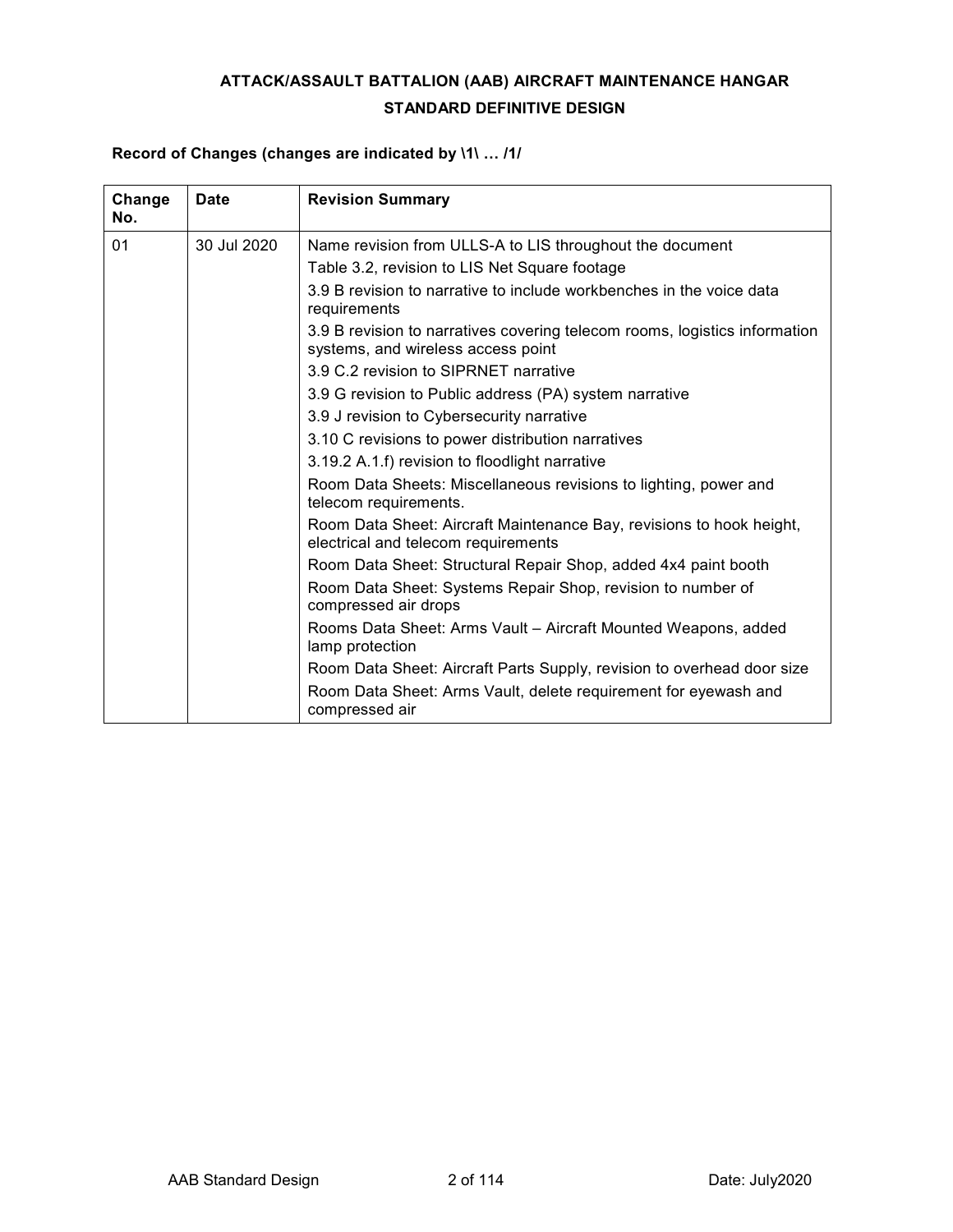**ATTACK/ASSAULT BATTALION (AAB) AIRCRAFT MAINTENANCE HANGAR**

**STANDARD DEFINITIVE DESIGN**

**Record of Changes (changes are indicated by \1\ … /1/**

| Change No. | Date | Revision Summary |
|---|---|---|
| 01 | 30 Jul 2020 | Name revision from ULLS-A to LIS throughout the document<br>Table 3.2, revision to LIS Net Square footage<br>3.9 B revision to narrative to include workbenches in the voice data requirements<br>3.9 B revision to narratives covering telecom rooms, logistics information systems, and wireless access point<br>3.9 C.2 revision to SIPRNET narrative<br>3.9 G revision to Public address (PA) system narrative<br>3.9 J revision to Cybersecurity narrative<br>3.10 C revisions to power distribution narratives<br>3.19.2 A.1.f) revision to floodlight narrative<br>Room Data Sheets: Miscellaneous revisions to lighting, power and telecom requirements.<br>Room Data Sheet: Aircraft Maintenance Bay, revisions to hook height, electrical and telecom requirements<br>Room Data Sheet: Structural Repair Shop, added 4x4 paint booth<br>Room Data Sheet: Systems Repair Shop, revision to number of compressed air drops<br>Rooms Data Sheet: Arms Vault – Aircraft Mounted Weapons, added lamp protection<br>Room Data Sheet: Aircraft Parts Supply, revision to overhead door size<br>Room Data Sheet: Arms Vault, delete requirement for eyewash and compressed air |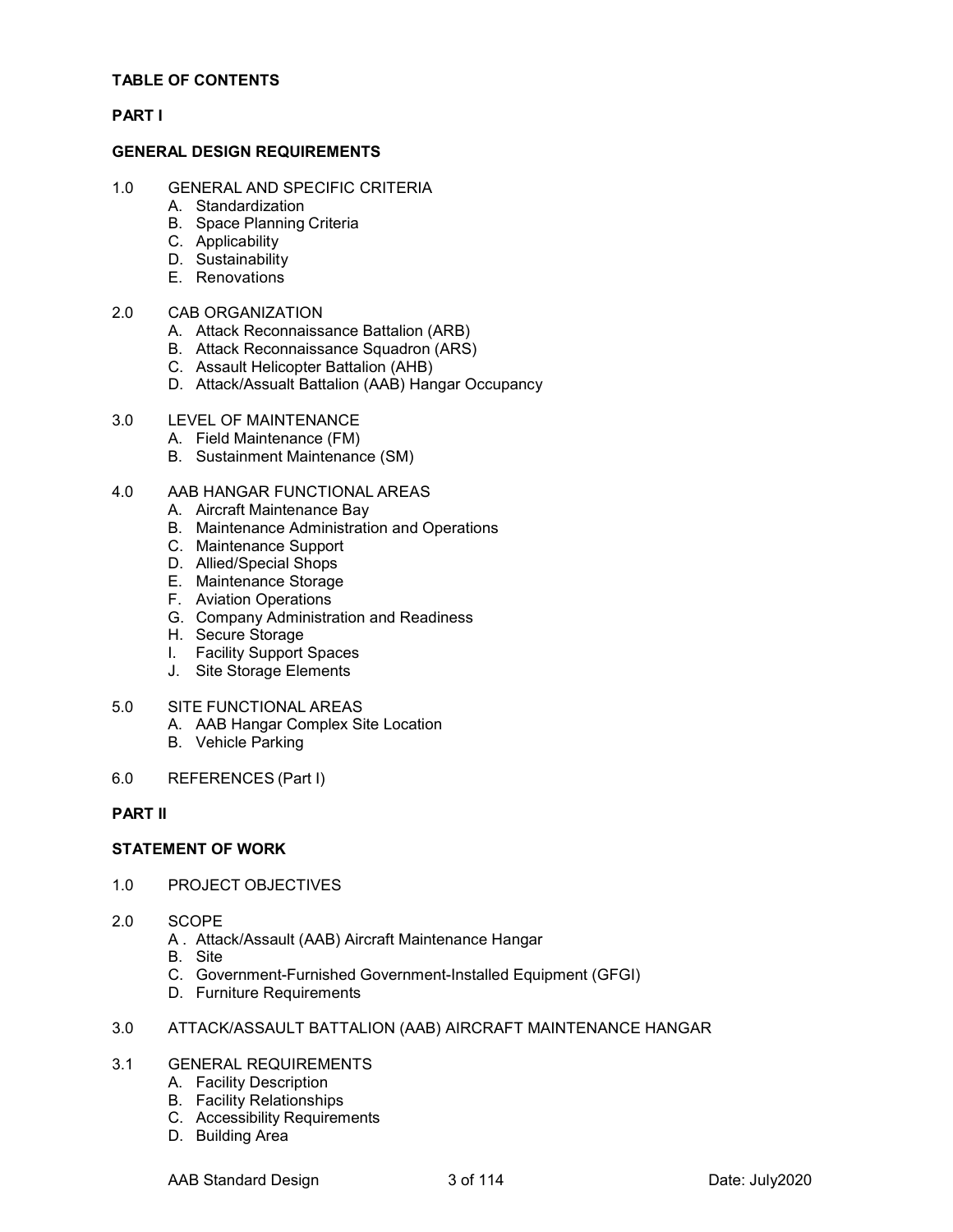**TABLE OF CONTENTS**

**PART I**

**GENERAL DESIGN REQUIREMENTS**

1.0 GENERAL AND SPECIFIC CRITERIA
- A. Standardization
- B. Space Planning Criteria
- C. Applicability
- D. Sustainability
- E. Renovations

2.0 CAB ORGANIZATION
- A. Attack Reconnaissance Battalion (ARB)
- B. Attack Reconnaissance Squadron (ARS)
- C. Assault Helicopter Battalion (AHB)
- D. Attack/Assualt Battalion (AAB) Hangar Occupancy

3.0 LEVEL OF MAINTENANCE
- A. Field Maintenance (FM)
- B. Sustainment Maintenance (SM)

4.0 AAB HANGAR FUNCTIONAL AREAS
- A. Aircraft Maintenance Bay
- B. Maintenance Administration and Operations
- C. Maintenance Support
- D. Allied/Special Shops
- E. Maintenance Storage
- F. Aviation Operations
- G. Company Administration and Readiness
- H. Secure Storage
- I. Facility Support Spaces
- J. Site Storage Elements

5.0 SITE FUNCTIONAL AREAS
- A. AAB Hangar Complex Site Location
- B. Vehicle Parking

6.0 REFERENCES (Part I)

**PART II**

**STATEMENT OF WORK**

1.0 PROJECT OBJECTIVES

2.0 SCOPE
- A . Attack/Assault (AAB) Aircraft Maintenance Hangar
- B. Site
- C. Government-Furnished Government-Installed Equipment (GFGI)
- D. Furniture Requirements

3.0 ATTACK/ASSAULT BATTALION (AAB) AIRCRAFT MAINTENANCE HANGAR

3.1 GENERAL REQUIREMENTS
- A. Facility Description
- B. Facility Relationships
- C. Accessibility Requirements
- D. Building Area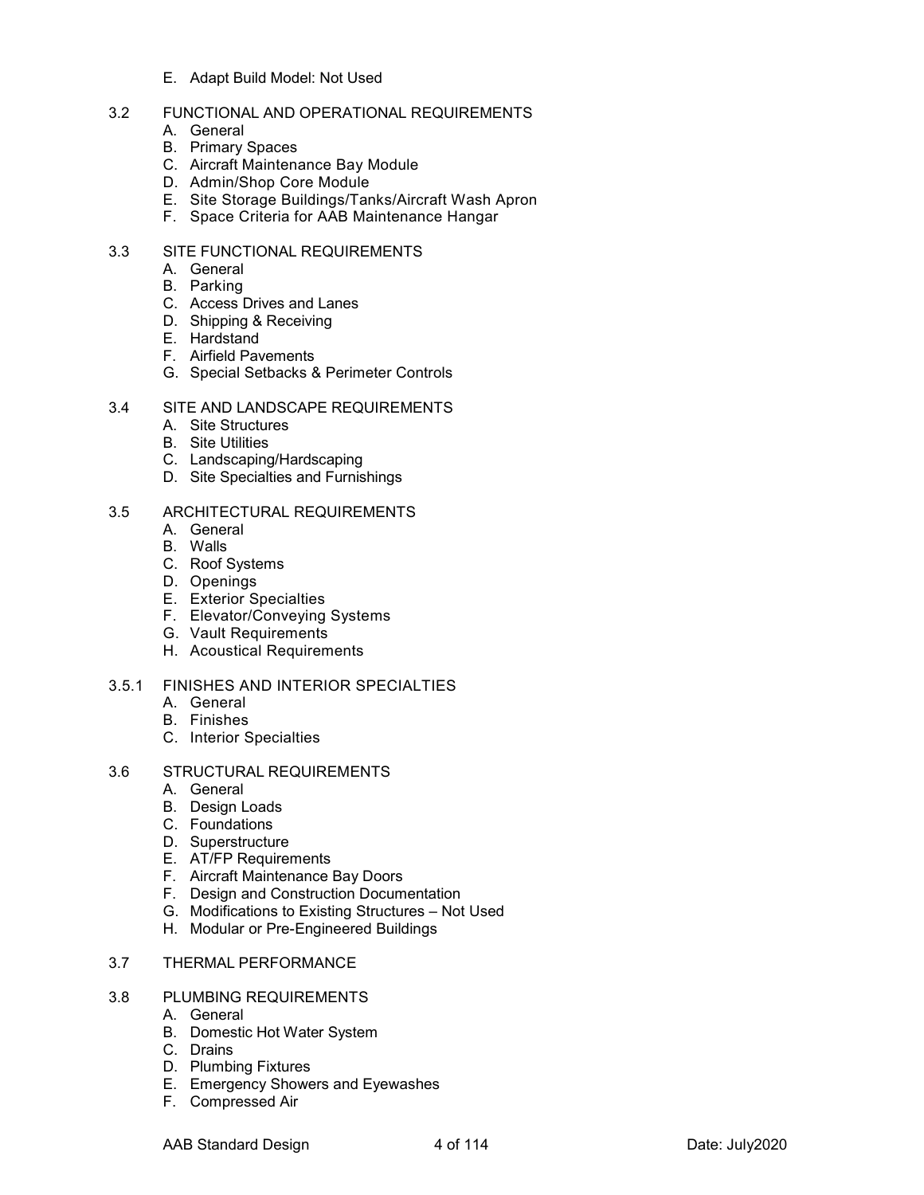E. Adapt Build Model: Not Used

3.2 FUNCTIONAL AND OPERATIONAL REQUIREMENTS
- A. General
- B. Primary Spaces
- C. Aircraft Maintenance Bay Module
- D. Admin/Shop Core Module
- E. Site Storage Buildings/Tanks/Aircraft Wash Apron
- F. Space Criteria for AAB Maintenance Hangar

3.3 SITE FUNCTIONAL REQUIREMENTS
- A. General
- B. Parking
- C. Access Drives and Lanes
- D. Shipping & Receiving
- E. Hardstand
- F. Airfield Pavements
- G. Special Setbacks & Perimeter Controls

3.4 SITE AND LANDSCAPE REQUIREMENTS
- A. Site Structures
- B. Site Utilities
- C. Landscaping/Hardscaping
- D. Site Specialties and Furnishings

3.5 ARCHITECTURAL REQUIREMENTS
- A. General
- B. Walls
- C. Roof Systems
- D. Openings
- E. Exterior Specialties
- F. Elevator/Conveying Systems
- G. Vault Requirements
- H. Acoustical Requirements

3.5.1 FINISHES AND INTERIOR SPECIALTIES
- A. General
- B. Finishes
- C. Interior Specialties

3.6 STRUCTURAL REQUIREMENTS
- A. General
- B. Design Loads
- C. Foundations
- D. Superstructure
- E. AT/FP Requirements
- F. Aircraft Maintenance Bay Doors
- F. Design and Construction Documentation
- G. Modifications to Existing Structures – Not Used
- H. Modular or Pre-Engineered Buildings

3.7 THERMAL PERFORMANCE

3.8 PLUMBING REQUIREMENTS
- A. General
- B. Domestic Hot Water System
- C. Drains
- D. Plumbing Fixtures
- E. Emergency Showers and Eyewashes
- F. Compressed Air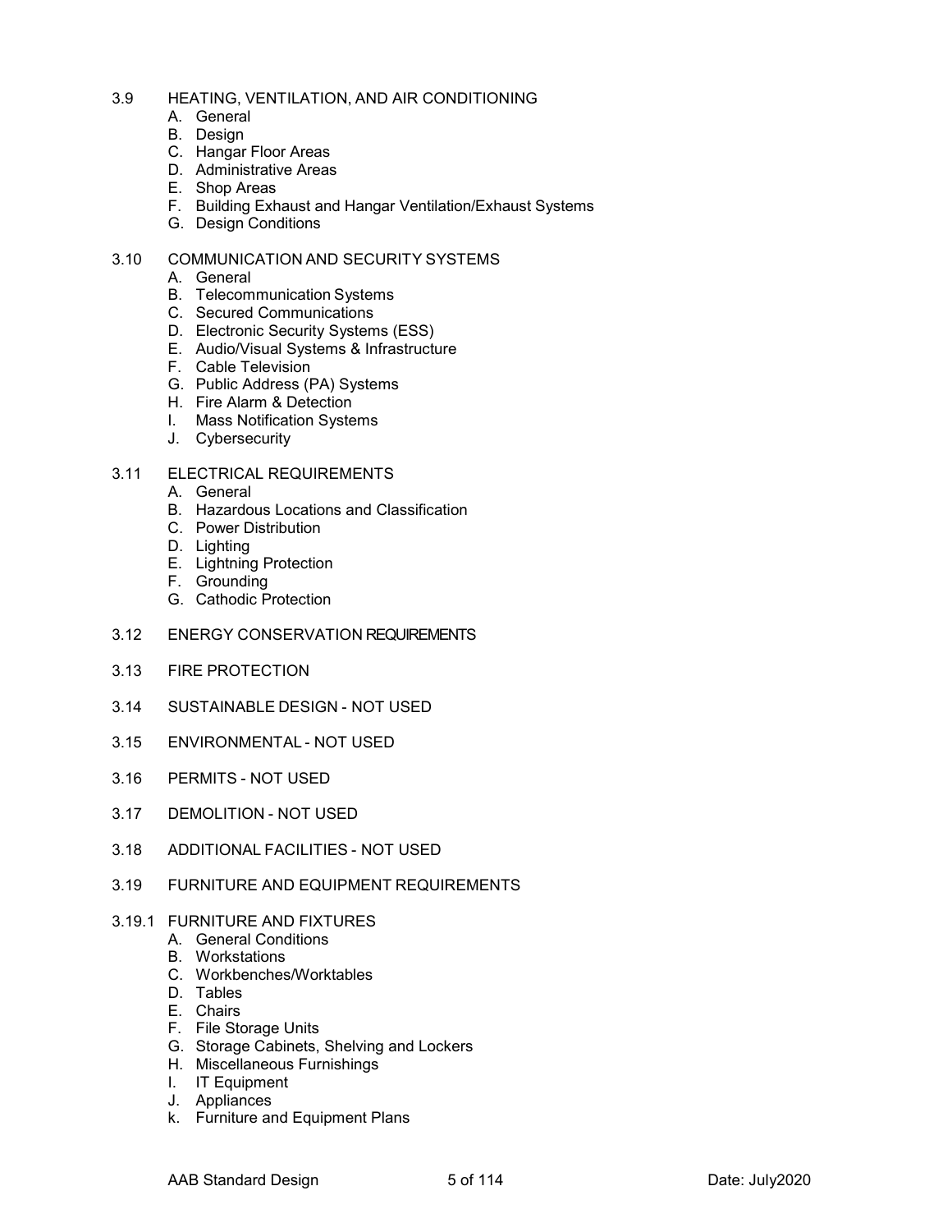3.9 HEATING, VENTILATION, AND AIR CONDITIONING

A. General
B. Design
C. Hangar Floor Areas
D. Administrative Areas
E. Shop Areas
F. Building Exhaust and Hangar Ventilation/Exhaust Systems
G. Design Conditions

3.10 COMMUNICATION AND SECURITY SYSTEMS

A. General
B. Telecommunication Systems
C. Secured Communications
D. Electronic Security Systems (ESS)
E. Audio/Visual Systems & Infrastructure
F. Cable Television
G. Public Address (PA) Systems
H. Fire Alarm & Detection
I. Mass Notification Systems
J. Cybersecurity

3.11 ELECTRICAL REQUIREMENTS

A. General
B. Hazardous Locations and Classification
C. Power Distribution
D. Lighting
E. Lightning Protection
F. Grounding
G. Cathodic Protection

3.12 ENERGY CONSERVATION REQUIREMENTS

3.13 FIRE PROTECTION

3.14 SUSTAINABLE DESIGN - NOT USED

3.15 ENVIRONMENTAL - NOT USED

3.16 PERMITS - NOT USED

3.17 DEMOLITION - NOT USED

3.18 ADDITIONAL FACILITIES - NOT USED

3.19 FURNITURE AND EQUIPMENT REQUIREMENTS

3.19.1 FURNITURE AND FIXTURES

A. General Conditions
B. Workstations
C. Workbenches/Worktables
D. Tables
E. Chairs
F. File Storage Units
G. Storage Cabinets, Shelving and Lockers
H. Miscellaneous Furnishings
I. IT Equipment
J. Appliances
k. Furniture and Equipment Plans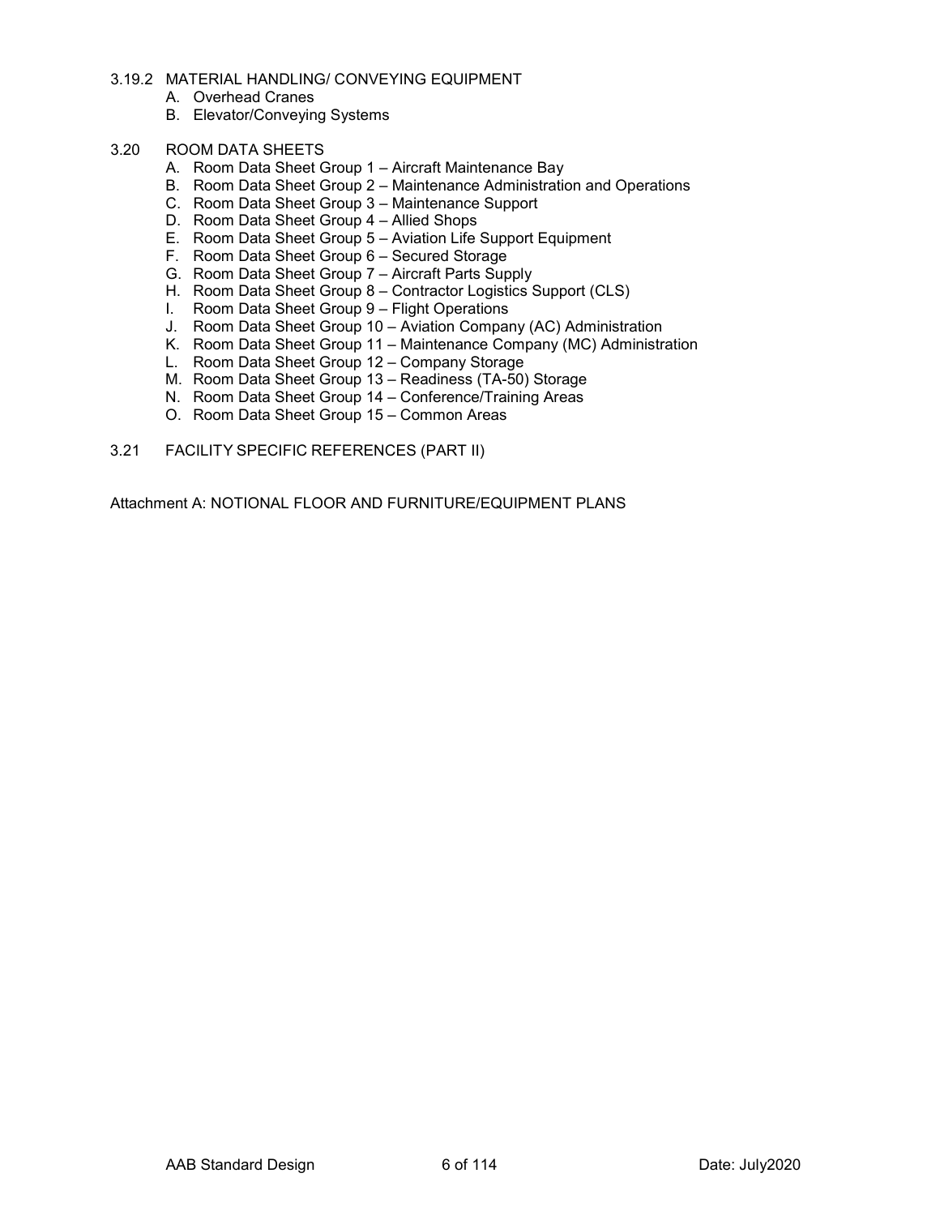3.19.2 MATERIAL HANDLING/ CONVEYING EQUIPMENT

A. Overhead Cranes
B. Elevator/Conveying Systems

3.20 ROOM DATA SHEETS

A. Room Data Sheet Group 1 – Aircraft Maintenance Bay
B. Room Data Sheet Group 2 – Maintenance Administration and Operations
C. Room Data Sheet Group 3 – Maintenance Support
D. Room Data Sheet Group 4 – Allied Shops
E. Room Data Sheet Group 5 – Aviation Life Support Equipment
F. Room Data Sheet Group 6 – Secured Storage
G. Room Data Sheet Group 7 – Aircraft Parts Supply
H. Room Data Sheet Group 8 – Contractor Logistics Support (CLS)
I. Room Data Sheet Group 9 – Flight Operations
J. Room Data Sheet Group 10 – Aviation Company (AC) Administration
K. Room Data Sheet Group 11 – Maintenance Company (MC) Administration
L. Room Data Sheet Group 12 – Company Storage
M. Room Data Sheet Group 13 – Readiness (TA-50) Storage
N. Room Data Sheet Group 14 – Conference/Training Areas
O. Room Data Sheet Group 15 – Common Areas

3.21 FACILITY SPECIFIC REFERENCES (PART II)

Attachment A: NOTIONAL FLOOR AND FURNITURE/EQUIPMENT PLANS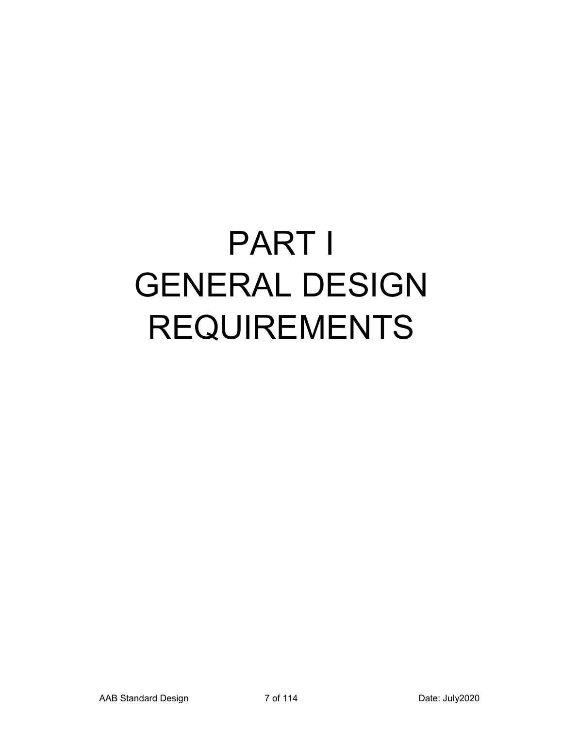# PART I
# GENERAL DESIGN REQUIREMENTS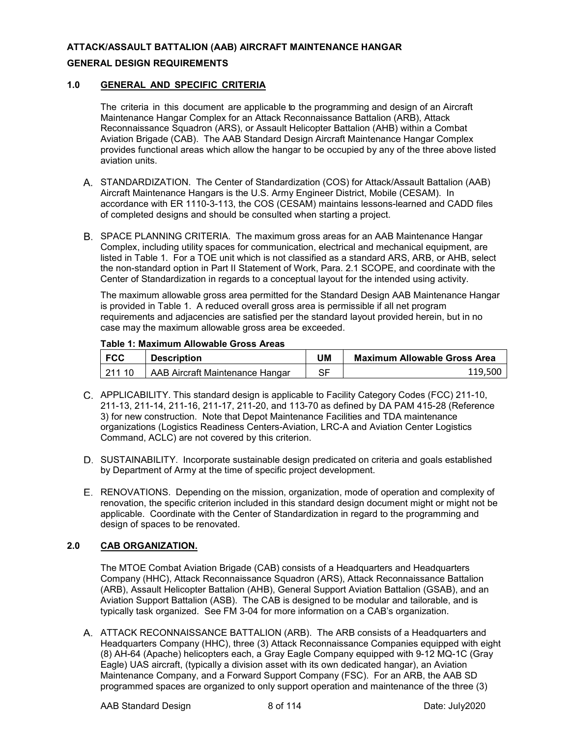**ATTACK/ASSAULT BATTALION (AAB) AIRCRAFT MAINTENANCE HANGAR**

**GENERAL DESIGN REQUIREMENTS**

## 1.0 GENERAL AND SPECIFIC CRITERIA

The criteria in this document are applicable to the programming and design of an Aircraft Maintenance Hangar Complex for an Attack Reconnaissance Battalion (ARB), Attack Reconnaissance Squadron (ARS), or Assault Helicopter Battalion (AHB) within a Combat Aviation Brigade (CAB). The AAB Standard Design Aircraft Maintenance Hangar Complex provides functional areas which allow the hangar to be occupied by any of the three above listed aviation units.

A. STANDARDIZATION. The Center of Standardization (COS) for Attack/Assault Battalion (AAB) Aircraft Maintenance Hangars is the U.S. Army Engineer District, Mobile (CESAM). In accordance with ER 1110-3-113, the COS (CESAM) maintains lessons-learned and CADD files of completed designs and should be consulted when starting a project.

B. SPACE PLANNING CRITERIA. The maximum gross areas for an AAB Maintenance Hangar Complex, including utility spaces for communication, electrical and mechanical equipment, are listed in Table 1. For a TOE unit which is not classified as a standard ARS, ARB, or AHB, select the non-standard option in Part II Statement of Work, Para. 2.1 SCOPE, and coordinate with the Center of Standardization in regards to a conceptual layout for the intended using activity.

The maximum allowable gross area permitted for the Standard Design AAB Maintenance Hangar is provided in Table 1. A reduced overall gross area is permissible if all net program requirements and adjacencies are satisfied per the standard layout provided herein, but in no case may the maximum allowable gross area be exceeded.

**Table 1: Maximum Allowable Gross Areas**

| FCC | Description | UM | Maximum Allowable Gross Area |
|---|---|---|---|
| 211 10 | AAB Aircraft Maintenance Hangar | SF | 119,500 |

C. APPLICABILITY. This standard design is applicable to Facility Category Codes (FCC) 211-10, 211-13, 211-14, 211-16, 211-17, 211-20, and 113-70 as defined by DA PAM 415-28 (Reference 3) for new construction. Note that Depot Maintenance Facilities and TDA maintenance organizations (Logistics Readiness Centers-Aviation, LRC-A and Aviation Center Logistics Command, ACLC) are not covered by this criterion.

D. SUSTAINABILITY. Incorporate sustainable design predicated on criteria and goals established by Department of Army at the time of specific project development.

E. RENOVATIONS. Depending on the mission, organization, mode of operation and complexity of renovation, the specific criterion included in this standard design document might or might not be applicable. Coordinate with the Center of Standardization in regard to the programming and design of spaces to be renovated.

## 2.0 CAB ORGANIZATION.

The MTOE Combat Aviation Brigade (CAB) consists of a Headquarters and Headquarters Company (HHC), Attack Reconnaissance Squadron (ARS), Attack Reconnaissance Battalion (ARB), Assault Helicopter Battalion (AHB), General Support Aviation Battalion (GSAB), and an Aviation Support Battalion (ASB). The CAB is designed to be modular and tailorable, and is typically task organized. See FM 3-04 for more information on a CAB's organization.

A. ATTACK RECONNAISSANCE BATTALION (ARB). The ARB consists of a Headquarters and Headquarters Company (HHC), three (3) Attack Reconnaissance Companies equipped with eight (8) AH-64 (Apache) helicopters each, a Gray Eagle Company equipped with 9-12 MQ-1C (Gray Eagle) UAS aircraft, (typically a division asset with its own dedicated hangar), an Aviation Maintenance Company, and a Forward Support Company (FSC). For an ARB, the AAB SD programmed spaces are organized to only support operation and maintenance of the three (3)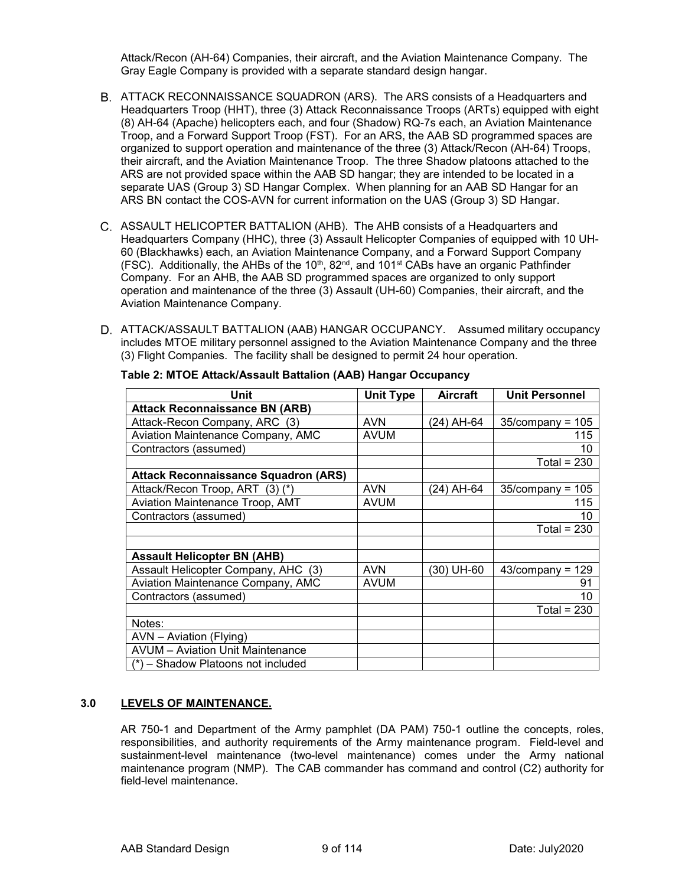Attack/Recon (AH-64) Companies, their aircraft, and the Aviation Maintenance Company. The Gray Eagle Company is provided with a separate standard design hangar.

B. ATTACK RECONNAISSANCE SQUADRON (ARS). The ARS consists of a Headquarters and Headquarters Troop (HHT), three (3) Attack Reconnaissance Troops (ARTs) equipped with eight (8) AH-64 (Apache) helicopters each, and four (Shadow) RQ-7s each, an Aviation Maintenance Troop, and a Forward Support Troop (FST). For an ARS, the AAB SD programmed spaces are organized to support operation and maintenance of the three (3) Attack/Recon (AH-64) Troops, their aircraft, and the Aviation Maintenance Troop. The three Shadow platoons attached to the ARS are not provided space within the AAB SD hangar; they are intended to be located in a separate UAS (Group 3) SD Hangar Complex. When planning for an AAB SD Hangar for an ARS BN contact the COS-AVN for current information on the UAS (Group 3) SD Hangar.

C. ASSAULT HELICOPTER BATTALION (AHB). The AHB consists of a Headquarters and Headquarters Company (HHC), three (3) Assault Helicopter Companies of equipped with 10 UH-60 (Blackhawks) each, an Aviation Maintenance Company, and a Forward Support Company (FSC). Additionally, the AHBs of the 10th, 82nd, and 101st CABs have an organic Pathfinder Company. For an AHB, the AAB SD programmed spaces are organized to only support operation and maintenance of the three (3) Assault (UH-60) Companies, their aircraft, and the Aviation Maintenance Company.

D. ATTACK/ASSAULT BATTALION (AAB) HANGAR OCCUPANCY. Assumed military occupancy includes MTOE military personnel assigned to the Aviation Maintenance Company and the three (3) Flight Companies. The facility shall be designed to permit 24 hour operation.

**Table 2: MTOE Attack/Assault Battalion (AAB) Hangar Occupancy**

| Unit | Unit Type | Aircraft | Unit Personnel |
|---|---|---|---|
| **Attack Reconnaissance BN (ARB)** | | | |
| Attack-Recon Company, ARC (3) | AVN | (24) AH-64 | 35/company = 105 |
| Aviation Maintenance Company, AMC | AVUM | | 115 |
| Contractors (assumed) | | | 10 |
| | | | Total = 230 |
| **Attack Reconnaissance Squadron (ARS)** | | | |
| Attack/Recon Troop, ART (3) (*) | AVN | (24) AH-64 | 35/company = 105 |
| Aviation Maintenance Troop, AMT | AVUM | | 115 |
| Contractors (assumed) | | | 10 |
| | | | Total = 230 |
| | | | |
| **Assault Helicopter BN (AHB)** | | | |
| Assault Helicopter Company, AHC (3) | AVN | (30) UH-60 | 43/company = 129 |
| Aviation Maintenance Company, AMC | AVUM | | 91 |
| Contractors (assumed) | | | 10 |
| | | | Total = 230 |
| Notes: | | | |
| AVN – Aviation (Flying) | | | |
| AVUM – Aviation Unit Maintenance | | | |
| (*) – Shadow Platoons not included | | | |

## 3.0 LEVELS OF MAINTENANCE.

AR 750-1 and Department of the Army pamphlet (DA PAM) 750-1 outline the concepts, roles, responsibilities, and authority requirements of the Army maintenance program. Field-level and sustainment-level maintenance (two-level maintenance) comes under the Army national maintenance program (NMP). The CAB commander has command and control (C2) authority for field-level maintenance.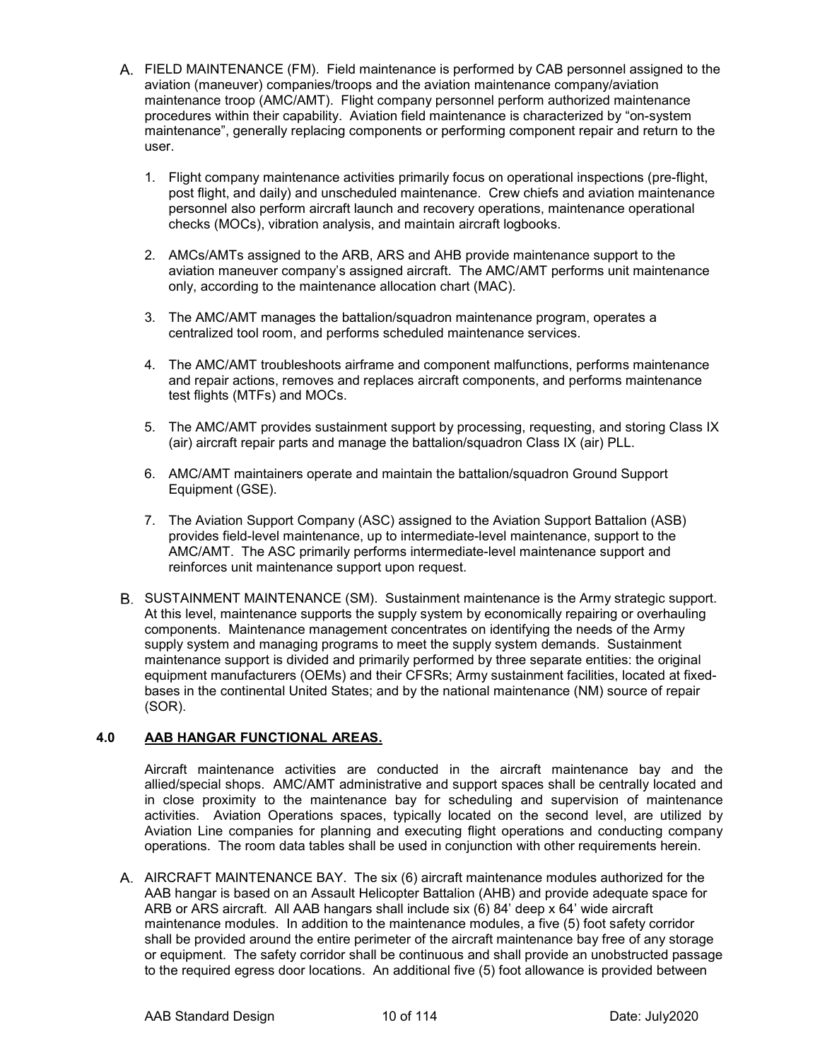A. FIELD MAINTENANCE (FM). Field maintenance is performed by CAB personnel assigned to the aviation (maneuver) companies/troops and the aviation maintenance company/aviation maintenance troop (AMC/AMT). Flight company personnel perform authorized maintenance procedures within their capability. Aviation field maintenance is characterized by "on-system maintenance", generally replacing components or performing component repair and return to the user.

1. Flight company maintenance activities primarily focus on operational inspections (pre-flight, post flight, and daily) and unscheduled maintenance. Crew chiefs and aviation maintenance personnel also perform aircraft launch and recovery operations, maintenance operational checks (MOCs), vibration analysis, and maintain aircraft logbooks.

2. AMCs/AMTs assigned to the ARB, ARS and AHB provide maintenance support to the aviation maneuver company's assigned aircraft. The AMC/AMT performs unit maintenance only, according to the maintenance allocation chart (MAC).

3. The AMC/AMT manages the battalion/squadron maintenance program, operates a centralized tool room, and performs scheduled maintenance services.

4. The AMC/AMT troubleshoots airframe and component malfunctions, performs maintenance and repair actions, removes and replaces aircraft components, and performs maintenance test flights (MTFs) and MOCs.

5. The AMC/AMT provides sustainment support by processing, requesting, and storing Class IX (air) aircraft repair parts and manage the battalion/squadron Class IX (air) PLL.

6. AMC/AMT maintainers operate and maintain the battalion/squadron Ground Support Equipment (GSE).

7. The Aviation Support Company (ASC) assigned to the Aviation Support Battalion (ASB) provides field-level maintenance, up to intermediate-level maintenance, support to the AMC/AMT. The ASC primarily performs intermediate-level maintenance support and reinforces unit maintenance support upon request.

B. SUSTAINMENT MAINTENANCE (SM). Sustainment maintenance is the Army strategic support. At this level, maintenance supports the supply system by economically repairing or overhauling components. Maintenance management concentrates on identifying the needs of the Army supply system and managing programs to meet the supply system demands. Sustainment maintenance support is divided and primarily performed by three separate entities: the original equipment manufacturers (OEMs) and their CFSRs; Army sustainment facilities, located at fixed-bases in the continental United States; and by the national maintenance (NM) source of repair (SOR).

## 4.0 AAB HANGAR FUNCTIONAL AREAS.

Aircraft maintenance activities are conducted in the aircraft maintenance bay and the allied/special shops. AMC/AMT administrative and support spaces shall be centrally located and in close proximity to the maintenance bay for scheduling and supervision of maintenance activities. Aviation Operations spaces, typically located on the second level, are utilized by Aviation Line companies for planning and executing flight operations and conducting company operations. The room data tables shall be used in conjunction with other requirements herein.

A. AIRCRAFT MAINTENANCE BAY. The six (6) aircraft maintenance modules authorized for the AAB hangar is based on an Assault Helicopter Battalion (AHB) and provide adequate space for ARB or ARS aircraft. All AAB hangars shall include six (6) 84' deep x 64' wide aircraft maintenance modules. In addition to the maintenance modules, a five (5) foot safety corridor shall be provided around the entire perimeter of the aircraft maintenance bay free of any storage or equipment. The safety corridor shall be continuous and shall provide an unobstructed passage to the required egress door locations. An additional five (5) foot allowance is provided between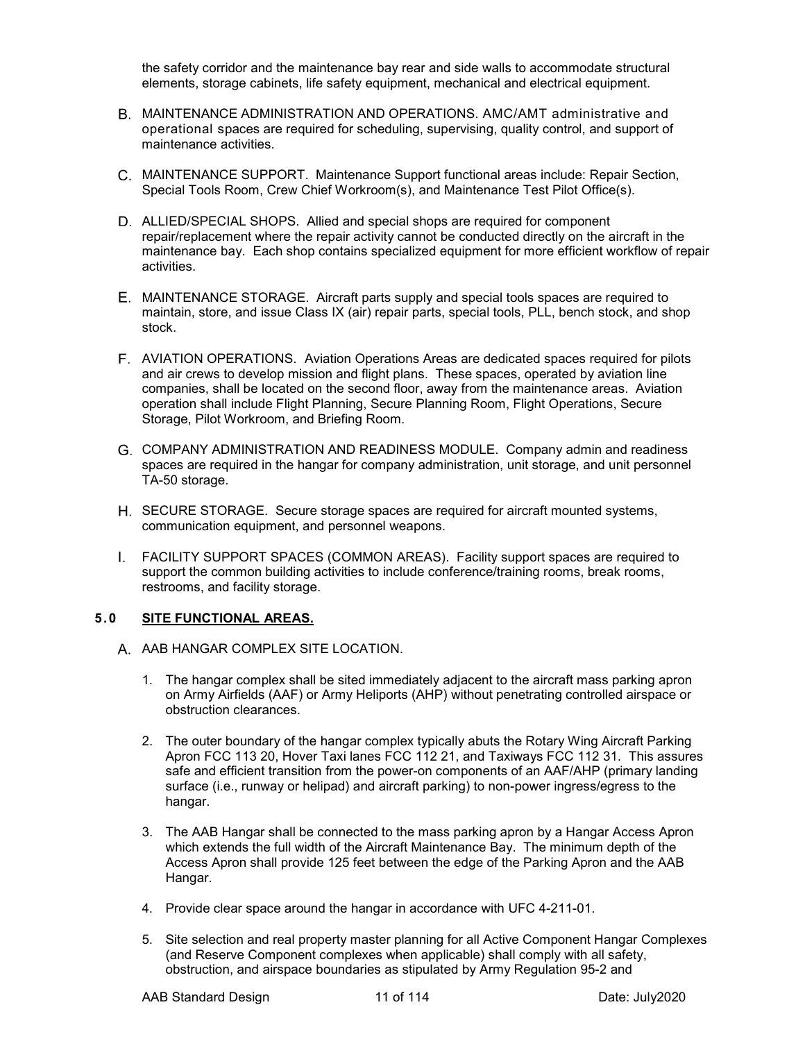the safety corridor and the maintenance bay rear and side walls to accommodate structural elements, storage cabinets, life safety equipment, mechanical and electrical equipment.

B. MAINTENANCE ADMINISTRATION AND OPERATIONS. AMC/AMT administrative and operational spaces are required for scheduling, supervising, quality control, and support of maintenance activities.

C. MAINTENANCE SUPPORT. Maintenance Support functional areas include: Repair Section, Special Tools Room, Crew Chief Workroom(s), and Maintenance Test Pilot Office(s).

D. ALLIED/SPECIAL SHOPS. Allied and special shops are required for component repair/replacement where the repair activity cannot be conducted directly on the aircraft in the maintenance bay. Each shop contains specialized equipment for more efficient workflow of repair activities.

E. MAINTENANCE STORAGE. Aircraft parts supply and special tools spaces are required to maintain, store, and issue Class IX (air) repair parts, special tools, PLL, bench stock, and shop stock.

F. AVIATION OPERATIONS. Aviation Operations Areas are dedicated spaces required for pilots and air crews to develop mission and flight plans. These spaces, operated by aviation line companies, shall be located on the second floor, away from the maintenance areas. Aviation operation shall include Flight Planning, Secure Planning Room, Flight Operations, Secure Storage, Pilot Workroom, and Briefing Room.

G. COMPANY ADMINISTRATION AND READINESS MODULE. Company admin and readiness spaces are required in the hangar for company administration, unit storage, and unit personnel TA-50 storage.

H. SECURE STORAGE. Secure storage spaces are required for aircraft mounted systems, communication equipment, and personnel weapons.

I. FACILITY SUPPORT SPACES (COMMON AREAS). Facility support spaces are required to support the common building activities to include conference/training rooms, break rooms, restrooms, and facility storage.

## 5.0 SITE FUNCTIONAL AREAS.

A. AAB HANGAR COMPLEX SITE LOCATION.

1. The hangar complex shall be sited immediately adjacent to the aircraft mass parking apron on Army Airfields (AAF) or Army Heliports (AHP) without penetrating controlled airspace or obstruction clearances.

2. The outer boundary of the hangar complex typically abuts the Rotary Wing Aircraft Parking Apron FCC 113 20, Hover Taxi lanes FCC 112 21, and Taxiways FCC 112 31. This assures safe and efficient transition from the power-on components of an AAF/AHP (primary landing surface (i.e., runway or helipad) and aircraft parking) to non-power ingress/egress to the hangar.

3. The AAB Hangar shall be connected to the mass parking apron by a Hangar Access Apron which extends the full width of the Aircraft Maintenance Bay. The minimum depth of the Access Apron shall provide 125 feet between the edge of the Parking Apron and the AAB Hangar.

4. Provide clear space around the hangar in accordance with UFC 4-211-01.

5. Site selection and real property master planning for all Active Component Hangar Complexes (and Reserve Component complexes when applicable) shall comply with all safety, obstruction, and airspace boundaries as stipulated by Army Regulation 95-2 and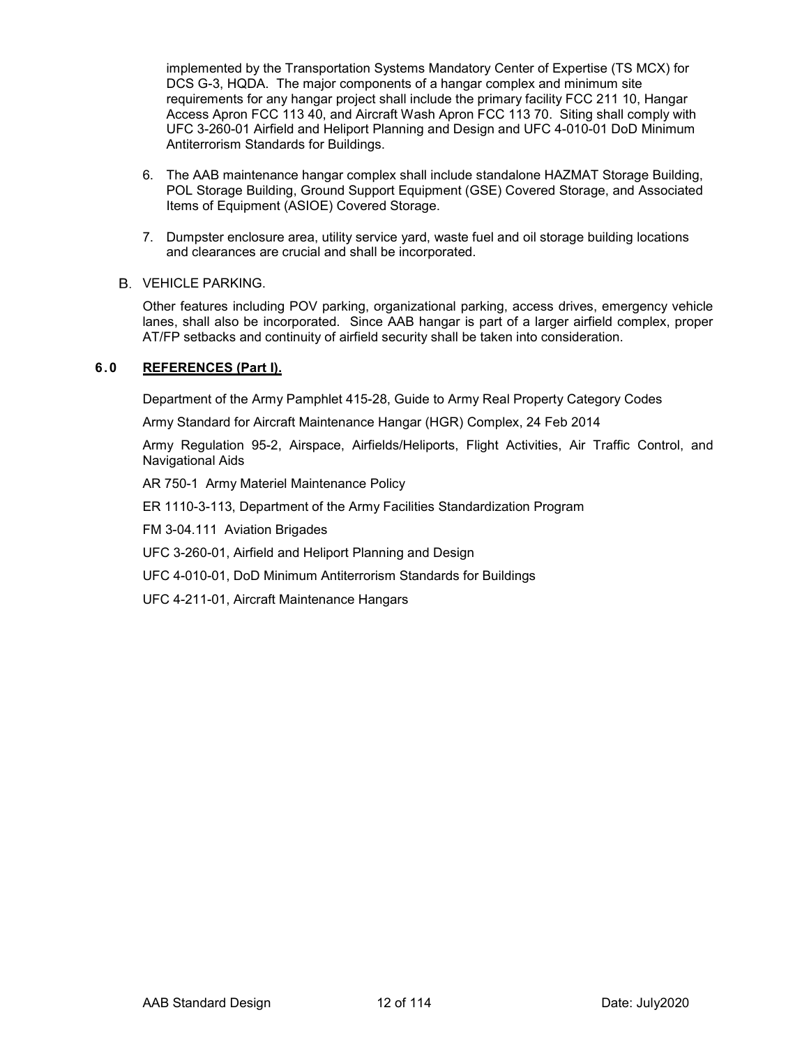implemented by the Transportation Systems Mandatory Center of Expertise (TS MCX) for DCS G-3, HQDA. The major components of a hangar complex and minimum site requirements for any hangar project shall include the primary facility FCC 211 10, Hangar Access Apron FCC 113 40, and Aircraft Wash Apron FCC 113 70. Siting shall comply with UFC 3-260-01 Airfield and Heliport Planning and Design and UFC 4-010-01 DoD Minimum Antiterrorism Standards for Buildings.

6. The AAB maintenance hangar complex shall include standalone HAZMAT Storage Building, POL Storage Building, Ground Support Equipment (GSE) Covered Storage, and Associated Items of Equipment (ASIOE) Covered Storage.

7. Dumpster enclosure area, utility service yard, waste fuel and oil storage building locations and clearances are crucial and shall be incorporated.

B. VEHICLE PARKING.

Other features including POV parking, organizational parking, access drives, emergency vehicle lanes, shall also be incorporated. Since AAB hangar is part of a larger airfield complex, proper AT/FP setbacks and continuity of airfield security shall be taken into consideration.

## 6.0 REFERENCES (Part I).

Department of the Army Pamphlet 415-28, Guide to Army Real Property Category Codes

Army Standard for Aircraft Maintenance Hangar (HGR) Complex, 24 Feb 2014

Army Regulation 95-2, Airspace, Airfields/Heliports, Flight Activities, Air Traffic Control, and Navigational Aids

AR 750-1 Army Materiel Maintenance Policy

ER 1110-3-113, Department of the Army Facilities Standardization Program

FM 3-04.111 Aviation Brigades

UFC 3-260-01, Airfield and Heliport Planning and Design

UFC 4-010-01, DoD Minimum Antiterrorism Standards for Buildings

UFC 4-211-01, Aircraft Maintenance Hangars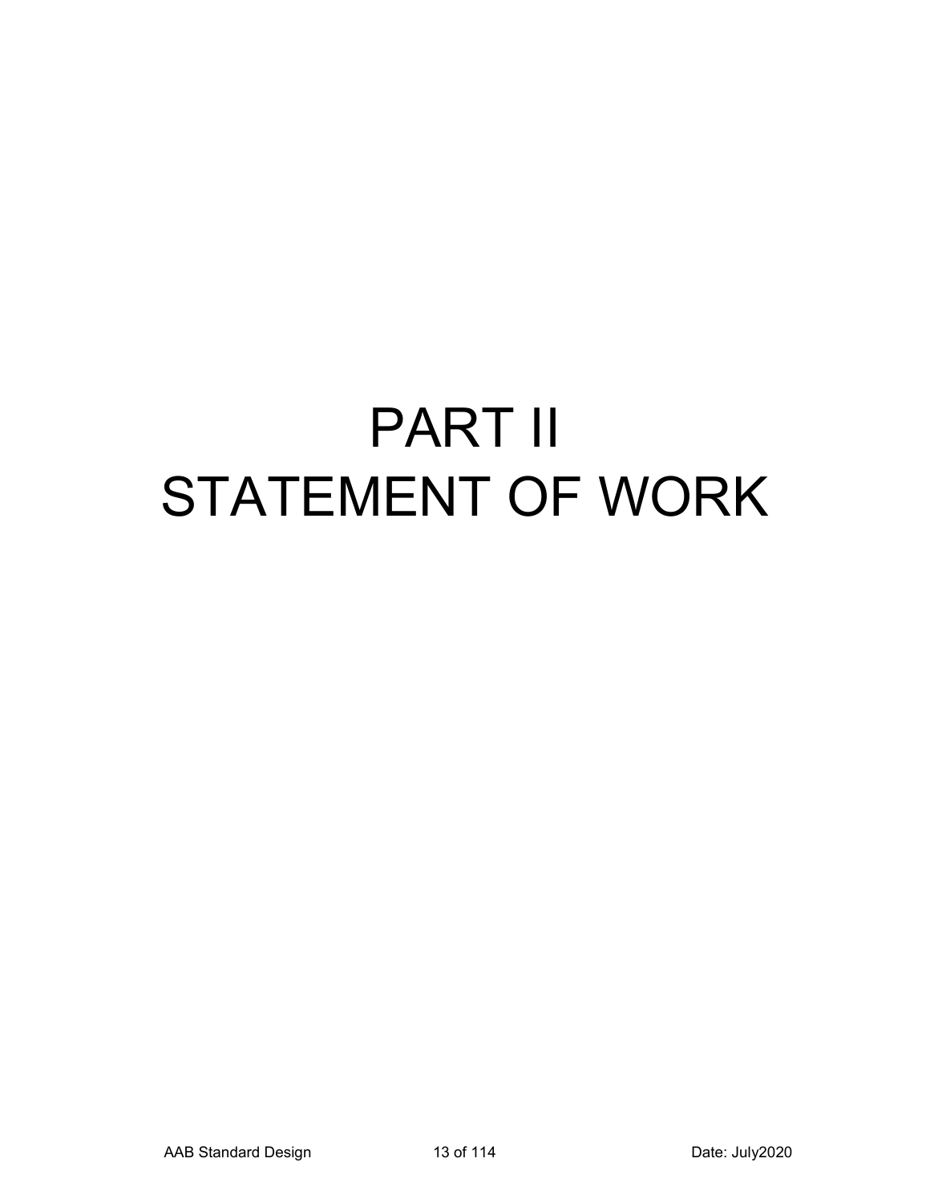# PART II
# STATEMENT OF WORK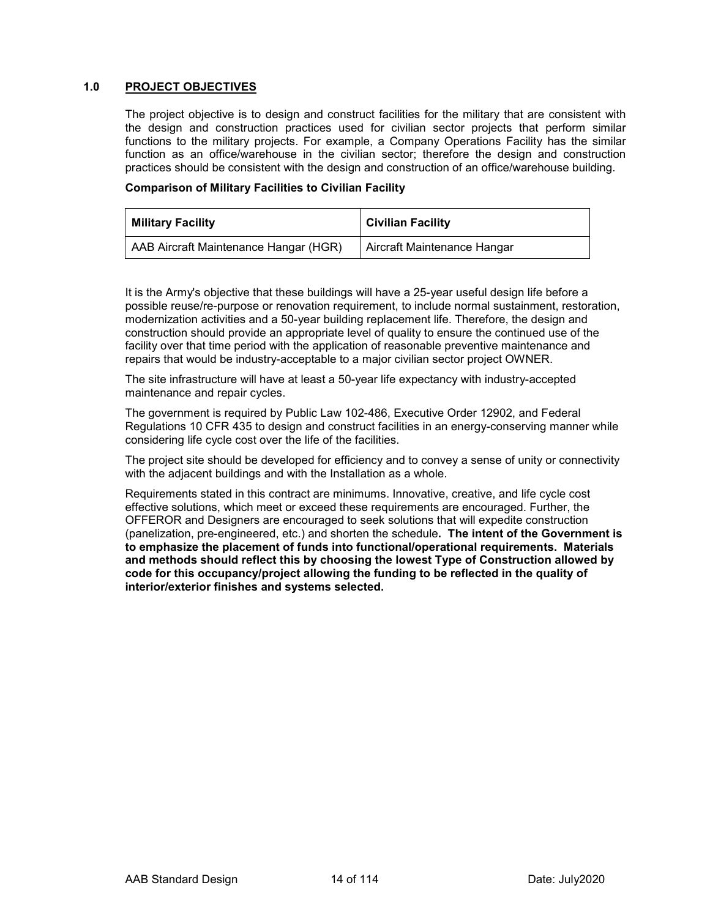## 1.0 PROJECT OBJECTIVES

The project objective is to design and construct facilities for the military that are consistent with the design and construction practices used for civilian sector projects that perform similar functions to the military projects. For example, a Company Operations Facility has the similar function as an office/warehouse in the civilian sector; therefore the design and construction practices should be consistent with the design and construction of an office/warehouse building.

**Comparison of Military Facilities to Civilian Facility**

| Military Facility | Civilian Facility |
|---|---|
| AAB Aircraft Maintenance Hangar (HGR) | Aircraft Maintenance Hangar |

It is the Army's objective that these buildings will have a 25-year useful design life before a possible reuse/re-purpose or renovation requirement, to include normal sustainment, restoration, modernization activities and a 50-year building replacement life. Therefore, the design and construction should provide an appropriate level of quality to ensure the continued use of the facility over that time period with the application of reasonable preventive maintenance and repairs that would be industry-acceptable to a major civilian sector project OWNER.

The site infrastructure will have at least a 50-year life expectancy with industry-accepted maintenance and repair cycles.

The government is required by Public Law 102-486, Executive Order 12902, and Federal Regulations 10 CFR 435 to design and construct facilities in an energy-conserving manner while considering life cycle cost over the life of the facilities.

The project site should be developed for efficiency and to convey a sense of unity or connectivity with the adjacent buildings and with the Installation as a whole.

Requirements stated in this contract are minimums. Innovative, creative, and life cycle cost effective solutions, which meet or exceed these requirements are encouraged. Further, the OFFEROR and Designers are encouraged to seek solutions that will expedite construction (panelization, pre-engineered, etc.) and shorten the schedule**. The intent of the Government is to emphasize the placement of funds into functional/operational requirements. Materials and methods should reflect this by choosing the lowest Type of Construction allowed by code for this occupancy/project allowing the funding to be reflected in the quality of interior/exterior finishes and systems selected.**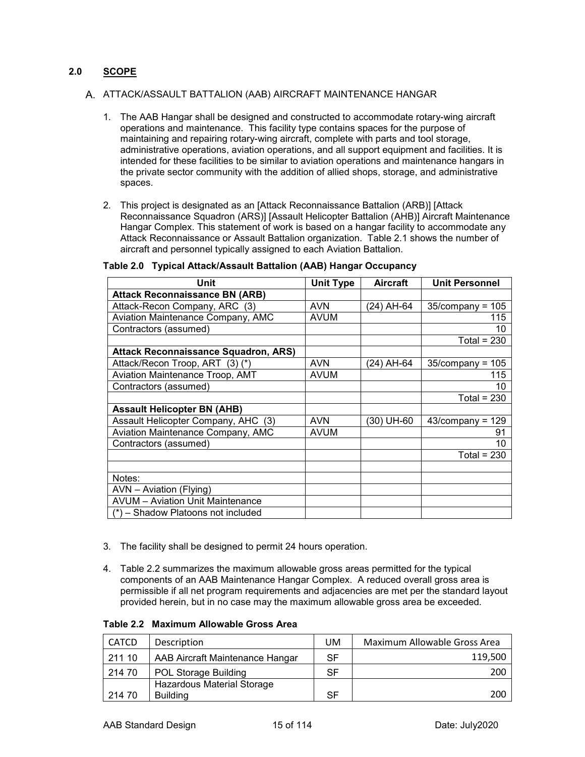## 2.0 SCOPE

### A. ATTACK/ASSAULT BATTALION (AAB) AIRCRAFT MAINTENANCE HANGAR

1. The AAB Hangar shall be designed and constructed to accommodate rotary-wing aircraft operations and maintenance. This facility type contains spaces for the purpose of maintaining and repairing rotary-wing aircraft, complete with parts and tool storage, administrative operations, aviation operations, and all support equipment and facilities. It is intended for these facilities to be similar to aviation operations and maintenance hangars in the private sector community with the addition of allied shops, storage, and administrative spaces.

2. This project is designated as an [Attack Reconnaissance Battalion (ARB)] [Attack Reconnaissance Squadron (ARS)] [Assault Helicopter Battalion (AHB)] Aircraft Maintenance Hangar Complex. This statement of work is based on a hangar facility to accommodate any Attack Reconnaissance or Assault Battalion organization. Table 2.1 shows the number of aircraft and personnel typically assigned to each Aviation Battalion.

**Table 2.0 Typical Attack/Assault Battalion (AAB) Hangar Occupancy**

| Unit | Unit Type | Aircraft | Unit Personnel |
|---|---|---|---|
| **Attack Reconnaissance BN (ARB)** | | | |
| Attack-Recon Company, ARC (3) | AVN | (24) AH-64 | 35/company = 105 |
| Aviation Maintenance Company, AMC | AVUM | | 115 |
| Contractors (assumed) | | | 10 |
| | | | Total = 230 |
| **Attack Reconnaissance Squadron, ARS)** | | | |
| Attack/Recon Troop, ART (3) (*) | AVN | (24) AH-64 | 35/company = 105 |
| Aviation Maintenance Troop, AMT | AVUM | | 115 |
| Contractors (assumed) | | | 10 |
| | | | Total = 230 |
| **Assault Helicopter BN (AHB)** | | | |
| Assault Helicopter Company, AHC (3) | AVN | (30) UH-60 | 43/company = 129 |
| Aviation Maintenance Company, AMC | AVUM | | 91 |
| Contractors (assumed) | | | 10 |
| | | | Total = 230 |
| | | | |
| Notes: | | | |
| AVN – Aviation (Flying) | | | |
| AVUM – Aviation Unit Maintenance | | | |
| (*) – Shadow Platoons not included | | | |

3. The facility shall be designed to permit 24 hours operation.

4. Table 2.2 summarizes the maximum allowable gross areas permitted for the typical components of an AAB Maintenance Hangar Complex. A reduced overall gross area is permissible if all net program requirements and adjacencies are met per the standard layout provided herein, but in no case may the maximum allowable gross area be exceeded.

**Table 2.2 Maximum Allowable Gross Area**

| CATCD | Description | UM | Maximum Allowable Gross Area |
|---|---|---|---|
| 211 10 | AAB Aircraft Maintenance Hangar | SF | 119,500 |
| 214 70 | POL Storage Building | SF | 200 |
| 214 70 | Hazardous Material Storage Building | SF | 200 |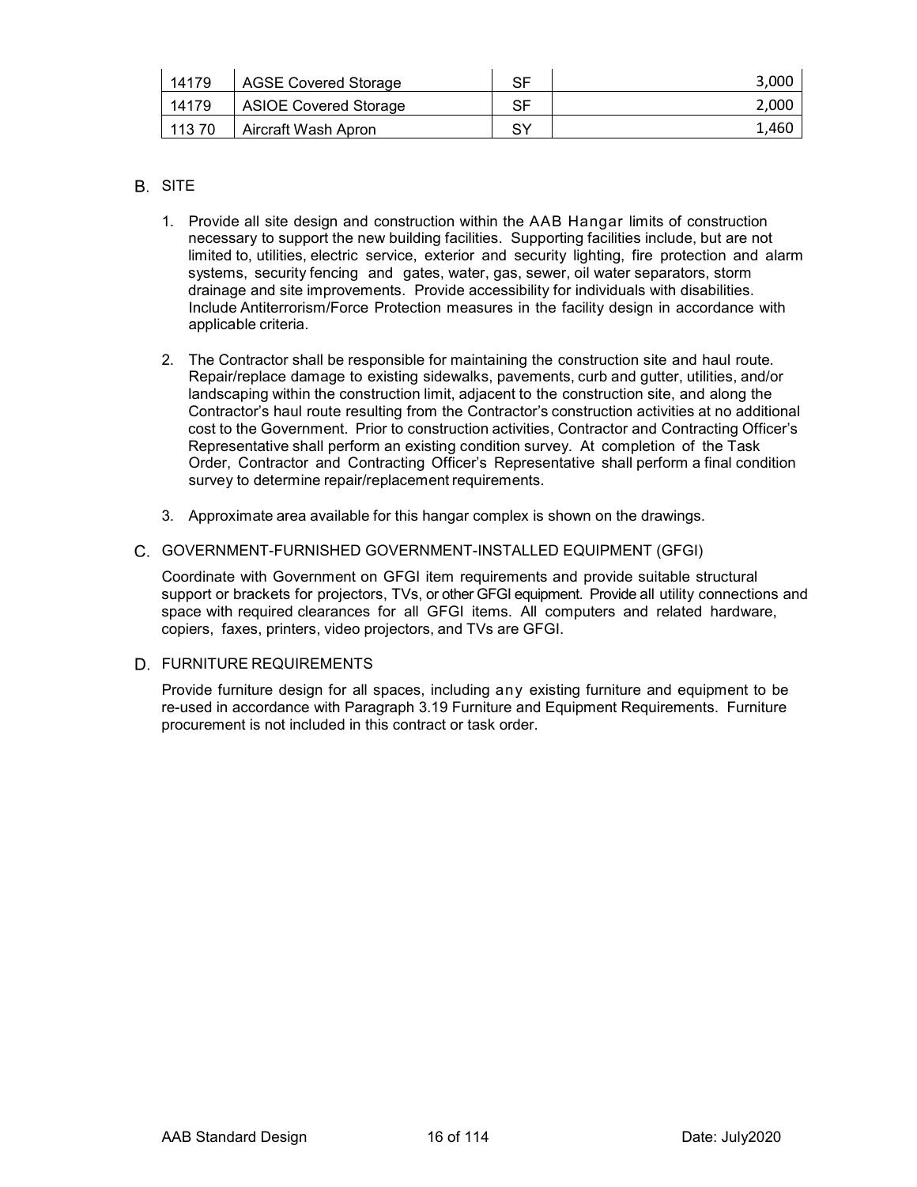| 14179 | AGSE Covered Storage | SF | 3,000 |
|---|---|---|---|
| 14179 | ASIOE Covered Storage | SF | 2,000 |
| 113 70 | Aircraft Wash Apron | SY | 1,460 |

B. SITE

1. Provide all site design and construction within the AAB Hangar limits of construction necessary to support the new building facilities. Supporting facilities include, but are not limited to, utilities, electric service, exterior and security lighting, fire protection and alarm systems, security fencing and gates, water, gas, sewer, oil water separators, storm drainage and site improvements. Provide accessibility for individuals with disabilities. Include Antiterrorism/Force Protection measures in the facility design in accordance with applicable criteria.

2. The Contractor shall be responsible for maintaining the construction site and haul route. Repair/replace damage to existing sidewalks, pavements, curb and gutter, utilities, and/or landscaping within the construction limit, adjacent to the construction site, and along the Contractor's haul route resulting from the Contractor's construction activities at no additional cost to the Government. Prior to construction activities, Contractor and Contracting Officer's Representative shall perform an existing condition survey. At completion of the Task Order, Contractor and Contracting Officer's Representative shall perform a final condition survey to determine repair/replacement requirements.

3. Approximate area available for this hangar complex is shown on the drawings.

C. GOVERNMENT-FURNISHED GOVERNMENT-INSTALLED EQUIPMENT (GFGI)

Coordinate with Government on GFGI item requirements and provide suitable structural support or brackets for projectors, TVs, or other GFGI equipment. Provide all utility connections and space with required clearances for all GFGI items. All computers and related hardware, copiers, faxes, printers, video projectors, and TVs are GFGI.

D. FURNITURE REQUIREMENTS

Provide furniture design for all spaces, including any existing furniture and equipment to be re-used in accordance with Paragraph 3.19 Furniture and Equipment Requirements. Furniture procurement is not included in this contract or task order.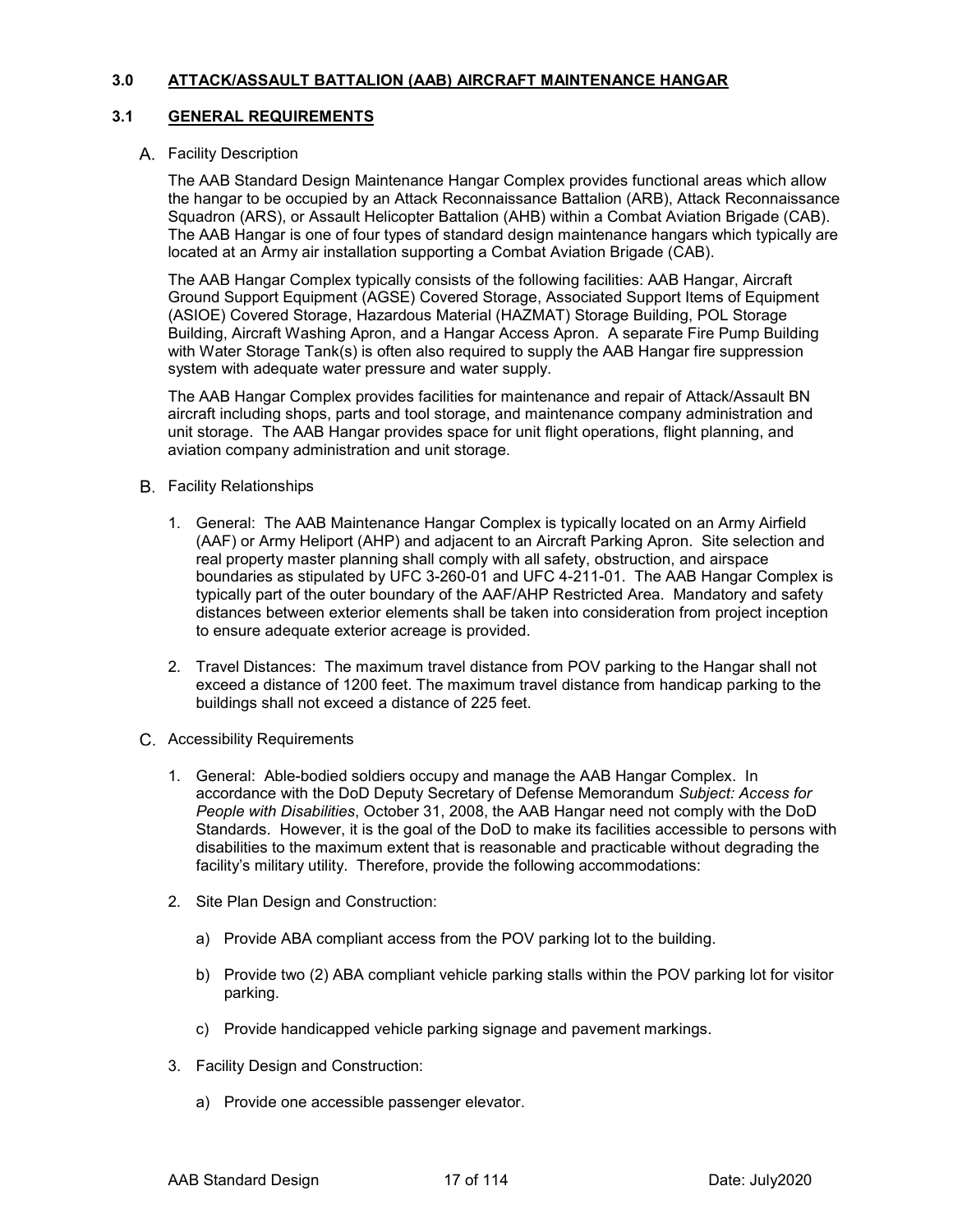## 3.0 ATTACK/ASSAULT BATTALION (AAB) AIRCRAFT MAINTENANCE HANGAR

### 3.1 GENERAL REQUIREMENTS

A. Facility Description

The AAB Standard Design Maintenance Hangar Complex provides functional areas which allow the hangar to be occupied by an Attack Reconnaissance Battalion (ARB), Attack Reconnaissance Squadron (ARS), or Assault Helicopter Battalion (AHB) within a Combat Aviation Brigade (CAB). The AAB Hangar is one of four types of standard design maintenance hangars which typically are located at an Army air installation supporting a Combat Aviation Brigade (CAB).

The AAB Hangar Complex typically consists of the following facilities: AAB Hangar, Aircraft Ground Support Equipment (AGSE) Covered Storage, Associated Support Items of Equipment (ASIOE) Covered Storage, Hazardous Material (HAZMAT) Storage Building, POL Storage Building, Aircraft Washing Apron, and a Hangar Access Apron. A separate Fire Pump Building with Water Storage Tank(s) is often also required to supply the AAB Hangar fire suppression system with adequate water pressure and water supply.

The AAB Hangar Complex provides facilities for maintenance and repair of Attack/Assault BN aircraft including shops, parts and tool storage, and maintenance company administration and unit storage. The AAB Hangar provides space for unit flight operations, flight planning, and aviation company administration and unit storage.

B. Facility Relationships

1. General: The AAB Maintenance Hangar Complex is typically located on an Army Airfield (AAF) or Army Heliport (AHP) and adjacent to an Aircraft Parking Apron. Site selection and real property master planning shall comply with all safety, obstruction, and airspace boundaries as stipulated by UFC 3-260-01 and UFC 4-211-01. The AAB Hangar Complex is typically part of the outer boundary of the AAF/AHP Restricted Area. Mandatory and safety distances between exterior elements shall be taken into consideration from project inception to ensure adequate exterior acreage is provided.

2. Travel Distances: The maximum travel distance from POV parking to the Hangar shall not exceed a distance of 1200 feet. The maximum travel distance from handicap parking to the buildings shall not exceed a distance of 225 feet.

C. Accessibility Requirements

1. General: Able-bodied soldiers occupy and manage the AAB Hangar Complex. In accordance with the DoD Deputy Secretary of Defense Memorandum *Subject: Access for People with Disabilities*, October 31, 2008, the AAB Hangar need not comply with the DoD Standards. However, it is the goal of the DoD to make its facilities accessible to persons with disabilities to the maximum extent that is reasonable and practicable without degrading the facility's military utility. Therefore, provide the following accommodations:

2. Site Plan Design and Construction:

   a) Provide ABA compliant access from the POV parking lot to the building.

   b) Provide two (2) ABA compliant vehicle parking stalls within the POV parking lot for visitor parking.

   c) Provide handicapped vehicle parking signage and pavement markings.

3. Facility Design and Construction:

   a) Provide one accessible passenger elevator.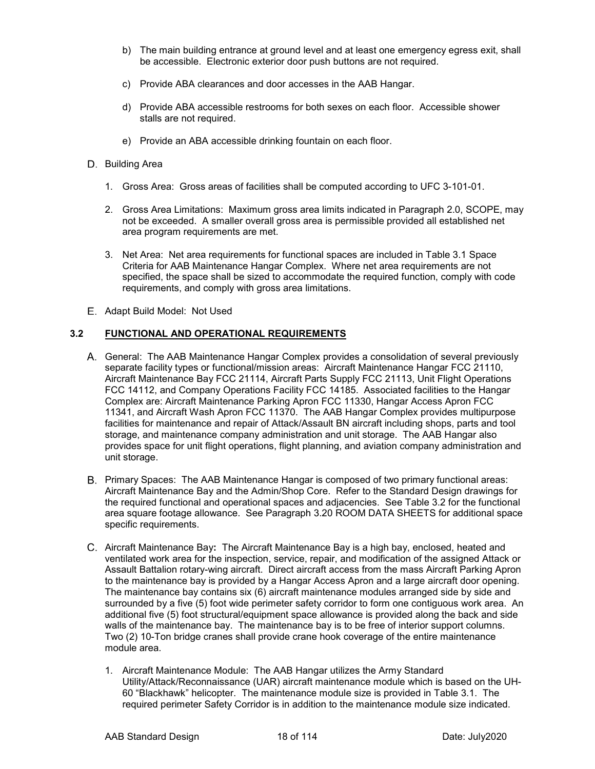b) The main building entrance at ground level and at least one emergency egress exit, shall be accessible. Electronic exterior door push buttons are not required.

c) Provide ABA clearances and door accesses in the AAB Hangar.

d) Provide ABA accessible restrooms for both sexes on each floor. Accessible shower stalls are not required.

e) Provide an ABA accessible drinking fountain on each floor.

D. Building Area

1. Gross Area: Gross areas of facilities shall be computed according to UFC 3-101-01.

2. Gross Area Limitations: Maximum gross area limits indicated in Paragraph 2.0, SCOPE, may not be exceeded. A smaller overall gross area is permissible provided all established net area program requirements are met.

3. Net Area: Net area requirements for functional spaces are included in Table 3.1 Space Criteria for AAB Maintenance Hangar Complex. Where net area requirements are not specified, the space shall be sized to accommodate the required function, comply with code requirements, and comply with gross area limitations.

E. Adapt Build Model: Not Used

## 3.2 FUNCTIONAL AND OPERATIONAL REQUIREMENTS

A. General: The AAB Maintenance Hangar Complex provides a consolidation of several previously separate facility types or functional/mission areas: Aircraft Maintenance Hangar FCC 21110, Aircraft Maintenance Bay FCC 21114, Aircraft Parts Supply FCC 21113, Unit Flight Operations FCC 14112, and Company Operations Facility FCC 14185. Associated facilities to the Hangar Complex are: Aircraft Maintenance Parking Apron FCC 11330, Hangar Access Apron FCC 11341, and Aircraft Wash Apron FCC 11370. The AAB Hangar Complex provides multipurpose facilities for maintenance and repair of Attack/Assault BN aircraft including shops, parts and tool storage, and maintenance company administration and unit storage. The AAB Hangar also provides space for unit flight operations, flight planning, and aviation company administration and unit storage.

B. Primary Spaces: The AAB Maintenance Hangar is composed of two primary functional areas: Aircraft Maintenance Bay and the Admin/Shop Core. Refer to the Standard Design drawings for the required functional and operational spaces and adjacencies. See Table 3.2 for the functional area square footage allowance. See Paragraph 3.20 ROOM DATA SHEETS for additional space specific requirements.

C. Aircraft Maintenance Bay**:** The Aircraft Maintenance Bay is a high bay, enclosed, heated and ventilated work area for the inspection, service, repair, and modification of the assigned Attack or Assault Battalion rotary-wing aircraft. Direct aircraft access from the mass Aircraft Parking Apron to the maintenance bay is provided by a Hangar Access Apron and a large aircraft door opening. The maintenance bay contains six (6) aircraft maintenance modules arranged side by side and surrounded by a five (5) foot wide perimeter safety corridor to form one contiguous work area. An additional five (5) foot structural/equipment space allowance is provided along the back and side walls of the maintenance bay. The maintenance bay is to be free of interior support columns. Two (2) 10-Ton bridge cranes shall provide crane hook coverage of the entire maintenance module area.

1. Aircraft Maintenance Module: The AAB Hangar utilizes the Army Standard Utility/Attack/Reconnaissance (UAR) aircraft maintenance module which is based on the UH-60 "Blackhawk" helicopter. The maintenance module size is provided in Table 3.1. The required perimeter Safety Corridor is in addition to the maintenance module size indicated.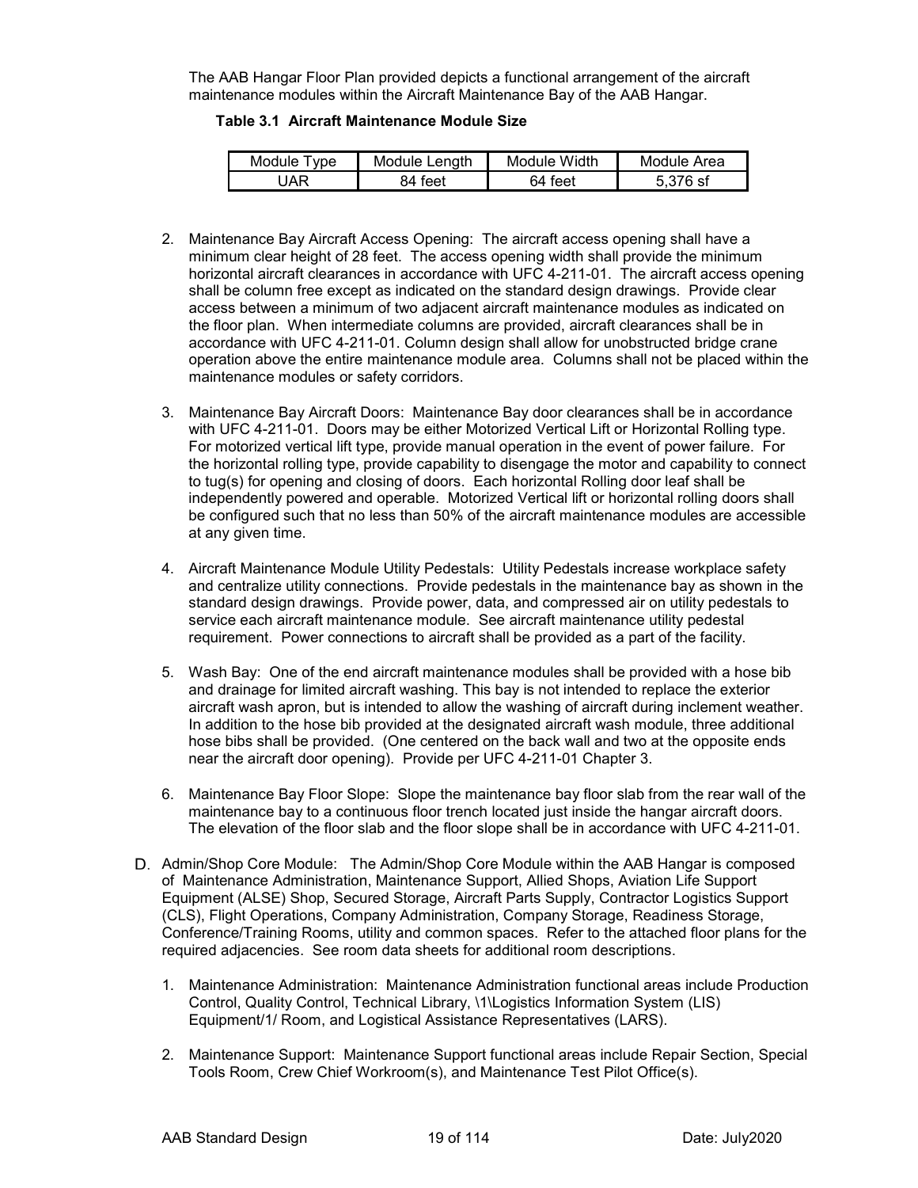The AAB Hangar Floor Plan provided depicts a functional arrangement of the aircraft maintenance modules within the Aircraft Maintenance Bay of the AAB Hangar.

**Table 3.1 Aircraft Maintenance Module Size**

| Module Type | Module Length | Module Width | Module Area |
|---|---|---|---|
| UAR | 84 feet | 64 feet | 5,376 sf |

2. Maintenance Bay Aircraft Access Opening: The aircraft access opening shall have a minimum clear height of 28 feet. The access opening width shall provide the minimum horizontal aircraft clearances in accordance with UFC 4-211-01. The aircraft access opening shall be column free except as indicated on the standard design drawings. Provide clear access between a minimum of two adjacent aircraft maintenance modules as indicated on the floor plan. When intermediate columns are provided, aircraft clearances shall be in accordance with UFC 4-211-01. Column design shall allow for unobstructed bridge crane operation above the entire maintenance module area. Columns shall not be placed within the maintenance modules or safety corridors.

3. Maintenance Bay Aircraft Doors: Maintenance Bay door clearances shall be in accordance with UFC 4-211-01. Doors may be either Motorized Vertical Lift or Horizontal Rolling type. For motorized vertical lift type, provide manual operation in the event of power failure. For the horizontal rolling type, provide capability to disengage the motor and capability to connect to tug(s) for opening and closing of doors. Each horizontal Rolling door leaf shall be independently powered and operable. Motorized Vertical lift or horizontal rolling doors shall be configured such that no less than 50% of the aircraft maintenance modules are accessible at any given time.

4. Aircraft Maintenance Module Utility Pedestals: Utility Pedestals increase workplace safety and centralize utility connections. Provide pedestals in the maintenance bay as shown in the standard design drawings. Provide power, data, and compressed air on utility pedestals to service each aircraft maintenance module. See aircraft maintenance utility pedestal requirement. Power connections to aircraft shall be provided as a part of the facility.

5. Wash Bay: One of the end aircraft maintenance modules shall be provided with a hose bib and drainage for limited aircraft washing. This bay is not intended to replace the exterior aircraft wash apron, but is intended to allow the washing of aircraft during inclement weather. In addition to the hose bib provided at the designated aircraft wash module, three additional hose bibs shall be provided. (One centered on the back wall and two at the opposite ends near the aircraft door opening). Provide per UFC 4-211-01 Chapter 3.

6. Maintenance Bay Floor Slope: Slope the maintenance bay floor slab from the rear wall of the maintenance bay to a continuous floor trench located just inside the hangar aircraft doors. The elevation of the floor slab and the floor slope shall be in accordance with UFC 4-211-01.

D. Admin/Shop Core Module: The Admin/Shop Core Module within the AAB Hangar is composed of Maintenance Administration, Maintenance Support, Allied Shops, Aviation Life Support Equipment (ALSE) Shop, Secured Storage, Aircraft Parts Supply, Contractor Logistics Support (CLS), Flight Operations, Company Administration, Company Storage, Readiness Storage, Conference/Training Rooms, utility and common spaces. Refer to the attached floor plans for the required adjacencies. See room data sheets for additional room descriptions.

1. Maintenance Administration: Maintenance Administration functional areas include Production Control, Quality Control, Technical Library, \1\Logistics Information System (LIS) Equipment/1/ Room, and Logistical Assistance Representatives (LARS).

2. Maintenance Support: Maintenance Support functional areas include Repair Section, Special Tools Room, Crew Chief Workroom(s), and Maintenance Test Pilot Office(s).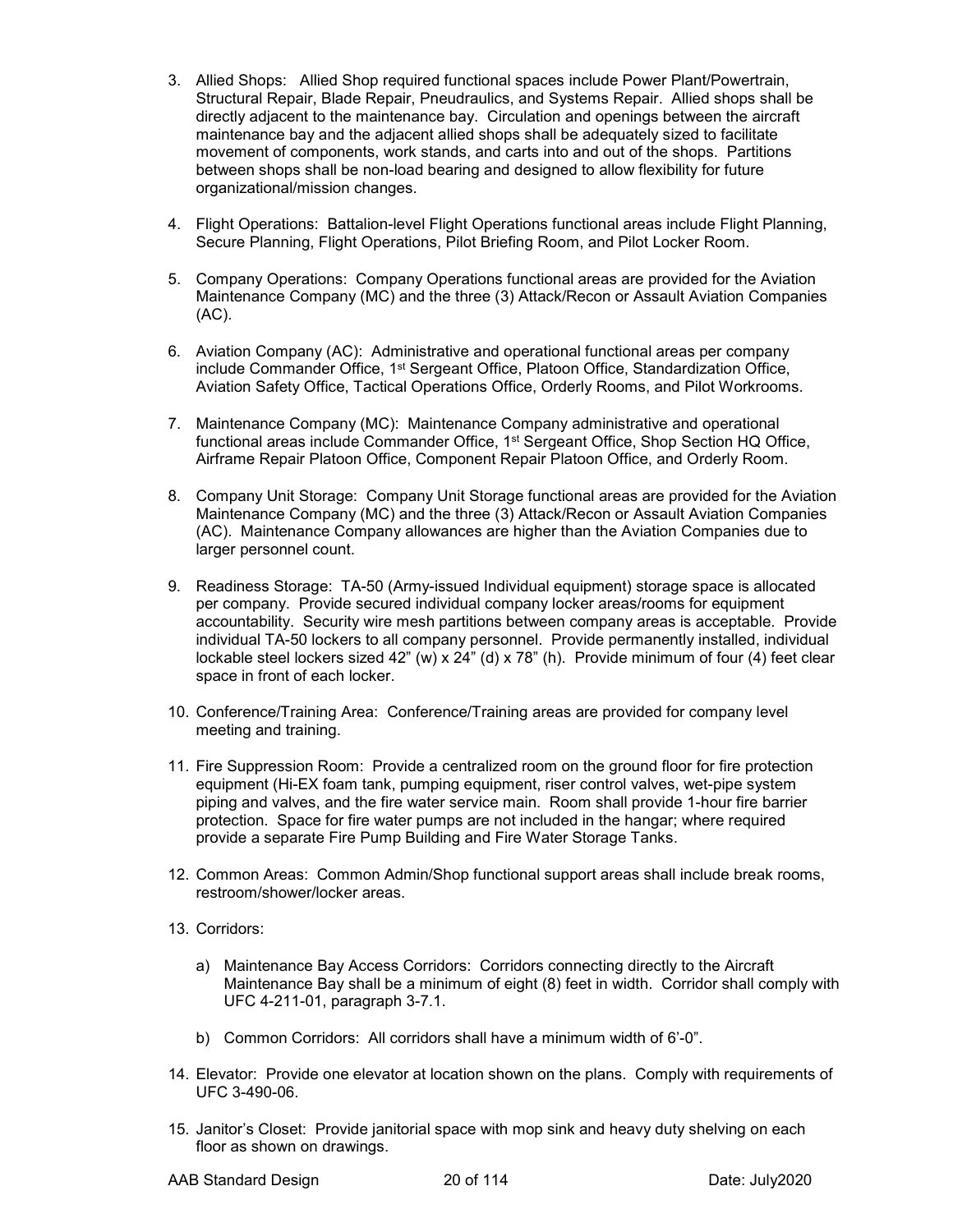3. Allied Shops: Allied Shop required functional spaces include Power Plant/Powertrain, Structural Repair, Blade Repair, Pneudraulics, and Systems Repair. Allied shops shall be directly adjacent to the maintenance bay. Circulation and openings between the aircraft maintenance bay and the adjacent allied shops shall be adequately sized to facilitate movement of components, work stands, and carts into and out of the shops. Partitions between shops shall be non-load bearing and designed to allow flexibility for future organizational/mission changes.

4. Flight Operations: Battalion-level Flight Operations functional areas include Flight Planning, Secure Planning, Flight Operations, Pilot Briefing Room, and Pilot Locker Room.

5. Company Operations: Company Operations functional areas are provided for the Aviation Maintenance Company (MC) and the three (3) Attack/Recon or Assault Aviation Companies (AC).

6. Aviation Company (AC): Administrative and operational functional areas per company include Commander Office, 1st Sergeant Office, Platoon Office, Standardization Office, Aviation Safety Office, Tactical Operations Office, Orderly Rooms, and Pilot Workrooms.

7. Maintenance Company (MC): Maintenance Company administrative and operational functional areas include Commander Office, 1st Sergeant Office, Shop Section HQ Office, Airframe Repair Platoon Office, Component Repair Platoon Office, and Orderly Room.

8. Company Unit Storage: Company Unit Storage functional areas are provided for the Aviation Maintenance Company (MC) and the three (3) Attack/Recon or Assault Aviation Companies (AC). Maintenance Company allowances are higher than the Aviation Companies due to larger personnel count.

9. Readiness Storage: TA-50 (Army-issued Individual equipment) storage space is allocated per company. Provide secured individual company locker areas/rooms for equipment accountability. Security wire mesh partitions between company areas is acceptable. Provide individual TA-50 lockers to all company personnel. Provide permanently installed, individual lockable steel lockers sized 42" (w) x 24" (d) x 78" (h). Provide minimum of four (4) feet clear space in front of each locker.

10. Conference/Training Area: Conference/Training areas are provided for company level meeting and training.

11. Fire Suppression Room: Provide a centralized room on the ground floor for fire protection equipment (Hi-EX foam tank, pumping equipment, riser control valves, wet-pipe system piping and valves, and the fire water service main. Room shall provide 1-hour fire barrier protection. Space for fire water pumps are not included in the hangar; where required provide a separate Fire Pump Building and Fire Water Storage Tanks.

12. Common Areas: Common Admin/Shop functional support areas shall include break rooms, restroom/shower/locker areas.

13. Corridors:

    a) Maintenance Bay Access Corridors: Corridors connecting directly to the Aircraft Maintenance Bay shall be a minimum of eight (8) feet in width. Corridor shall comply with UFC 4-211-01, paragraph 3-7.1.

    b) Common Corridors: All corridors shall have a minimum width of 6'-0".

14. Elevator: Provide one elevator at location shown on the plans. Comply with requirements of UFC 3-490-06.

15. Janitor's Closet: Provide janitorial space with mop sink and heavy duty shelving on each floor as shown on drawings.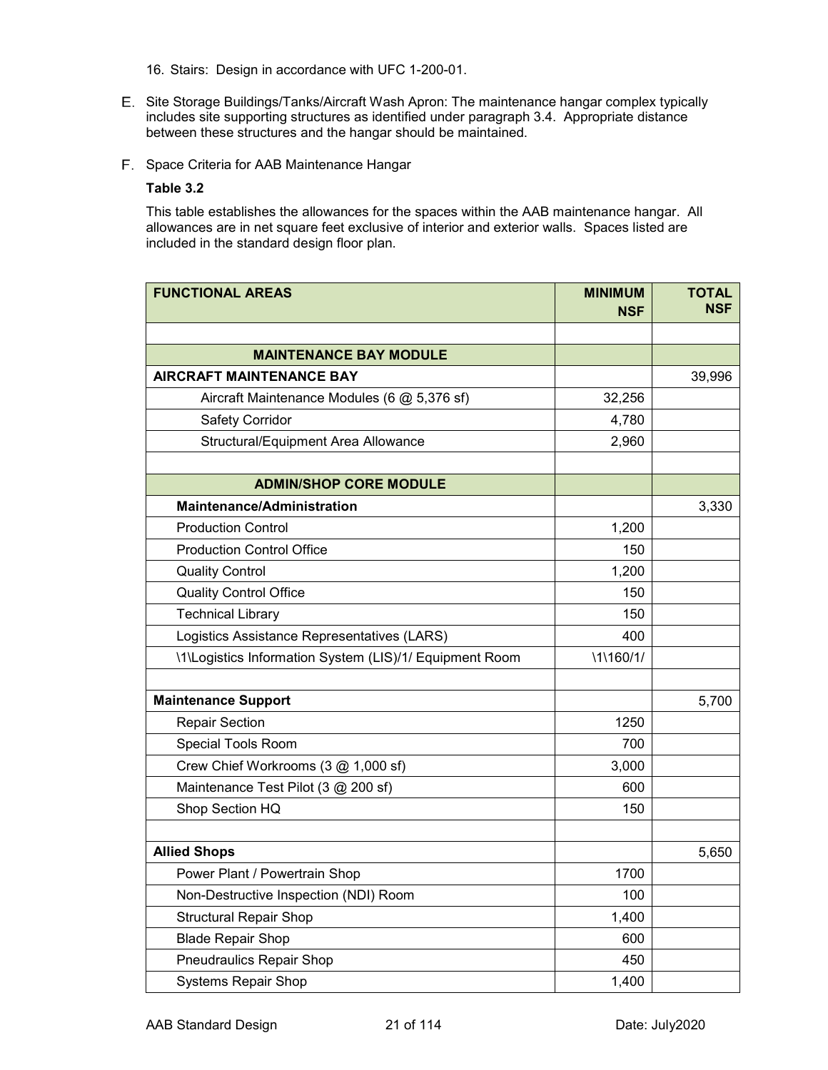16. Stairs: Design in accordance with UFC 1-200-01.

E. Site Storage Buildings/Tanks/Aircraft Wash Apron: The maintenance hangar complex typically includes site supporting structures as identified under paragraph 3.4. Appropriate distance between these structures and the hangar should be maintained.

F. Space Criteria for AAB Maintenance Hangar

**Table 3.2**

This table establishes the allowances for the spaces within the AAB maintenance hangar. All allowances are in net square feet exclusive of interior and exterior walls. Spaces listed are included in the standard design floor plan.

| FUNCTIONAL AREAS | MINIMUM NSF | TOTAL NSF |
|---|---|---|
| | | |
| **MAINTENANCE BAY MODULE** | | |
| **AIRCRAFT MAINTENANCE BAY** | | 39,996 |
| Aircraft Maintenance Modules (6 @ 5,376 sf) | 32,256 | |
| Safety Corridor | 4,780 | |
| Structural/Equipment Area Allowance | 2,960 | |
| | | |
| **ADMIN/SHOP CORE MODULE** | | |
| **Maintenance/Administration** | | 3,330 |
| Production Control | 1,200 | |
| Production Control Office | 150 | |
| Quality Control | 1,200 | |
| Quality Control Office | 150 | |
| Technical Library | 150 | |
| Logistics Assistance Representatives (LARS) | 400 | |
| \1\Logistics Information System (LIS)/1/ Equipment Room | \1\160/1/ | |
| | | |
| **Maintenance Support** | | 5,700 |
| Repair Section | 1250 | |
| Special Tools Room | 700 | |
| Crew Chief Workrooms (3 @ 1,000 sf) | 3,000 | |
| Maintenance Test Pilot (3 @ 200 sf) | 600 | |
| Shop Section HQ | 150 | |
| | | |
| **Allied Shops** | | 5,650 |
| Power Plant / Powertrain Shop | 1700 | |
| Non-Destructive Inspection (NDI) Room | 100 | |
| Structural Repair Shop | 1,400 | |
| Blade Repair Shop | 600 | |
| Pneudraulics Repair Shop | 450 | |
| Systems Repair Shop | 1,400 | |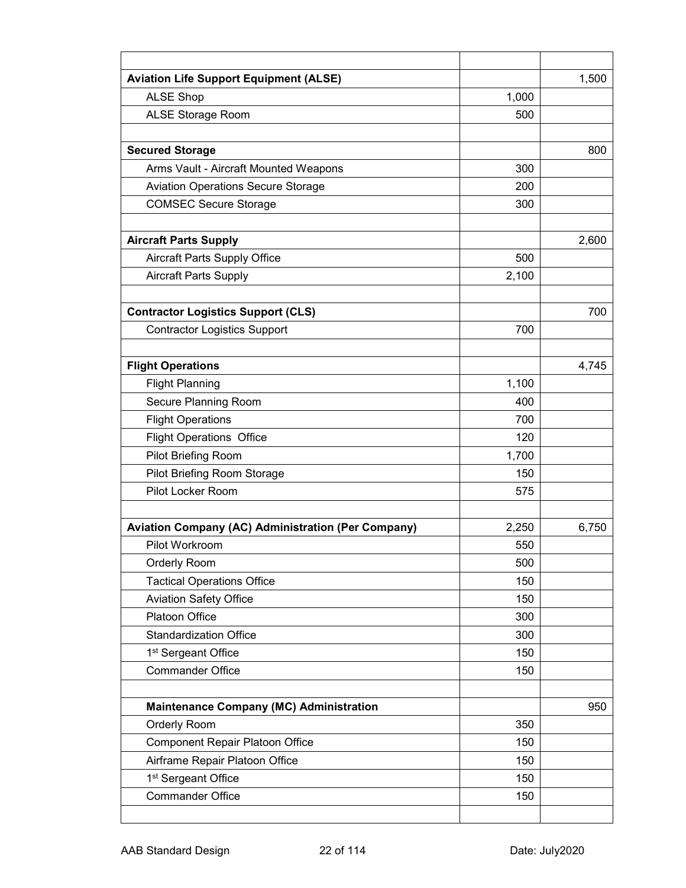| | | |
|---|---|---|
| **Aviation Life Support Equipment (ALSE)** | | 1,500 |
| ALSE Shop | 1,000 | |
| ALSE Storage Room | 500 | |
| | | |
| **Secured Storage** | | 800 |
| Arms Vault - Aircraft Mounted Weapons | 300 | |
| Aviation Operations Secure Storage | 200 | |
| COMSEC Secure Storage | 300 | |
| | | |
| **Aircraft Parts Supply** | | 2,600 |
| Aircraft Parts Supply Office | 500 | |
| Aircraft Parts Supply | 2,100 | |
| | | |
| **Contractor Logistics Support (CLS)** | | 700 |
| Contractor Logistics Support | 700 | |
| | | |
| **Flight Operations** | | 4,745 |
| Flight Planning | 1,100 | |
| Secure Planning Room | 400 | |
| Flight Operations | 700 | |
| Flight Operations Office | 120 | |
| Pilot Briefing Room | 1,700 | |
| Pilot Briefing Room Storage | 150 | |
| Pilot Locker Room | 575 | |
| | | |
| **Aviation Company (AC) Administration (Per Company)** | 2,250 | 6,750 |
| Pilot Workroom | 550 | |
| Orderly Room | 500 | |
| Tactical Operations Office | 150 | |
| Aviation Safety Office | 150 | |
| Platoon Office | 300 | |
| Standardization Office | 300 | |
| 1st Sergeant Office | 150 | |
| Commander Office | 150 | |
| | | |
| **Maintenance Company (MC) Administration** | | 950 |
| Orderly Room | 350 | |
| Component Repair Platoon Office | 150 | |
| Airframe Repair Platoon Office | 150 | |
| 1st Sergeant Office | 150 | |
| Commander Office | 150 | |
| | | |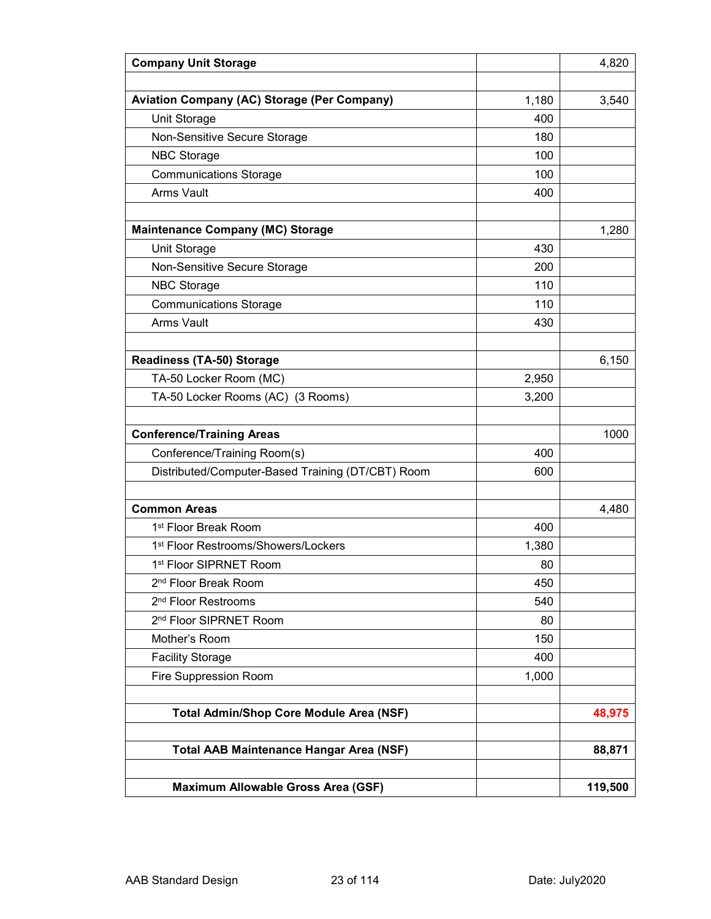| **Company Unit Storage** | | 4,820 |
|---|---|---|
| | | |
| **Aviation Company (AC) Storage (Per Company)** | 1,180 | 3,540 |
| Unit Storage | 400 | |
| Non-Sensitive Secure Storage | 180 | |
| NBC Storage | 100 | |
| Communications Storage | 100 | |
| Arms Vault | 400 | |
| | | |
| **Maintenance Company (MC) Storage** | | 1,280 |
| Unit Storage | 430 | |
| Non-Sensitive Secure Storage | 200 | |
| NBC Storage | 110 | |
| Communications Storage | 110 | |
| Arms Vault | 430 | |
| | | |
| **Readiness (TA-50) Storage** | | 6,150 |
| TA-50 Locker Room (MC) | 2,950 | |
| TA-50 Locker Rooms (AC) (3 Rooms) | 3,200 | |
| | | |
| **Conference/Training Areas** | | 1000 |
| Conference/Training Room(s) | 400 | |
| Distributed/Computer-Based Training (DT/CBT) Room | 600 | |
| | | |
| **Common Areas** | | 4,480 |
| 1st Floor Break Room | 400 | |
| 1st Floor Restrooms/Showers/Lockers | 1,380 | |
| 1st Floor SIPRNET Room | 80 | |
| 2nd Floor Break Room | 450 | |
| 2nd Floor Restrooms | 540 | |
| 2nd Floor SIPRNET Room | 80 | |
| Mother's Room | 150 | |
| Facility Storage | 400 | |
| Fire Suppression Room | 1,000 | |
| | | |
| **Total Admin/Shop Core Module Area (NSF)** | | **48,975** |
| | | |
| **Total AAB Maintenance Hangar Area (NSF)** | | **88,871** |
| | | |
| **Maximum Allowable Gross Area (GSF)** | | **119,500** |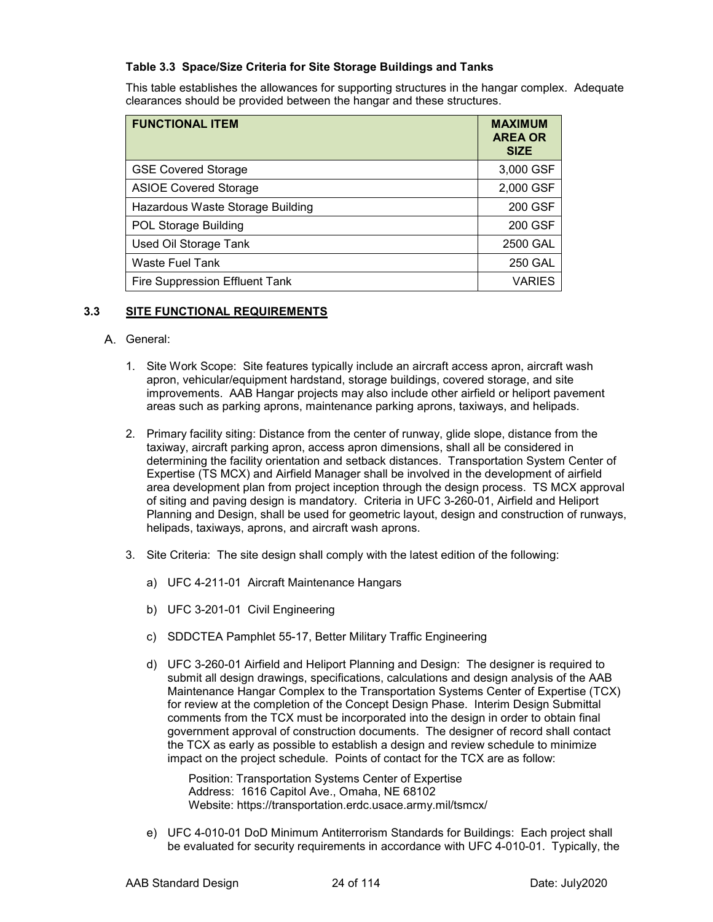**Table 3.3 Space/Size Criteria for Site Storage Buildings and Tanks**

This table establishes the allowances for supporting structures in the hangar complex. Adequate clearances should be provided between the hangar and these structures.

| FUNCTIONAL ITEM | MAXIMUM AREA OR SIZE |
|---|---|
| GSE Covered Storage | 3,000 GSF |
| ASIOE Covered Storage | 2,000 GSF |
| Hazardous Waste Storage Building | 200 GSF |
| POL Storage Building | 200 GSF |
| Used Oil Storage Tank | 2500 GAL |
| Waste Fuel Tank | 250 GAL |
| Fire Suppression Effluent Tank | VARIES |

## 3.3 SITE FUNCTIONAL REQUIREMENTS

A. General:

1. Site Work Scope: Site features typically include an aircraft access apron, aircraft wash apron, vehicular/equipment hardstand, storage buildings, covered storage, and site improvements. AAB Hangar projects may also include other airfield or heliport pavement areas such as parking aprons, maintenance parking aprons, taxiways, and helipads.

2. Primary facility siting: Distance from the center of runway, glide slope, distance from the taxiway, aircraft parking apron, access apron dimensions, shall all be considered in determining the facility orientation and setback distances. Transportation System Center of Expertise (TS MCX) and Airfield Manager shall be involved in the development of airfield area development plan from project inception through the design process. TS MCX approval of siting and paving design is mandatory. Criteria in UFC 3-260-01, Airfield and Heliport Planning and Design, shall be used for geometric layout, design and construction of runways, helipads, taxiways, aprons, and aircraft wash aprons.

3. Site Criteria: The site design shall comply with the latest edition of the following:

   a) UFC 4-211-01 Aircraft Maintenance Hangars

   b) UFC 3-201-01 Civil Engineering

   c) SDDCTEA Pamphlet 55-17, Better Military Traffic Engineering

   d) UFC 3-260-01 Airfield and Heliport Planning and Design: The designer is required to submit all design drawings, specifications, calculations and design analysis of the AAB Maintenance Hangar Complex to the Transportation Systems Center of Expertise (TCX) for review at the completion of the Concept Design Phase. Interim Design Submittal comments from the TCX must be incorporated into the design in order to obtain final government approval of construction documents. The designer of record shall contact the TCX as early as possible to establish a design and review schedule to minimize impact on the project schedule. Points of contact for the TCX are as follow:

      Position: Transportation Systems Center of Expertise
      Address: 1616 Capitol Ave., Omaha, NE 68102
      Website: https://transportation.erdc.usace.army.mil/tsmcx/

   e) UFC 4-010-01 DoD Minimum Antiterrorism Standards for Buildings: Each project shall be evaluated for security requirements in accordance with UFC 4-010-01. Typically, the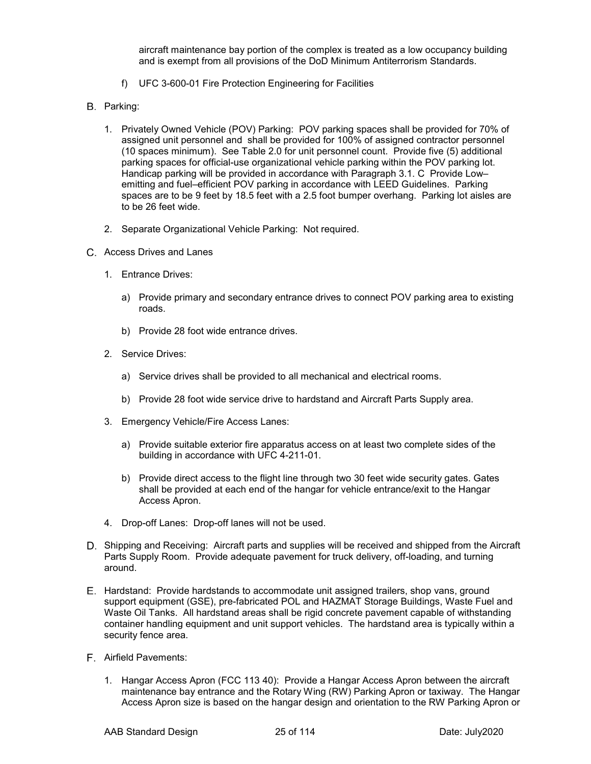aircraft maintenance bay portion of the complex is treated as a low occupancy building and is exempt from all provisions of the DoD Minimum Antiterrorism Standards.

f) UFC 3-600-01 Fire Protection Engineering for Facilities

B. Parking:

1. Privately Owned Vehicle (POV) Parking: POV parking spaces shall be provided for 70% of assigned unit personnel and shall be provided for 100% of assigned contractor personnel (10 spaces minimum). See Table 2.0 for unit personnel count. Provide five (5) additional parking spaces for official-use organizational vehicle parking within the POV parking lot. Handicap parking will be provided in accordance with Paragraph 3.1. C Provide Low–emitting and fuel–efficient POV parking in accordance with LEED Guidelines. Parking spaces are to be 9 feet by 18.5 feet with a 2.5 foot bumper overhang. Parking lot aisles are to be 26 feet wide.

2. Separate Organizational Vehicle Parking: Not required.

C. Access Drives and Lanes

1. Entrance Drives:

   a) Provide primary and secondary entrance drives to connect POV parking area to existing roads.

   b) Provide 28 foot wide entrance drives.

2. Service Drives:

   a) Service drives shall be provided to all mechanical and electrical rooms.

   b) Provide 28 foot wide service drive to hardstand and Aircraft Parts Supply area.

3. Emergency Vehicle/Fire Access Lanes:

   a) Provide suitable exterior fire apparatus access on at least two complete sides of the building in accordance with UFC 4-211-01.

   b) Provide direct access to the flight line through two 30 feet wide security gates. Gates shall be provided at each end of the hangar for vehicle entrance/exit to the Hangar Access Apron.

4. Drop-off Lanes: Drop-off lanes will not be used.

D. Shipping and Receiving: Aircraft parts and supplies will be received and shipped from the Aircraft Parts Supply Room. Provide adequate pavement for truck delivery, off-loading, and turning around.

E. Hardstand: Provide hardstands to accommodate unit assigned trailers, shop vans, ground support equipment (GSE), pre-fabricated POL and HAZMAT Storage Buildings, Waste Fuel and Waste Oil Tanks. All hardstand areas shall be rigid concrete pavement capable of withstanding container handling equipment and unit support vehicles. The hardstand area is typically within a security fence area.

F. Airfield Pavements:

1. Hangar Access Apron (FCC 113 40): Provide a Hangar Access Apron between the aircraft maintenance bay entrance and the Rotary Wing (RW) Parking Apron or taxiway. The Hangar Access Apron size is based on the hangar design and orientation to the RW Parking Apron or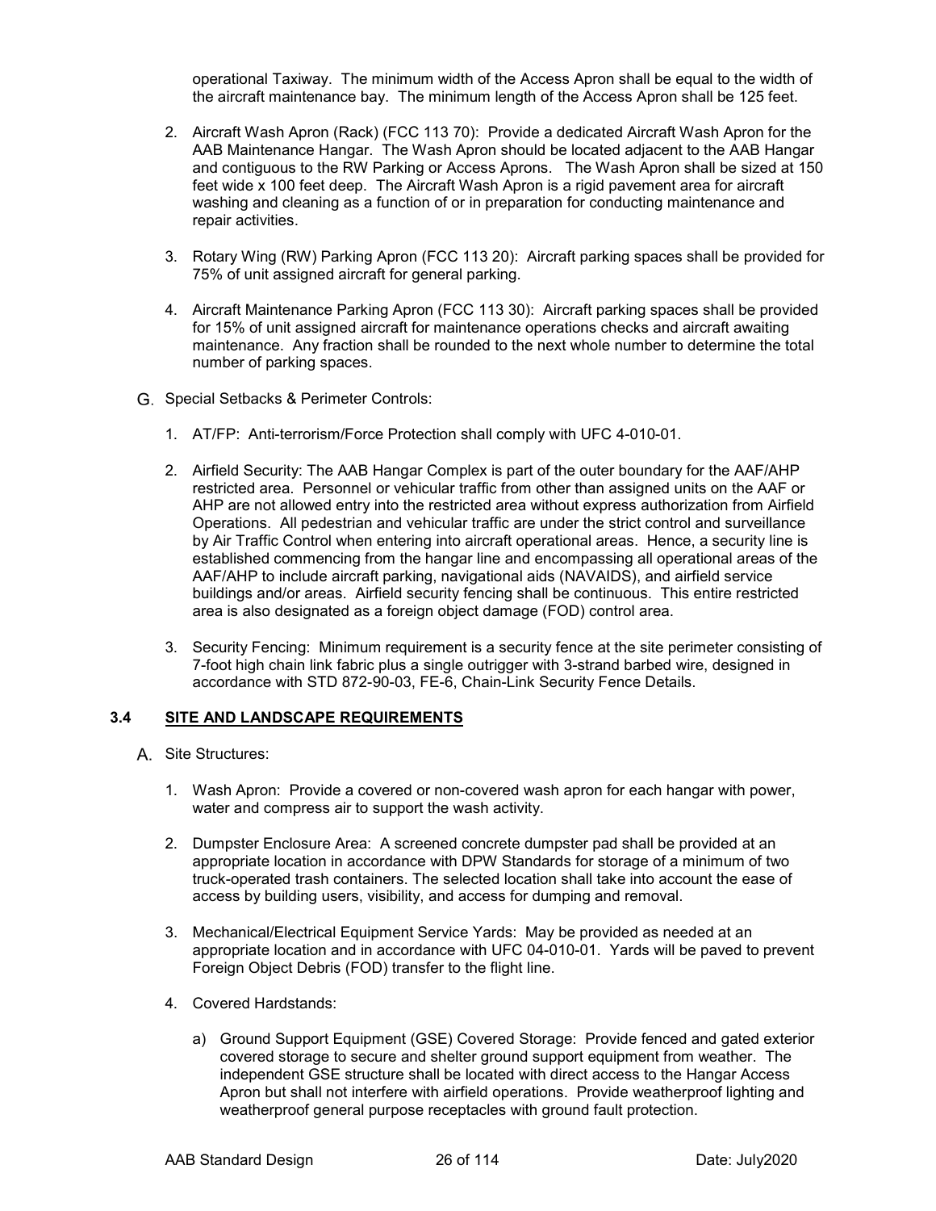operational Taxiway. The minimum width of the Access Apron shall be equal to the width of the aircraft maintenance bay. The minimum length of the Access Apron shall be 125 feet.

2. Aircraft Wash Apron (Rack) (FCC 113 70): Provide a dedicated Aircraft Wash Apron for the AAB Maintenance Hangar. The Wash Apron should be located adjacent to the AAB Hangar and contiguous to the RW Parking or Access Aprons. The Wash Apron shall be sized at 150 feet wide x 100 feet deep. The Aircraft Wash Apron is a rigid pavement area for aircraft washing and cleaning as a function of or in preparation for conducting maintenance and repair activities.

3. Rotary Wing (RW) Parking Apron (FCC 113 20): Aircraft parking spaces shall be provided for 75% of unit assigned aircraft for general parking.

4. Aircraft Maintenance Parking Apron (FCC 113 30): Aircraft parking spaces shall be provided for 15% of unit assigned aircraft for maintenance operations checks and aircraft awaiting maintenance. Any fraction shall be rounded to the next whole number to determine the total number of parking spaces.

G. Special Setbacks & Perimeter Controls:

1. AT/FP: Anti-terrorism/Force Protection shall comply with UFC 4-010-01.

2. Airfield Security: The AAB Hangar Complex is part of the outer boundary for the AAF/AHP restricted area. Personnel or vehicular traffic from other than assigned units on the AAF or AHP are not allowed entry into the restricted area without express authorization from Airfield Operations. All pedestrian and vehicular traffic are under the strict control and surveillance by Air Traffic Control when entering into aircraft operational areas. Hence, a security line is established commencing from the hangar line and encompassing all operational areas of the AAF/AHP to include aircraft parking, navigational aids (NAVAIDS), and airfield service buildings and/or areas. Airfield security fencing shall be continuous. This entire restricted area is also designated as a foreign object damage (FOD) control area.

3. Security Fencing: Minimum requirement is a security fence at the site perimeter consisting of 7-foot high chain link fabric plus a single outrigger with 3-strand barbed wire, designed in accordance with STD 872-90-03, FE-6, Chain-Link Security Fence Details.

## 3.4 SITE AND LANDSCAPE REQUIREMENTS

A. Site Structures:

1. Wash Apron: Provide a covered or non-covered wash apron for each hangar with power, water and compress air to support the wash activity.

2. Dumpster Enclosure Area: A screened concrete dumpster pad shall be provided at an appropriate location in accordance with DPW Standards for storage of a minimum of two truck-operated trash containers. The selected location shall take into account the ease of access by building users, visibility, and access for dumping and removal.

3. Mechanical/Electrical Equipment Service Yards: May be provided as needed at an appropriate location and in accordance with UFC 04-010-01. Yards will be paved to prevent Foreign Object Debris (FOD) transfer to the flight line.

4. Covered Hardstands:

   a) Ground Support Equipment (GSE) Covered Storage: Provide fenced and gated exterior covered storage to secure and shelter ground support equipment from weather. The independent GSE structure shall be located with direct access to the Hangar Access Apron but shall not interfere with airfield operations. Provide weatherproof lighting and weatherproof general purpose receptacles with ground fault protection.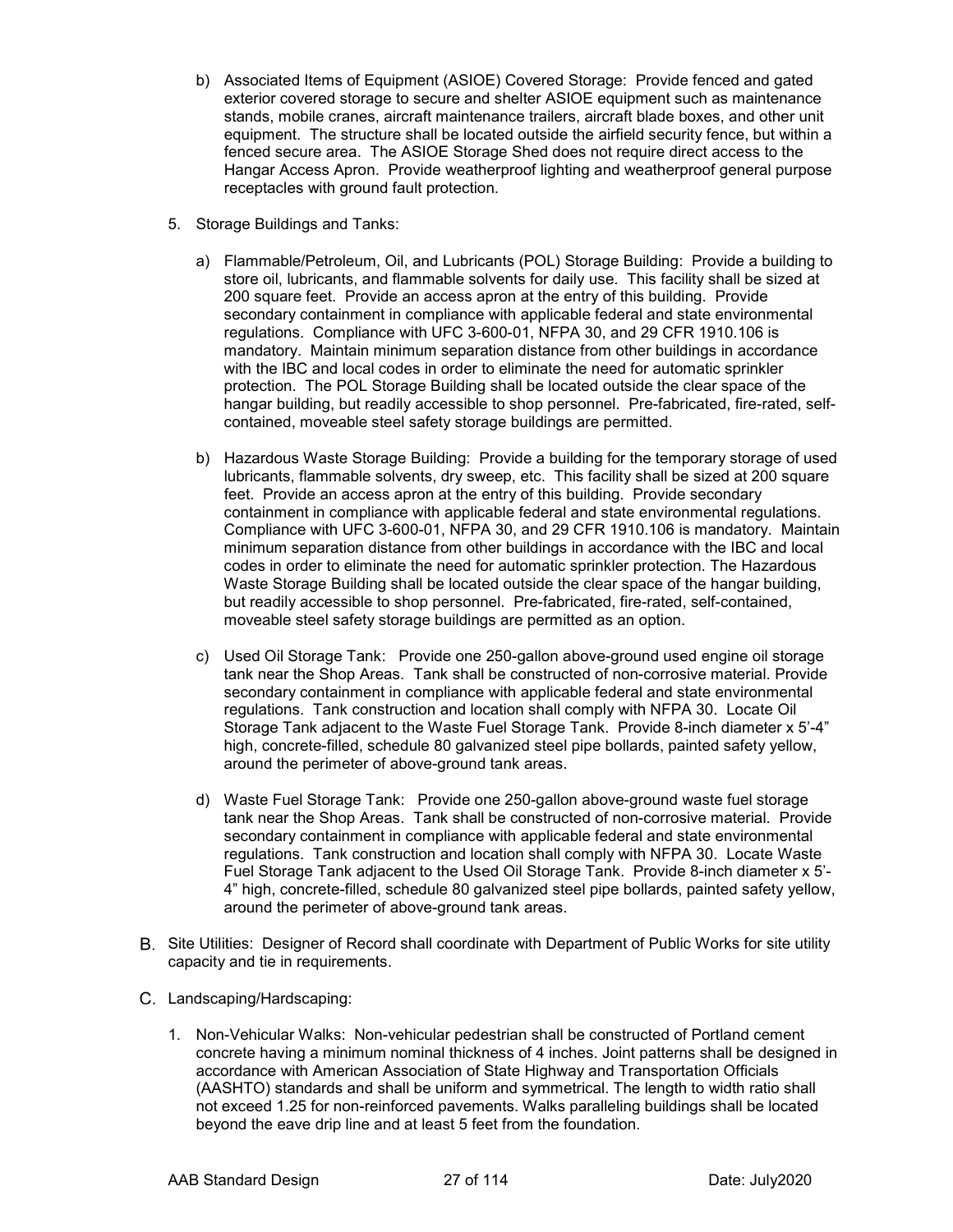b) Associated Items of Equipment (ASIOE) Covered Storage: Provide fenced and gated exterior covered storage to secure and shelter ASIOE equipment such as maintenance stands, mobile cranes, aircraft maintenance trailers, aircraft blade boxes, and other unit equipment. The structure shall be located outside the airfield security fence, but within a fenced secure area. The ASIOE Storage Shed does not require direct access to the Hangar Access Apron. Provide weatherproof lighting and weatherproof general purpose receptacles with ground fault protection.

5. Storage Buildings and Tanks:

   a) Flammable/Petroleum, Oil, and Lubricants (POL) Storage Building: Provide a building to store oil, lubricants, and flammable solvents for daily use. This facility shall be sized at 200 square feet. Provide an access apron at the entry of this building. Provide secondary containment in compliance with applicable federal and state environmental regulations. Compliance with UFC 3-600-01, NFPA 30, and 29 CFR 1910.106 is mandatory. Maintain minimum separation distance from other buildings in accordance with the IBC and local codes in order to eliminate the need for automatic sprinkler protection. The POL Storage Building shall be located outside the clear space of the hangar building, but readily accessible to shop personnel. Pre-fabricated, fire-rated, self-contained, moveable steel safety storage buildings are permitted.

   b) Hazardous Waste Storage Building: Provide a building for the temporary storage of used lubricants, flammable solvents, dry sweep, etc. This facility shall be sized at 200 square feet. Provide an access apron at the entry of this building. Provide secondary containment in compliance with applicable federal and state environmental regulations. Compliance with UFC 3-600-01, NFPA 30, and 29 CFR 1910.106 is mandatory. Maintain minimum separation distance from other buildings in accordance with the IBC and local codes in order to eliminate the need for automatic sprinkler protection. The Hazardous Waste Storage Building shall be located outside the clear space of the hangar building, but readily accessible to shop personnel. Pre-fabricated, fire-rated, self-contained, moveable steel safety storage buildings are permitted as an option.

   c) Used Oil Storage Tank: Provide one 250-gallon above-ground used engine oil storage tank near the Shop Areas. Tank shall be constructed of non-corrosive material. Provide secondary containment in compliance with applicable federal and state environmental regulations. Tank construction and location shall comply with NFPA 30. Locate Oil Storage Tank adjacent to the Waste Fuel Storage Tank. Provide 8-inch diameter x 5'-4" high, concrete-filled, schedule 80 galvanized steel pipe bollards, painted safety yellow, around the perimeter of above-ground tank areas.

   d) Waste Fuel Storage Tank: Provide one 250-gallon above-ground waste fuel storage tank near the Shop Areas. Tank shall be constructed of non-corrosive material. Provide secondary containment in compliance with applicable federal and state environmental regulations. Tank construction and location shall comply with NFPA 30. Locate Waste Fuel Storage Tank adjacent to the Used Oil Storage Tank. Provide 8-inch diameter x 5'-4" high, concrete-filled, schedule 80 galvanized steel pipe bollards, painted safety yellow, around the perimeter of above-ground tank areas.

B. Site Utilities: Designer of Record shall coordinate with Department of Public Works for site utility capacity and tie in requirements.

C. Landscaping/Hardscaping:

1. Non-Vehicular Walks: Non-vehicular pedestrian shall be constructed of Portland cement concrete having a minimum nominal thickness of 4 inches. Joint patterns shall be designed in accordance with American Association of State Highway and Transportation Officials (AASHTO) standards and shall be uniform and symmetrical. The length to width ratio shall not exceed 1.25 for non-reinforced pavements. Walks paralleling buildings shall be located beyond the eave drip line and at least 5 feet from the foundation.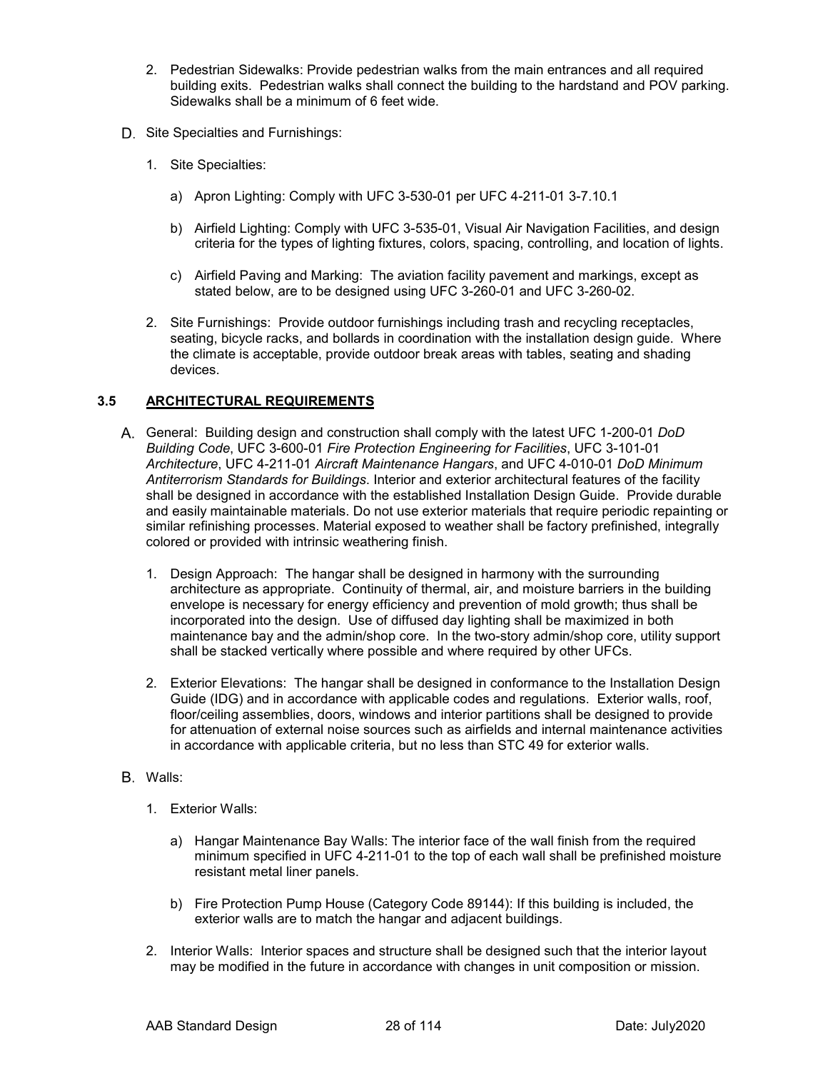2. Pedestrian Sidewalks: Provide pedestrian walks from the main entrances and all required building exits. Pedestrian walks shall connect the building to the hardstand and POV parking. Sidewalks shall be a minimum of 6 feet wide.

D. Site Specialties and Furnishings:

1. Site Specialties:

   a) Apron Lighting: Comply with UFC 3-530-01 per UFC 4-211-01 3-7.10.1

   b) Airfield Lighting: Comply with UFC 3-535-01, Visual Air Navigation Facilities, and design criteria for the types of lighting fixtures, colors, spacing, controlling, and location of lights.

   c) Airfield Paving and Marking: The aviation facility pavement and markings, except as stated below, are to be designed using UFC 3-260-01 and UFC 3-260-02.

2. Site Furnishings: Provide outdoor furnishings including trash and recycling receptacles, seating, bicycle racks, and bollards in coordination with the installation design guide. Where the climate is acceptable, provide outdoor break areas with tables, seating and shading devices.

## 3.5 ARCHITECTURAL REQUIREMENTS

A. General: Building design and construction shall comply with the latest UFC 1-200-01 *DoD Building Code*, UFC 3-600-01 *Fire Protection Engineering for Facilities*, UFC 3-101-01 *Architecture*, UFC 4-211-01 *Aircraft Maintenance Hangars*, and UFC 4-010-01 *DoD Minimum Antiterrorism Standards for Buildings*. Interior and exterior architectural features of the facility shall be designed in accordance with the established Installation Design Guide. Provide durable and easily maintainable materials. Do not use exterior materials that require periodic repainting or similar refinishing processes. Material exposed to weather shall be factory prefinished, integrally colored or provided with intrinsic weathering finish.

1. Design Approach: The hangar shall be designed in harmony with the surrounding architecture as appropriate. Continuity of thermal, air, and moisture barriers in the building envelope is necessary for energy efficiency and prevention of mold growth; thus shall be incorporated into the design. Use of diffused day lighting shall be maximized in both maintenance bay and the admin/shop core. In the two-story admin/shop core, utility support shall be stacked vertically where possible and where required by other UFCs.

2. Exterior Elevations: The hangar shall be designed in conformance to the Installation Design Guide (IDG) and in accordance with applicable codes and regulations. Exterior walls, roof, floor/ceiling assemblies, doors, windows and interior partitions shall be designed to provide for attenuation of external noise sources such as airfields and internal maintenance activities in accordance with applicable criteria, but no less than STC 49 for exterior walls.

B. Walls:

1. Exterior Walls:

   a) Hangar Maintenance Bay Walls: The interior face of the wall finish from the required minimum specified in UFC 4-211-01 to the top of each wall shall be prefinished moisture resistant metal liner panels.

   b) Fire Protection Pump House (Category Code 89144): If this building is included, the exterior walls are to match the hangar and adjacent buildings.

2. Interior Walls: Interior spaces and structure shall be designed such that the interior layout may be modified in the future in accordance with changes in unit composition or mission.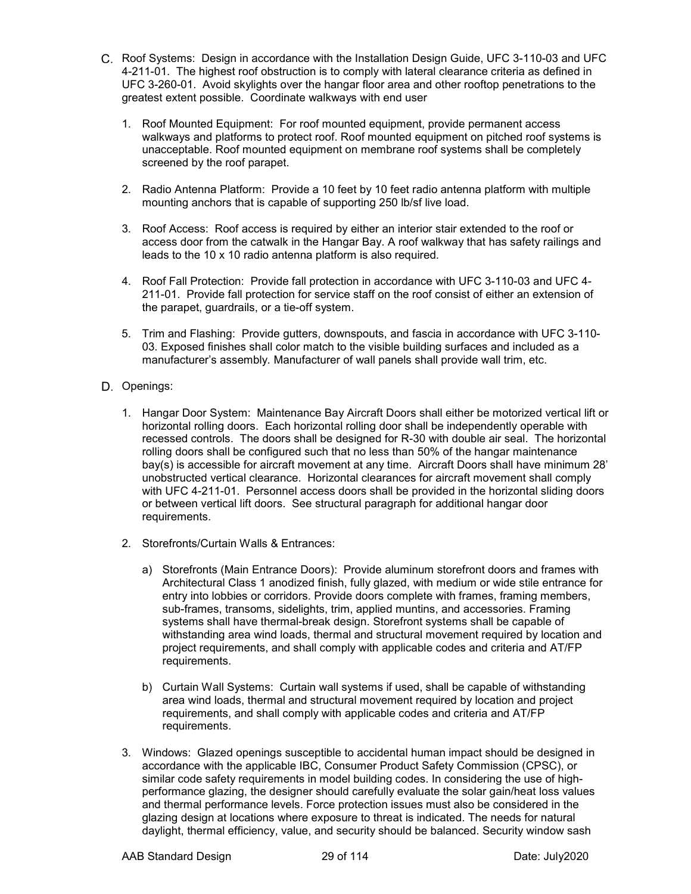C. Roof Systems: Design in accordance with the Installation Design Guide, UFC 3-110-03 and UFC 4-211-01. The highest roof obstruction is to comply with lateral clearance criteria as defined in UFC 3-260-01. Avoid skylights over the hangar floor area and other rooftop penetrations to the greatest extent possible. Coordinate walkways with end user

1. Roof Mounted Equipment: For roof mounted equipment, provide permanent access walkways and platforms to protect roof. Roof mounted equipment on pitched roof systems is unacceptable. Roof mounted equipment on membrane roof systems shall be completely screened by the roof parapet.

2. Radio Antenna Platform: Provide a 10 feet by 10 feet radio antenna platform with multiple mounting anchors that is capable of supporting 250 lb/sf live load.

3. Roof Access: Roof access is required by either an interior stair extended to the roof or access door from the catwalk in the Hangar Bay. A roof walkway that has safety railings and leads to the 10 x 10 radio antenna platform is also required.

4. Roof Fall Protection: Provide fall protection in accordance with UFC 3-110-03 and UFC 4-211-01. Provide fall protection for service staff on the roof consist of either an extension of the parapet, guardrails, or a tie-off system.

5. Trim and Flashing: Provide gutters, downspouts, and fascia in accordance with UFC 3-110-03. Exposed finishes shall color match to the visible building surfaces and included as a manufacturer's assembly. Manufacturer of wall panels shall provide wall trim, etc.

D. Openings:

1. Hangar Door System: Maintenance Bay Aircraft Doors shall either be motorized vertical lift or horizontal rolling doors. Each horizontal rolling door shall be independently operable with recessed controls. The doors shall be designed for R-30 with double air seal. The horizontal rolling doors shall be configured such that no less than 50% of the hangar maintenance bay(s) is accessible for aircraft movement at any time. Aircraft Doors shall have minimum 28' unobstructed vertical clearance. Horizontal clearances for aircraft movement shall comply with UFC 4-211-01. Personnel access doors shall be provided in the horizontal sliding doors or between vertical lift doors. See structural paragraph for additional hangar door requirements.

2. Storefronts/Curtain Walls & Entrances:

   a) Storefronts (Main Entrance Doors): Provide aluminum storefront doors and frames with Architectural Class 1 anodized finish, fully glazed, with medium or wide stile entrance for entry into lobbies or corridors. Provide doors complete with frames, framing members, sub-frames, transoms, sidelights, trim, applied muntins, and accessories. Framing systems shall have thermal-break design. Storefront systems shall be capable of withstanding area wind loads, thermal and structural movement required by location and project requirements, and shall comply with applicable codes and criteria and AT/FP requirements.

   b) Curtain Wall Systems: Curtain wall systems if used, shall be capable of withstanding area wind loads, thermal and structural movement required by location and project requirements, and shall comply with applicable codes and criteria and AT/FP requirements.

3. Windows: Glazed openings susceptible to accidental human impact should be designed in accordance with the applicable IBC, Consumer Product Safety Commission (CPSC), or similar code safety requirements in model building codes. In considering the use of high-performance glazing, the designer should carefully evaluate the solar gain/heat loss values and thermal performance levels. Force protection issues must also be considered in the glazing design at locations where exposure to threat is indicated. The needs for natural daylight, thermal efficiency, value, and security should be balanced. Security window sash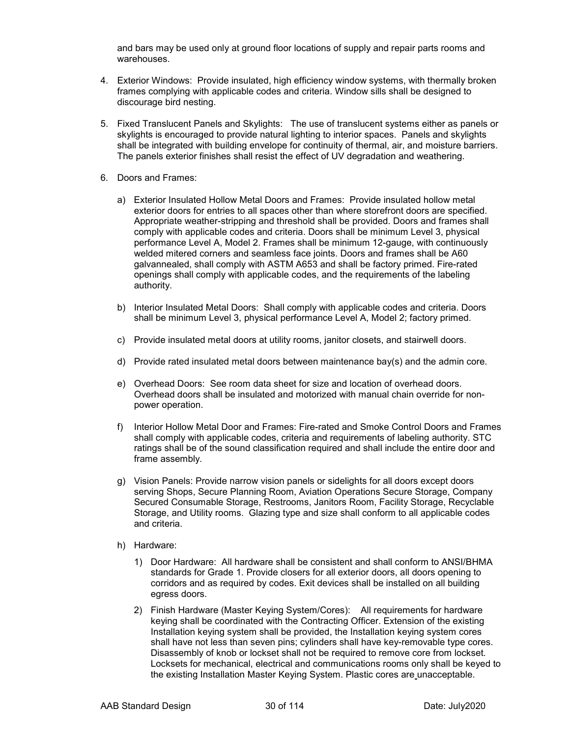and bars may be used only at ground floor locations of supply and repair parts rooms and warehouses.

4. Exterior Windows: Provide insulated, high efficiency window systems, with thermally broken frames complying with applicable codes and criteria. Window sills shall be designed to discourage bird nesting.

5. Fixed Translucent Panels and Skylights: The use of translucent systems either as panels or skylights is encouraged to provide natural lighting to interior spaces. Panels and skylights shall be integrated with building envelope for continuity of thermal, air, and moisture barriers. The panels exterior finishes shall resist the effect of UV degradation and weathering.

6. Doors and Frames:

   a) Exterior Insulated Hollow Metal Doors and Frames: Provide insulated hollow metal exterior doors for entries to all spaces other than where storefront doors are specified. Appropriate weather-stripping and threshold shall be provided. Doors and frames shall comply with applicable codes and criteria. Doors shall be minimum Level 3, physical performance Level A, Model 2. Frames shall be minimum 12-gauge, with continuously welded mitered corners and seamless face joints. Doors and frames shall be A60 galvannealed, shall comply with ASTM A653 and shall be factory primed. Fire-rated openings shall comply with applicable codes, and the requirements of the labeling authority.

   b) Interior Insulated Metal Doors: Shall comply with applicable codes and criteria. Doors shall be minimum Level 3, physical performance Level A, Model 2; factory primed.

   c) Provide insulated metal doors at utility rooms, janitor closets, and stairwell doors.

   d) Provide rated insulated metal doors between maintenance bay(s) and the admin core.

   e) Overhead Doors: See room data sheet for size and location of overhead doors. Overhead doors shall be insulated and motorized with manual chain override for non-power operation.

   f) Interior Hollow Metal Door and Frames: Fire-rated and Smoke Control Doors and Frames shall comply with applicable codes, criteria and requirements of labeling authority. STC ratings shall be of the sound classification required and shall include the entire door and frame assembly.

   g) Vision Panels: Provide narrow vision panels or sidelights for all doors except doors serving Shops, Secure Planning Room, Aviation Operations Secure Storage, Company Secured Consumable Storage, Restrooms, Janitors Room, Facility Storage, Recyclable Storage, and Utility rooms. Glazing type and size shall conform to all applicable codes and criteria.

   h) Hardware:

      1) Door Hardware: All hardware shall be consistent and shall conform to ANSI/BHMA standards for Grade 1. Provide closers for all exterior doors, all doors opening to corridors and as required by codes. Exit devices shall be installed on all building egress doors.

      2) Finish Hardware (Master Keying System/Cores): All requirements for hardware keying shall be coordinated with the Contracting Officer. Extension of the existing Installation keying system shall be provided, the Installation keying system cores shall have not less than seven pins; cylinders shall have key-removable type cores. Disassembly of knob or lockset shall not be required to remove core from lockset. Locksets for mechanical, electrical and communications rooms only shall be keyed to the existing Installation Master Keying System. Plastic cores are unacceptable.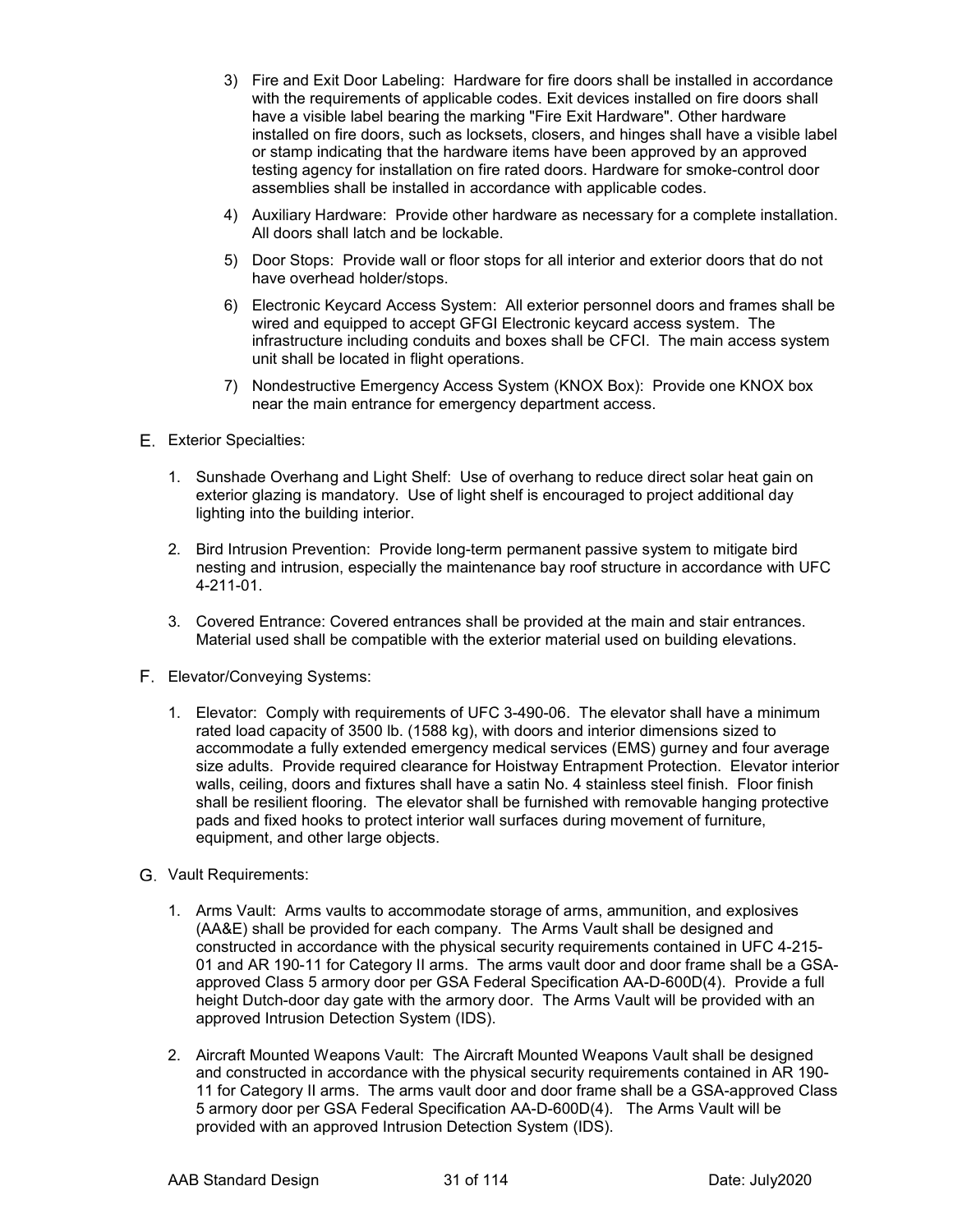3) Fire and Exit Door Labeling: Hardware for fire doors shall be installed in accordance with the requirements of applicable codes. Exit devices installed on fire doors shall have a visible label bearing the marking "Fire Exit Hardware". Other hardware installed on fire doors, such as locksets, closers, and hinges shall have a visible label or stamp indicating that the hardware items have been approved by an approved testing agency for installation on fire rated doors. Hardware for smoke-control door assemblies shall be installed in accordance with applicable codes.

4) Auxiliary Hardware: Provide other hardware as necessary for a complete installation. All doors shall latch and be lockable.

5) Door Stops: Provide wall or floor stops for all interior and exterior doors that do not have overhead holder/stops.

6) Electronic Keycard Access System: All exterior personnel doors and frames shall be wired and equipped to accept GFGI Electronic keycard access system. The infrastructure including conduits and boxes shall be CFCI. The main access system unit shall be located in flight operations.

7) Nondestructive Emergency Access System (KNOX Box): Provide one KNOX box near the main entrance for emergency department access.

E. Exterior Specialties:

1. Sunshade Overhang and Light Shelf: Use of overhang to reduce direct solar heat gain on exterior glazing is mandatory. Use of light shelf is encouraged to project additional day lighting into the building interior.

2. Bird Intrusion Prevention: Provide long-term permanent passive system to mitigate bird nesting and intrusion, especially the maintenance bay roof structure in accordance with UFC 4-211-01.

3. Covered Entrance: Covered entrances shall be provided at the main and stair entrances. Material used shall be compatible with the exterior material used on building elevations.

F. Elevator/Conveying Systems:

1. Elevator: Comply with requirements of UFC 3-490-06. The elevator shall have a minimum rated load capacity of 3500 lb. (1588 kg), with doors and interior dimensions sized to accommodate a fully extended emergency medical services (EMS) gurney and four average size adults. Provide required clearance for Hoistway Entrapment Protection. Elevator interior walls, ceiling, doors and fixtures shall have a satin No. 4 stainless steel finish. Floor finish shall be resilient flooring. The elevator shall be furnished with removable hanging protective pads and fixed hooks to protect interior wall surfaces during movement of furniture, equipment, and other large objects.

G. Vault Requirements:

1. Arms Vault: Arms vaults to accommodate storage of arms, ammunition, and explosives (AA&E) shall be provided for each company. The Arms Vault shall be designed and constructed in accordance with the physical security requirements contained in UFC 4-215-01 and AR 190-11 for Category II arms. The arms vault door and door frame shall be a GSA-approved Class 5 armory door per GSA Federal Specification AA-D-600D(4). Provide a full height Dutch-door day gate with the armory door. The Arms Vault will be provided with an approved Intrusion Detection System (IDS).

2. Aircraft Mounted Weapons Vault: The Aircraft Mounted Weapons Vault shall be designed and constructed in accordance with the physical security requirements contained in AR 190-11 for Category II arms. The arms vault door and door frame shall be a GSA-approved Class 5 armory door per GSA Federal Specification AA-D-600D(4). The Arms Vault will be provided with an approved Intrusion Detection System (IDS).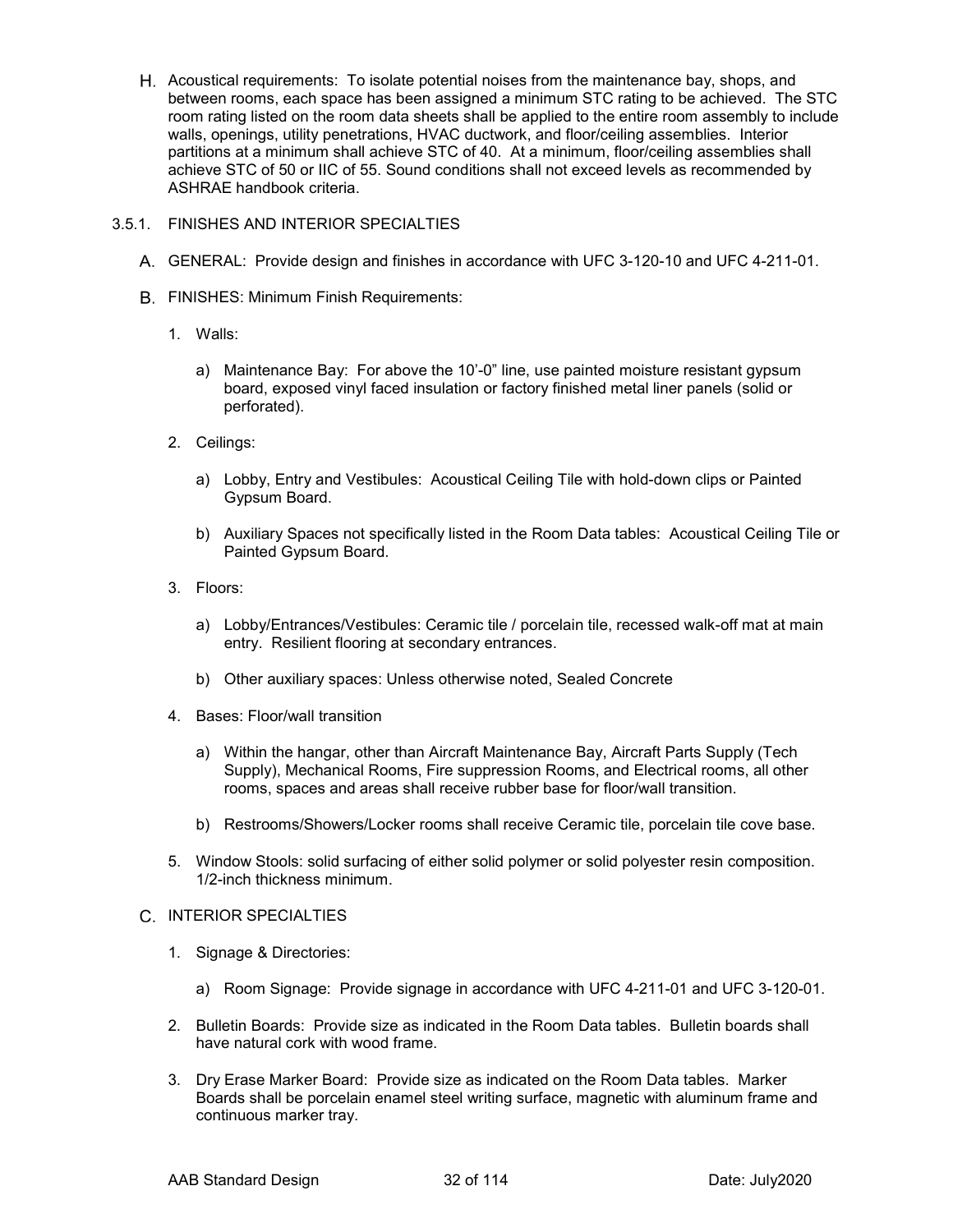H. Acoustical requirements: To isolate potential noises from the maintenance bay, shops, and between rooms, each space has been assigned a minimum STC rating to be achieved. The STC room rating listed on the room data sheets shall be applied to the entire room assembly to include walls, openings, utility penetrations, HVAC ductwork, and floor/ceiling assemblies. Interior partitions at a minimum shall achieve STC of 40. At a minimum, floor/ceiling assemblies shall achieve STC of 50 or IIC of 55. Sound conditions shall not exceed levels as recommended by ASHRAE handbook criteria.

### 3.5.1. FINISHES AND INTERIOR SPECIALTIES

A. GENERAL: Provide design and finishes in accordance with UFC 3-120-10 and UFC 4-211-01.

B. FINISHES: Minimum Finish Requirements:

1. Walls:

   a) Maintenance Bay: For above the 10’-0” line, use painted moisture resistant gypsum board, exposed vinyl faced insulation or factory finished metal liner panels (solid or perforated).

2. Ceilings:

   a) Lobby, Entry and Vestibules: Acoustical Ceiling Tile with hold-down clips or Painted Gypsum Board.

   b) Auxiliary Spaces not specifically listed in the Room Data tables: Acoustical Ceiling Tile or Painted Gypsum Board.

3. Floors:

   a) Lobby/Entrances/Vestibules: Ceramic tile / porcelain tile, recessed walk-off mat at main entry. Resilient flooring at secondary entrances.

   b) Other auxiliary spaces: Unless otherwise noted, Sealed Concrete

4. Bases: Floor/wall transition

   a) Within the hangar, other than Aircraft Maintenance Bay, Aircraft Parts Supply (Tech Supply), Mechanical Rooms, Fire suppression Rooms, and Electrical rooms, all other rooms, spaces and areas shall receive rubber base for floor/wall transition.

   b) Restrooms/Showers/Locker rooms shall receive Ceramic tile, porcelain tile cove base.

5. Window Stools: solid surfacing of either solid polymer or solid polyester resin composition. 1/2-inch thickness minimum.

C. INTERIOR SPECIALTIES

1. Signage & Directories:

   a) Room Signage: Provide signage in accordance with UFC 4-211-01 and UFC 3-120-01.

2. Bulletin Boards: Provide size as indicated in the Room Data tables. Bulletin boards shall have natural cork with wood frame.

3. Dry Erase Marker Board: Provide size as indicated on the Room Data tables. Marker Boards shall be porcelain enamel steel writing surface, magnetic with aluminum frame and continuous marker tray.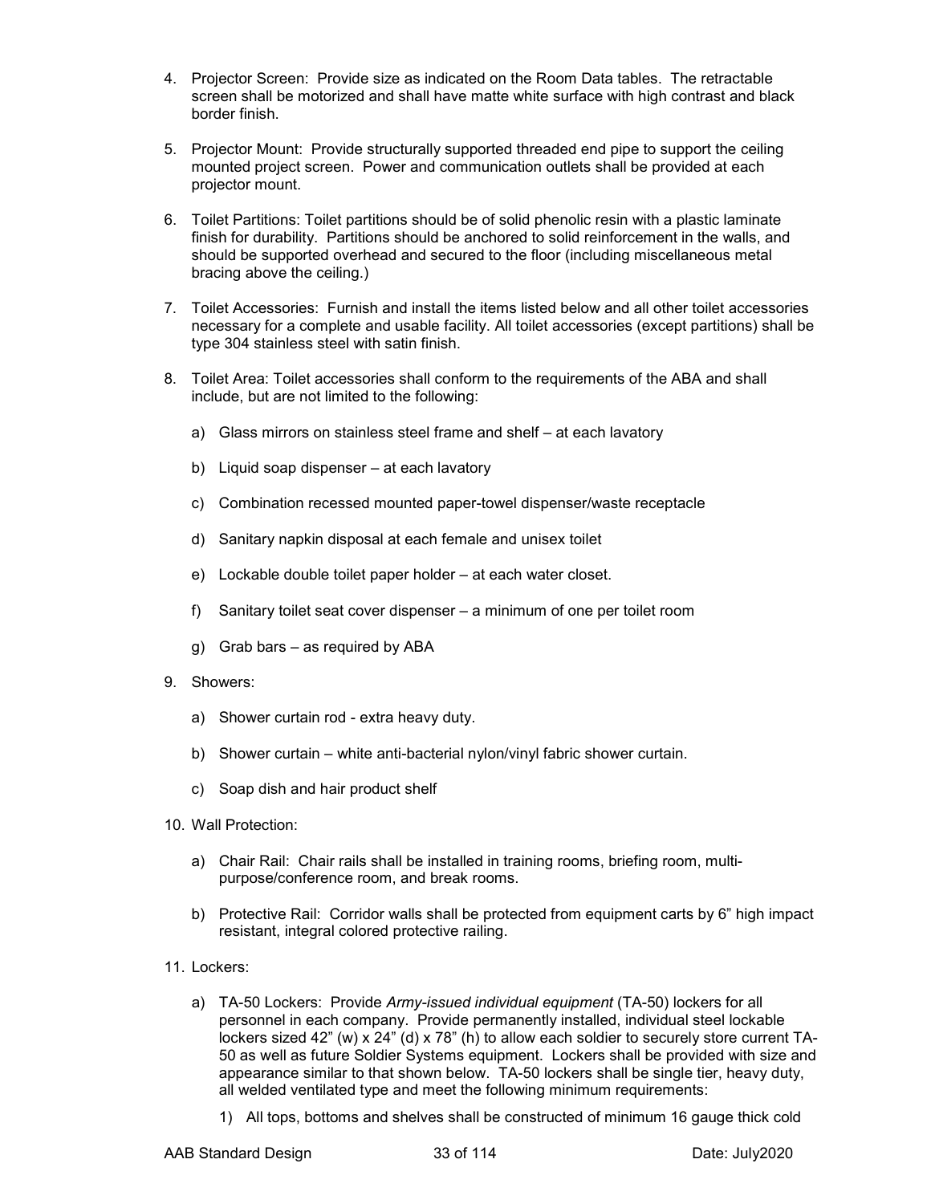4. Projector Screen: Provide size as indicated on the Room Data tables. The retractable screen shall be motorized and shall have matte white surface with high contrast and black border finish.

5. Projector Mount: Provide structurally supported threaded end pipe to support the ceiling mounted project screen. Power and communication outlets shall be provided at each projector mount.

6. Toilet Partitions: Toilet partitions should be of solid phenolic resin with a plastic laminate finish for durability. Partitions should be anchored to solid reinforcement in the walls, and should be supported overhead and secured to the floor (including miscellaneous metal bracing above the ceiling.)

7. Toilet Accessories: Furnish and install the items listed below and all other toilet accessories necessary for a complete and usable facility. All toilet accessories (except partitions) shall be type 304 stainless steel with satin finish.

8. Toilet Area: Toilet accessories shall conform to the requirements of the ABA and shall include, but are not limited to the following:

   a) Glass mirrors on stainless steel frame and shelf – at each lavatory

   b) Liquid soap dispenser – at each lavatory

   c) Combination recessed mounted paper-towel dispenser/waste receptacle

   d) Sanitary napkin disposal at each female and unisex toilet

   e) Lockable double toilet paper holder – at each water closet.

   f) Sanitary toilet seat cover dispenser – a minimum of one per toilet room

   g) Grab bars – as required by ABA

9. Showers:

   a) Shower curtain rod - extra heavy duty.

   b) Shower curtain – white anti-bacterial nylon/vinyl fabric shower curtain.

   c) Soap dish and hair product shelf

10. Wall Protection:

    a) Chair Rail: Chair rails shall be installed in training rooms, briefing room, multi-purpose/conference room, and break rooms.

    b) Protective Rail: Corridor walls shall be protected from equipment carts by 6" high impact resistant, integral colored protective railing.

11. Lockers:

    a) TA-50 Lockers: Provide *Army-issued individual equipment* (TA-50) lockers for all personnel in each company. Provide permanently installed, individual steel lockable lockers sized 42" (w) x 24" (d) x 78" (h) to allow each soldier to securely store current TA-50 as well as future Soldier Systems equipment. Lockers shall be provided with size and appearance similar to that shown below. TA-50 lockers shall be single tier, heavy duty, all welded ventilated type and meet the following minimum requirements:

       1) All tops, bottoms and shelves shall be constructed of minimum 16 gauge thick cold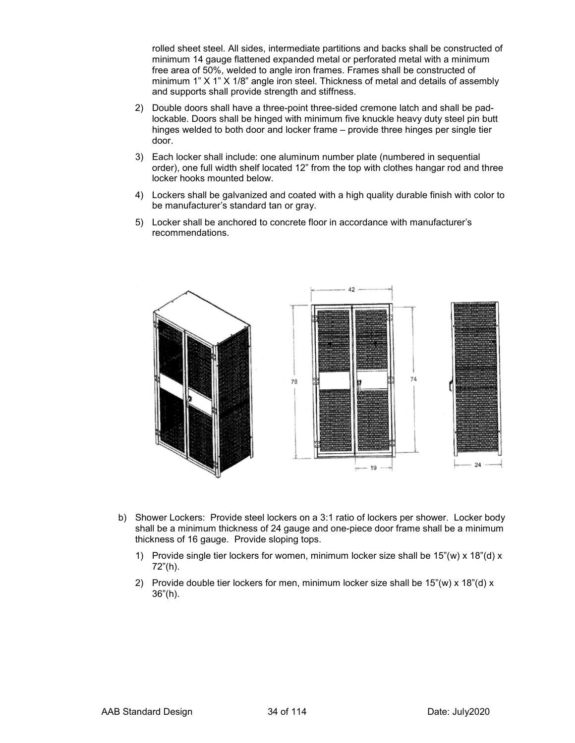rolled sheet steel. All sides, intermediate partitions and backs shall be constructed of minimum 14 gauge flattened expanded metal or perforated metal with a minimum free area of 50%, welded to angle iron frames. Frames shall be constructed of minimum 1” X 1” X 1/8” angle iron steel. Thickness of metal and details of assembly and supports shall provide strength and stiffness.

2) Double doors shall have a three-point three-sided cremone latch and shall be pad-lockable. Doors shall be hinged with minimum five knuckle heavy duty steel pin butt hinges welded to both door and locker frame – provide three hinges per single tier door.

3) Each locker shall include: one aluminum number plate (numbered in sequential order), one full width shelf located 12” from the top with clothes hangar rod and three locker hooks mounted below.

4) Lockers shall be galvanized and coated with a high quality durable finish with color to be manufacturer’s standard tan or gray.

5) Locker shall be anchored to concrete floor in accordance with manufacturer’s recommendations.

b) Shower Lockers: Provide steel lockers on a 3:1 ratio of lockers per shower. Locker body shall be a minimum thickness of 24 gauge and one-piece door frame shall be a minimum thickness of 16 gauge. Provide sloping tops.

1) Provide single tier lockers for women, minimum locker size shall be 15”(w) x 18”(d) x 72”(h).

2) Provide double tier lockers for men, minimum locker size shall be 15”(w) x 18”(d) x 36”(h).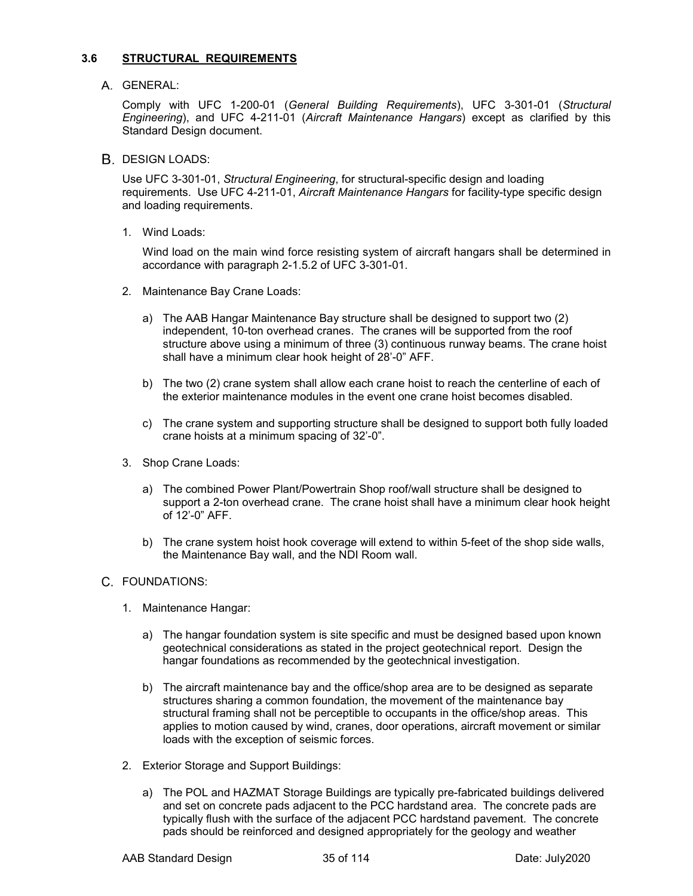## 3.6 STRUCTURAL REQUIREMENTS

A. GENERAL:

Comply with UFC 1-200-01 (*General Building Requirements*), UFC 3-301-01 (*Structural Engineering*), and UFC 4-211-01 (*Aircraft Maintenance Hangars*) except as clarified by this Standard Design document.

B. DESIGN LOADS:

Use UFC 3-301-01, *Structural Engineering*, for structural-specific design and loading requirements. Use UFC 4-211-01, *Aircraft Maintenance Hangars* for facility-type specific design and loading requirements.

1. Wind Loads:

   Wind load on the main wind force resisting system of aircraft hangars shall be determined in accordance with paragraph 2-1.5.2 of UFC 3-301-01.

2. Maintenance Bay Crane Loads:

   a) The AAB Hangar Maintenance Bay structure shall be designed to support two (2) independent, 10-ton overhead cranes. The cranes will be supported from the roof structure above using a minimum of three (3) continuous runway beams. The crane hoist shall have a minimum clear hook height of 28'-0" AFF.

   b) The two (2) crane system shall allow each crane hoist to reach the centerline of each of the exterior maintenance modules in the event one crane hoist becomes disabled.

   c) The crane system and supporting structure shall be designed to support both fully loaded crane hoists at a minimum spacing of 32'-0".

3. Shop Crane Loads:

   a) The combined Power Plant/Powertrain Shop roof/wall structure shall be designed to support a 2-ton overhead crane. The crane hoist shall have a minimum clear hook height of 12'-0" AFF.

   b) The crane system hoist hook coverage will extend to within 5-feet of the shop side walls, the Maintenance Bay wall, and the NDI Room wall.

C. FOUNDATIONS:

1. Maintenance Hangar:

   a) The hangar foundation system is site specific and must be designed based upon known geotechnical considerations as stated in the project geotechnical report. Design the hangar foundations as recommended by the geotechnical investigation.

   b) The aircraft maintenance bay and the office/shop area are to be designed as separate structures sharing a common foundation, the movement of the maintenance bay structural framing shall not be perceptible to occupants in the office/shop areas. This applies to motion caused by wind, cranes, door operations, aircraft movement or similar loads with the exception of seismic forces.

2. Exterior Storage and Support Buildings:

   a) The POL and HAZMAT Storage Buildings are typically pre-fabricated buildings delivered and set on concrete pads adjacent to the PCC hardstand area. The concrete pads are typically flush with the surface of the adjacent PCC hardstand pavement. The concrete pads should be reinforced and designed appropriately for the geology and weather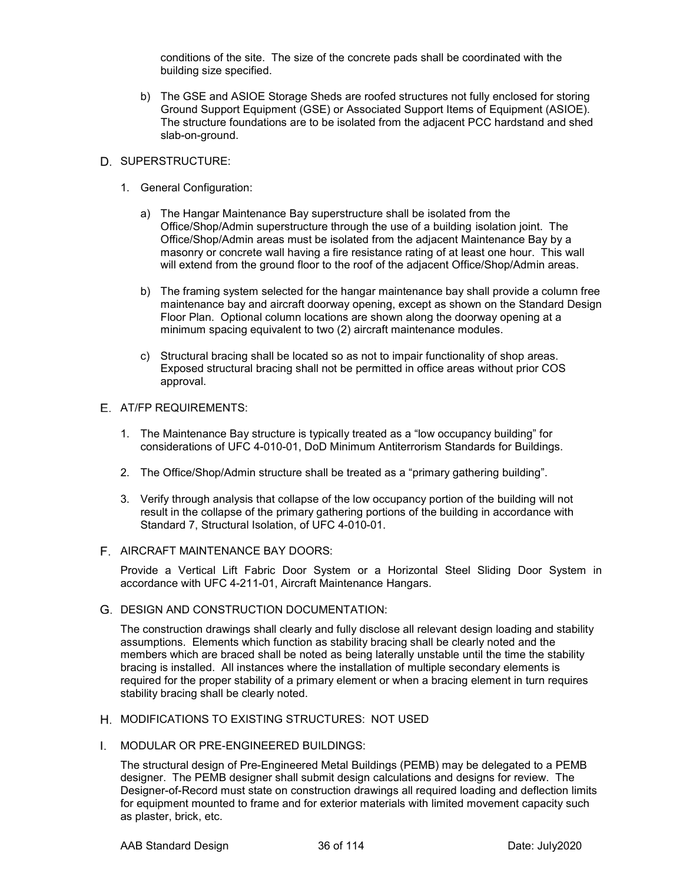conditions of the site. The size of the concrete pads shall be coordinated with the building size specified.

b) The GSE and ASIOE Storage Sheds are roofed structures not fully enclosed for storing Ground Support Equipment (GSE) or Associated Support Items of Equipment (ASIOE). The structure foundations are to be isolated from the adjacent PCC hardstand and shed slab-on-ground.

D. SUPERSTRUCTURE:

1. General Configuration:

a) The Hangar Maintenance Bay superstructure shall be isolated from the Office/Shop/Admin superstructure through the use of a building isolation joint. The Office/Shop/Admin areas must be isolated from the adjacent Maintenance Bay by a masonry or concrete wall having a fire resistance rating of at least one hour. This wall will extend from the ground floor to the roof of the adjacent Office/Shop/Admin areas.

b) The framing system selected for the hangar maintenance bay shall provide a column free maintenance bay and aircraft doorway opening, except as shown on the Standard Design Floor Plan. Optional column locations are shown along the doorway opening at a minimum spacing equivalent to two (2) aircraft maintenance modules.

c) Structural bracing shall be located so as not to impair functionality of shop areas. Exposed structural bracing shall not be permitted in office areas without prior COS approval.

E. AT/FP REQUIREMENTS:

1. The Maintenance Bay structure is typically treated as a "low occupancy building" for considerations of UFC 4-010-01, DoD Minimum Antiterrorism Standards for Buildings.

2. The Office/Shop/Admin structure shall be treated as a "primary gathering building".

3. Verify through analysis that collapse of the low occupancy portion of the building will not result in the collapse of the primary gathering portions of the building in accordance with Standard 7, Structural Isolation, of UFC 4-010-01.

F. AIRCRAFT MAINTENANCE BAY DOORS:

Provide a Vertical Lift Fabric Door System or a Horizontal Steel Sliding Door System in accordance with UFC 4-211-01, Aircraft Maintenance Hangars.

G. DESIGN AND CONSTRUCTION DOCUMENTATION:

The construction drawings shall clearly and fully disclose all relevant design loading and stability assumptions. Elements which function as stability bracing shall be clearly noted and the members which are braced shall be noted as being laterally unstable until the time the stability bracing is installed. All instances where the installation of multiple secondary elements is required for the proper stability of a primary element or when a bracing element in turn requires stability bracing shall be clearly noted.

H. MODIFICATIONS TO EXISTING STRUCTURES: NOT USED

I. MODULAR OR PRE-ENGINEERED BUILDINGS:

The structural design of Pre-Engineered Metal Buildings (PEMB) may be delegated to a PEMB designer. The PEMB designer shall submit design calculations and designs for review. The Designer-of-Record must state on construction drawings all required loading and deflection limits for equipment mounted to frame and for exterior materials with limited movement capacity such as plaster, brick, etc.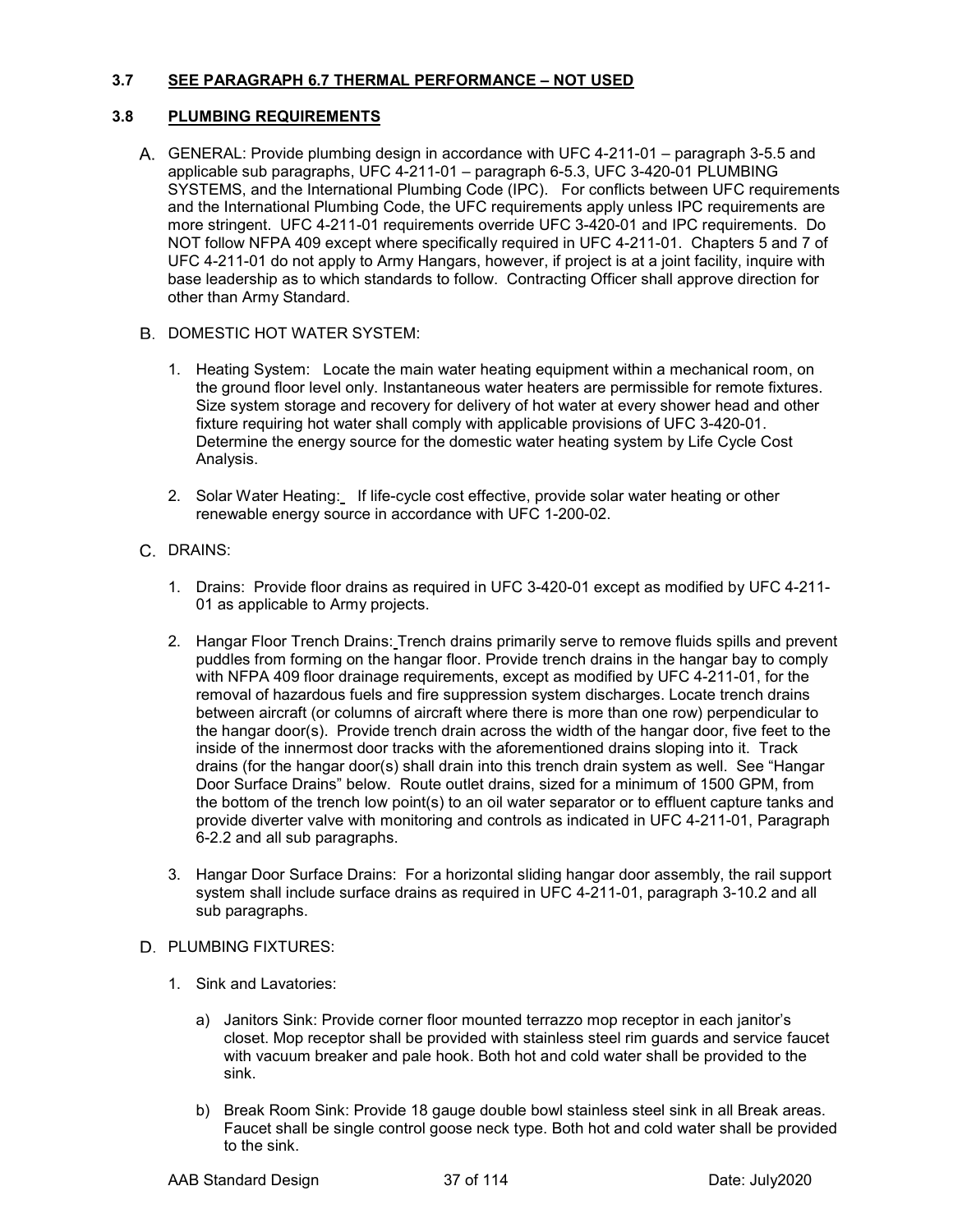### 3.7 SEE PARAGRAPH 6.7 THERMAL PERFORMANCE – NOT USED

### 3.8 PLUMBING REQUIREMENTS

A. GENERAL: Provide plumbing design in accordance with UFC 4-211-01 – paragraph 3-5.5 and applicable sub paragraphs, UFC 4-211-01 – paragraph 6-5.3, UFC 3-420-01 PLUMBING SYSTEMS, and the International Plumbing Code (IPC). For conflicts between UFC requirements and the International Plumbing Code, the UFC requirements apply unless IPC requirements are more stringent. UFC 4-211-01 requirements override UFC 3-420-01 and IPC requirements. Do NOT follow NFPA 409 except where specifically required in UFC 4-211-01. Chapters 5 and 7 of UFC 4-211-01 do not apply to Army Hangars, however, if project is at a joint facility, inquire with base leadership as to which standards to follow. Contracting Officer shall approve direction for other than Army Standard.

B. DOMESTIC HOT WATER SYSTEM:

1. Heating System: Locate the main water heating equipment within a mechanical room, on the ground floor level only. Instantaneous water heaters are permissible for remote fixtures. Size system storage and recovery for delivery of hot water at every shower head and other fixture requiring hot water shall comply with applicable provisions of UFC 3-420-01. Determine the energy source for the domestic water heating system by Life Cycle Cost Analysis.

2. Solar Water Heating: If life-cycle cost effective, provide solar water heating or other renewable energy source in accordance with UFC 1-200-02.

C. DRAINS:

1. Drains: Provide floor drains as required in UFC 3-420-01 except as modified by UFC 4-211-01 as applicable to Army projects.

2. Hangar Floor Trench Drains: Trench drains primarily serve to remove fluids spills and prevent puddles from forming on the hangar floor. Provide trench drains in the hangar bay to comply with NFPA 409 floor drainage requirements, except as modified by UFC 4-211-01, for the removal of hazardous fuels and fire suppression system discharges. Locate trench drains between aircraft (or columns of aircraft where there is more than one row) perpendicular to the hangar door(s). Provide trench drain across the width of the hangar door, five feet to the inside of the innermost door tracks with the aforementioned drains sloping into it. Track drains (for the hangar door(s) shall drain into this trench drain system as well. See "Hangar Door Surface Drains" below. Route outlet drains, sized for a minimum of 1500 GPM, from the bottom of the trench low point(s) to an oil water separator or to effluent capture tanks and provide diverter valve with monitoring and controls as indicated in UFC 4-211-01, Paragraph 6-2.2 and all sub paragraphs.

3. Hangar Door Surface Drains: For a horizontal sliding hangar door assembly, the rail support system shall include surface drains as required in UFC 4-211-01, paragraph 3-10.2 and all sub paragraphs.

D. PLUMBING FIXTURES:

1. Sink and Lavatories:

   a) Janitors Sink: Provide corner floor mounted terrazzo mop receptor in each janitor's closet. Mop receptor shall be provided with stainless steel rim guards and service faucet with vacuum breaker and pale hook. Both hot and cold water shall be provided to the sink.

   b) Break Room Sink: Provide 18 gauge double bowl stainless steel sink in all Break areas. Faucet shall be single control goose neck type. Both hot and cold water shall be provided to the sink.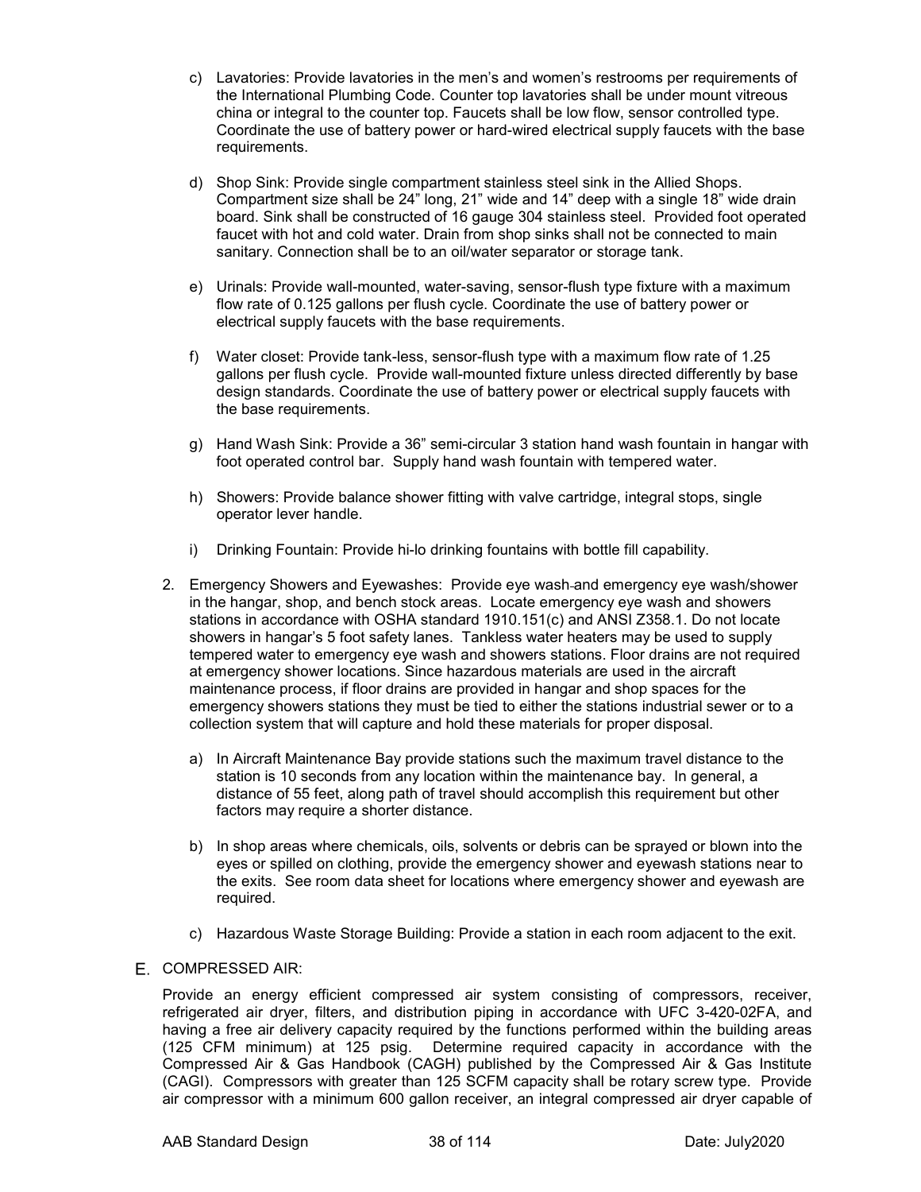c) Lavatories: Provide lavatories in the men's and women's restrooms per requirements of the International Plumbing Code. Counter top lavatories shall be under mount vitreous china or integral to the counter top. Faucets shall be low flow, sensor controlled type. Coordinate the use of battery power or hard-wired electrical supply faucets with the base requirements.

d) Shop Sink: Provide single compartment stainless steel sink in the Allied Shops. Compartment size shall be 24" long, 21" wide and 14" deep with a single 18" wide drain board. Sink shall be constructed of 16 gauge 304 stainless steel. Provided foot operated faucet with hot and cold water. Drain from shop sinks shall not be connected to main sanitary. Connection shall be to an oil/water separator or storage tank.

e) Urinals: Provide wall-mounted, water-saving, sensor-flush type fixture with a maximum flow rate of 0.125 gallons per flush cycle. Coordinate the use of battery power or electrical supply faucets with the base requirements.

f) Water closet: Provide tank-less, sensor-flush type with a maximum flow rate of 1.25 gallons per flush cycle. Provide wall-mounted fixture unless directed differently by base design standards. Coordinate the use of battery power or electrical supply faucets with the base requirements.

g) Hand Wash Sink: Provide a 36" semi-circular 3 station hand wash fountain in hangar with foot operated control bar. Supply hand wash fountain with tempered water.

h) Showers: Provide balance shower fitting with valve cartridge, integral stops, single operator lever handle.

i) Drinking Fountain: Provide hi-lo drinking fountains with bottle fill capability.

2. Emergency Showers and Eyewashes: Provide eye wash and emergency eye wash/shower in the hangar, shop, and bench stock areas. Locate emergency eye wash and showers stations in accordance with OSHA standard 1910.151(c) and ANSI Z358.1. Do not locate showers in hangar's 5 foot safety lanes. Tankless water heaters may be used to supply tempered water to emergency eye wash and showers stations. Floor drains are not required at emergency shower locations. Since hazardous materials are used in the aircraft maintenance process, if floor drains are provided in hangar and shop spaces for the emergency showers stations they must be tied to either the stations industrial sewer or to a collection system that will capture and hold these materials for proper disposal.

   a) In Aircraft Maintenance Bay provide stations such the maximum travel distance to the station is 10 seconds from any location within the maintenance bay. In general, a distance of 55 feet, along path of travel should accomplish this requirement but other factors may require a shorter distance.

   b) In shop areas where chemicals, oils, solvents or debris can be sprayed or blown into the eyes or spilled on clothing, provide the emergency shower and eyewash stations near to the exits. See room data sheet for locations where emergency shower and eyewash are required.

   c) Hazardous Waste Storage Building: Provide a station in each room adjacent to the exit.

E. COMPRESSED AIR:

Provide an energy efficient compressed air system consisting of compressors, receiver, refrigerated air dryer, filters, and distribution piping in accordance with UFC 3-420-02FA, and having a free air delivery capacity required by the functions performed within the building areas (125 CFM minimum) at 125 psig. Determine required capacity in accordance with the Compressed Air & Gas Handbook (CAGH) published by the Compressed Air & Gas Institute (CAGI). Compressors with greater than 125 SCFM capacity shall be rotary screw type. Provide air compressor with a minimum 600 gallon receiver, an integral compressed air dryer capable of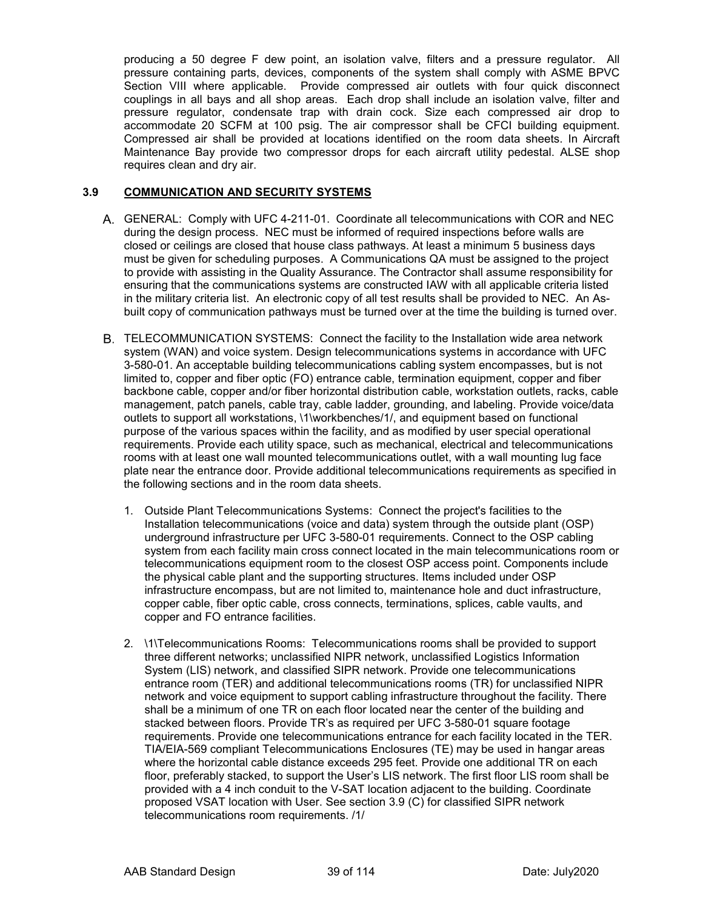producing a 50 degree F dew point, an isolation valve, filters and a pressure regulator. All pressure containing parts, devices, components of the system shall comply with ASME BPVC Section VIII where applicable. Provide compressed air outlets with four quick disconnect couplings in all bays and all shop areas. Each drop shall include an isolation valve, filter and pressure regulator, condensate trap with drain cock. Size each compressed air drop to accommodate 20 SCFM at 100 psig. The air compressor shall be CFCI building equipment. Compressed air shall be provided at locations identified on the room data sheets. In Aircraft Maintenance Bay provide two compressor drops for each aircraft utility pedestal. ALSE shop requires clean and dry air.

## 3.9 COMMUNICATION AND SECURITY SYSTEMS

A. GENERAL: Comply with UFC 4-211-01. Coordinate all telecommunications with COR and NEC during the design process. NEC must be informed of required inspections before walls are closed or ceilings are closed that house class pathways. At least a minimum 5 business days must be given for scheduling purposes. A Communications QA must be assigned to the project to provide with assisting in the Quality Assurance. The Contractor shall assume responsibility for ensuring that the communications systems are constructed IAW with all applicable criteria listed in the military criteria list. An electronic copy of all test results shall be provided to NEC. An As-built copy of communication pathways must be turned over at the time the building is turned over.

B. TELECOMMUNICATION SYSTEMS: Connect the facility to the Installation wide area network system (WAN) and voice system. Design telecommunications systems in accordance with UFC 3-580-01. An acceptable building telecommunications cabling system encompasses, but is not limited to, copper and fiber optic (FO) entrance cable, termination equipment, copper and fiber backbone cable, copper and/or fiber horizontal distribution cable, workstation outlets, racks, cable management, patch panels, cable tray, cable ladder, grounding, and labeling. Provide voice/data outlets to support all workstations, \1\workbenches/1/, and equipment based on functional purpose of the various spaces within the facility, and as modified by user special operational requirements. Provide each utility space, such as mechanical, electrical and telecommunications rooms with at least one wall mounted telecommunications outlet, with a wall mounting lug face plate near the entrance door. Provide additional telecommunications requirements as specified in the following sections and in the room data sheets.

1. Outside Plant Telecommunications Systems: Connect the project's facilities to the Installation telecommunications (voice and data) system through the outside plant (OSP) underground infrastructure per UFC 3-580-01 requirements. Connect to the OSP cabling system from each facility main cross connect located in the main telecommunications room or telecommunications equipment room to the closest OSP access point. Components include the physical cable plant and the supporting structures. Items included under OSP infrastructure encompass, but are not limited to, maintenance hole and duct infrastructure, copper cable, fiber optic cable, cross connects, terminations, splices, cable vaults, and copper and FO entrance facilities.

2. \1\Telecommunications Rooms: Telecommunications rooms shall be provided to support three different networks; unclassified NIPR network, unclassified Logistics Information System (LIS) network, and classified SIPR network. Provide one telecommunications entrance room (TER) and additional telecommunications rooms (TR) for unclassified NIPR network and voice equipment to support cabling infrastructure throughout the facility. There shall be a minimum of one TR on each floor located near the center of the building and stacked between floors. Provide TR's as required per UFC 3-580-01 square footage requirements. Provide one telecommunications entrance for each facility located in the TER. TIA/EIA-569 compliant Telecommunications Enclosures (TE) may be used in hangar areas where the horizontal cable distance exceeds 295 feet. Provide one additional TR on each floor, preferably stacked, to support the User's LIS network. The first floor LIS room shall be provided with a 4 inch conduit to the V-SAT location adjacent to the building. Coordinate proposed VSAT location with User. See section 3.9 (C) for classified SIPR network telecommunications room requirements. /1/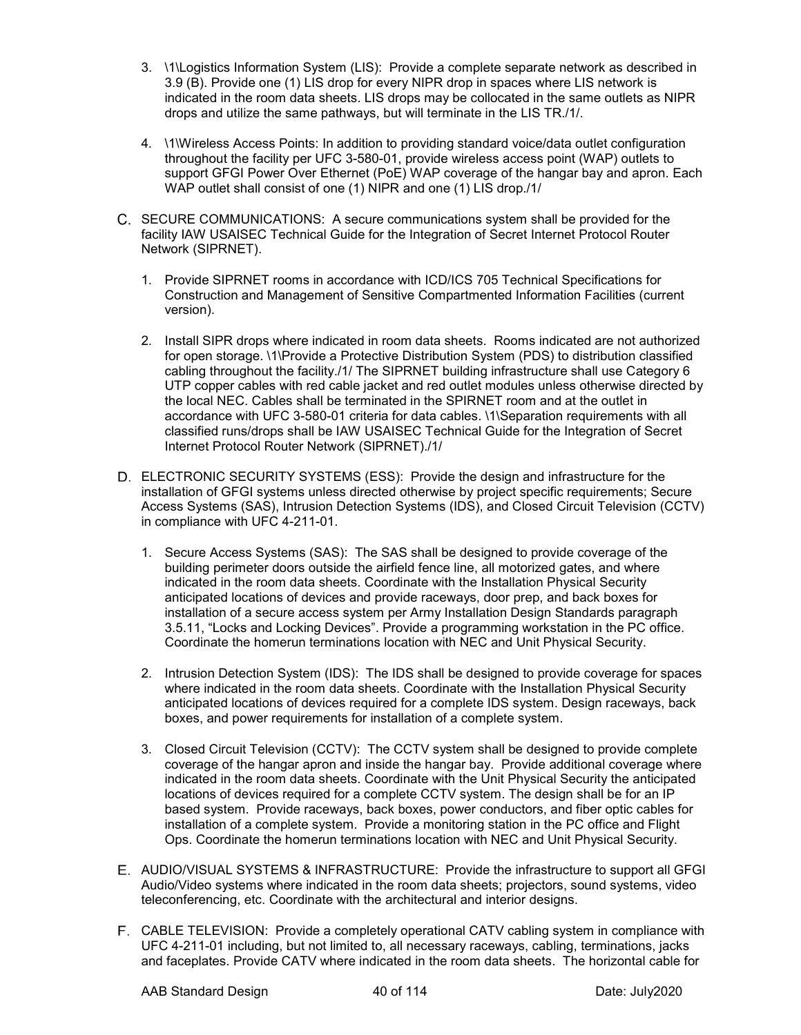3. \1\Logistics Information System (LIS): Provide a complete separate network as described in 3.9 (B). Provide one (1) LIS drop for every NIPR drop in spaces where LIS network is indicated in the room data sheets. LIS drops may be collocated in the same outlets as NIPR drops and utilize the same pathways, but will terminate in the LIS TR./1/.

4. \1\Wireless Access Points: In addition to providing standard voice/data outlet configuration throughout the facility per UFC 3-580-01, provide wireless access point (WAP) outlets to support GFGI Power Over Ethernet (PoE) WAP coverage of the hangar bay and apron. Each WAP outlet shall consist of one (1) NIPR and one (1) LIS drop./1/

C. SECURE COMMUNICATIONS: A secure communications system shall be provided for the facility IAW USAISEC Technical Guide for the Integration of Secret Internet Protocol Router Network (SIPRNET).

1. Provide SIPRNET rooms in accordance with ICD/ICS 705 Technical Specifications for Construction and Management of Sensitive Compartmented Information Facilities (current version).

2. Install SIPR drops where indicated in room data sheets. Rooms indicated are not authorized for open storage. \1\Provide a Protective Distribution System (PDS) to distribution classified cabling throughout the facility./1/ The SIPRNET building infrastructure shall use Category 6 UTP copper cables with red cable jacket and red outlet modules unless otherwise directed by the local NEC. Cables shall be terminated in the SPIRNET room and at the outlet in accordance with UFC 3-580-01 criteria for data cables. \1\Separation requirements with all classified runs/drops shall be IAW USAISEC Technical Guide for the Integration of Secret Internet Protocol Router Network (SIPRNET)./1/

D. ELECTRONIC SECURITY SYSTEMS (ESS): Provide the design and infrastructure for the installation of GFGI systems unless directed otherwise by project specific requirements; Secure Access Systems (SAS), Intrusion Detection Systems (IDS), and Closed Circuit Television (CCTV) in compliance with UFC 4-211-01.

1. Secure Access Systems (SAS): The SAS shall be designed to provide coverage of the building perimeter doors outside the airfield fence line, all motorized gates, and where indicated in the room data sheets. Coordinate with the Installation Physical Security anticipated locations of devices and provide raceways, door prep, and back boxes for installation of a secure access system per Army Installation Design Standards paragraph 3.5.11, "Locks and Locking Devices". Provide a programming workstation in the PC office. Coordinate the homerun terminations location with NEC and Unit Physical Security.

2. Intrusion Detection System (IDS): The IDS shall be designed to provide coverage for spaces where indicated in the room data sheets. Coordinate with the Installation Physical Security anticipated locations of devices required for a complete IDS system. Design raceways, back boxes, and power requirements for installation of a complete system.

3. Closed Circuit Television (CCTV): The CCTV system shall be designed to provide complete coverage of the hangar apron and inside the hangar bay. Provide additional coverage where indicated in the room data sheets. Coordinate with the Unit Physical Security the anticipated locations of devices required for a complete CCTV system. The design shall be for an IP based system. Provide raceways, back boxes, power conductors, and fiber optic cables for installation of a complete system. Provide a monitoring station in the PC office and Flight Ops. Coordinate the homerun terminations location with NEC and Unit Physical Security.

E. AUDIO/VISUAL SYSTEMS & INFRASTRUCTURE: Provide the infrastructure to support all GFGI Audio/Video systems where indicated in the room data sheets; projectors, sound systems, video teleconferencing, etc. Coordinate with the architectural and interior designs.

F. CABLE TELEVISION: Provide a completely operational CATV cabling system in compliance with UFC 4-211-01 including, but not limited to, all necessary raceways, cabling, terminations, jacks and faceplates. Provide CATV where indicated in the room data sheets. The horizontal cable for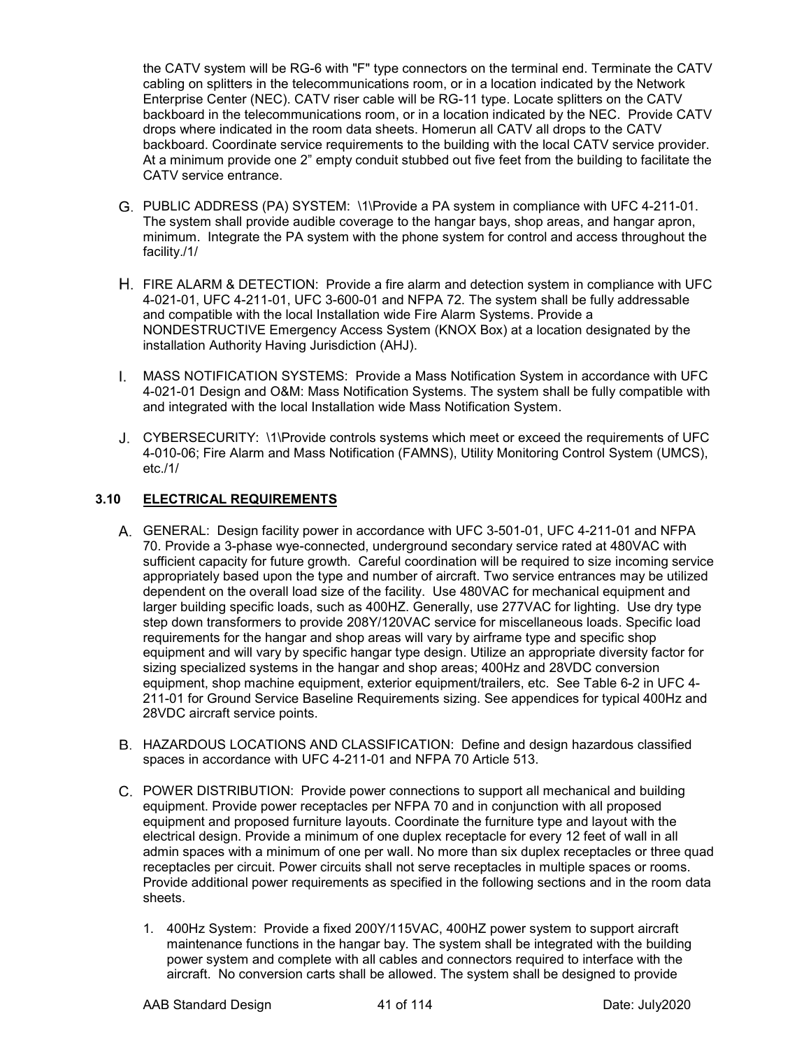the CATV system will be RG-6 with "F" type connectors on the terminal end. Terminate the CATV cabling on splitters in the telecommunications room, or in a location indicated by the Network Enterprise Center (NEC). CATV riser cable will be RG-11 type. Locate splitters on the CATV backboard in the telecommunications room, or in a location indicated by the NEC. Provide CATV drops where indicated in the room data sheets. Homerun all CATV all drops to the CATV backboard. Coordinate service requirements to the building with the local CATV service provider. At a minimum provide one 2" empty conduit stubbed out five feet from the building to facilitate the CATV service entrance.

G. PUBLIC ADDRESS (PA) SYSTEM: \1\Provide a PA system in compliance with UFC 4-211-01. The system shall provide audible coverage to the hangar bays, shop areas, and hangar apron, minimum. Integrate the PA system with the phone system for control and access throughout the facility./1/

H. FIRE ALARM & DETECTION: Provide a fire alarm and detection system in compliance with UFC 4-021-01, UFC 4-211-01, UFC 3-600-01 and NFPA 72. The system shall be fully addressable and compatible with the local Installation wide Fire Alarm Systems. Provide a NONDESTRUCTIVE Emergency Access System (KNOX Box) at a location designated by the installation Authority Having Jurisdiction (AHJ).

I. MASS NOTIFICATION SYSTEMS: Provide a Mass Notification System in accordance with UFC 4-021-01 Design and O&M: Mass Notification Systems. The system shall be fully compatible with and integrated with the local Installation wide Mass Notification System.

J. CYBERSECURITY: \1\Provide controls systems which meet or exceed the requirements of UFC 4-010-06; Fire Alarm and Mass Notification (FAMNS), Utility Monitoring Control System (UMCS), etc./1/

## 3.10 ELECTRICAL REQUIREMENTS

A. GENERAL: Design facility power in accordance with UFC 3-501-01, UFC 4-211-01 and NFPA 70. Provide a 3-phase wye-connected, underground secondary service rated at 480VAC with sufficient capacity for future growth. Careful coordination will be required to size incoming service appropriately based upon the type and number of aircraft. Two service entrances may be utilized dependent on the overall load size of the facility. Use 480VAC for mechanical equipment and larger building specific loads, such as 400HZ. Generally, use 277VAC for lighting. Use dry type step down transformers to provide 208Y/120VAC service for miscellaneous loads. Specific load requirements for the hangar and shop areas will vary by airframe type and specific shop equipment and will vary by specific hangar type design. Utilize an appropriate diversity factor for sizing specialized systems in the hangar and shop areas; 400Hz and 28VDC conversion equipment, shop machine equipment, exterior equipment/trailers, etc. See Table 6-2 in UFC 4-211-01 for Ground Service Baseline Requirements sizing. See appendices for typical 400Hz and 28VDC aircraft service points.

B. HAZARDOUS LOCATIONS AND CLASSIFICATION: Define and design hazardous classified spaces in accordance with UFC 4-211-01 and NFPA 70 Article 513.

C. POWER DISTRIBUTION: Provide power connections to support all mechanical and building equipment. Provide power receptacles per NFPA 70 and in conjunction with all proposed equipment and proposed furniture layouts. Coordinate the furniture type and layout with the electrical design. Provide a minimum of one duplex receptacle for every 12 feet of wall in all admin spaces with a minimum of one per wall. No more than six duplex receptacles or three quad receptacles per circuit. Power circuits shall not serve receptacles in multiple spaces or rooms. Provide additional power requirements as specified in the following sections and in the room data sheets.

1. 400Hz System: Provide a fixed 200Y/115VAC, 400HZ power system to support aircraft maintenance functions in the hangar bay. The system shall be integrated with the building power system and complete with all cables and connectors required to interface with the aircraft. No conversion carts shall be allowed. The system shall be designed to provide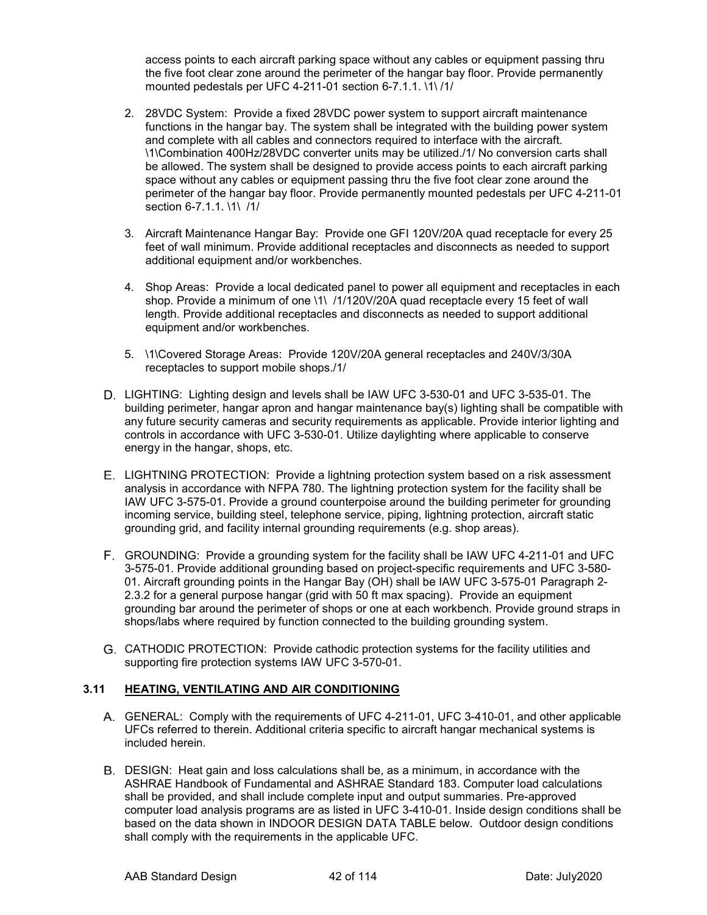access points to each aircraft parking space without any cables or equipment passing thru the five foot clear zone around the perimeter of the hangar bay floor. Provide permanently mounted pedestals per UFC 4-211-01 section 6-7.1.1. \1\ /1/

2. 28VDC System: Provide a fixed 28VDC power system to support aircraft maintenance functions in the hangar bay. The system shall be integrated with the building power system and complete with all cables and connectors required to interface with the aircraft. \1\Combination 400Hz/28VDC converter units may be utilized./1/ No conversion carts shall be allowed. The system shall be designed to provide access points to each aircraft parking space without any cables or equipment passing thru the five foot clear zone around the perimeter of the hangar bay floor. Provide permanently mounted pedestals per UFC 4-211-01 section 6-7.1.1. \1\ /1/

3. Aircraft Maintenance Hangar Bay: Provide one GFI 120V/20A quad receptacle for every 25 feet of wall minimum. Provide additional receptacles and disconnects as needed to support additional equipment and/or workbenches.

4. Shop Areas: Provide a local dedicated panel to power all equipment and receptacles in each shop. Provide a minimum of one \1\ /1/120V/20A quad receptacle every 15 feet of wall length. Provide additional receptacles and disconnects as needed to support additional equipment and/or workbenches.

5. \1\Covered Storage Areas: Provide 120V/20A general receptacles and 240V/3/30A receptacles to support mobile shops./1/

D. LIGHTING: Lighting design and levels shall be IAW UFC 3-530-01 and UFC 3-535-01. The building perimeter, hangar apron and hangar maintenance bay(s) lighting shall be compatible with any future security cameras and security requirements as applicable. Provide interior lighting and controls in accordance with UFC 3-530-01. Utilize daylighting where applicable to conserve energy in the hangar, shops, etc.

E. LIGHTNING PROTECTION: Provide a lightning protection system based on a risk assessment analysis in accordance with NFPA 780. The lightning protection system for the facility shall be IAW UFC 3-575-01. Provide a ground counterpoise around the building perimeter for grounding incoming service, building steel, telephone service, piping, lightning protection, aircraft static grounding grid, and facility internal grounding requirements (e.g. shop areas).

F. GROUNDING: Provide a grounding system for the facility shall be IAW UFC 4-211-01 and UFC 3-575-01. Provide additional grounding based on project-specific requirements and UFC 3-580-01. Aircraft grounding points in the Hangar Bay (OH) shall be IAW UFC 3-575-01 Paragraph 2-2.3.2 for a general purpose hangar (grid with 50 ft max spacing). Provide an equipment grounding bar around the perimeter of shops or one at each workbench. Provide ground straps in shops/labs where required by function connected to the building grounding system.

G. CATHODIC PROTECTION: Provide cathodic protection systems for the facility utilities and supporting fire protection systems IAW UFC 3-570-01.

### 3.11 HEATING, VENTILATING AND AIR CONDITIONING

A. GENERAL: Comply with the requirements of UFC 4-211-01, UFC 3-410-01, and other applicable UFCs referred to therein. Additional criteria specific to aircraft hangar mechanical systems is included herein.

B. DESIGN: Heat gain and loss calculations shall be, as a minimum, in accordance with the ASHRAE Handbook of Fundamental and ASHRAE Standard 183. Computer load calculations shall be provided, and shall include complete input and output summaries. Pre-approved computer load analysis programs are as listed in UFC 3-410-01. Inside design conditions shall be based on the data shown in INDOOR DESIGN DATA TABLE below. Outdoor design conditions shall comply with the requirements in the applicable UFC.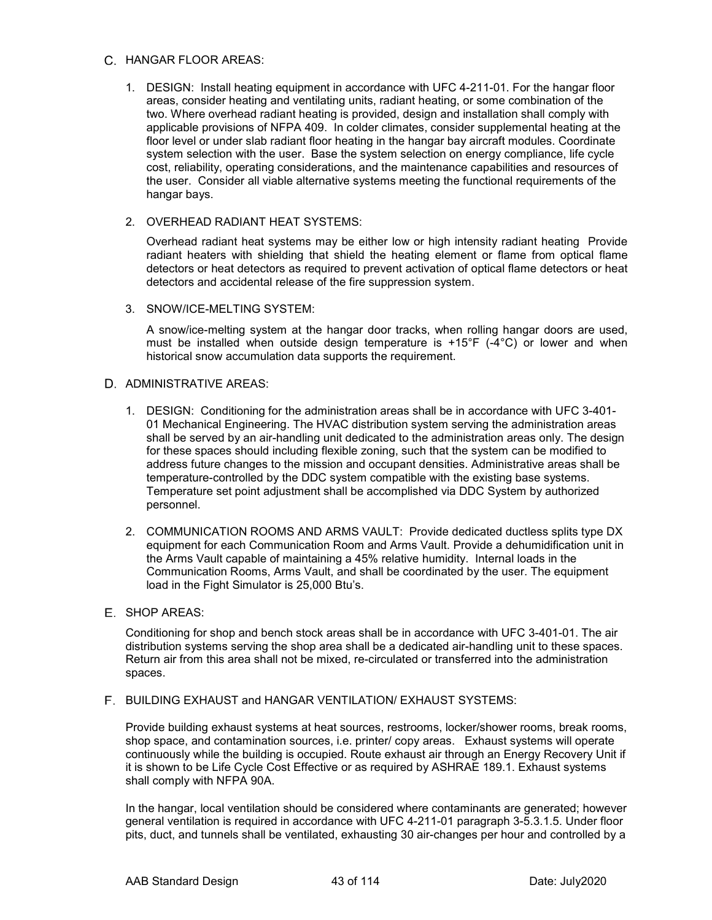C. HANGAR FLOOR AREAS:

1. DESIGN: Install heating equipment in accordance with UFC 4-211-01. For the hangar floor areas, consider heating and ventilating units, radiant heating, or some combination of the two. Where overhead radiant heating is provided, design and installation shall comply with applicable provisions of NFPA 409. In colder climates, consider supplemental heating at the floor level or under slab radiant floor heating in the hangar bay aircraft modules. Coordinate system selection with the user. Base the system selection on energy compliance, life cycle cost, reliability, operating considerations, and the maintenance capabilities and resources of the user. Consider all viable alternative systems meeting the functional requirements of the hangar bays.

2. OVERHEAD RADIANT HEAT SYSTEMS:

   Overhead radiant heat systems may be either low or high intensity radiant heating Provide radiant heaters with shielding that shield the heating element or flame from optical flame detectors or heat detectors as required to prevent activation of optical flame detectors or heat detectors and accidental release of the fire suppression system.

3. SNOW/ICE-MELTING SYSTEM:

   A snow/ice-melting system at the hangar door tracks, when rolling hangar doors are used, must be installed when outside design temperature is +15°F (-4°C) or lower and when historical snow accumulation data supports the requirement.

D. ADMINISTRATIVE AREAS:

1. DESIGN: Conditioning for the administration areas shall be in accordance with UFC 3-401-01 Mechanical Engineering. The HVAC distribution system serving the administration areas shall be served by an air-handling unit dedicated to the administration areas only. The design for these spaces should including flexible zoning, such that the system can be modified to address future changes to the mission and occupant densities. Administrative areas shall be temperature-controlled by the DDC system compatible with the existing base systems. Temperature set point adjustment shall be accomplished via DDC System by authorized personnel.

2. COMMUNICATION ROOMS AND ARMS VAULT: Provide dedicated ductless splits type DX equipment for each Communication Room and Arms Vault. Provide a dehumidification unit in the Arms Vault capable of maintaining a 45% relative humidity. Internal loads in the Communication Rooms, Arms Vault, and shall be coordinated by the user. The equipment load in the Fight Simulator is 25,000 Btu's.

E. SHOP AREAS:

Conditioning for shop and bench stock areas shall be in accordance with UFC 3-401-01. The air distribution systems serving the shop area shall be a dedicated air-handling unit to these spaces. Return air from this area shall not be mixed, re-circulated or transferred into the administration spaces.

F. BUILDING EXHAUST and HANGAR VENTILATION/ EXHAUST SYSTEMS:

Provide building exhaust systems at heat sources, restrooms, locker/shower rooms, break rooms, shop space, and contamination sources, i.e. printer/ copy areas. Exhaust systems will operate continuously while the building is occupied. Route exhaust air through an Energy Recovery Unit if it is shown to be Life Cycle Cost Effective or as required by ASHRAE 189.1. Exhaust systems shall comply with NFPA 90A.

In the hangar, local ventilation should be considered where contaminants are generated; however general ventilation is required in accordance with UFC 4-211-01 paragraph 3-5.3.1.5. Under floor pits, duct, and tunnels shall be ventilated, exhausting 30 air-changes per hour and controlled by a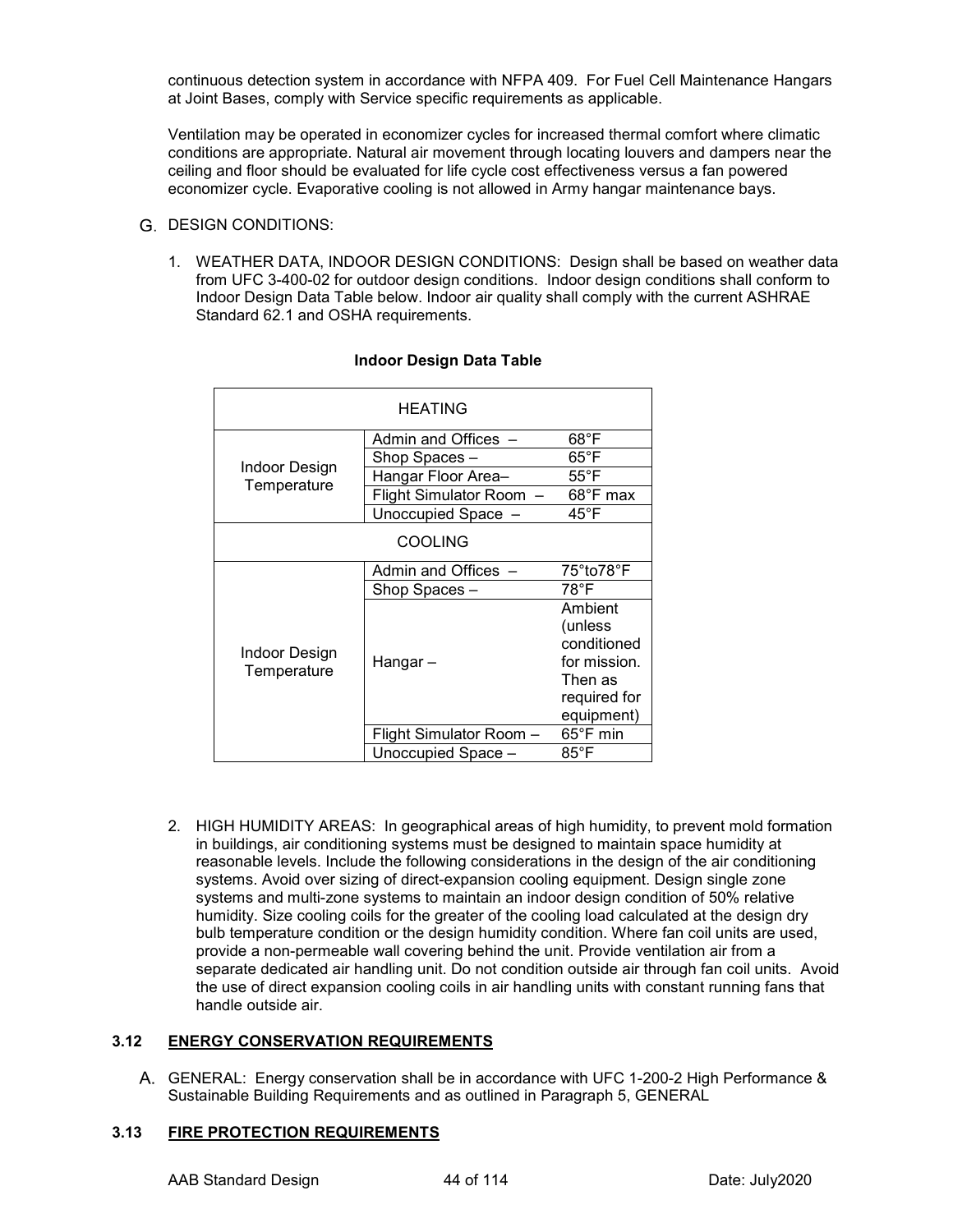continuous detection system in accordance with NFPA 409. For Fuel Cell Maintenance Hangars at Joint Bases, comply with Service specific requirements as applicable.

Ventilation may be operated in economizer cycles for increased thermal comfort where climatic conditions are appropriate. Natural air movement through locating louvers and dampers near the ceiling and floor should be evaluated for life cycle cost effectiveness versus a fan powered economizer cycle. Evaporative cooling is not allowed in Army hangar maintenance bays.

G. DESIGN CONDITIONS:

1. WEATHER DATA, INDOOR DESIGN CONDITIONS: Design shall be based on weather data from UFC 3-400-02 for outdoor design conditions. Indoor design conditions shall conform to Indoor Design Data Table below. Indoor air quality shall comply with the current ASHRAE Standard 62.1 and OSHA requirements.

**Indoor Design Data Table**

| HEATING | | |
|---|---|---|
| Indoor Design Temperature | Admin and Offices – | 68°F |
| | Shop Spaces – | 65°F |
| | Hangar Floor Area– | 55°F |
| | Flight Simulator Room – | 68°F max |
| | Unoccupied Space – | 45°F |
| **COOLING** | | |
| Indoor Design Temperature | Admin and Offices – | 75°to78°F |
| | Shop Spaces – | 78°F |
| | Hangar – | Ambient (unless conditioned for mission. Then as required for equipment) |
| | Flight Simulator Room – | 65°F min |
| | Unoccupied Space – | 85°F |

2. HIGH HUMIDITY AREAS: In geographical areas of high humidity, to prevent mold formation in buildings, air conditioning systems must be designed to maintain space humidity at reasonable levels. Include the following considerations in the design of the air conditioning systems. Avoid over sizing of direct-expansion cooling equipment. Design single zone systems and multi-zone systems to maintain an indoor design condition of 50% relative humidity. Size cooling coils for the greater of the cooling load calculated at the design dry bulb temperature condition or the design humidity condition. Where fan coil units are used, provide a non-permeable wall covering behind the unit. Provide ventilation air from a separate dedicated air handling unit. Do not condition outside air through fan coil units. Avoid the use of direct expansion cooling coils in air handling units with constant running fans that handle outside air.

## 3.12 ENERGY CONSERVATION REQUIREMENTS

A. GENERAL: Energy conservation shall be in accordance with UFC 1-200-2 High Performance & Sustainable Building Requirements and as outlined in Paragraph 5, GENERAL

## 3.13 FIRE PROTECTION REQUIREMENTS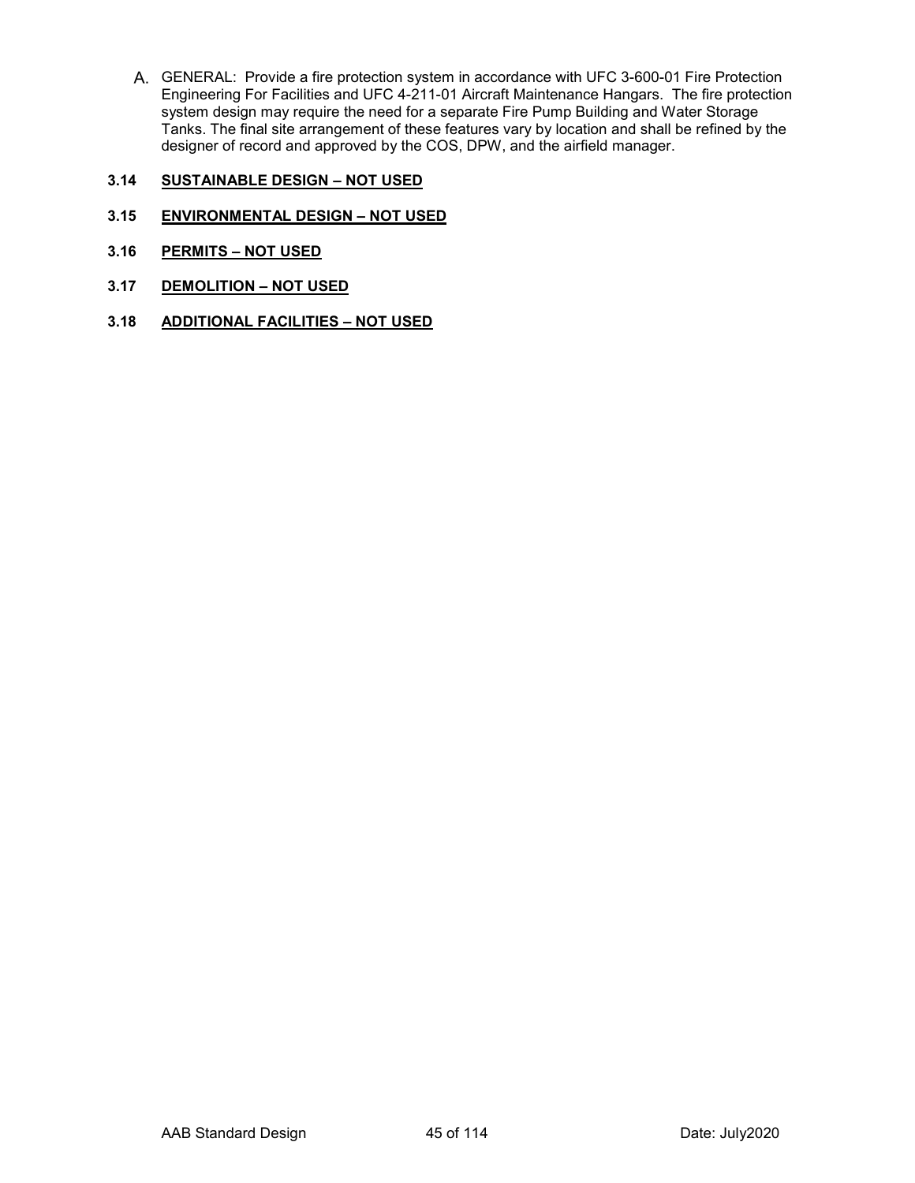A. GENERAL: Provide a fire protection system in accordance with UFC 3-600-01 Fire Protection Engineering For Facilities and UFC 4-211-01 Aircraft Maintenance Hangars. The fire protection system design may require the need for a separate Fire Pump Building and Water Storage Tanks. The final site arrangement of these features vary by location and shall be refined by the designer of record and approved by the COS, DPW, and the airfield manager.

### 3.14 SUSTAINABLE DESIGN – NOT USED

### 3.15 ENVIRONMENTAL DESIGN – NOT USED

### 3.16 PERMITS – NOT USED

### 3.17 DEMOLITION – NOT USED

### 3.18 ADDITIONAL FACILITIES – NOT USED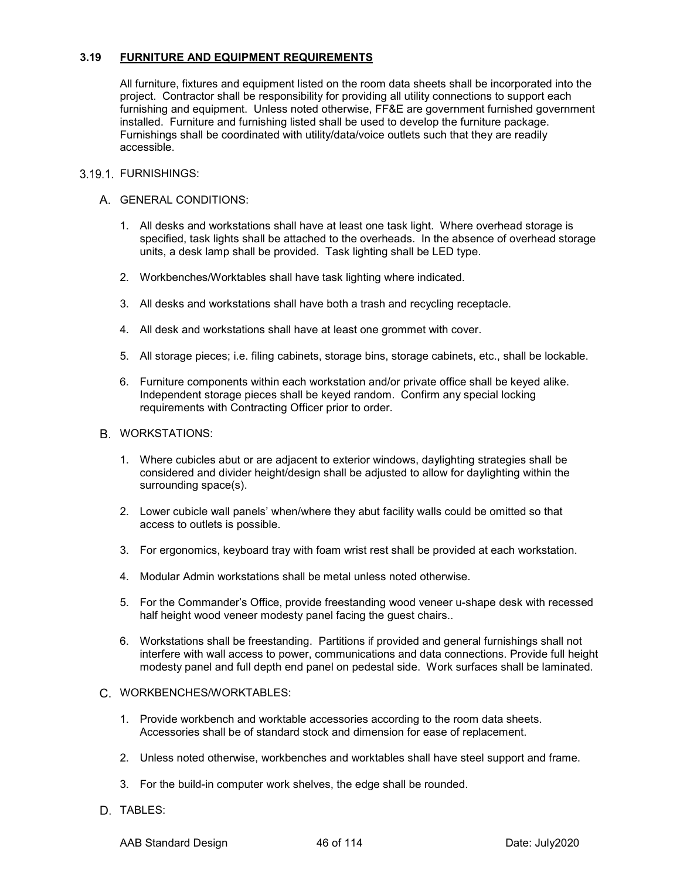### 3.19 FURNITURE AND EQUIPMENT REQUIREMENTS

All furniture, fixtures and equipment listed on the room data sheets shall be incorporated into the project. Contractor shall be responsibility for providing all utility connections to support each furnishing and equipment. Unless noted otherwise, FF&E are government furnished government installed. Furniture and furnishing listed shall be used to develop the furniture package. Furnishings shall be coordinated with utility/data/voice outlets such that they are readily accessible.

#### 3.19.1. FURNISHINGS:

A. GENERAL CONDITIONS:

1. All desks and workstations shall have at least one task light. Where overhead storage is specified, task lights shall be attached to the overheads. In the absence of overhead storage units, a desk lamp shall be provided. Task lighting shall be LED type.
2. Workbenches/Worktables shall have task lighting where indicated.
3. All desks and workstations shall have both a trash and recycling receptacle.
4. All desk and workstations shall have at least one grommet with cover.
5. All storage pieces; i.e. filing cabinets, storage bins, storage cabinets, etc., shall be lockable.
6. Furniture components within each workstation and/or private office shall be keyed alike. Independent storage pieces shall be keyed random. Confirm any special locking requirements with Contracting Officer prior to order.

B. WORKSTATIONS:

1. Where cubicles abut or are adjacent to exterior windows, daylighting strategies shall be considered and divider height/design shall be adjusted to allow for daylighting within the surrounding space(s).
2. Lower cubicle wall panels' when/where they abut facility walls could be omitted so that access to outlets is possible.
3. For ergonomics, keyboard tray with foam wrist rest shall be provided at each workstation.
4. Modular Admin workstations shall be metal unless noted otherwise.
5. For the Commander's Office, provide freestanding wood veneer u-shape desk with recessed half height wood veneer modesty panel facing the guest chairs..
6. Workstations shall be freestanding. Partitions if provided and general furnishings shall not interfere with wall access to power, communications and data connections. Provide full height modesty panel and full depth end panel on pedestal side. Work surfaces shall be laminated.

C. WORKBENCHES/WORKTABLES:

1. Provide workbench and worktable accessories according to the room data sheets. Accessories shall be of standard stock and dimension for ease of replacement.
2. Unless noted otherwise, workbenches and worktables shall have steel support and frame.
3. For the build-in computer work shelves, the edge shall be rounded.

D. TABLES: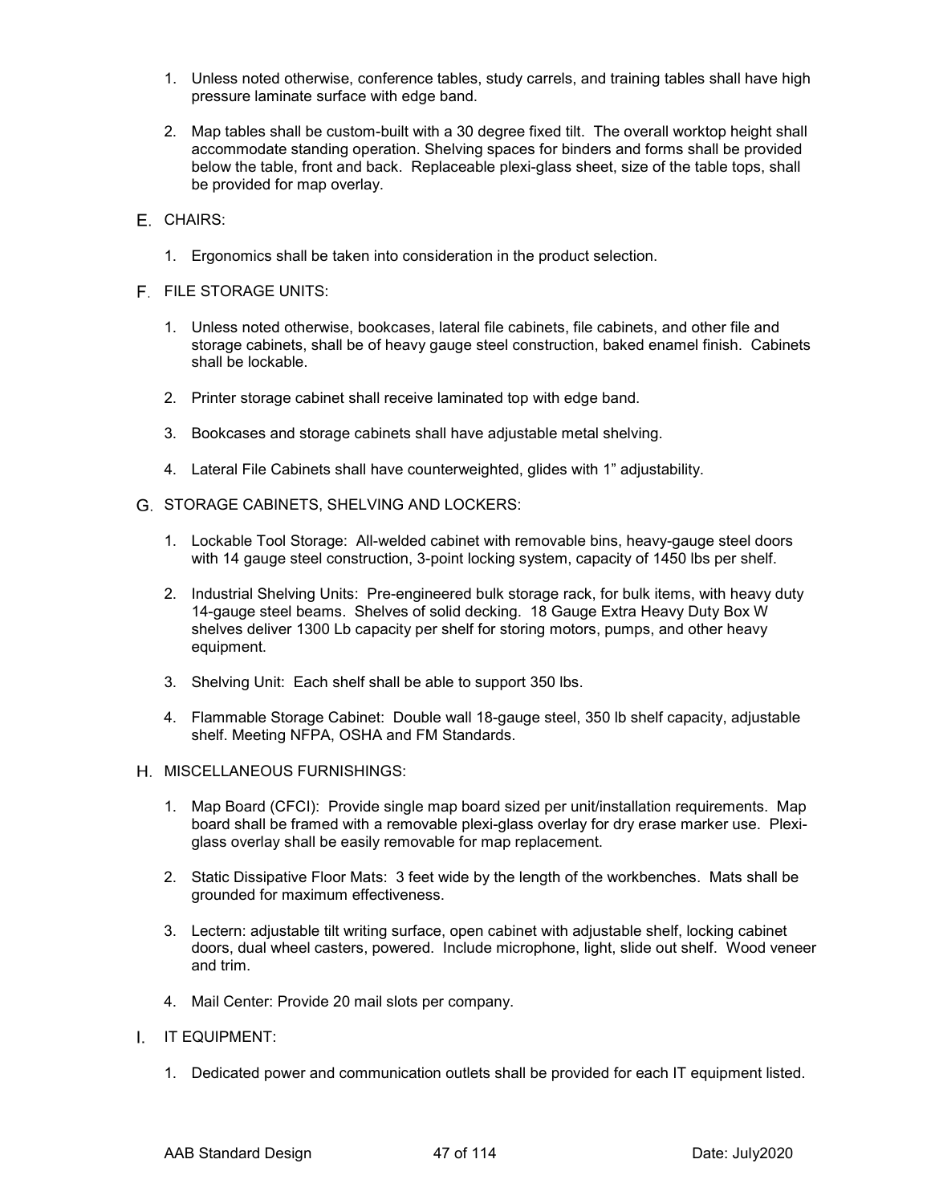1. Unless noted otherwise, conference tables, study carrels, and training tables shall have high pressure laminate surface with edge band.

2. Map tables shall be custom-built with a 30 degree fixed tilt. The overall worktop height shall accommodate standing operation. Shelving spaces for binders and forms shall be provided below the table, front and back. Replaceable plexi-glass sheet, size of the table tops, shall be provided for map overlay.

E. CHAIRS:

1. Ergonomics shall be taken into consideration in the product selection.

F. FILE STORAGE UNITS:

1. Unless noted otherwise, bookcases, lateral file cabinets, file cabinets, and other file and storage cabinets, shall be of heavy gauge steel construction, baked enamel finish. Cabinets shall be lockable.

2. Printer storage cabinet shall receive laminated top with edge band.

3. Bookcases and storage cabinets shall have adjustable metal shelving.

4. Lateral File Cabinets shall have counterweighted, glides with 1" adjustability.

G. STORAGE CABINETS, SHELVING AND LOCKERS:

1. Lockable Tool Storage: All-welded cabinet with removable bins, heavy-gauge steel doors with 14 gauge steel construction, 3-point locking system, capacity of 1450 lbs per shelf.

2. Industrial Shelving Units: Pre-engineered bulk storage rack, for bulk items, with heavy duty 14-gauge steel beams. Shelves of solid decking. 18 Gauge Extra Heavy Duty Box W shelves deliver 1300 Lb capacity per shelf for storing motors, pumps, and other heavy equipment.

3. Shelving Unit: Each shelf shall be able to support 350 lbs.

4. Flammable Storage Cabinet: Double wall 18-gauge steel, 350 lb shelf capacity, adjustable shelf. Meeting NFPA, OSHA and FM Standards.

H. MISCELLANEOUS FURNISHINGS:

1. Map Board (CFCI): Provide single map board sized per unit/installation requirements. Map board shall be framed with a removable plexi-glass overlay for dry erase marker use. Plexi-glass overlay shall be easily removable for map replacement.

2. Static Dissipative Floor Mats: 3 feet wide by the length of the workbenches. Mats shall be grounded for maximum effectiveness.

3. Lectern: adjustable tilt writing surface, open cabinet with adjustable shelf, locking cabinet doors, dual wheel casters, powered. Include microphone, light, slide out shelf. Wood veneer and trim.

4. Mail Center: Provide 20 mail slots per company.

I. IT EQUIPMENT:

1. Dedicated power and communication outlets shall be provided for each IT equipment listed.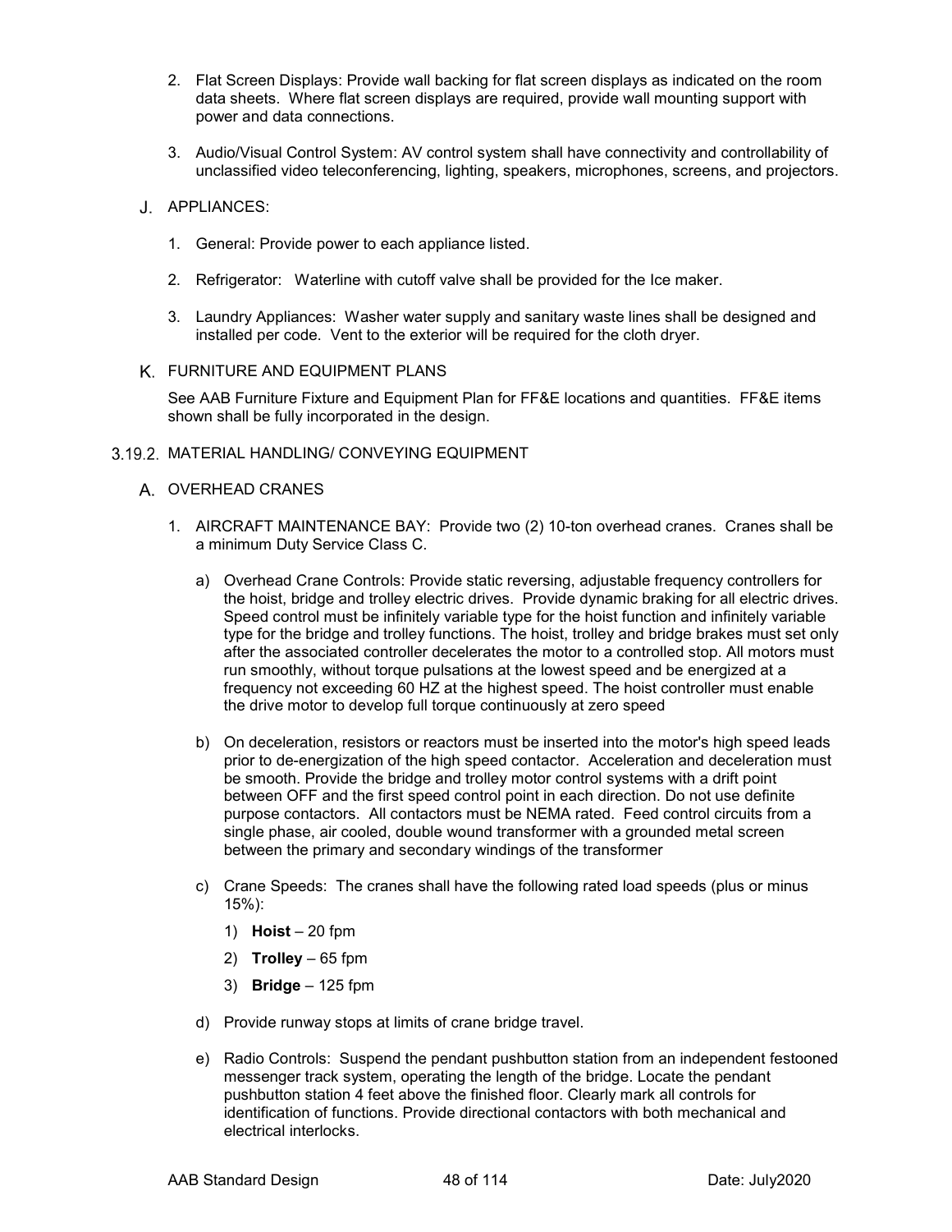2. Flat Screen Displays: Provide wall backing for flat screen displays as indicated on the room data sheets. Where flat screen displays are required, provide wall mounting support with power and data connections.

3. Audio/Visual Control System: AV control system shall have connectivity and controllability of unclassified video teleconferencing, lighting, speakers, microphones, screens, and projectors.

J. APPLIANCES:

1. General: Provide power to each appliance listed.

2. Refrigerator: Waterline with cutoff valve shall be provided for the Ice maker.

3. Laundry Appliances: Washer water supply and sanitary waste lines shall be designed and installed per code. Vent to the exterior will be required for the cloth dryer.

K. FURNITURE AND EQUIPMENT PLANS

See AAB Furniture Fixture and Equipment Plan for FF&E locations and quantities. FF&E items shown shall be fully incorporated in the design.

### 3.19.2. MATERIAL HANDLING/ CONVEYING EQUIPMENT

A. OVERHEAD CRANES

1. AIRCRAFT MAINTENANCE BAY: Provide two (2) 10-ton overhead cranes. Cranes shall be a minimum Duty Service Class C.

   a) Overhead Crane Controls: Provide static reversing, adjustable frequency controllers for the hoist, bridge and trolley electric drives. Provide dynamic braking for all electric drives. Speed control must be infinitely variable type for the hoist function and infinitely variable type for the bridge and trolley functions. The hoist, trolley and bridge brakes must set only after the associated controller decelerates the motor to a controlled stop. All motors must run smoothly, without torque pulsations at the lowest speed and be energized at a frequency not exceeding 60 HZ at the highest speed. The hoist controller must enable the drive motor to develop full torque continuously at zero speed

   b) On deceleration, resistors or reactors must be inserted into the motor's high speed leads prior to de-energization of the high speed contactor. Acceleration and deceleration must be smooth. Provide the bridge and trolley motor control systems with a drift point between OFF and the first speed control point in each direction. Do not use definite purpose contactors. All contactors must be NEMA rated. Feed control circuits from a single phase, air cooled, double wound transformer with a grounded metal screen between the primary and secondary windings of the transformer

   c) Crane Speeds: The cranes shall have the following rated load speeds (plus or minus 15%):

      1) **Hoist** – 20 fpm

      2) **Trolley** – 65 fpm

      3) **Bridge** – 125 fpm

   d) Provide runway stops at limits of crane bridge travel.

   e) Radio Controls: Suspend the pendant pushbutton station from an independent festooned messenger track system, operating the length of the bridge. Locate the pendant pushbutton station 4 feet above the finished floor. Clearly mark all controls for identification of functions. Provide directional contactors with both mechanical and electrical interlocks.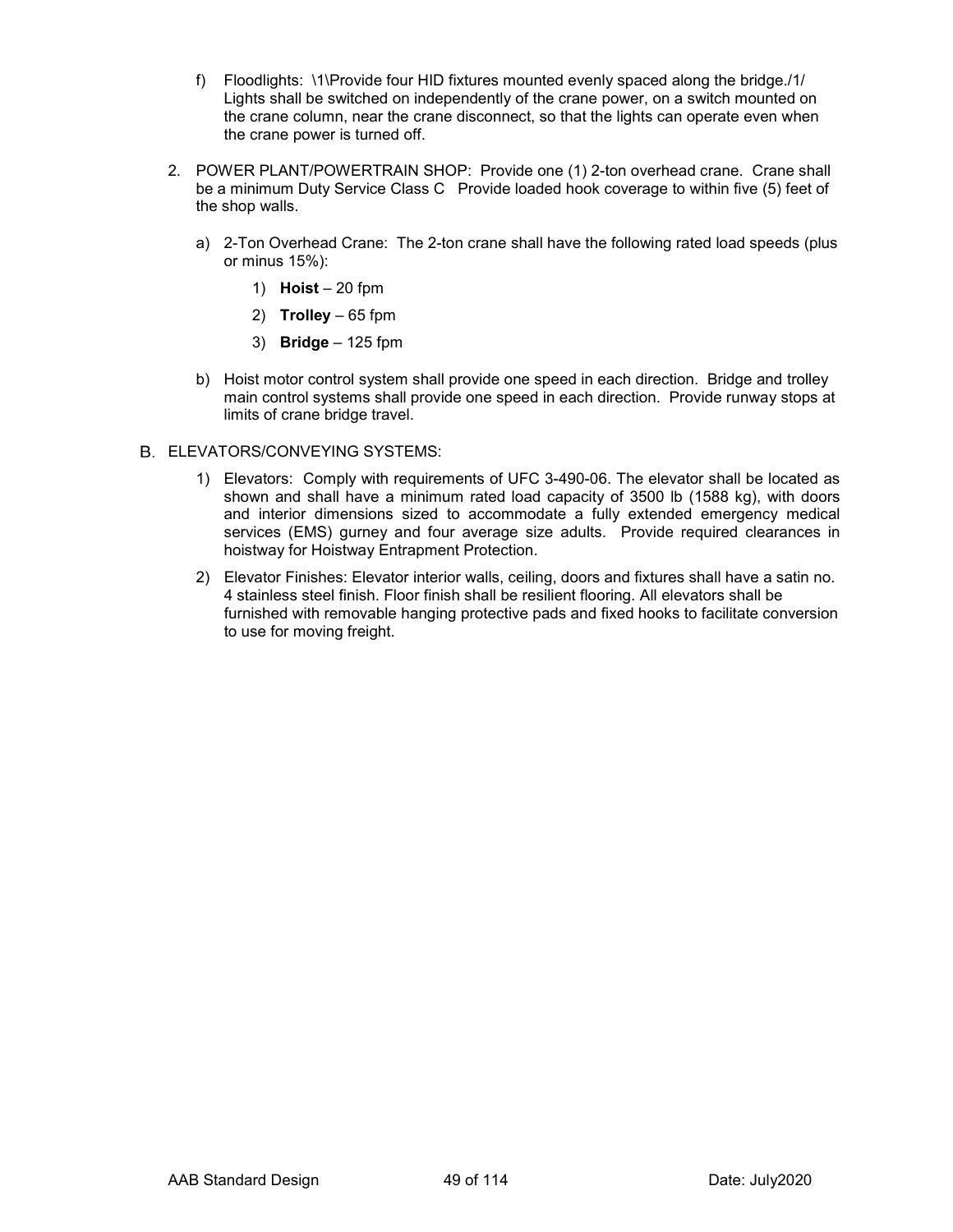f) Floodlights: \1\Provide four HID fixtures mounted evenly spaced along the bridge./1/ Lights shall be switched on independently of the crane power, on a switch mounted on the crane column, near the crane disconnect, so that the lights can operate even when the crane power is turned off.

2. POWER PLANT/POWERTRAIN SHOP: Provide one (1) 2-ton overhead crane. Crane shall be a minimum Duty Service Class C Provide loaded hook coverage to within five (5) feet of the shop walls.

   a) 2-Ton Overhead Crane: The 2-ton crane shall have the following rated load speeds (plus or minus 15%):

      1) **Hoist** – 20 fpm

      2) **Trolley** – 65 fpm

      3) **Bridge** – 125 fpm

   b) Hoist motor control system shall provide one speed in each direction. Bridge and trolley main control systems shall provide one speed in each direction. Provide runway stops at limits of crane bridge travel.

B. ELEVATORS/CONVEYING SYSTEMS:

   1) Elevators: Comply with requirements of UFC 3-490-06. The elevator shall be located as shown and shall have a minimum rated load capacity of 3500 lb (1588 kg), with doors and interior dimensions sized to accommodate a fully extended emergency medical services (EMS) gurney and four average size adults. Provide required clearances in hoistway for Hoistway Entrapment Protection.

   2) Elevator Finishes: Elevator interior walls, ceiling, doors and fixtures shall have a satin no. 4 stainless steel finish. Floor finish shall be resilient flooring. All elevators shall be furnished with removable hanging protective pads and fixed hooks to facilitate conversion to use for moving freight.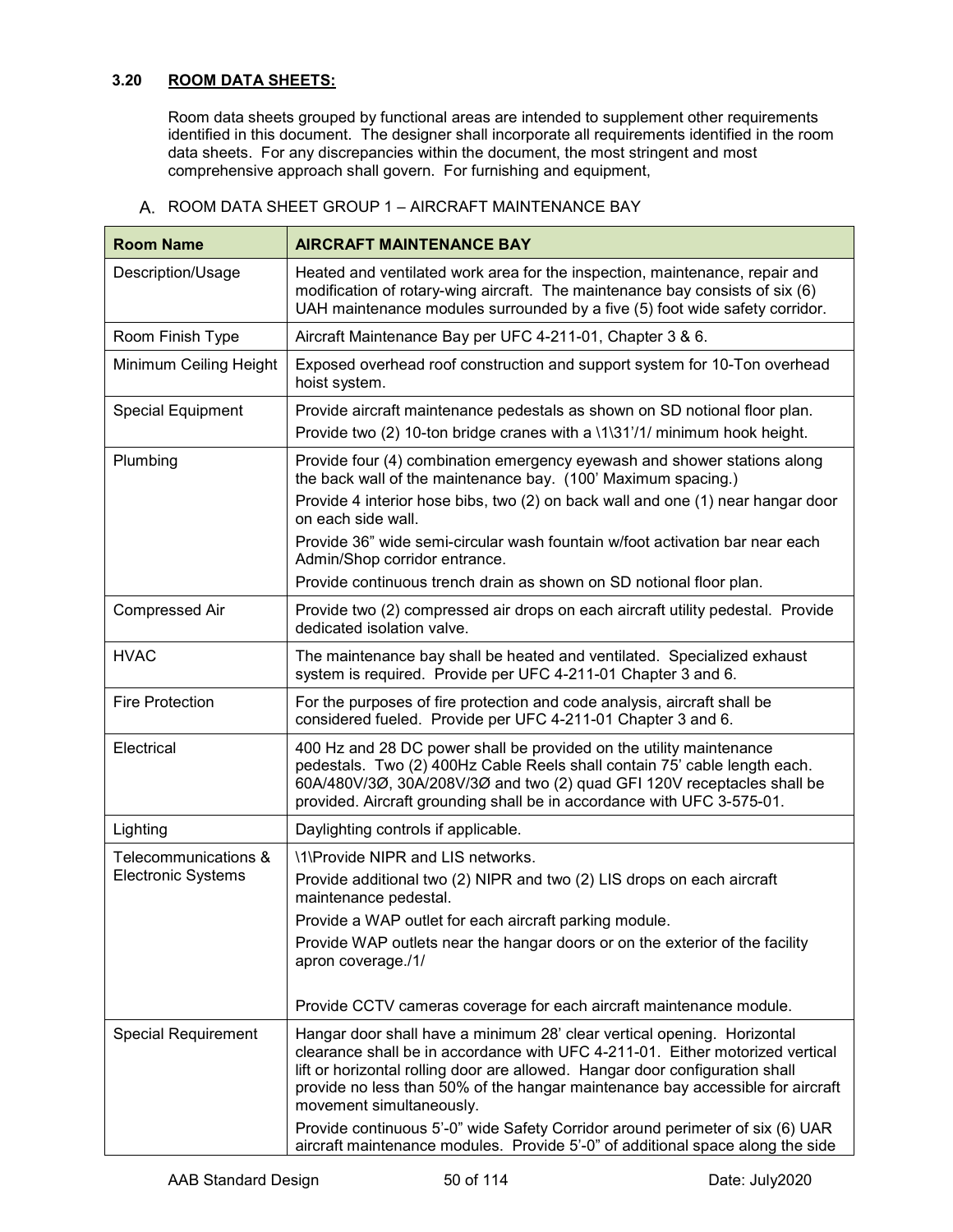### 3.20 ROOM DATA SHEETS:

Room data sheets grouped by functional areas are intended to supplement other requirements identified in this document. The designer shall incorporate all requirements identified in the room data sheets. For any discrepancies within the document, the most stringent and most comprehensive approach shall govern. For furnishing and equipment,

A. ROOM DATA SHEET GROUP 1 – AIRCRAFT MAINTENANCE BAY

| Room Name | AIRCRAFT MAINTENANCE BAY |
|---|---|
| Description/Usage | Heated and ventilated work area for the inspection, maintenance, repair and modification of rotary-wing aircraft. The maintenance bay consists of six (6) UAH maintenance modules surrounded by a five (5) foot wide safety corridor. |
| Room Finish Type | Aircraft Maintenance Bay per UFC 4-211-01, Chapter 3 & 6. |
| Minimum Ceiling Height | Exposed overhead roof construction and support system for 10-Ton overhead hoist system. |
| Special Equipment | Provide aircraft maintenance pedestals as shown on SD notional floor plan.<br>Provide two (2) 10-ton bridge cranes with a \1\31'/1/ minimum hook height. |
| Plumbing | Provide four (4) combination emergency eyewash and shower stations along the back wall of the maintenance bay. (100' Maximum spacing.)<br>Provide 4 interior hose bibs, two (2) on back wall and one (1) near hangar door on each side wall.<br>Provide 36" wide semi-circular wash fountain w/foot activation bar near each Admin/Shop corridor entrance.<br>Provide continuous trench drain as shown on SD notional floor plan. |
| Compressed Air | Provide two (2) compressed air drops on each aircraft utility pedestal. Provide dedicated isolation valve. |
| HVAC | The maintenance bay shall be heated and ventilated. Specialized exhaust system is required. Provide per UFC 4-211-01 Chapter 3 and 6. |
| Fire Protection | For the purposes of fire protection and code analysis, aircraft shall be considered fueled. Provide per UFC 4-211-01 Chapter 3 and 6. |
| Electrical | 400 Hz and 28 DC power shall be provided on the utility maintenance pedestals. Two (2) 400Hz Cable Reels shall contain 75' cable length each. 60A/480V/3Ø, 30A/208V/3Ø and two (2) quad GFI 120V receptacles shall be provided. Aircraft grounding shall be in accordance with UFC 3-575-01. |
| Lighting | Daylighting controls if applicable. |
| Telecommunications & Electronic Systems | \1\Provide NIPR and LIS networks.<br>Provide additional two (2) NIPR and two (2) LIS drops on each aircraft maintenance pedestal.<br>Provide a WAP outlet for each aircraft parking module.<br>Provide WAP outlets near the hangar doors or on the exterior of the facility apron coverage./1/<br><br>Provide CCTV cameras coverage for each aircraft maintenance module. |
| Special Requirement | Hangar door shall have a minimum 28' clear vertical opening. Horizontal clearance shall be in accordance with UFC 4-211-01. Either motorized vertical lift or horizontal rolling door are allowed. Hangar door configuration shall provide no less than 50% of the hangar maintenance bay accessible for aircraft movement simultaneously.<br>Provide continuous 5'-0" wide Safety Corridor around perimeter of six (6) UAR aircraft maintenance modules. Provide 5'-0" of additional space along the side |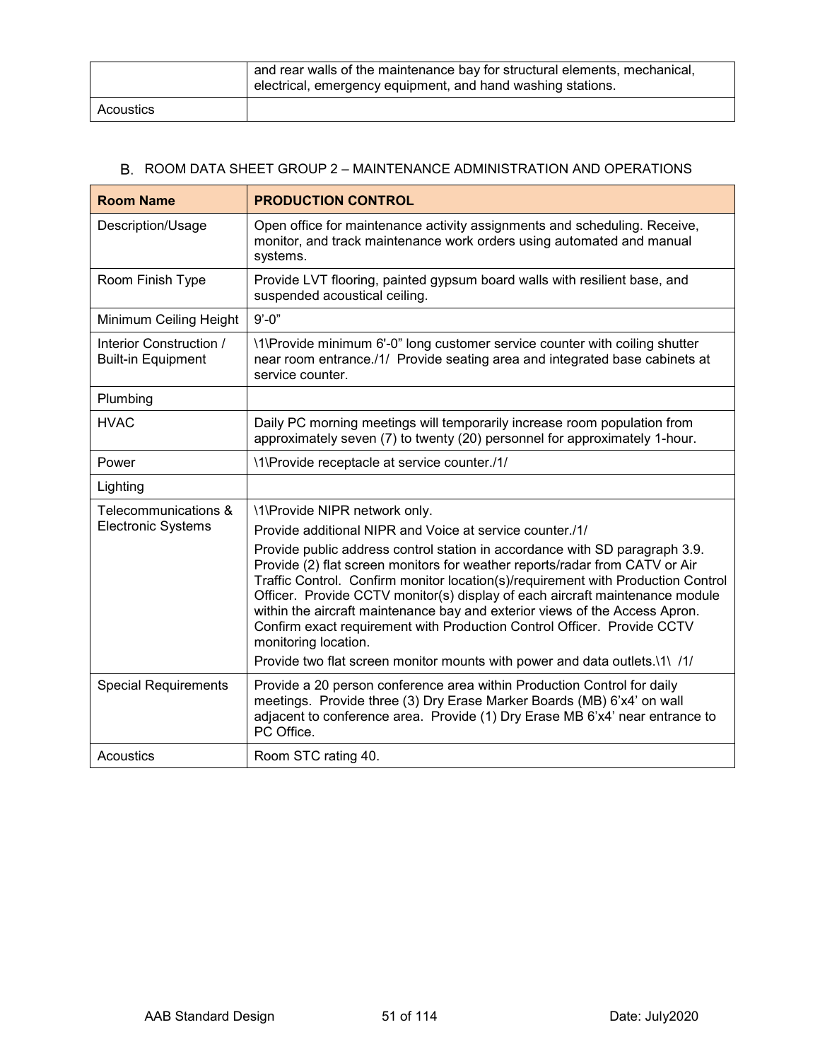| | |
|---|---|
| | and rear walls of the maintenance bay for structural elements, mechanical, electrical, emergency equipment, and hand washing stations. |
| Acoustics | |

B. ROOM DATA SHEET GROUP 2 – MAINTENANCE ADMINISTRATION AND OPERATIONS

| **Room Name** | **PRODUCTION CONTROL** |
|---|---|
| Description/Usage | Open office for maintenance activity assignments and scheduling. Receive, monitor, and track maintenance work orders using automated and manual systems. |
| Room Finish Type | Provide LVT flooring, painted gypsum board walls with resilient base, and suspended acoustical ceiling. |
| Minimum Ceiling Height | 9'-0" |
| Interior Construction / Built-in Equipment | \1\Provide minimum 6'-0" long customer service counter with coiling shutter near room entrance./1/ Provide seating area and integrated base cabinets at service counter. |
| Plumbing | |
| HVAC | Daily PC morning meetings will temporarily increase room population from approximately seven (7) to twenty (20) personnel for approximately 1-hour. |
| Power | \1\Provide receptacle at service counter./1/ |
| Lighting | |
| Telecommunications & Electronic Systems | \1\Provide NIPR network only.<br>Provide additional NIPR and Voice at service counter./1/<br>Provide public address control station in accordance with SD paragraph 3.9. Provide (2) flat screen monitors for weather reports/radar from CATV or Air Traffic Control. Confirm monitor location(s)/requirement with Production Control Officer. Provide CCTV monitor(s) display of each aircraft maintenance module within the aircraft maintenance bay and exterior views of the Access Apron. Confirm exact requirement with Production Control Officer. Provide CCTV monitoring location.<br>Provide two flat screen monitor mounts with power and data outlets.\1\ /1/ |
| Special Requirements | Provide a 20 person conference area within Production Control for daily meetings. Provide three (3) Dry Erase Marker Boards (MB) 6'x4' on wall adjacent to conference area. Provide (1) Dry Erase MB 6'x4' near entrance to PC Office. |
| Acoustics | Room STC rating 40. |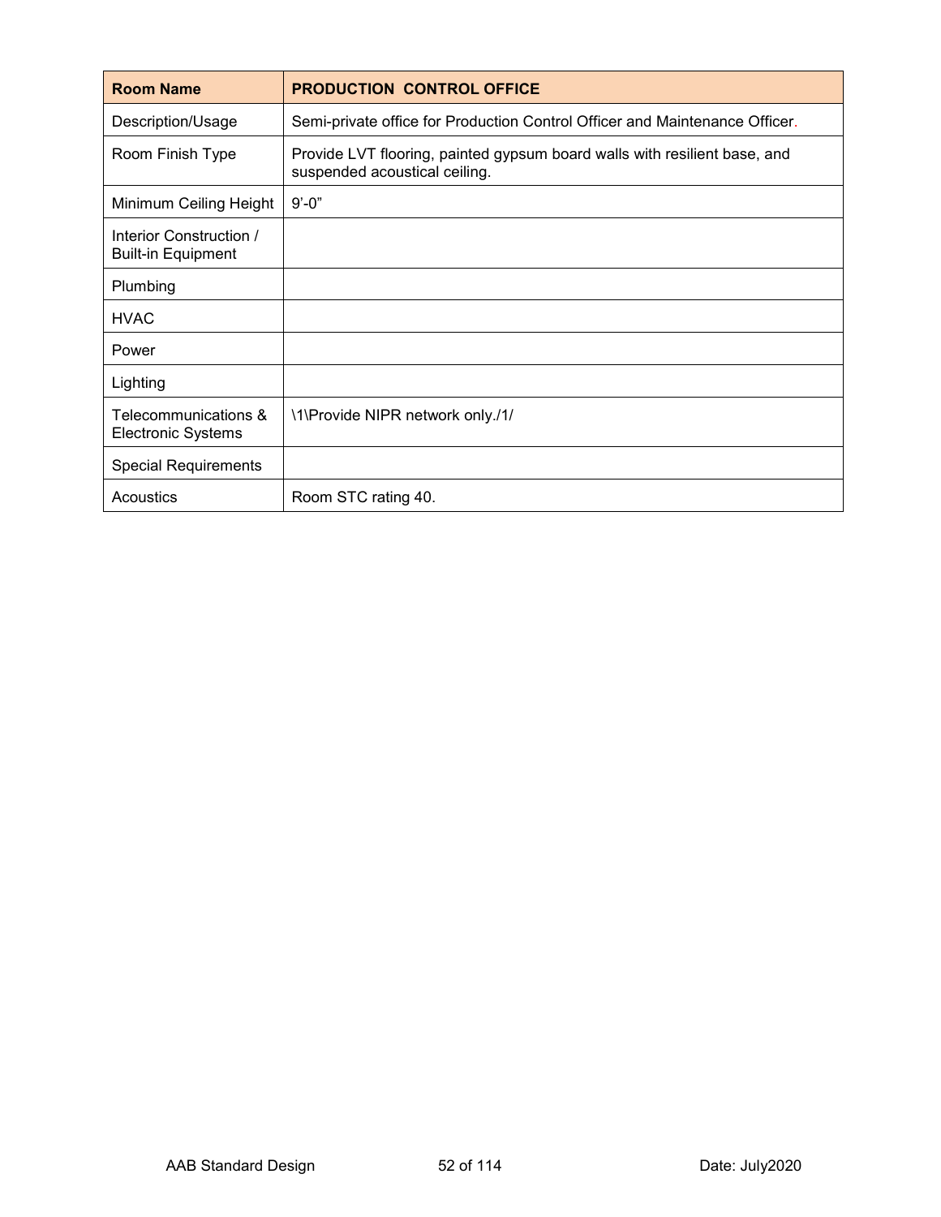| Room Name | PRODUCTION CONTROL OFFICE |
| --- | --- |
| Description/Usage | Semi-private office for Production Control Officer and Maintenance Officer. |
| Room Finish Type | Provide LVT flooring, painted gypsum board walls with resilient base, and suspended acoustical ceiling. |
| Minimum Ceiling Height | 9’-0” |
| Interior Construction / Built-in Equipment | |
| Plumbing | |
| HVAC | |
| Power | |
| Lighting | |
| Telecommunications & Electronic Systems | \1\Provide NIPR network only./1/ |
| Special Requirements | |
| Acoustics | Room STC rating 40. |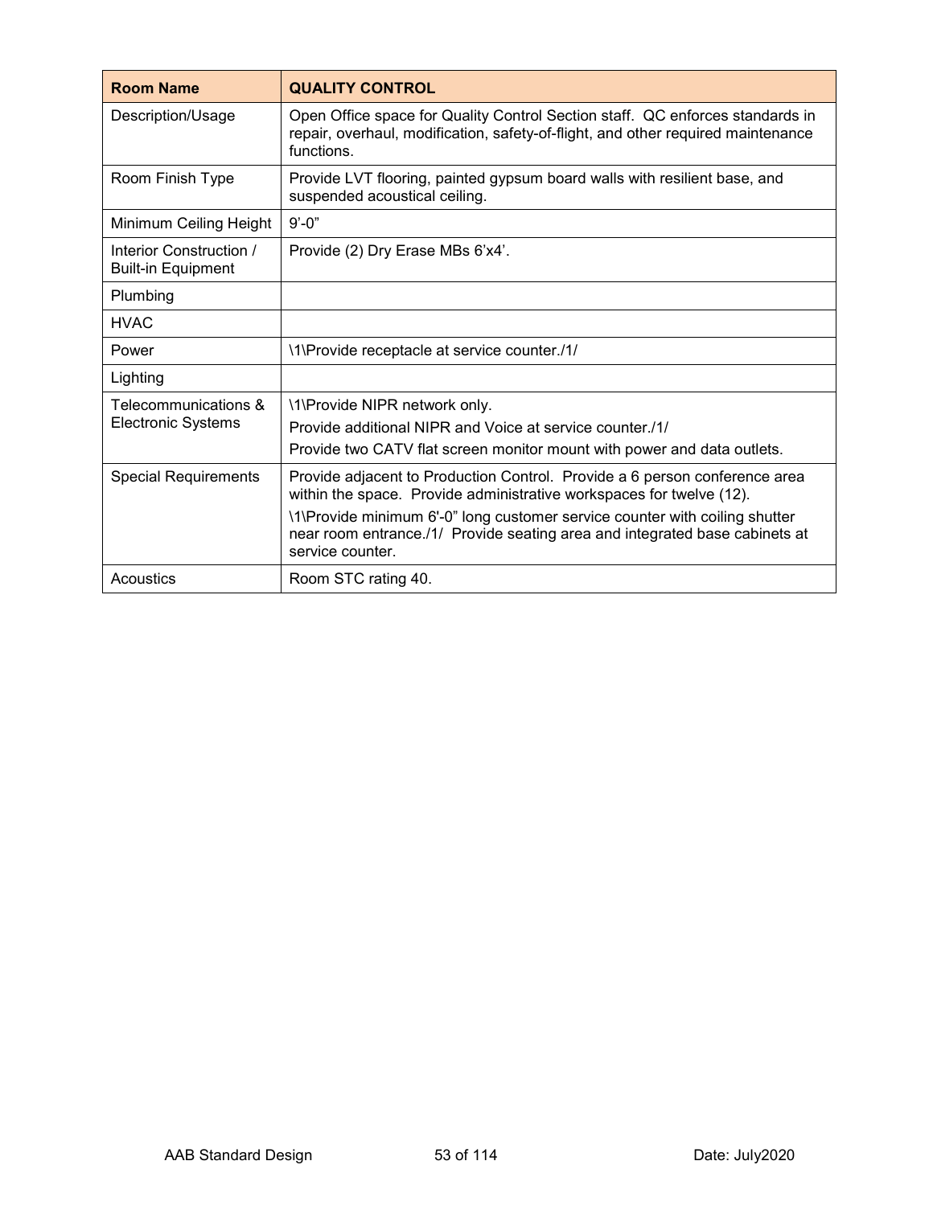| Room Name | QUALITY CONTROL |
| --- | --- |
| Description/Usage | Open Office space for Quality Control Section staff. QC enforces standards in repair, overhaul, modification, safety-of-flight, and other required maintenance functions. |
| Room Finish Type | Provide LVT flooring, painted gypsum board walls with resilient base, and suspended acoustical ceiling. |
| Minimum Ceiling Height | 9'-0" |
| Interior Construction / Built-in Equipment | Provide (2) Dry Erase MBs 6'x4'. |
| Plumbing | |
| HVAC | |
| Power | \1\Provide receptacle at service counter./1/ |
| Lighting | |
| Telecommunications & Electronic Systems | \1\Provide NIPR network only.<br>Provide additional NIPR and Voice at service counter./1/<br>Provide two CATV flat screen monitor mount with power and data outlets. |
| Special Requirements | Provide adjacent to Production Control. Provide a 6 person conference area within the space. Provide administrative workspaces for twelve (12).<br>\1\Provide minimum 6'-0" long customer service counter with coiling shutter near room entrance./1/ Provide seating area and integrated base cabinets at service counter. |
| Acoustics | Room STC rating 40. |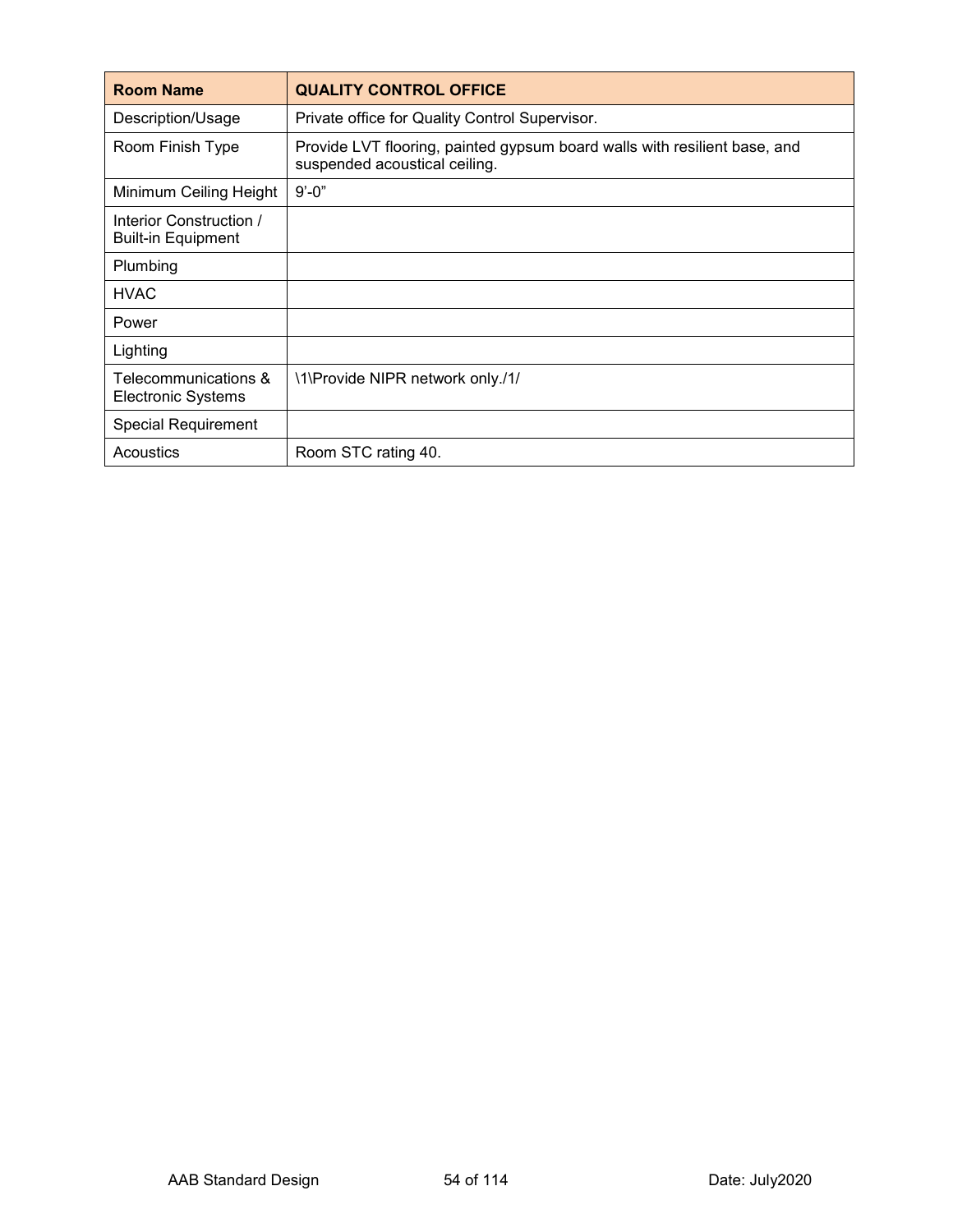| Room Name | QUALITY CONTROL OFFICE |
| --- | --- |
| Description/Usage | Private office for Quality Control Supervisor. |
| Room Finish Type | Provide LVT flooring, painted gypsum board walls with resilient base, and suspended acoustical ceiling. |
| Minimum Ceiling Height | 9'-0" |
| Interior Construction / Built-in Equipment | |
| Plumbing | |
| HVAC | |
| Power | |
| Lighting | |
| Telecommunications & Electronic Systems | \1\Provide NIPR network only./1/ |
| Special Requirement | |
| Acoustics | Room STC rating 40. |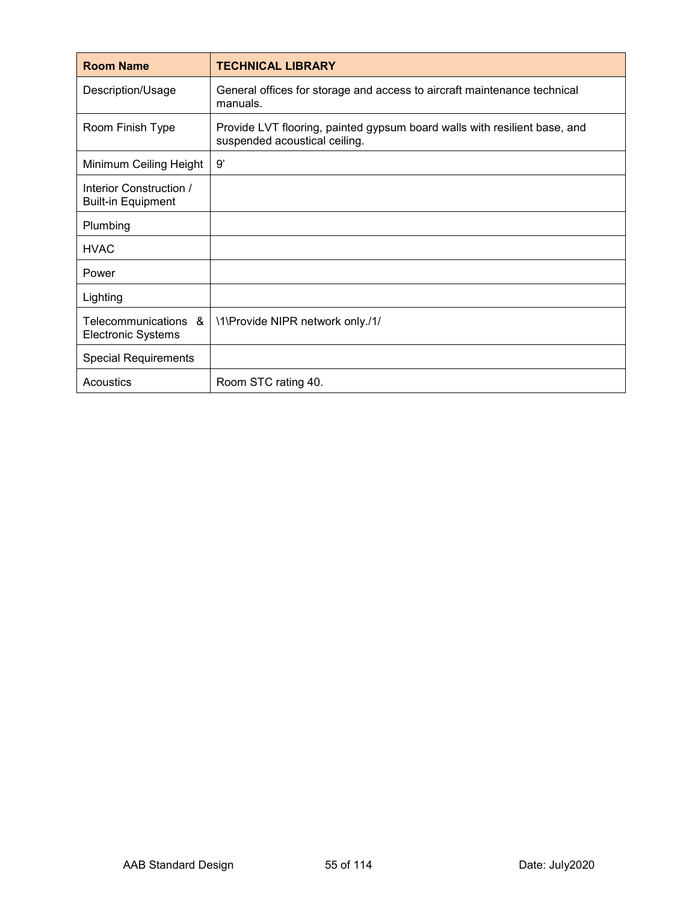| Room Name | TECHNICAL LIBRARY |
| --- | --- |
| Description/Usage | General offices for storage and access to aircraft maintenance technical manuals. |
| Room Finish Type | Provide LVT flooring, painted gypsum board walls with resilient base, and suspended acoustical ceiling. |
| Minimum Ceiling Height | 9’ |
| Interior Construction / Built-in Equipment | |
| Plumbing | |
| HVAC | |
| Power | |
| Lighting | |
| Telecommunications & Electronic Systems | \1\Provide NIPR network only./1/ |
| Special Requirements | |
| Acoustics | Room STC rating 40. |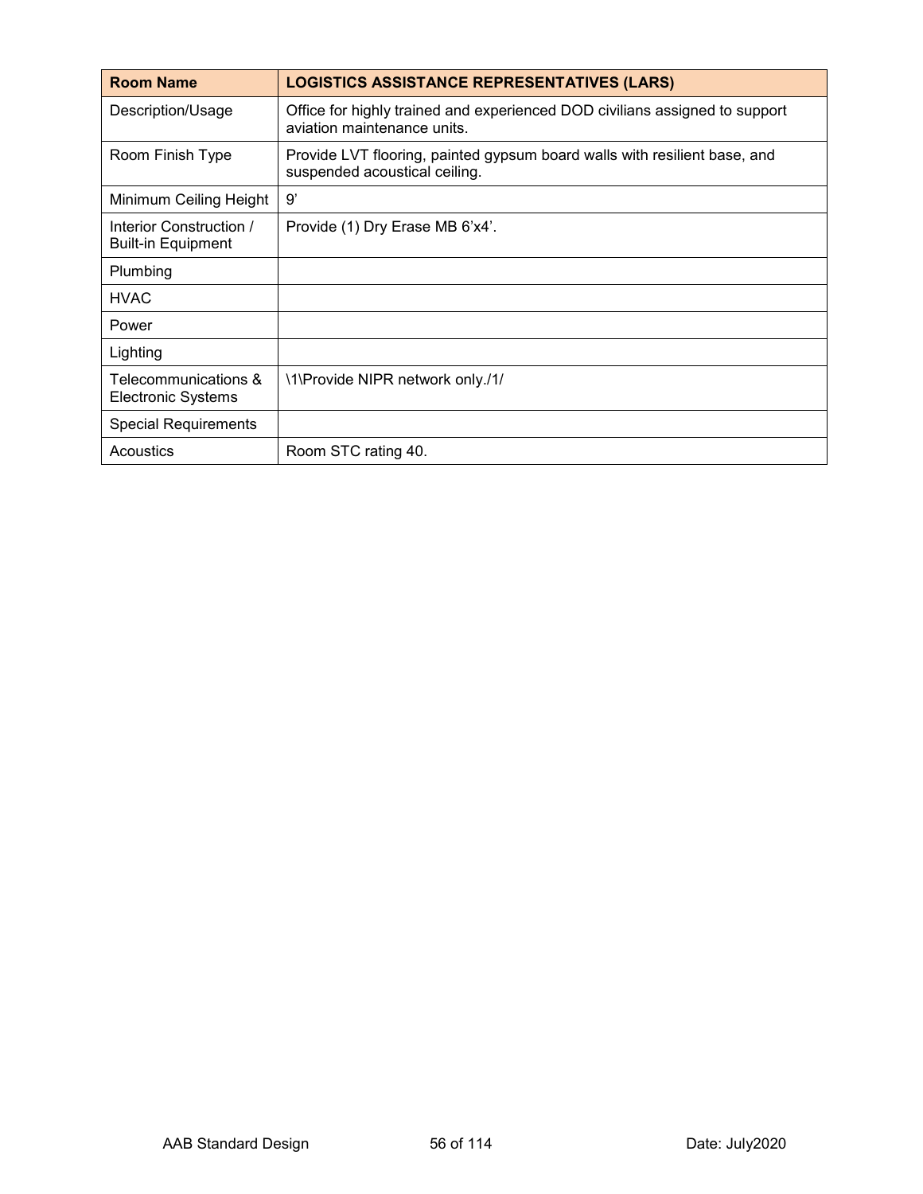| Room Name | LOGISTICS ASSISTANCE REPRESENTATIVES (LARS) |
|---|---|
| Description/Usage | Office for highly trained and experienced DOD civilians assigned to support aviation maintenance units. |
| Room Finish Type | Provide LVT flooring, painted gypsum board walls with resilient base, and suspended acoustical ceiling. |
| Minimum Ceiling Height | 9’ |
| Interior Construction / Built-in Equipment | Provide (1) Dry Erase MB 6’x4’. |
| Plumbing | |
| HVAC | |
| Power | |
| Lighting | |
| Telecommunications & Electronic Systems | \1\Provide NIPR network only./1/ |
| Special Requirements | |
| Acoustics | Room STC rating 40. |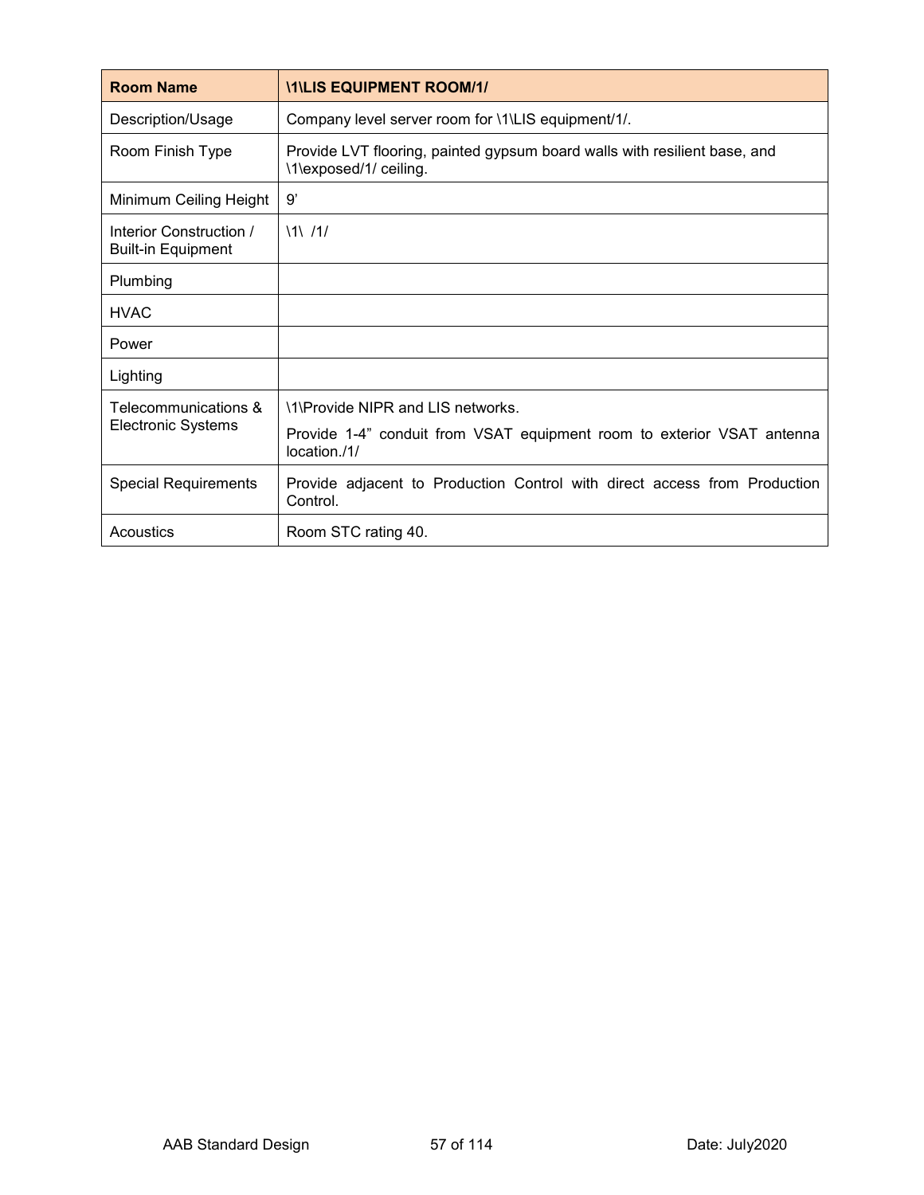| Room Name | \1\LIS EQUIPMENT ROOM/1/ |
|---|---|
| Description/Usage | Company level server room for \1\LIS equipment/1/. |
| Room Finish Type | Provide LVT flooring, painted gypsum board walls with resilient base, and \1\exposed/1/ ceiling. |
| Minimum Ceiling Height | 9’ |
| Interior Construction / Built-in Equipment | \1\ /1/ |
| Plumbing | |
| HVAC | |
| Power | |
| Lighting | |
| Telecommunications & Electronic Systems | \1\Provide NIPR and LIS networks.<br>Provide 1-4” conduit from VSAT equipment room to exterior VSAT antenna location./1/ |
| Special Requirements | Provide adjacent to Production Control with direct access from Production Control. |
| Acoustics | Room STC rating 40. |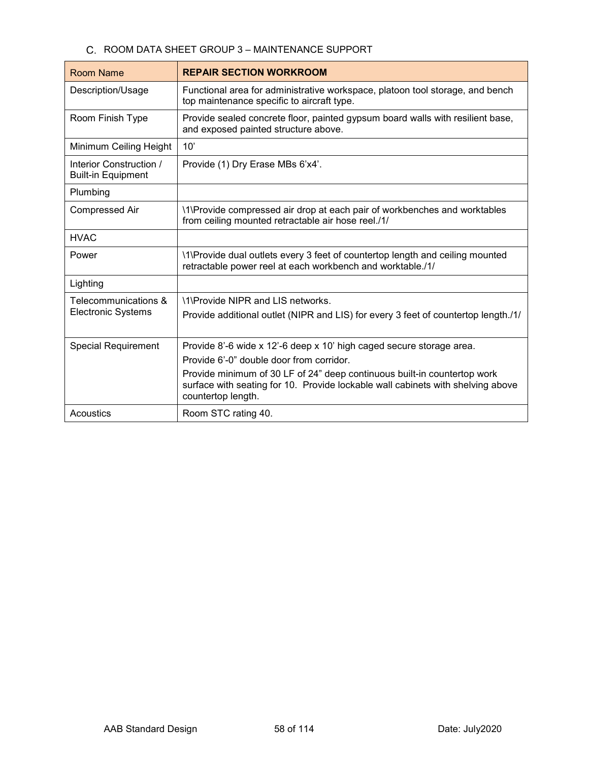C. ROOM DATA SHEET GROUP 3 – MAINTENANCE SUPPORT

| Room Name | **REPAIR SECTION WORKROOM** |
|---|---|
| Description/Usage | Functional area for administrative workspace, platoon tool storage, and bench top maintenance specific to aircraft type. |
| Room Finish Type | Provide sealed concrete floor, painted gypsum board walls with resilient base, and exposed painted structure above. |
| Minimum Ceiling Height | 10' |
| Interior Construction / Built-in Equipment | Provide (1) Dry Erase MBs 6'x4'. |
| Plumbing | |
| Compressed Air | \1\Provide compressed air drop at each pair of workbenches and worktables from ceiling mounted retractable air hose reel./1/ |
| HVAC | |
| Power | \1\Provide dual outlets every 3 feet of countertop length and ceiling mounted retractable power reel at each workbench and worktable./1/ |
| Lighting | |
| Telecommunications & Electronic Systems | \1\Provide NIPR and LIS networks. <br> Provide additional outlet (NIPR and LIS) for every 3 feet of countertop length./1/ |
| Special Requirement | Provide 8'-6 wide x 12'-6 deep x 10' high caged secure storage area. <br> Provide 6'-0" double door from corridor. <br> Provide minimum of 30 LF of 24" deep continuous built-in countertop work surface with seating for 10. Provide lockable wall cabinets with shelving above countertop length. |
| Acoustics | Room STC rating 40. |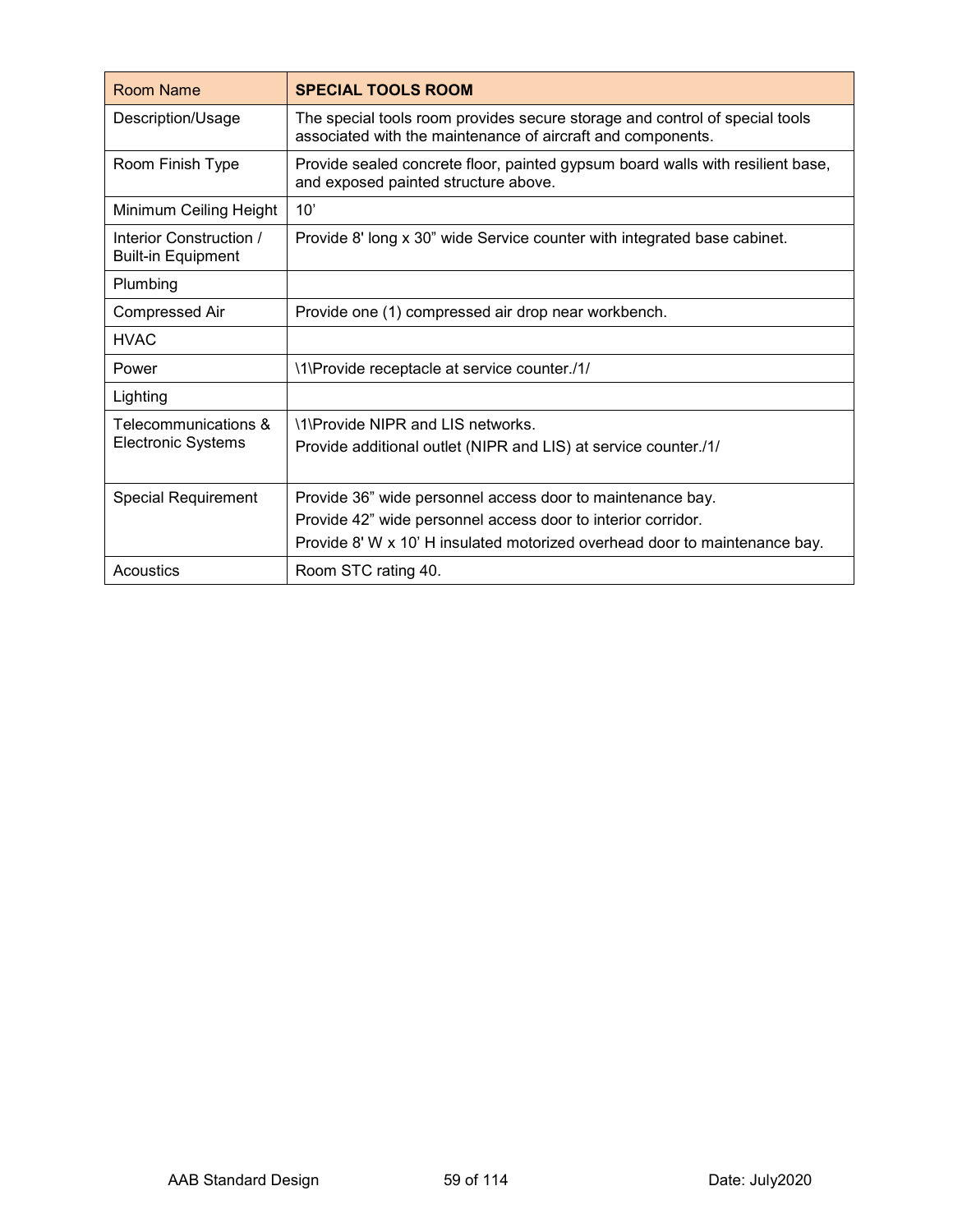| Room Name | **SPECIAL TOOLS ROOM** |
|---|---|
| Description/Usage | The special tools room provides secure storage and control of special tools associated with the maintenance of aircraft and components. |
| Room Finish Type | Provide sealed concrete floor, painted gypsum board walls with resilient base, and exposed painted structure above. |
| Minimum Ceiling Height | 10' |
| Interior Construction / Built-in Equipment | Provide 8' long x 30" wide Service counter with integrated base cabinet. |
| Plumbing | |
| Compressed Air | Provide one (1) compressed air drop near workbench. |
| HVAC | |
| Power | \1\Provide receptacle at service counter./1/ |
| Lighting | |
| Telecommunications & Electronic Systems | \1\Provide NIPR and LIS networks.<br>Provide additional outlet (NIPR and LIS) at service counter./1/ |
| Special Requirement | Provide 36" wide personnel access door to maintenance bay.<br>Provide 42" wide personnel access door to interior corridor.<br>Provide 8' W x 10' H insulated motorized overhead door to maintenance bay. |
| Acoustics | Room STC rating 40. |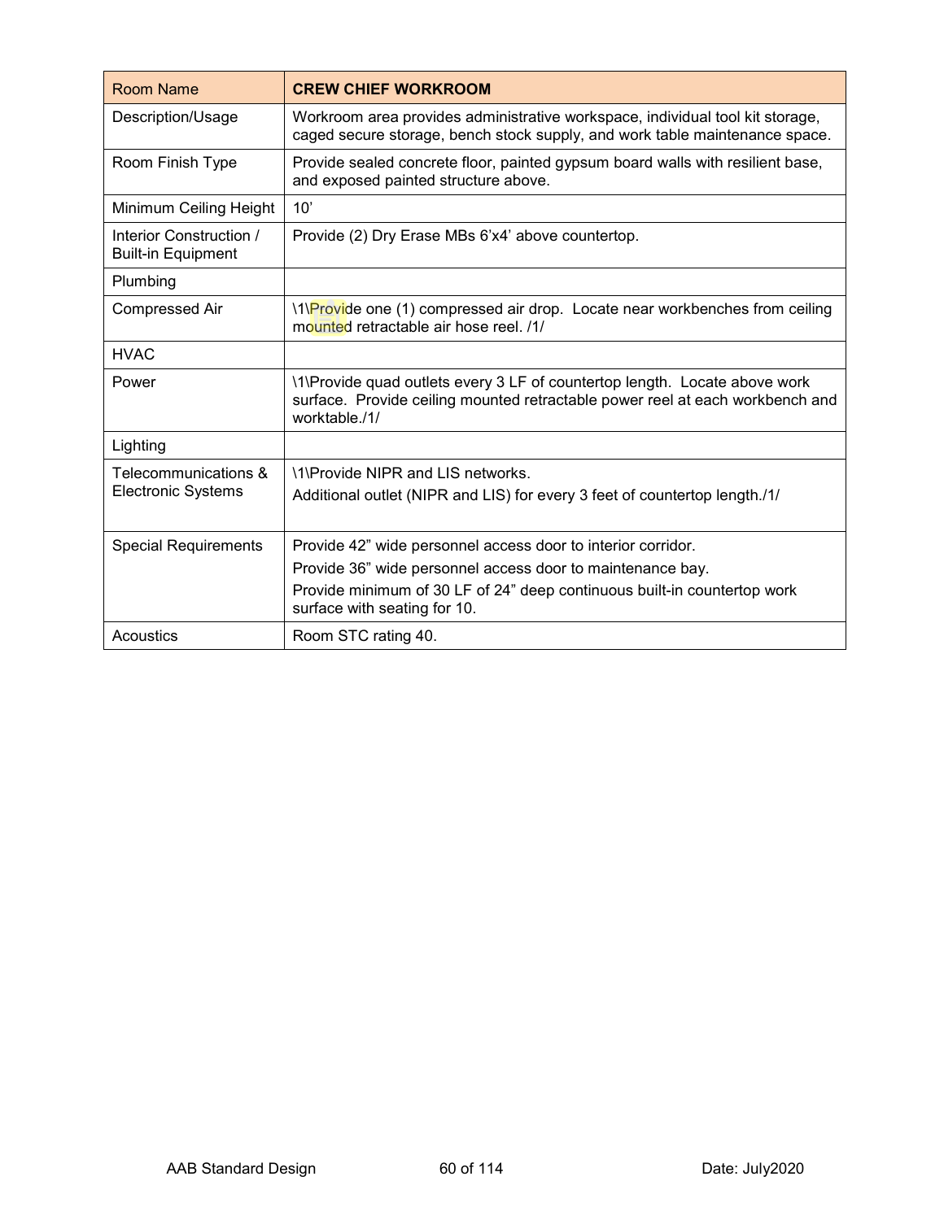| Room Name | **CREW CHIEF WORKROOM** |
| --- | --- |
| Description/Usage | Workroom area provides administrative workspace, individual tool kit storage, caged secure storage, bench stock supply, and work table maintenance space. |
| Room Finish Type | Provide sealed concrete floor, painted gypsum board walls with resilient base, and exposed painted structure above. |
| Minimum Ceiling Height | 10’ |
| Interior Construction / Built-in Equipment | Provide (2) Dry Erase MBs 6’x4’ above countertop. |
| Plumbing | |
| Compressed Air | \1\Provide one (1) compressed air drop. Locate near workbenches from ceiling mounted retractable air hose reel. /1/ |
| HVAC | |
| Power | \1\Provide quad outlets every 3 LF of countertop length. Locate above work surface. Provide ceiling mounted retractable power reel at each workbench and worktable./1/ |
| Lighting | |
| Telecommunications & Electronic Systems | \1\Provide NIPR and LIS networks.<br>Additional outlet (NIPR and LIS) for every 3 feet of countertop length./1/ |
| Special Requirements | Provide 42” wide personnel access door to interior corridor.<br>Provide 36” wide personnel access door to maintenance bay.<br>Provide minimum of 30 LF of 24” deep continuous built-in countertop work surface with seating for 10. |
| Acoustics | Room STC rating 40. |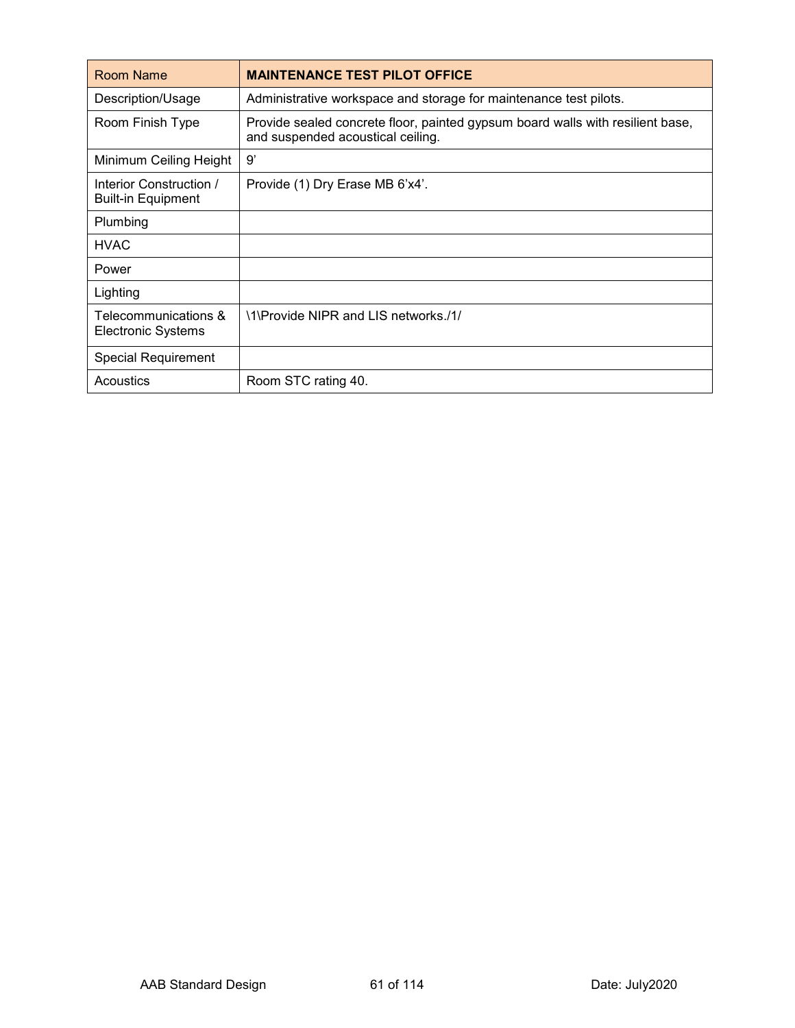| Room Name | **MAINTENANCE TEST PILOT OFFICE** |
|---|---|
| Description/Usage | Administrative workspace and storage for maintenance test pilots. |
| Room Finish Type | Provide sealed concrete floor, painted gypsum board walls with resilient base, and suspended acoustical ceiling. |
| Minimum Ceiling Height | 9’ |
| Interior Construction / Built-in Equipment | Provide (1) Dry Erase MB 6’x4’. |
| Plumbing | |
| HVAC | |
| Power | |
| Lighting | |
| Telecommunications & Electronic Systems | \1\Provide NIPR and LIS networks./1/ |
| Special Requirement | |
| Acoustics | Room STC rating 40. |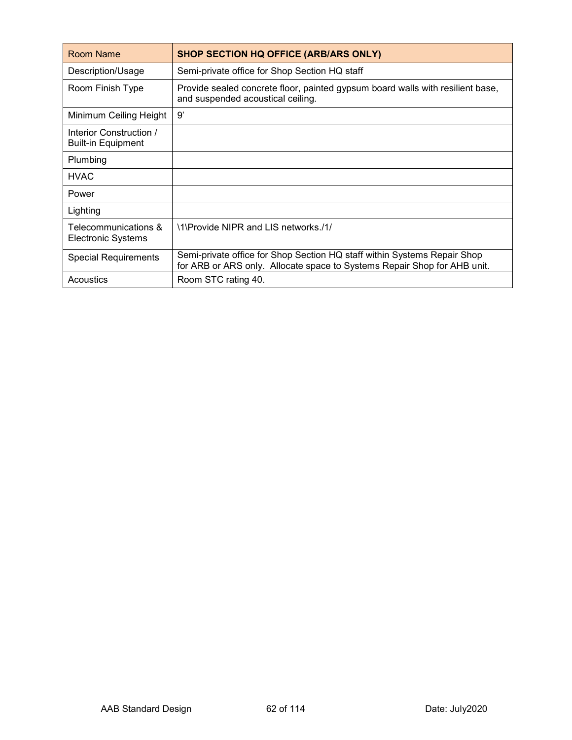| Room Name | **SHOP SECTION HQ OFFICE (ARB/ARS ONLY)** |
|---|---|
| Description/Usage | Semi-private office for Shop Section HQ staff |
| Room Finish Type | Provide sealed concrete floor, painted gypsum board walls with resilient base, and suspended acoustical ceiling. |
| Minimum Ceiling Height | 9' |
| Interior Construction / Built-in Equipment | |
| Plumbing | |
| HVAC | |
| Power | |
| Lighting | |
| Telecommunications & Electronic Systems | \1\Provide NIPR and LIS networks./1/ |
| Special Requirements | Semi-private office for Shop Section HQ staff within Systems Repair Shop for ARB or ARS only. Allocate space to Systems Repair Shop for AHB unit. |
| Acoustics | Room STC rating 40. |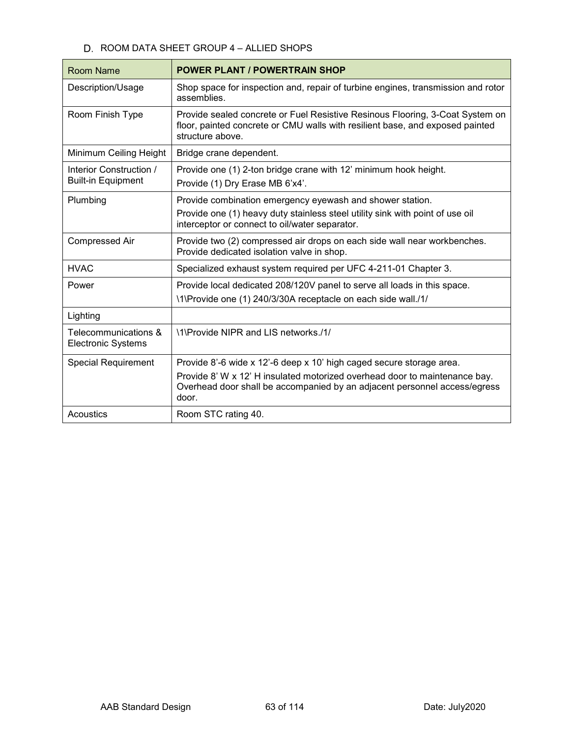### D. ROOM DATA SHEET GROUP 4 – ALLIED SHOPS

| Room Name | POWER PLANT / POWERTRAIN SHOP |
|---|---|
| Description/Usage | Shop space for inspection and, repair of turbine engines, transmission and rotor assemblies. |
| Room Finish Type | Provide sealed concrete or Fuel Resistive Resinous Flooring, 3-Coat System on floor, painted concrete or CMU walls with resilient base, and exposed painted structure above. |
| Minimum Ceiling Height | Bridge crane dependent. |
| Interior Construction / Built-in Equipment | Provide one (1) 2-ton bridge crane with 12' minimum hook height.<br>Provide (1) Dry Erase MB 6'x4'. |
| Plumbing | Provide combination emergency eyewash and shower station.<br>Provide one (1) heavy duty stainless steel utility sink with point of use oil interceptor or connect to oil/water separator. |
| Compressed Air | Provide two (2) compressed air drops on each side wall near workbenches. Provide dedicated isolation valve in shop. |
| HVAC | Specialized exhaust system required per UFC 4-211-01 Chapter 3. |
| Power | Provide local dedicated 208/120V panel to serve all loads in this space.<br>\1\Provide one (1) 240/3/30A receptacle on each side wall./1/ |
| Lighting | |
| Telecommunications & Electronic Systems | \1\Provide NIPR and LIS networks./1/ |
| Special Requirement | Provide 8'-6 wide x 12'-6 deep x 10' high caged secure storage area.<br>Provide 8' W x 12' H insulated motorized overhead door to maintenance bay. Overhead door shall be accompanied by an adjacent personnel access/egress door. |
| Acoustics | Room STC rating 40. |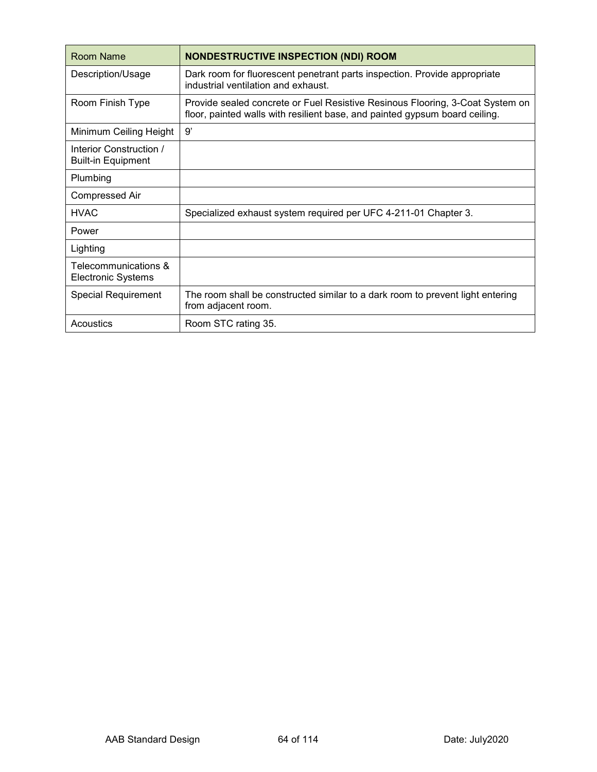| Room Name | **NONDESTRUCTIVE INSPECTION (NDI) ROOM** |
|---|---|
| Description/Usage | Dark room for fluorescent penetrant parts inspection. Provide appropriate industrial ventilation and exhaust. |
| Room Finish Type | Provide sealed concrete or Fuel Resistive Resinous Flooring, 3-Coat System on floor, painted walls with resilient base, and painted gypsum board ceiling. |
| Minimum Ceiling Height | 9' |
| Interior Construction / Built-in Equipment | |
| Plumbing | |
| Compressed Air | |
| HVAC | Specialized exhaust system required per UFC 4-211-01 Chapter 3. |
| Power | |
| Lighting | |
| Telecommunications & Electronic Systems | |
| Special Requirement | The room shall be constructed similar to a dark room to prevent light entering from adjacent room. |
| Acoustics | Room STC rating 35. |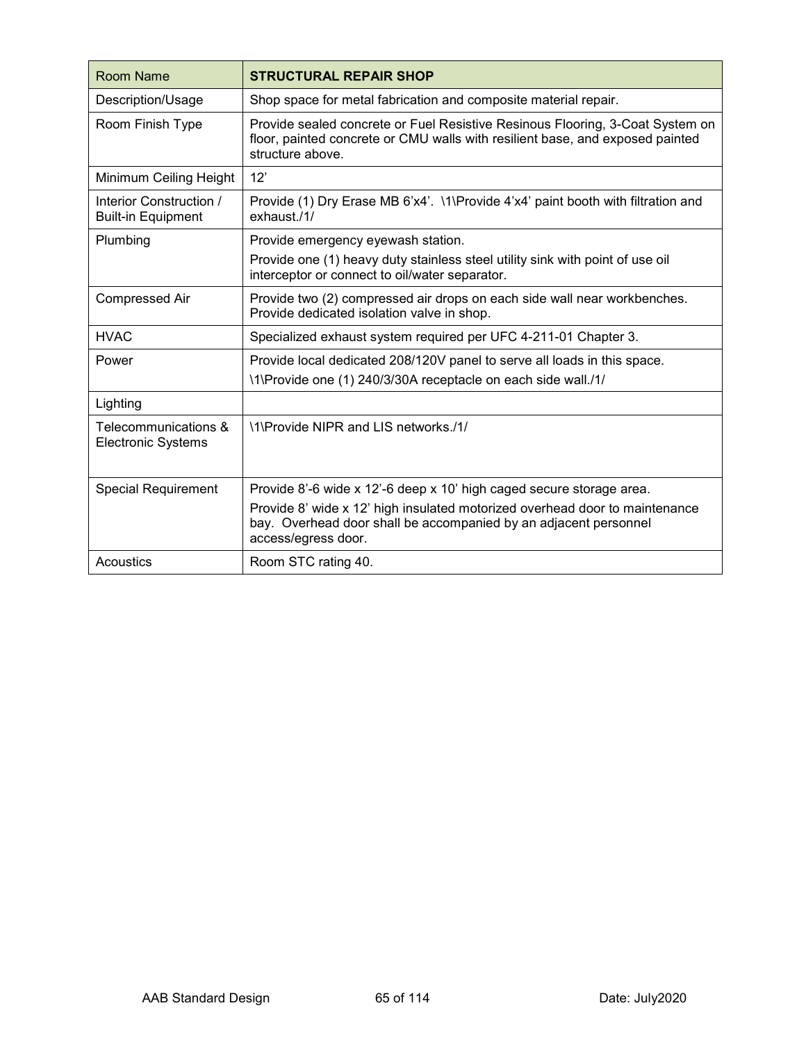| Room Name | **STRUCTURAL REPAIR SHOP** |
|---|---|
| Description/Usage | Shop space for metal fabrication and composite material repair. |
| Room Finish Type | Provide sealed concrete or Fuel Resistive Resinous Flooring, 3-Coat System on floor, painted concrete or CMU walls with resilient base, and exposed painted structure above. |
| Minimum Ceiling Height | 12’ |
| Interior Construction / Built-in Equipment | Provide (1) Dry Erase MB 6’x4’. \1\Provide 4’x4’ paint booth with filtration and exhaust./1/ |
| Plumbing | Provide emergency eyewash station.<br>Provide one (1) heavy duty stainless steel utility sink with point of use oil interceptor or connect to oil/water separator. |
| Compressed Air | Provide two (2) compressed air drops on each side wall near workbenches. Provide dedicated isolation valve in shop. |
| HVAC | Specialized exhaust system required per UFC 4-211-01 Chapter 3. |
| Power | Provide local dedicated 208/120V panel to serve all loads in this space.<br>\1\Provide one (1) 240/3/30A receptacle on each side wall./1/ |
| Lighting | |
| Telecommunications & Electronic Systems | \1\Provide NIPR and LIS networks./1/ |
| Special Requirement | Provide 8’-6 wide x 12’-6 deep x 10’ high caged secure storage area.<br>Provide 8’ wide x 12’ high insulated motorized overhead door to maintenance bay. Overhead door shall be accompanied by an adjacent personnel access/egress door. |
| Acoustics | Room STC rating 40. |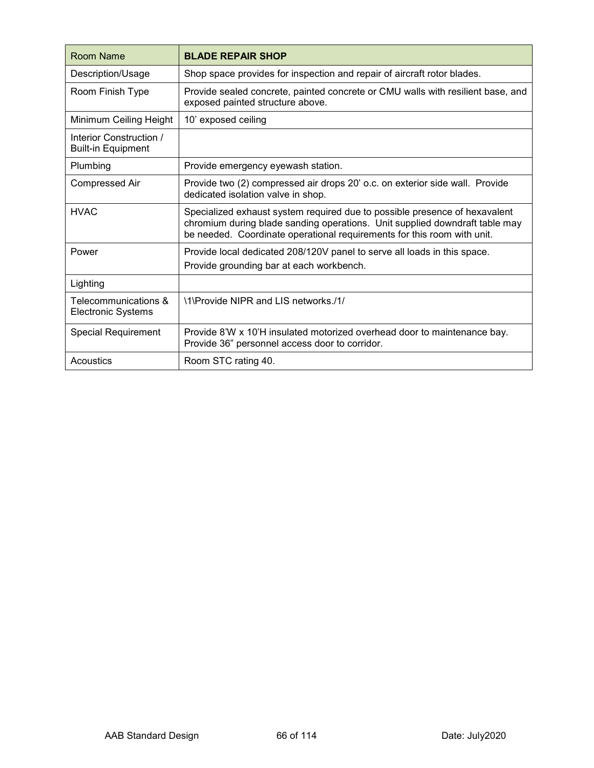| Room Name | **BLADE REPAIR SHOP** |
|---|---|
| Description/Usage | Shop space provides for inspection and repair of aircraft rotor blades. |
| Room Finish Type | Provide sealed concrete, painted concrete or CMU walls with resilient base, and exposed painted structure above. |
| Minimum Ceiling Height | 10' exposed ceiling |
| Interior Construction / Built-in Equipment | |
| Plumbing | Provide emergency eyewash station. |
| Compressed Air | Provide two (2) compressed air drops 20' o.c. on exterior side wall. Provide dedicated isolation valve in shop. |
| HVAC | Specialized exhaust system required due to possible presence of hexavalent chromium during blade sanding operations. Unit supplied downdraft table may be needed. Coordinate operational requirements for this room with unit. |
| Power | Provide local dedicated 208/120V panel to serve all loads in this space.<br>Provide grounding bar at each workbench. |
| Lighting | |
| Telecommunications & Electronic Systems | \1\Provide NIPR and LIS networks./1/ |
| Special Requirement | Provide 8'W x 10'H insulated motorized overhead door to maintenance bay. Provide 36" personnel access door to corridor. |
| Acoustics | Room STC rating 40. |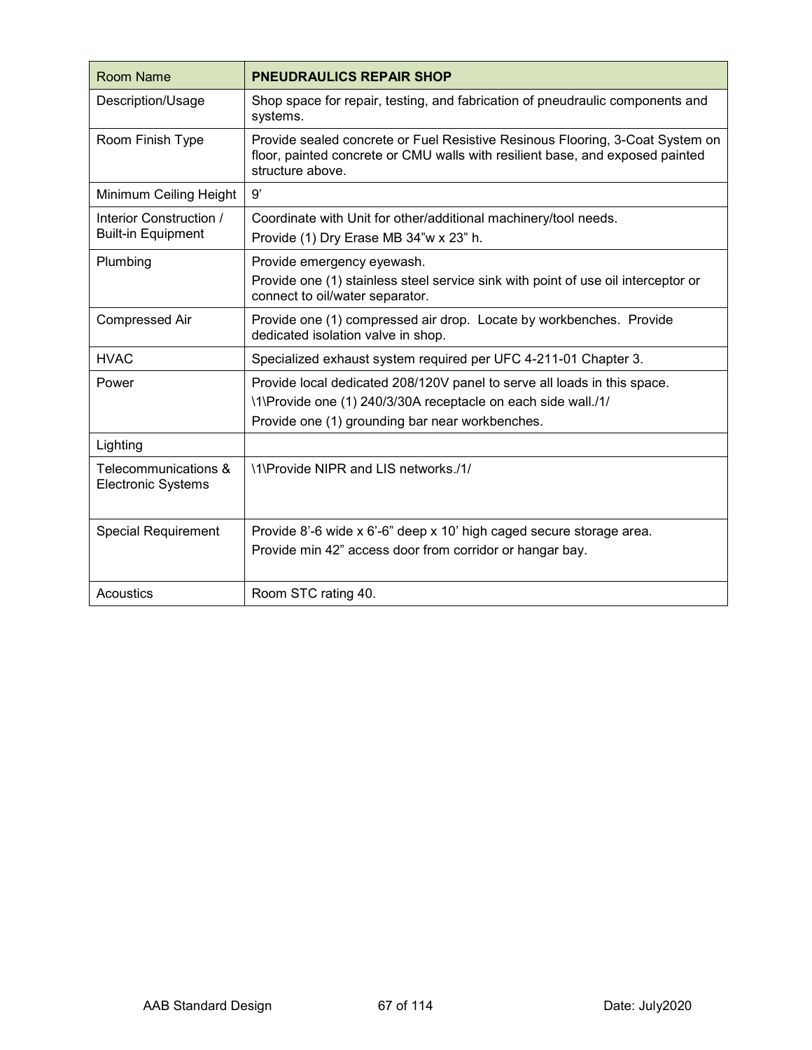| Room Name | **PNEUDRAULICS REPAIR SHOP** |
|---|---|
| Description/Usage | Shop space for repair, testing, and fabrication of pneudraulic components and systems. |
| Room Finish Type | Provide sealed concrete or Fuel Resistive Resinous Flooring, 3-Coat System on floor, painted concrete or CMU walls with resilient base, and exposed painted structure above. |
| Minimum Ceiling Height | 9’ |
| Interior Construction / Built-in Equipment | Coordinate with Unit for other/additional machinery/tool needs.<br>Provide (1) Dry Erase MB 34”w x 23” h. |
| Plumbing | Provide emergency eyewash.<br>Provide one (1) stainless steel service sink with point of use oil interceptor or connect to oil/water separator. |
| Compressed Air | Provide one (1) compressed air drop. Locate by workbenches. Provide dedicated isolation valve in shop. |
| HVAC | Specialized exhaust system required per UFC 4-211-01 Chapter 3. |
| Power | Provide local dedicated 208/120V panel to serve all loads in this space.<br>\1\Provide one (1) 240/3/30A receptacle on each side wall./1/<br>Provide one (1) grounding bar near workbenches. |
| Lighting | |
| Telecommunications & Electronic Systems | \1\Provide NIPR and LIS networks./1/ |
| Special Requirement | Provide 8’-6 wide x 6’-6” deep x 10’ high caged secure storage area.<br>Provide min 42” access door from corridor or hangar bay. |
| Acoustics | Room STC rating 40. |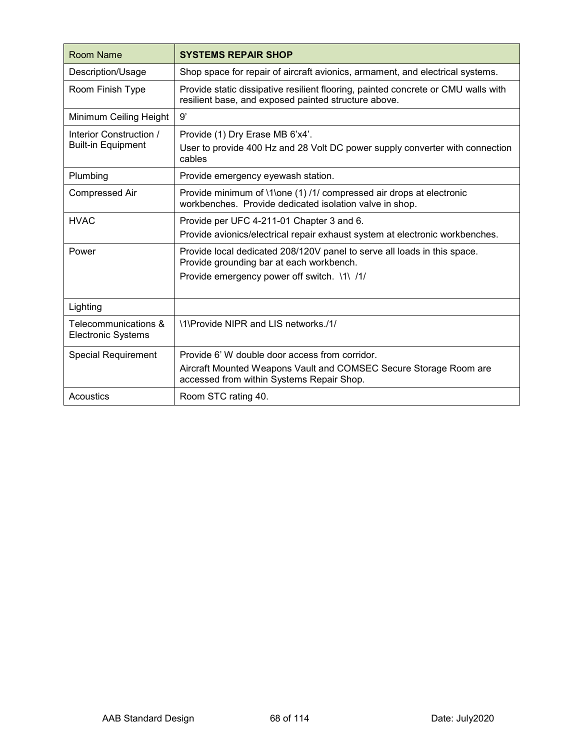| Room Name | **SYSTEMS REPAIR SHOP** |
|---|---|
| Description/Usage | Shop space for repair of aircraft avionics, armament, and electrical systems. |
| Room Finish Type | Provide static dissipative resilient flooring, painted concrete or CMU walls with resilient base, and exposed painted structure above. |
| Minimum Ceiling Height | 9' |
| Interior Construction / Built-in Equipment | Provide (1) Dry Erase MB 6'x4'.<br>User to provide 400 Hz and 28 Volt DC power supply converter with connection cables |
| Plumbing | Provide emergency eyewash station. |
| Compressed Air | Provide minimum of \1\one (1) /1/ compressed air drops at electronic workbenches. Provide dedicated isolation valve in shop. |
| HVAC | Provide per UFC 4-211-01 Chapter 3 and 6.<br>Provide avionics/electrical repair exhaust system at electronic workbenches. |
| Power | Provide local dedicated 208/120V panel to serve all loads in this space. Provide grounding bar at each workbench.<br>Provide emergency power off switch. \1\ /1/ |
| Lighting | |
| Telecommunications & Electronic Systems | \1\Provide NIPR and LIS networks./1/ |
| Special Requirement | Provide 6' W double door access from corridor.<br>Aircraft Mounted Weapons Vault and COMSEC Secure Storage Room are accessed from within Systems Repair Shop. |
| Acoustics | Room STC rating 40. |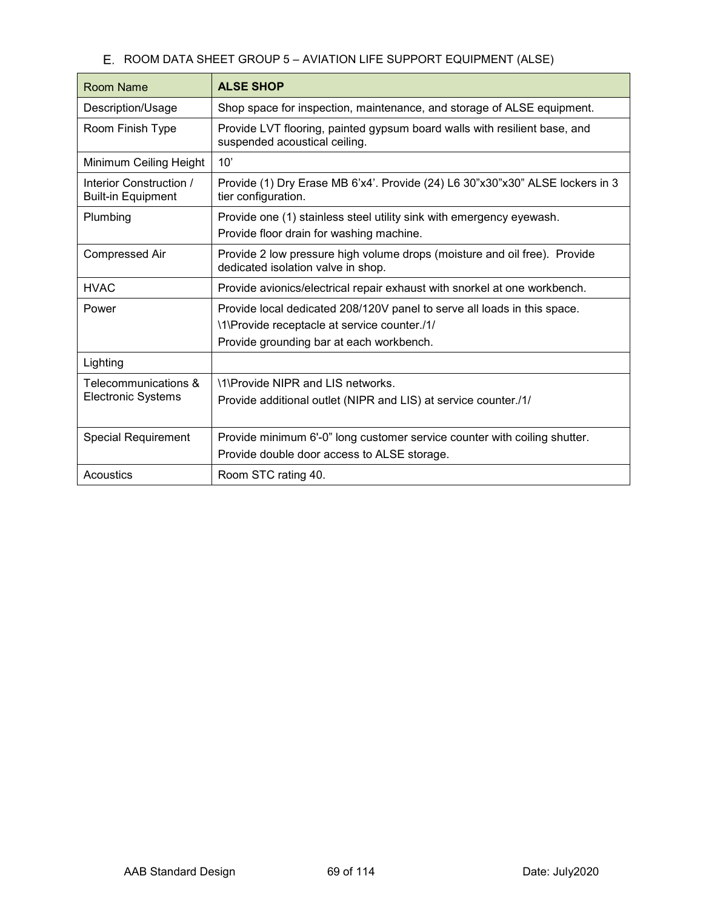## E. ROOM DATA SHEET GROUP 5 – AVIATION LIFE SUPPORT EQUIPMENT (ALSE)

| Room Name | **ALSE SHOP** |
|---|---|
| Description/Usage | Shop space for inspection, maintenance, and storage of ALSE equipment. |
| Room Finish Type | Provide LVT flooring, painted gypsum board walls with resilient base, and suspended acoustical ceiling. |
| Minimum Ceiling Height | 10’ |
| Interior Construction / Built-in Equipment | Provide (1) Dry Erase MB 6’x4’. Provide (24) L6 30”x30”x30” ALSE lockers in 3 tier configuration. |
| Plumbing | Provide one (1) stainless steel utility sink with emergency eyewash.<br>Provide floor drain for washing machine. |
| Compressed Air | Provide 2 low pressure high volume drops (moisture and oil free). Provide dedicated isolation valve in shop. |
| HVAC | Provide avionics/electrical repair exhaust with snorkel at one workbench. |
| Power | Provide local dedicated 208/120V panel to serve all loads in this space.<br>\1\Provide receptacle at service counter./1/<br>Provide grounding bar at each workbench. |
| Lighting | |
| Telecommunications & Electronic Systems | \1\Provide NIPR and LIS networks.<br>Provide additional outlet (NIPR and LIS) at service counter./1/ |
| Special Requirement | Provide minimum 6'-0” long customer service counter with coiling shutter.<br>Provide double door access to ALSE storage. |
| Acoustics | Room STC rating 40. |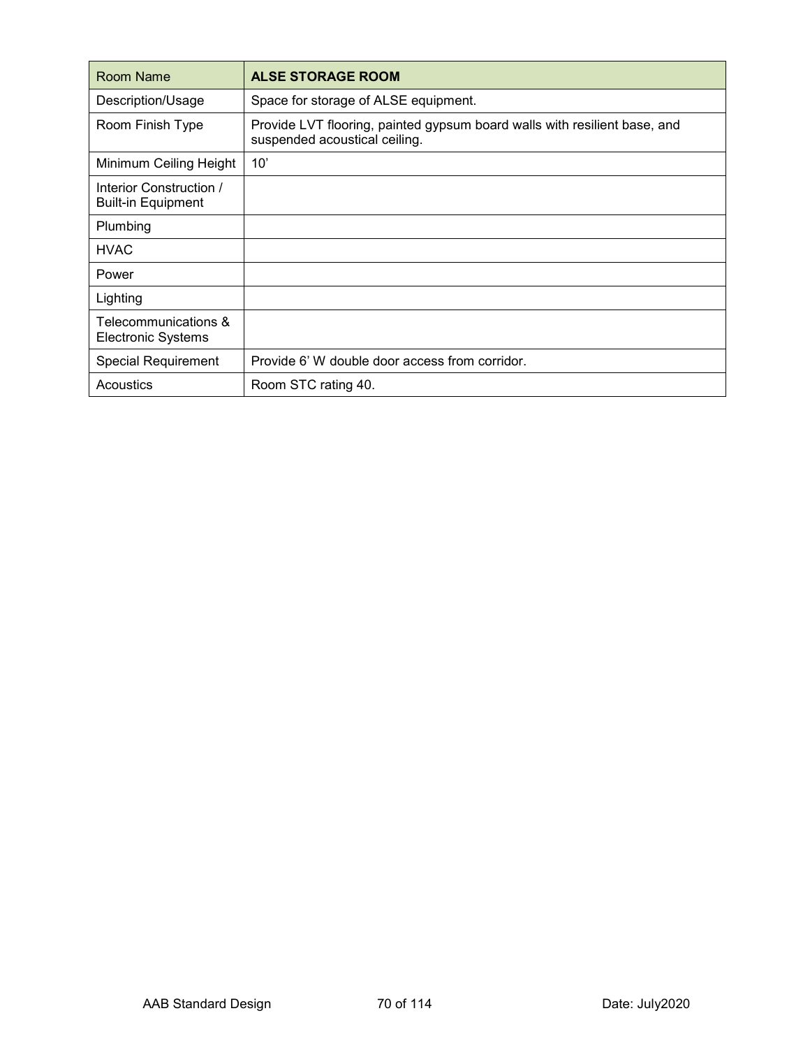| Room Name | **ALSE STORAGE ROOM** |
|---|---|
| Description/Usage | Space for storage of ALSE equipment. |
| Room Finish Type | Provide LVT flooring, painted gypsum board walls with resilient base, and suspended acoustical ceiling. |
| Minimum Ceiling Height | 10’ |
| Interior Construction / Built-in Equipment | |
| Plumbing | |
| HVAC | |
| Power | |
| Lighting | |
| Telecommunications & Electronic Systems | |
| Special Requirement | Provide 6’ W double door access from corridor. |
| Acoustics | Room STC rating 40. |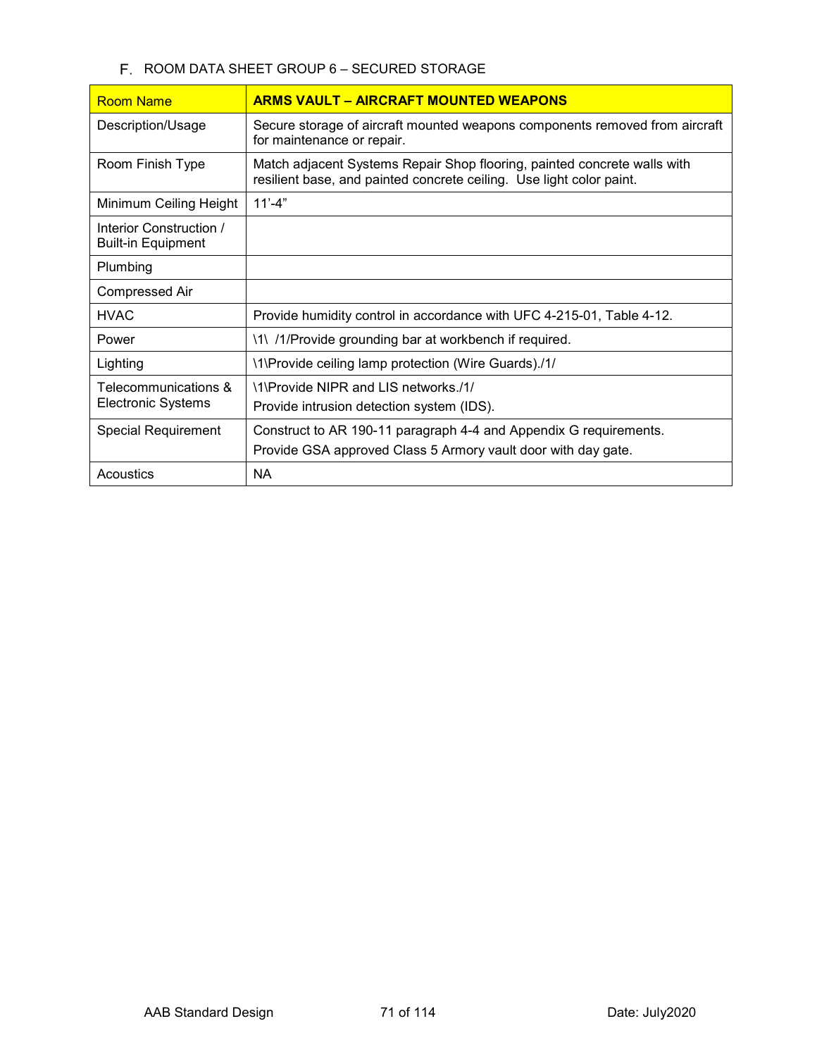F. ROOM DATA SHEET GROUP 6 – SECURED STORAGE

| Room Name | **ARMS VAULT – AIRCRAFT MOUNTED WEAPONS** |
|---|---|
| Description/Usage | Secure storage of aircraft mounted weapons components removed from aircraft for maintenance or repair. |
| Room Finish Type | Match adjacent Systems Repair Shop flooring, painted concrete walls with resilient base, and painted concrete ceiling. Use light color paint. |
| Minimum Ceiling Height | 11'-4" |
| Interior Construction / Built-in Equipment | |
| Plumbing | |
| Compressed Air | |
| HVAC | Provide humidity control in accordance with UFC 4-215-01, Table 4-12. |
| Power | \1\ /1/Provide grounding bar at workbench if required. |
| Lighting | \1\Provide ceiling lamp protection (Wire Guards)./1/ |
| Telecommunications & Electronic Systems | \1\Provide NIPR and LIS networks./1/<br>Provide intrusion detection system (IDS). |
| Special Requirement | Construct to AR 190-11 paragraph 4-4 and Appendix G requirements.<br>Provide GSA approved Class 5 Armory vault door with day gate. |
| Acoustics | NA |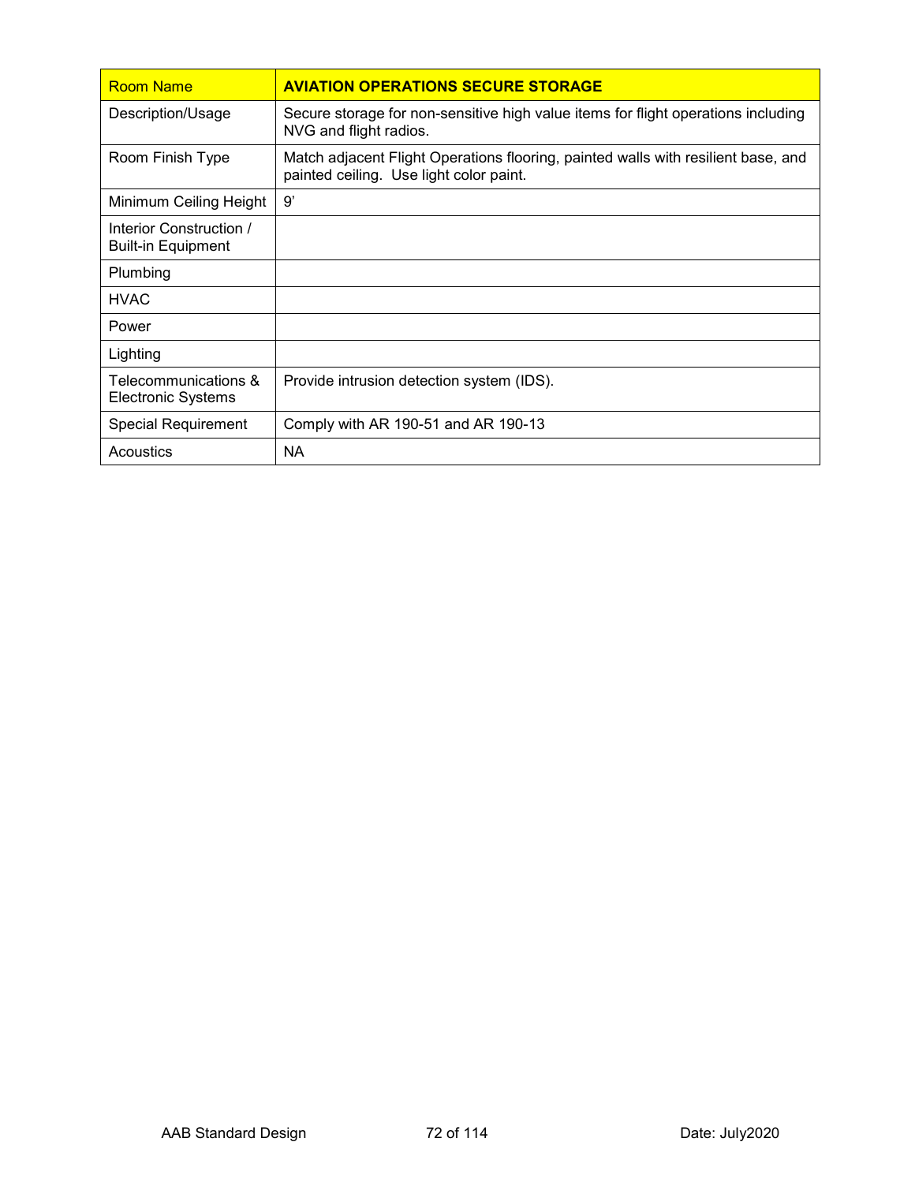| Room Name | **AVIATION OPERATIONS SECURE STORAGE** |
|---|---|
| Description/Usage | Secure storage for non-sensitive high value items for flight operations including NVG and flight radios. |
| Room Finish Type | Match adjacent Flight Operations flooring, painted walls with resilient base, and painted ceiling. Use light color paint. |
| Minimum Ceiling Height | 9' |
| Interior Construction / Built-in Equipment | |
| Plumbing | |
| HVAC | |
| Power | |
| Lighting | |
| Telecommunications & Electronic Systems | Provide intrusion detection system (IDS). |
| Special Requirement | Comply with AR 190-51 and AR 190-13 |
| Acoustics | NA |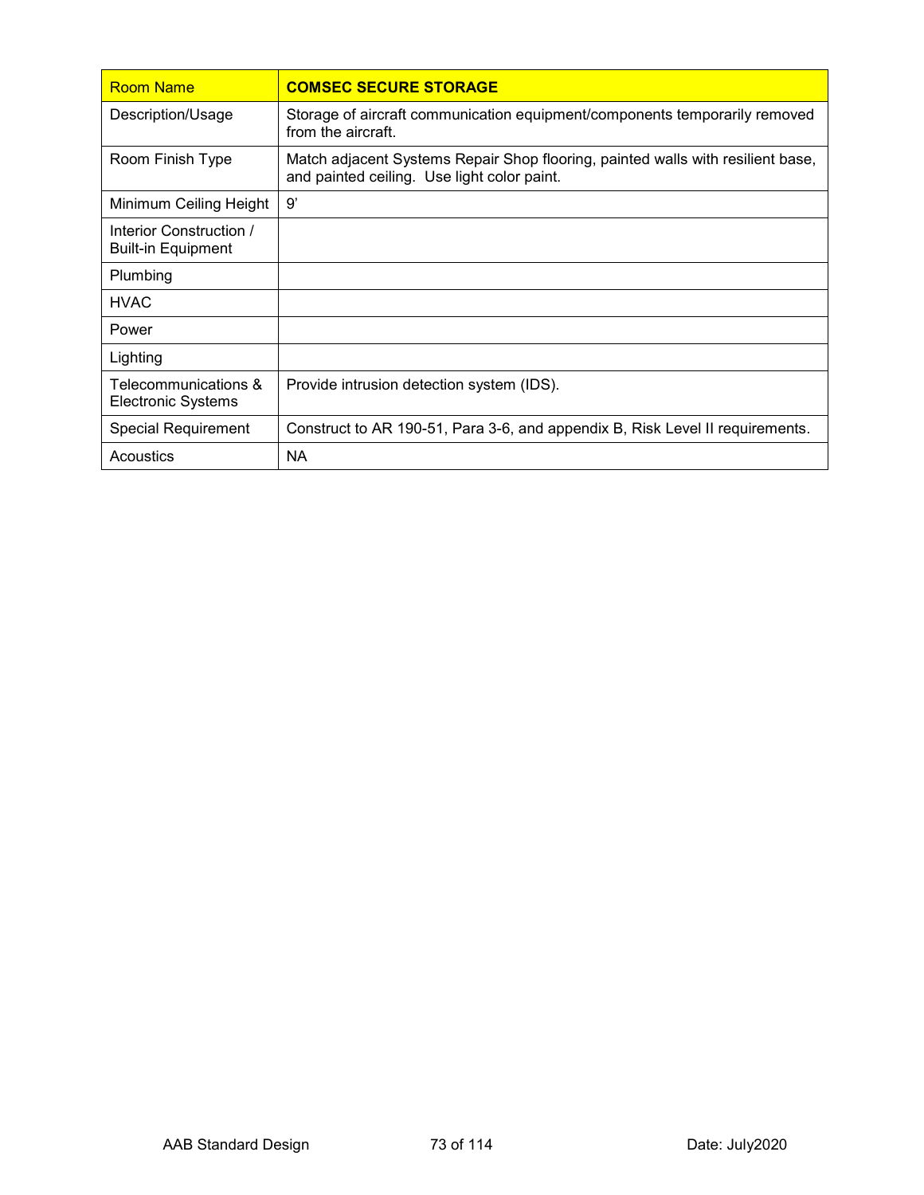| Room Name | **COMSEC SECURE STORAGE** |
|---|---|
| Description/Usage | Storage of aircraft communication equipment/components temporarily removed from the aircraft. |
| Room Finish Type | Match adjacent Systems Repair Shop flooring, painted walls with resilient base, and painted ceiling. Use light color paint. |
| Minimum Ceiling Height | 9' |
| Interior Construction / Built-in Equipment | |
| Plumbing | |
| HVAC | |
| Power | |
| Lighting | |
| Telecommunications & Electronic Systems | Provide intrusion detection system (IDS). |
| Special Requirement | Construct to AR 190-51, Para 3-6, and appendix B, Risk Level II requirements. |
| Acoustics | NA |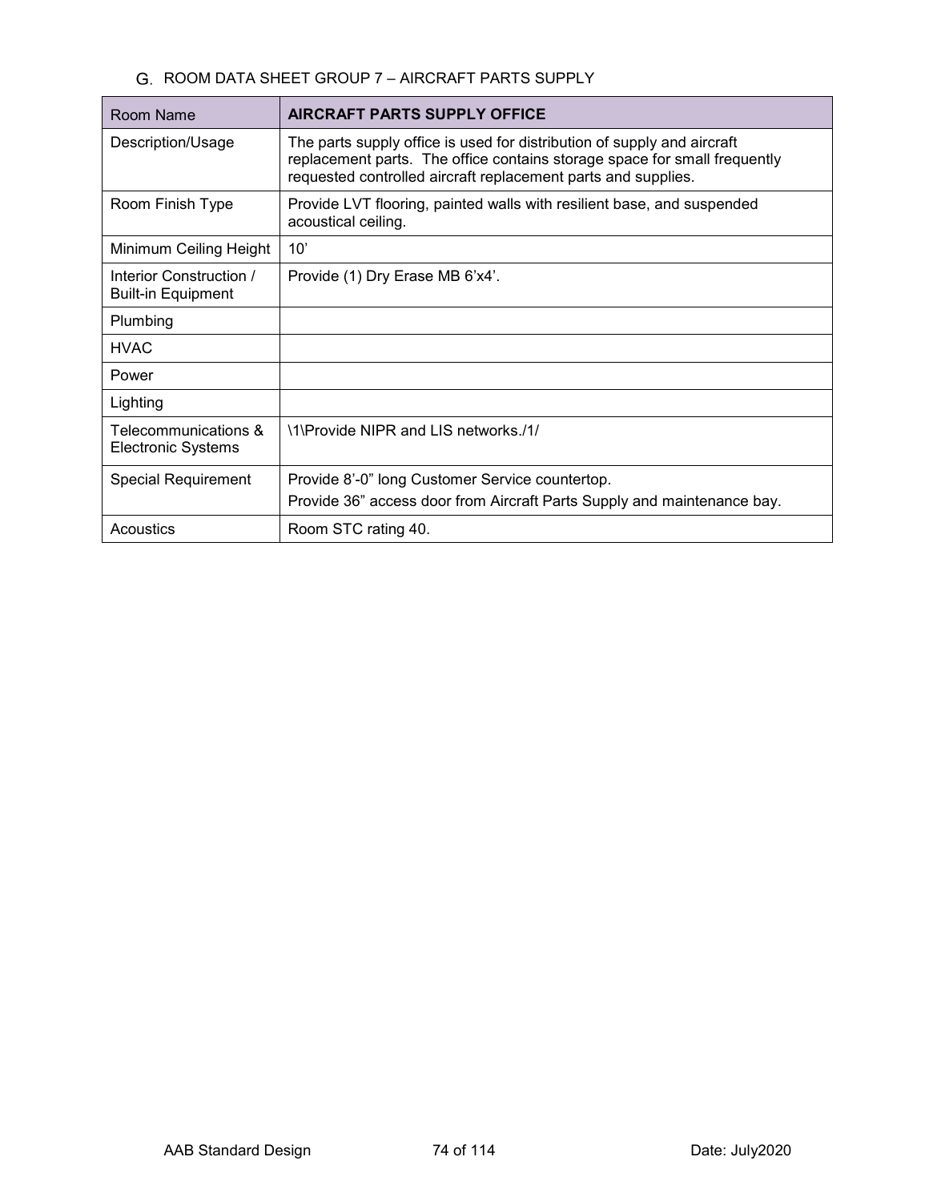G. ROOM DATA SHEET GROUP 7 – AIRCRAFT PARTS SUPPLY

| Room Name | **AIRCRAFT PARTS SUPPLY OFFICE** |
|---|---|
| Description/Usage | The parts supply office is used for distribution of supply and aircraft replacement parts. The office contains storage space for small frequently requested controlled aircraft replacement parts and supplies. |
| Room Finish Type | Provide LVT flooring, painted walls with resilient base, and suspended acoustical ceiling. |
| Minimum Ceiling Height | 10’ |
| Interior Construction / Built-in Equipment | Provide (1) Dry Erase MB 6’x4’. |
| Plumbing | |
| HVAC | |
| Power | |
| Lighting | |
| Telecommunications & Electronic Systems | \1\Provide NIPR and LIS networks./1/ |
| Special Requirement | Provide 8’-0” long Customer Service countertop.<br>Provide 36” access door from Aircraft Parts Supply and maintenance bay. |
| Acoustics | Room STC rating 40. |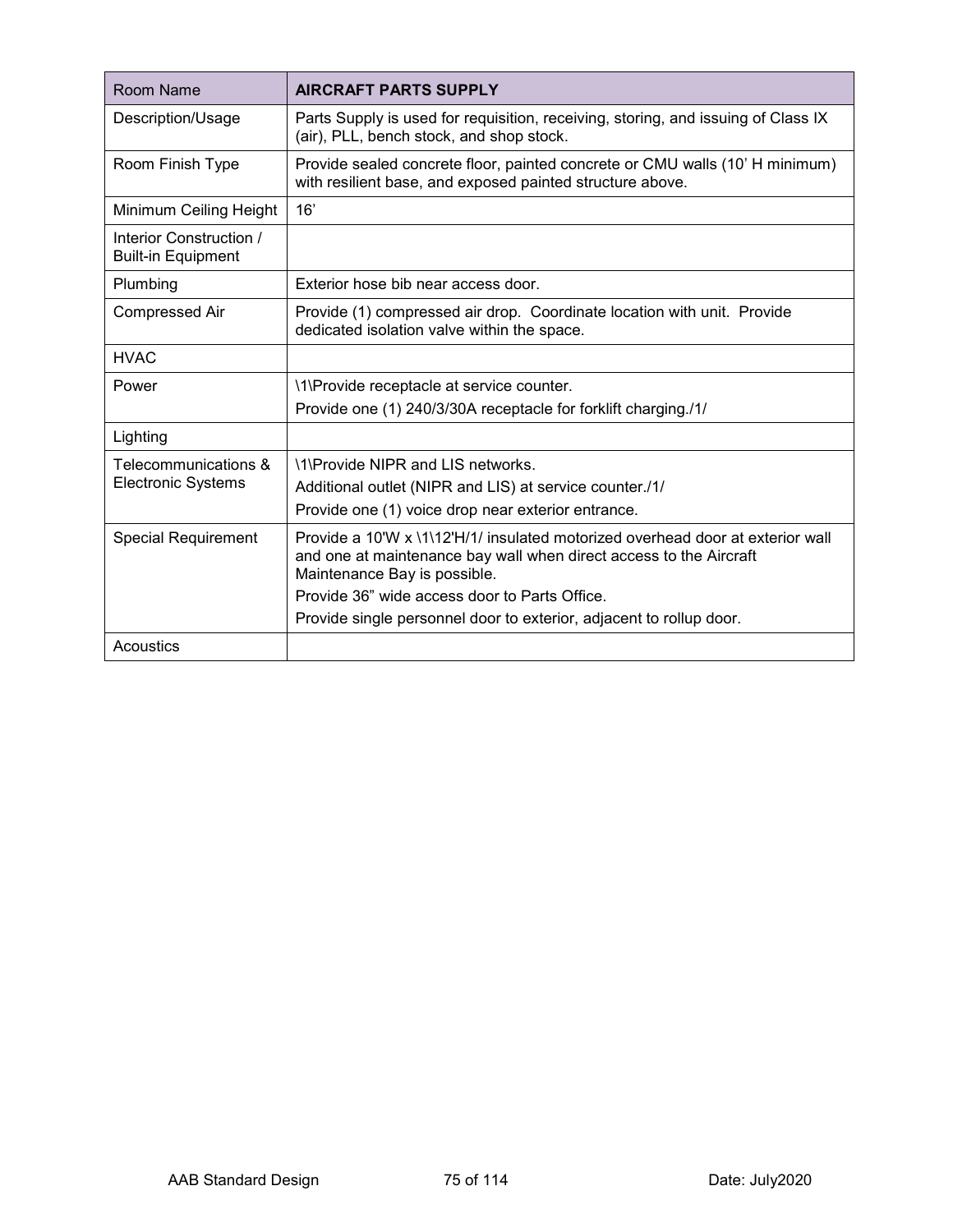| Room Name | **AIRCRAFT PARTS SUPPLY** |
|---|---|
| Description/Usage | Parts Supply is used for requisition, receiving, storing, and issuing of Class IX (air), PLL, bench stock, and shop stock. |
| Room Finish Type | Provide sealed concrete floor, painted concrete or CMU walls (10' H minimum) with resilient base, and exposed painted structure above. |
| Minimum Ceiling Height | 16' |
| Interior Construction / Built-in Equipment | |
| Plumbing | Exterior hose bib near access door. |
| Compressed Air | Provide (1) compressed air drop. Coordinate location with unit. Provide dedicated isolation valve within the space. |
| HVAC | |
| Power | \1\Provide receptacle at service counter.<br>Provide one (1) 240/3/30A receptacle for forklift charging./1/ |
| Lighting | |
| Telecommunications & Electronic Systems | \1\Provide NIPR and LIS networks.<br>Additional outlet (NIPR and LIS) at service counter./1/<br>Provide one (1) voice drop near exterior entrance. |
| Special Requirement | Provide a 10'W x \1\12'H/1/ insulated motorized overhead door at exterior wall and one at maintenance bay wall when direct access to the Aircraft Maintenance Bay is possible.<br>Provide 36" wide access door to Parts Office.<br>Provide single personnel door to exterior, adjacent to rollup door. |
| Acoustics | |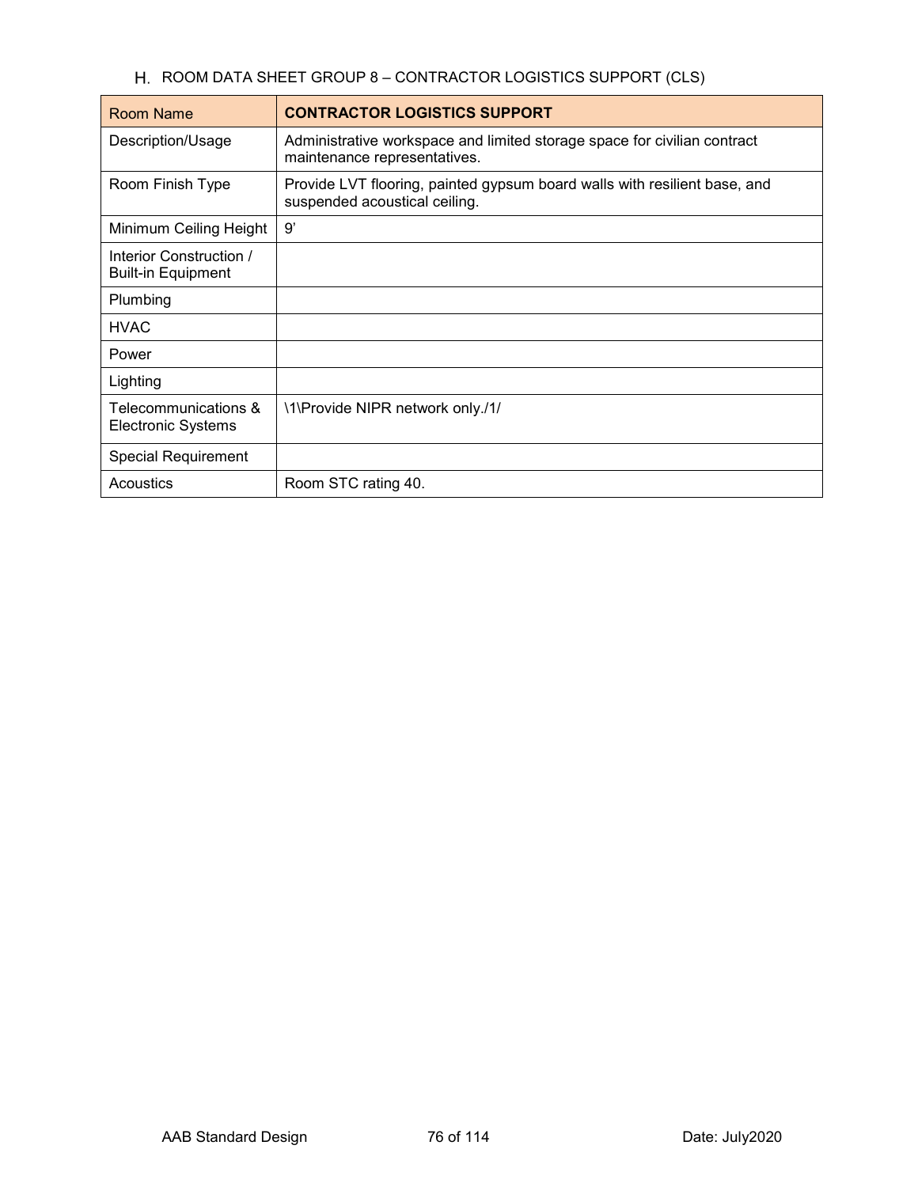H. ROOM DATA SHEET GROUP 8 – CONTRACTOR LOGISTICS SUPPORT (CLS)

| Room Name | **CONTRACTOR LOGISTICS SUPPORT** |
|---|---|
| Description/Usage | Administrative workspace and limited storage space for civilian contract maintenance representatives. |
| Room Finish Type | Provide LVT flooring, painted gypsum board walls with resilient base, and suspended acoustical ceiling. |
| Minimum Ceiling Height | 9’ |
| Interior Construction / Built-in Equipment | |
| Plumbing | |
| HVAC | |
| Power | |
| Lighting | |
| Telecommunications & Electronic Systems | \1\Provide NIPR network only./1/ |
| Special Requirement | |
| Acoustics | Room STC rating 40. |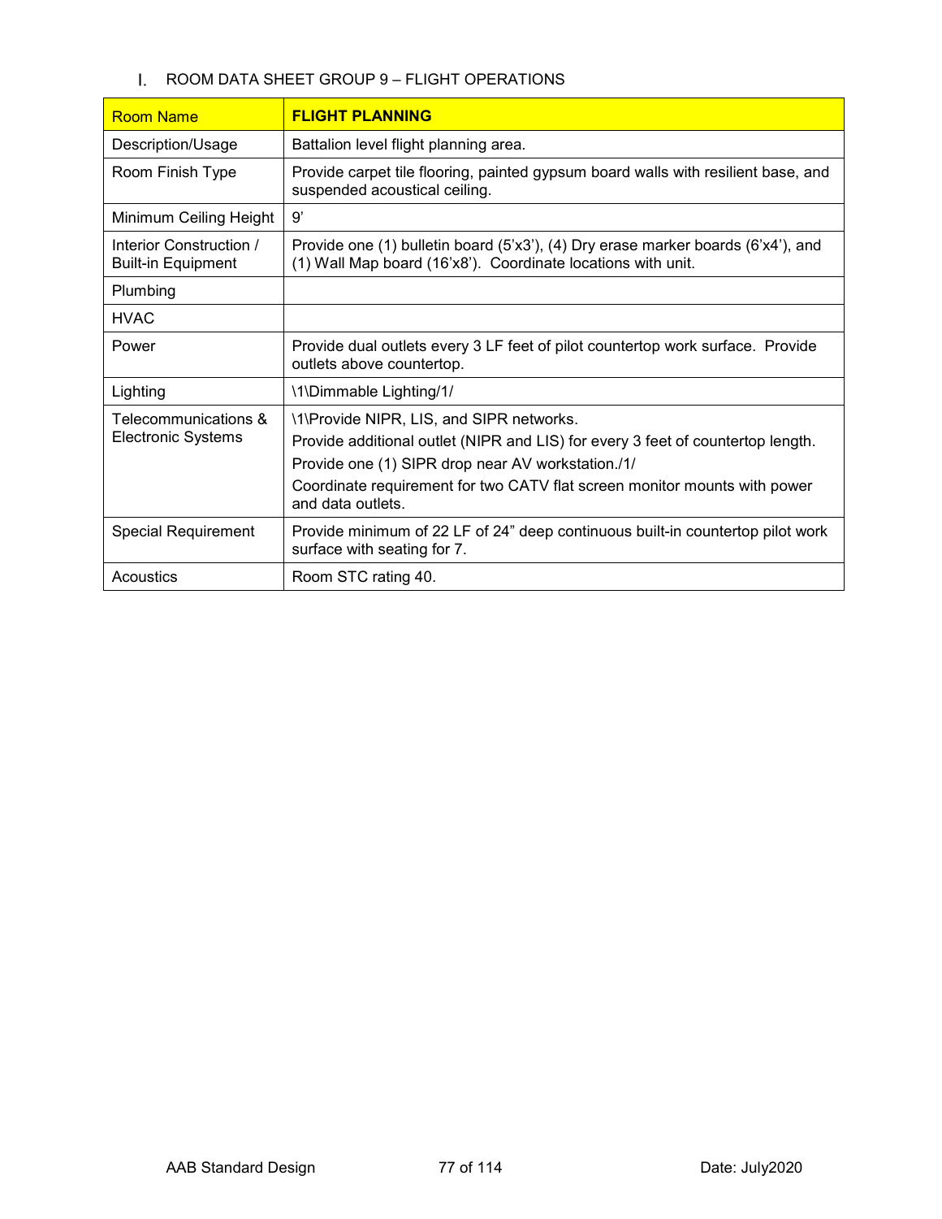I. ROOM DATA SHEET GROUP 9 – FLIGHT OPERATIONS

| Room Name | **FLIGHT PLANNING** |
|---|---|
| Description/Usage | Battalion level flight planning area. |
| Room Finish Type | Provide carpet tile flooring, painted gypsum board walls with resilient base, and suspended acoustical ceiling. |
| Minimum Ceiling Height | 9' |
| Interior Construction / Built-in Equipment | Provide one (1) bulletin board (5'x3'), (4) Dry erase marker boards (6'x4'), and (1) Wall Map board (16'x8'). Coordinate locations with unit. |
| Plumbing | |
| HVAC | |
| Power | Provide dual outlets every 3 LF feet of pilot countertop work surface. Provide outlets above countertop. |
| Lighting | \1\Dimmable Lighting/1/ |
| Telecommunications & Electronic Systems | \1\Provide NIPR, LIS, and SIPR networks.<br>Provide additional outlet (NIPR and LIS) for every 3 feet of countertop length.<br>Provide one (1) SIPR drop near AV workstation./1/<br>Coordinate requirement for two CATV flat screen monitor mounts with power and data outlets. |
| Special Requirement | Provide minimum of 22 LF of 24" deep continuous built-in countertop pilot work surface with seating for 7. |
| Acoustics | Room STC rating 40. |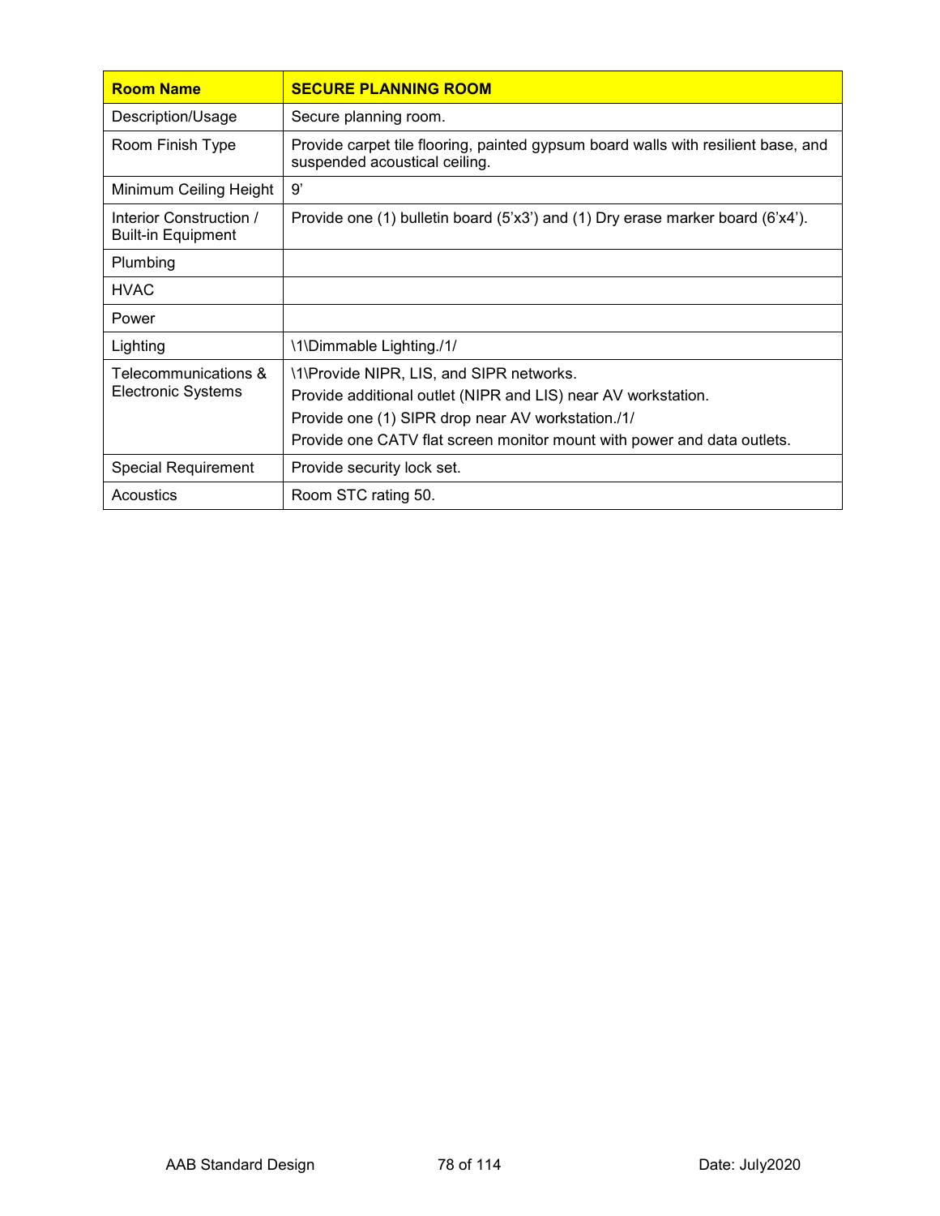| Room Name | SECURE PLANNING ROOM |
| --- | --- |
| Description/Usage | Secure planning room. |
| Room Finish Type | Provide carpet tile flooring, painted gypsum board walls with resilient base, and suspended acoustical ceiling. |
| Minimum Ceiling Height | 9' |
| Interior Construction / Built-in Equipment | Provide one (1) bulletin board (5'x3') and (1) Dry erase marker board (6'x4'). |
| Plumbing | |
| HVAC | |
| Power | |
| Lighting | \1\Dimmable Lighting./1/ |
| Telecommunications & Electronic Systems | \1\Provide NIPR, LIS, and SIPR networks.<br>Provide additional outlet (NIPR and LIS) near AV workstation.<br>Provide one (1) SIPR drop near AV workstation./1/<br>Provide one CATV flat screen monitor mount with power and data outlets. |
| Special Requirement | Provide security lock set. |
| Acoustics | Room STC rating 50. |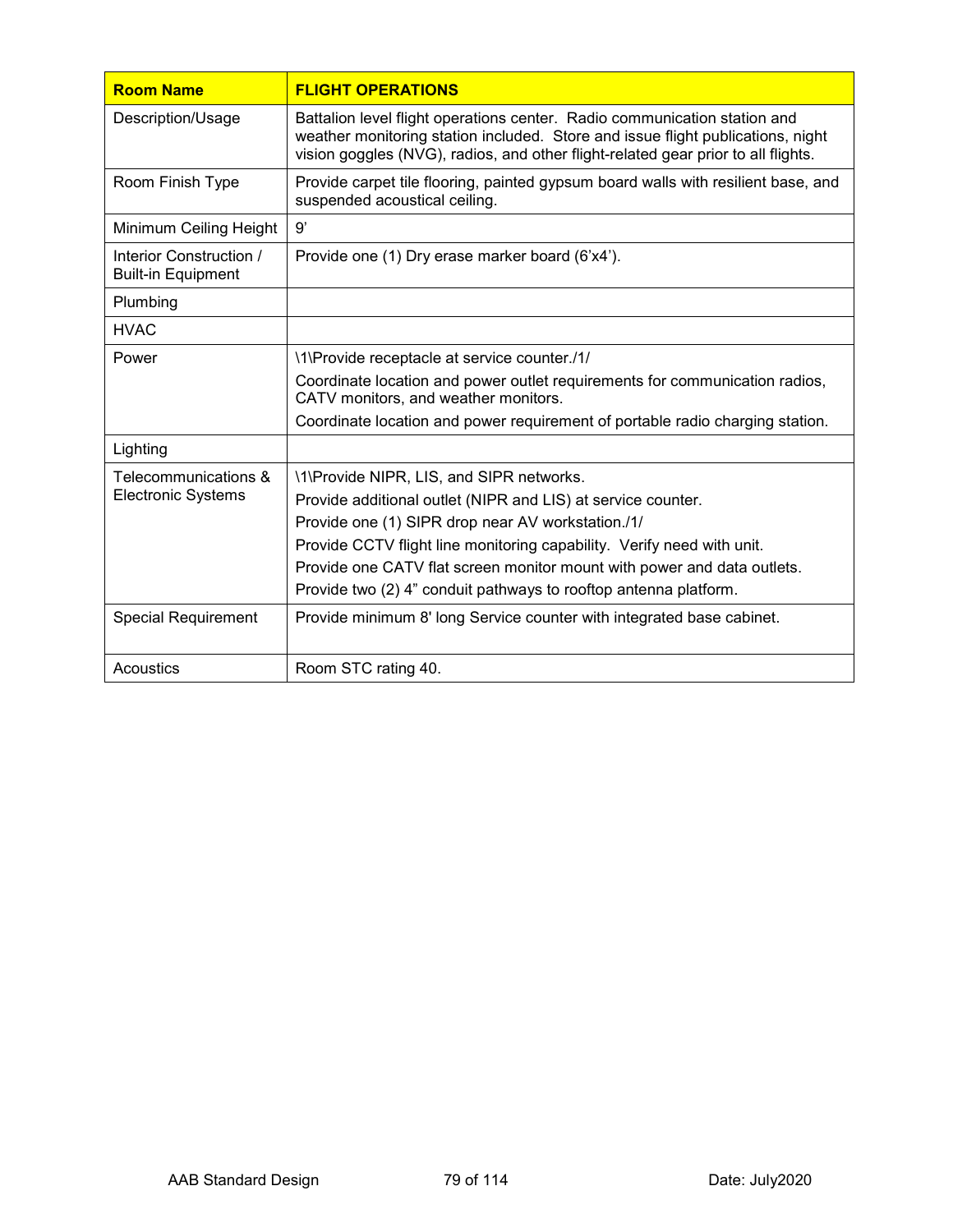| Room Name | FLIGHT OPERATIONS |
|---|---|
| Description/Usage | Battalion level flight operations center. Radio communication station and weather monitoring station included. Store and issue flight publications, night vision goggles (NVG), radios, and other flight-related gear prior to all flights. |
| Room Finish Type | Provide carpet tile flooring, painted gypsum board walls with resilient base, and suspended acoustical ceiling. |
| Minimum Ceiling Height | 9' |
| Interior Construction / Built-in Equipment | Provide one (1) Dry erase marker board (6'x4'). |
| Plumbing | |
| HVAC | |
| Power | \1\Provide receptacle at service counter./1/<br>Coordinate location and power outlet requirements for communication radios, CATV monitors, and weather monitors.<br>Coordinate location and power requirement of portable radio charging station. |
| Lighting | |
| Telecommunications & Electronic Systems | \1\Provide NIPR, LIS, and SIPR networks.<br>Provide additional outlet (NIPR and LIS) at service counter.<br>Provide one (1) SIPR drop near AV workstation./1/<br>Provide CCTV flight line monitoring capability. Verify need with unit.<br>Provide one CATV flat screen monitor mount with power and data outlets.<br>Provide two (2) 4" conduit pathways to rooftop antenna platform. |
| Special Requirement | Provide minimum 8' long Service counter with integrated base cabinet. |
| Acoustics | Room STC rating 40. |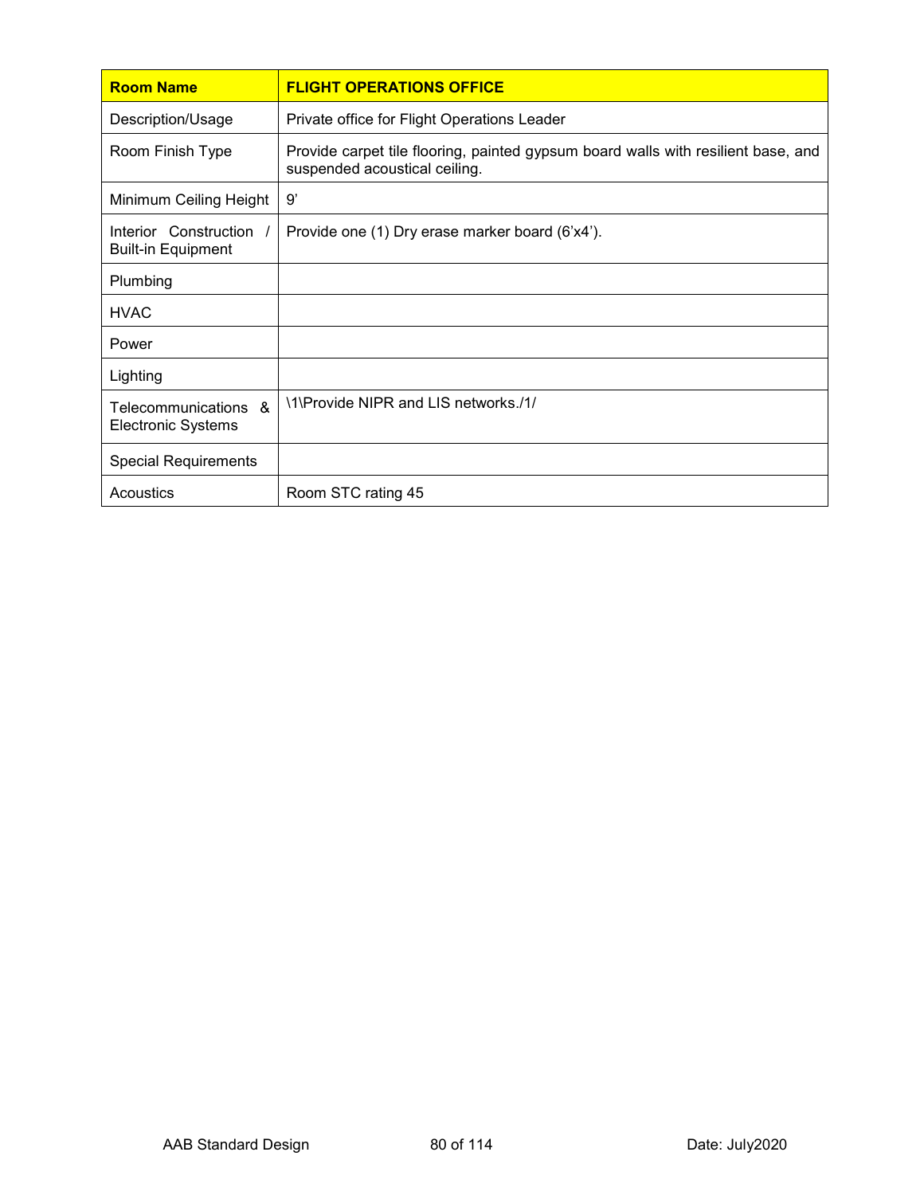| Room Name | FLIGHT OPERATIONS OFFICE |
|---|---|
| Description/Usage | Private office for Flight Operations Leader |
| Room Finish Type | Provide carpet tile flooring, painted gypsum board walls with resilient base, and suspended acoustical ceiling. |
| Minimum Ceiling Height | 9' |
| Interior Construction / Built-in Equipment | Provide one (1) Dry erase marker board (6'x4'). |
| Plumbing | |
| HVAC | |
| Power | |
| Lighting | |
| Telecommunications & Electronic Systems | \1\Provide NIPR and LIS networks./1/ |
| Special Requirements | |
| Acoustics | Room STC rating 45 |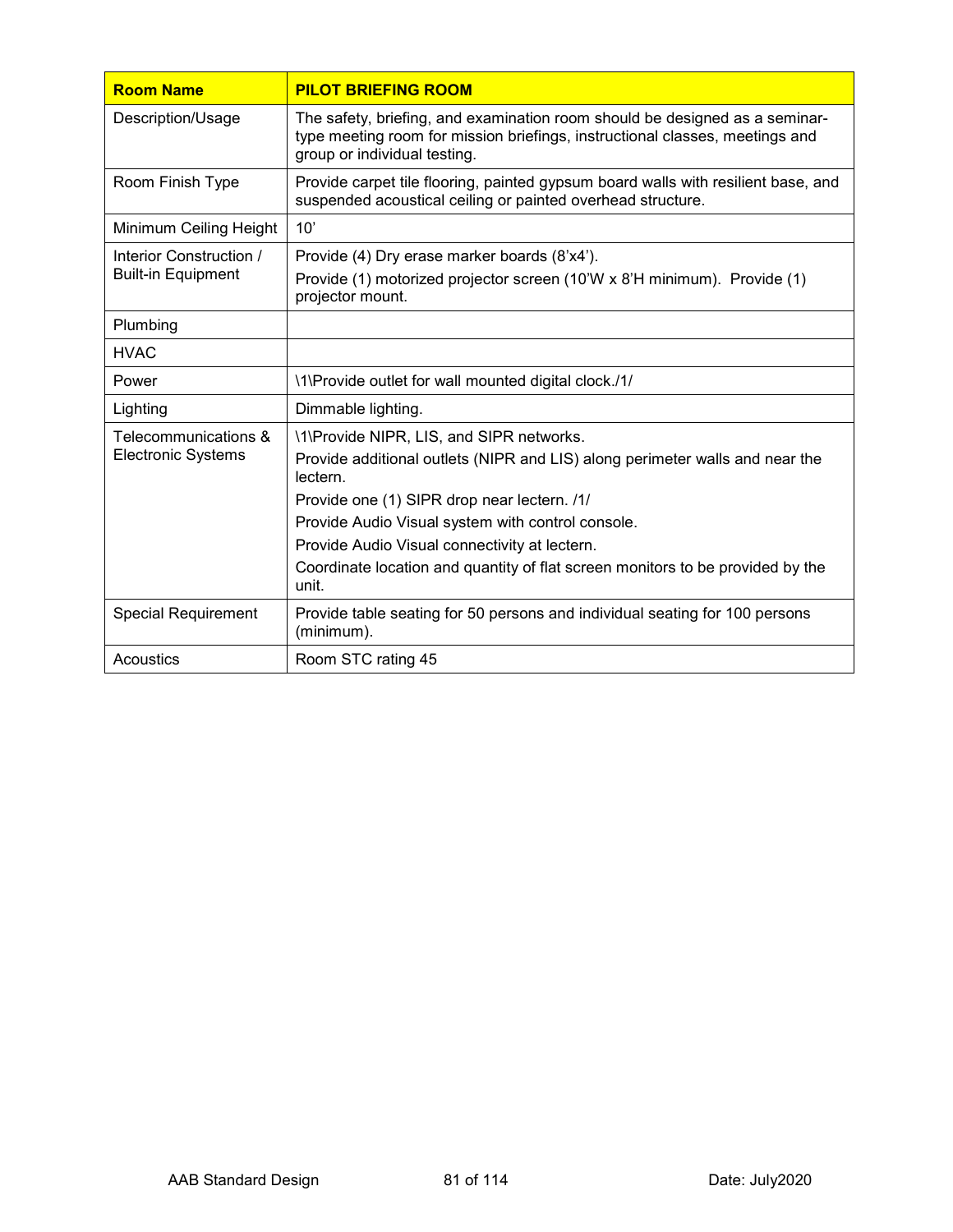| Room Name | PILOT BRIEFING ROOM |
|---|---|
| Description/Usage | The safety, briefing, and examination room should be designed as a seminar-type meeting room for mission briefings, instructional classes, meetings and group or individual testing. |
| Room Finish Type | Provide carpet tile flooring, painted gypsum board walls with resilient base, and suspended acoustical ceiling or painted overhead structure. |
| Minimum Ceiling Height | 10' |
| Interior Construction / Built-in Equipment | Provide (4) Dry erase marker boards (8'x4').<br>Provide (1) motorized projector screen (10'W x 8'H minimum). Provide (1) projector mount. |
| Plumbing | |
| HVAC | |
| Power | \1\Provide outlet for wall mounted digital clock./1/ |
| Lighting | Dimmable lighting. |
| Telecommunications & Electronic Systems | \1\Provide NIPR, LIS, and SIPR networks.<br>Provide additional outlets (NIPR and LIS) along perimeter walls and near the lectern.<br>Provide one (1) SIPR drop near lectern. /1/<br>Provide Audio Visual system with control console.<br>Provide Audio Visual connectivity at lectern.<br>Coordinate location and quantity of flat screen monitors to be provided by the unit. |
| Special Requirement | Provide table seating for 50 persons and individual seating for 100 persons (minimum). |
| Acoustics | Room STC rating 45 |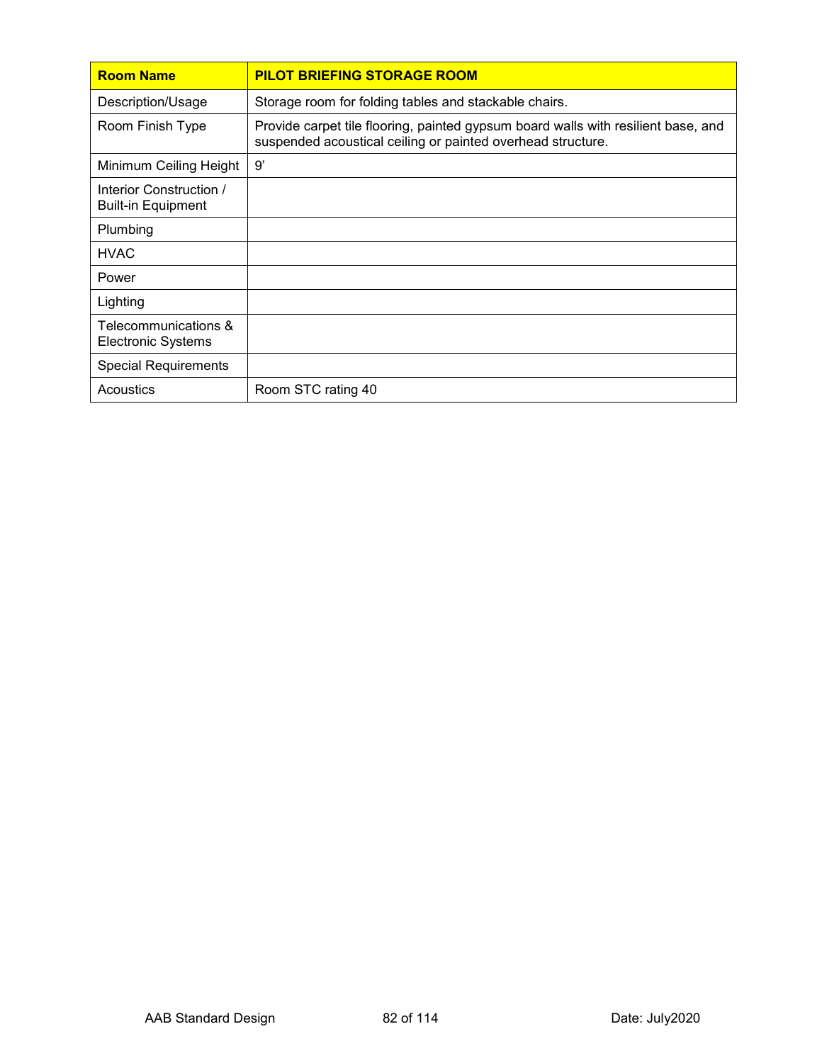| **Room Name** | **PILOT BRIEFING STORAGE ROOM** |
|---|---|
| Description/Usage | Storage room for folding tables and stackable chairs. |
| Room Finish Type | Provide carpet tile flooring, painted gypsum board walls with resilient base, and suspended acoustical ceiling or painted overhead structure. |
| Minimum Ceiling Height | 9' |
| Interior Construction / Built-in Equipment | |
| Plumbing | |
| HVAC | |
| Power | |
| Lighting | |
| Telecommunications & Electronic Systems | |
| Special Requirements | |
| Acoustics | Room STC rating 40 |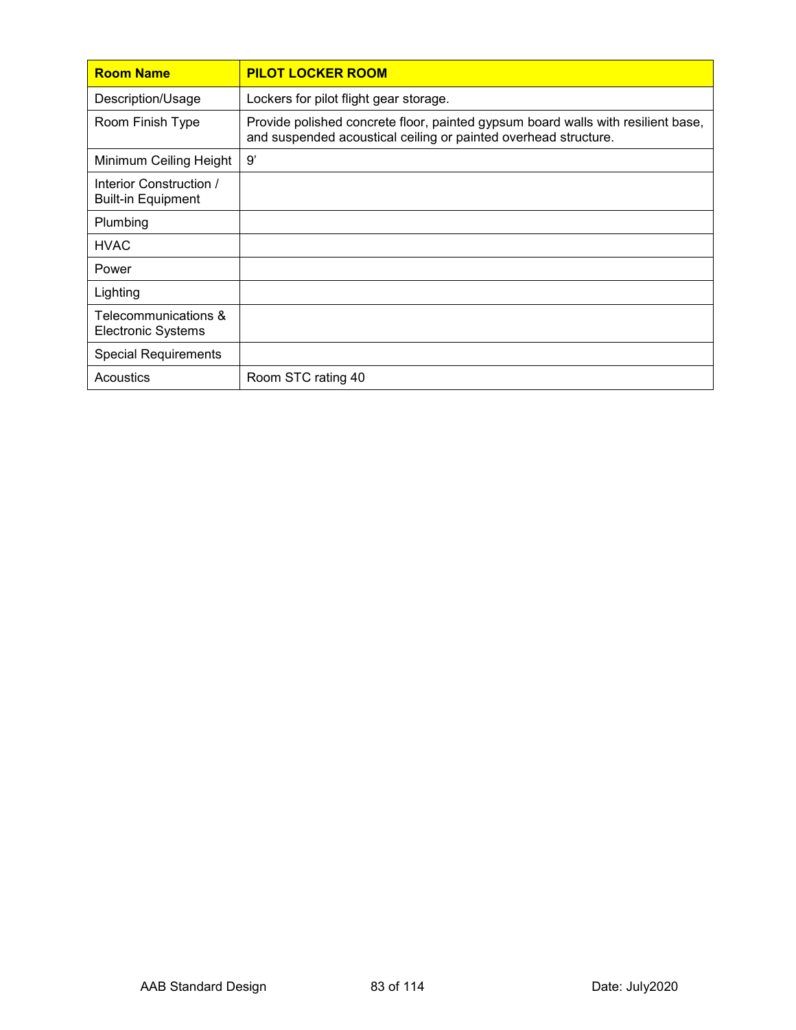| Room Name | PILOT LOCKER ROOM |
|---|---|
| Description/Usage | Lockers for pilot flight gear storage. |
| Room Finish Type | Provide polished concrete floor, painted gypsum board walls with resilient base, and suspended acoustical ceiling or painted overhead structure. |
| Minimum Ceiling Height | 9' |
| Interior Construction / Built-in Equipment | |
| Plumbing | |
| HVAC | |
| Power | |
| Lighting | |
| Telecommunications & Electronic Systems | |
| Special Requirements | |
| Acoustics | Room STC rating 40 |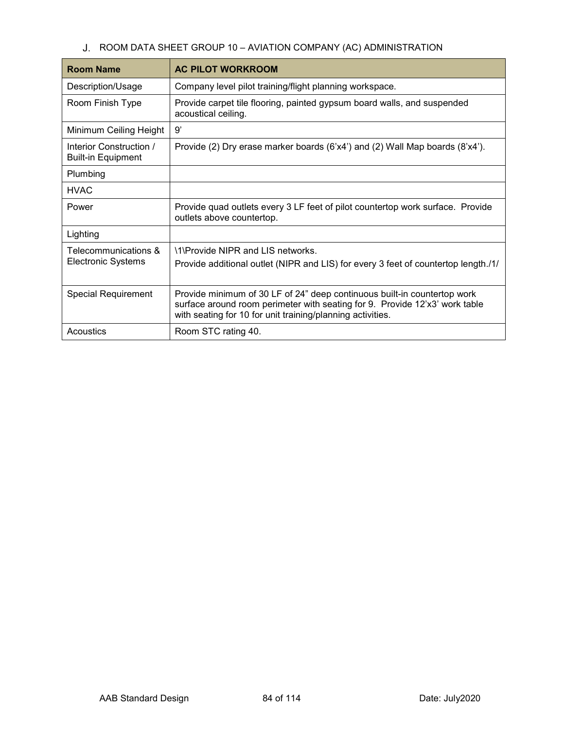J. ROOM DATA SHEET GROUP 10 – AVIATION COMPANY (AC) ADMINISTRATION

| Room Name | AC PILOT WORKROOM |
|---|---|
| Description/Usage | Company level pilot training/flight planning workspace. |
| Room Finish Type | Provide carpet tile flooring, painted gypsum board walls, and suspended acoustical ceiling. |
| Minimum Ceiling Height | 9’ |
| Interior Construction / Built-in Equipment | Provide (2) Dry erase marker boards (6’x4’) and (2) Wall Map boards (8’x4’). |
| Plumbing | |
| HVAC | |
| Power | Provide quad outlets every 3 LF feet of pilot countertop work surface. Provide outlets above countertop. |
| Lighting | |
| Telecommunications & Electronic Systems | \1\Provide NIPR and LIS networks.<br>Provide additional outlet (NIPR and LIS) for every 3 feet of countertop length./1/ |
| Special Requirement | Provide minimum of 30 LF of 24” deep continuous built-in countertop work surface around room perimeter with seating for 9. Provide 12’x3’ work table with seating for 10 for unit training/planning activities. |
| Acoustics | Room STC rating 40. |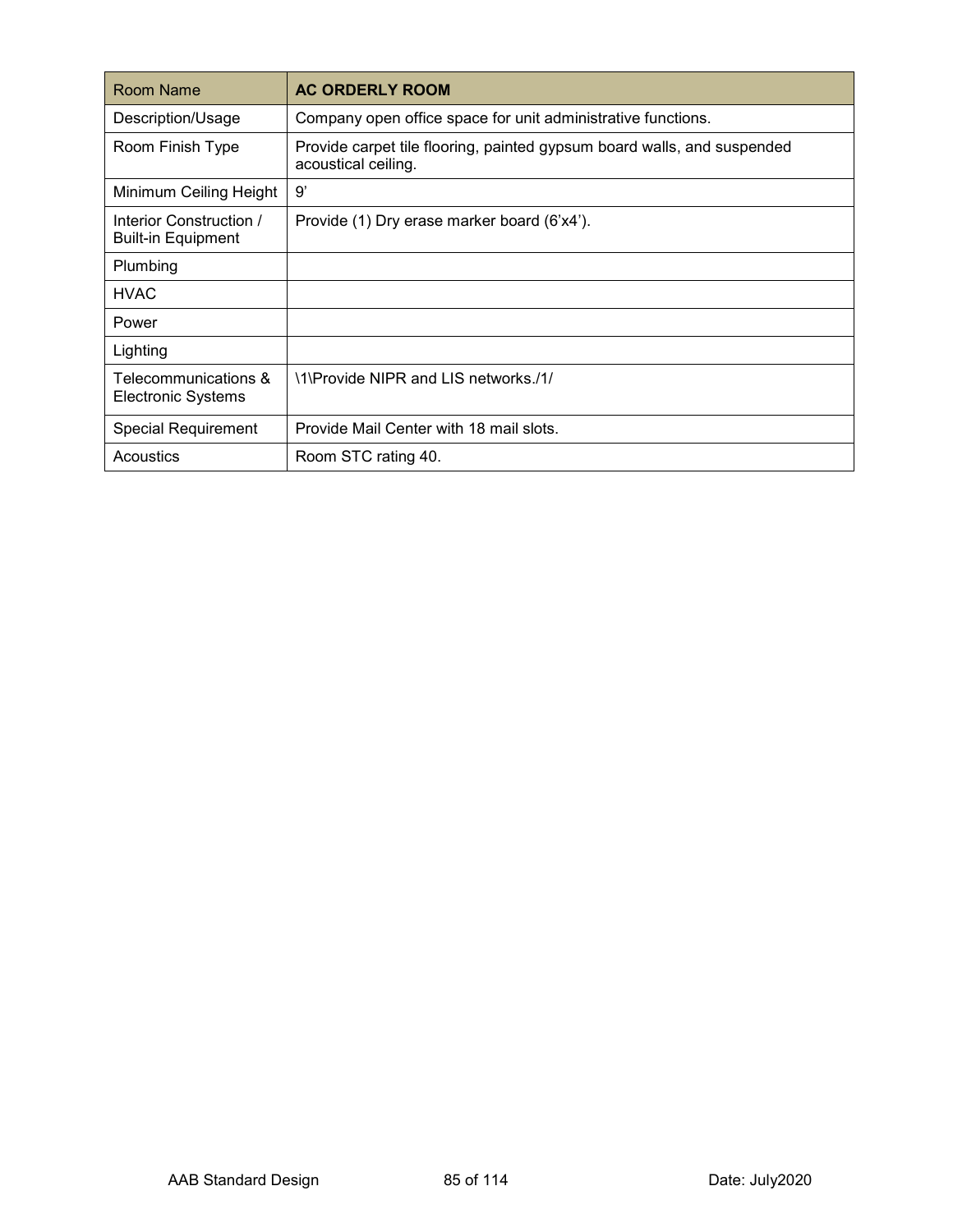| Room Name | **AC ORDERLY ROOM** |
|---|---|
| Description/Usage | Company open office space for unit administrative functions. |
| Room Finish Type | Provide carpet tile flooring, painted gypsum board walls, and suspended acoustical ceiling. |
| Minimum Ceiling Height | 9' |
| Interior Construction / Built-in Equipment | Provide (1) Dry erase marker board (6'x4'). |
| Plumbing | |
| HVAC | |
| Power | |
| Lighting | |
| Telecommunications & Electronic Systems | \1\Provide NIPR and LIS networks./1/ |
| Special Requirement | Provide Mail Center with 18 mail slots. |
| Acoustics | Room STC rating 40. |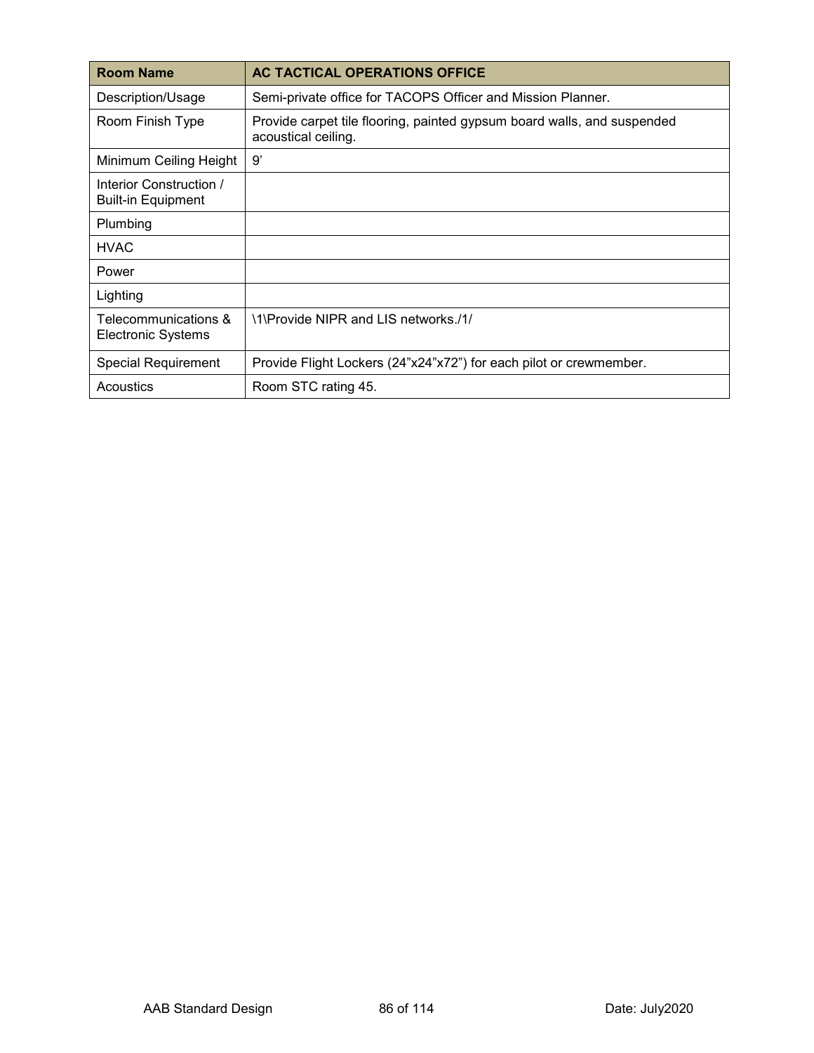| Room Name | AC TACTICAL OPERATIONS OFFICE |
| --- | --- |
| Description/Usage | Semi-private office for TACOPS Officer and Mission Planner. |
| Room Finish Type | Provide carpet tile flooring, painted gypsum board walls, and suspended acoustical ceiling. |
| Minimum Ceiling Height | 9’ |
| Interior Construction / Built-in Equipment | |
| Plumbing | |
| HVAC | |
| Power | |
| Lighting | |
| Telecommunications & Electronic Systems | \1\Provide NIPR and LIS networks./1/ |
| Special Requirement | Provide Flight Lockers (24”x24”x72”) for each pilot or crewmember. |
| Acoustics | Room STC rating 45. |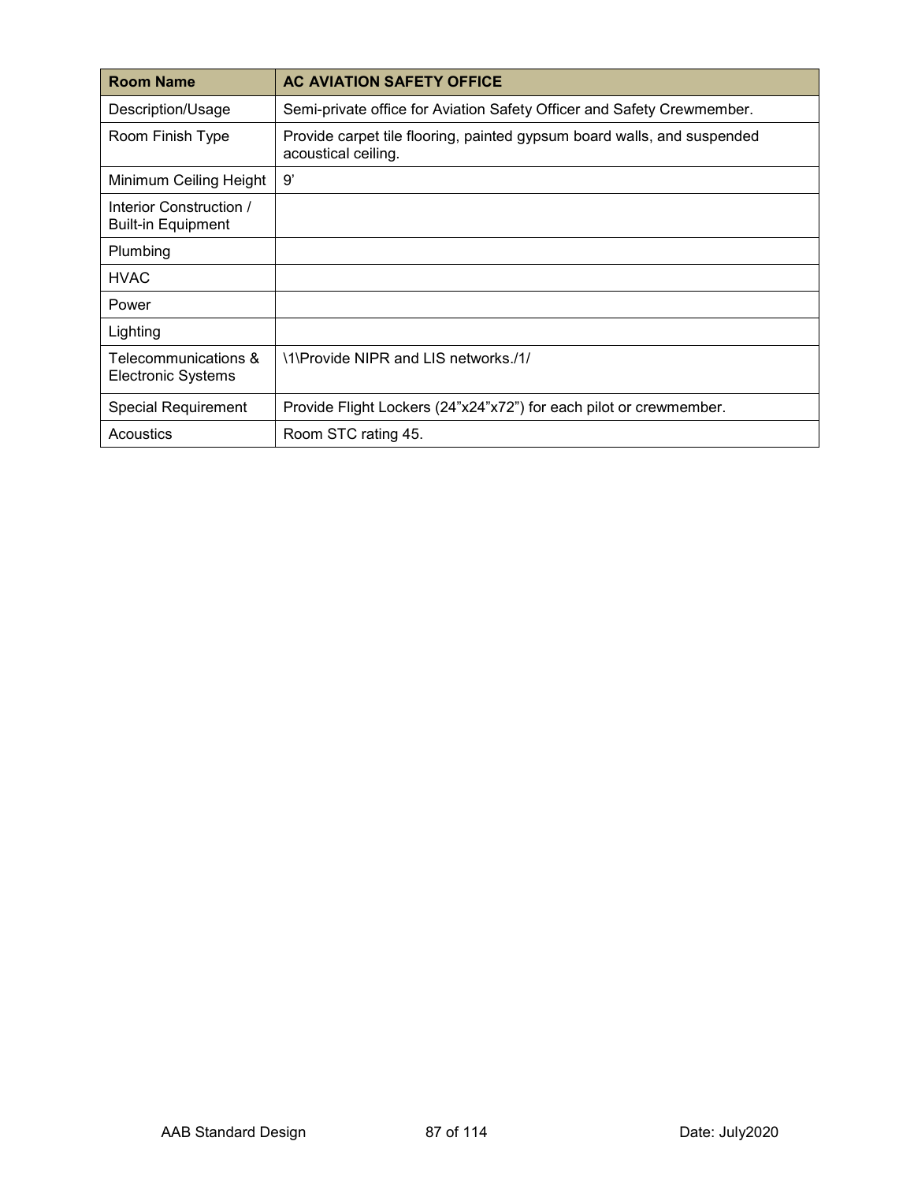| Room Name | AC AVIATION SAFETY OFFICE |
|---|---|
| Description/Usage | Semi-private office for Aviation Safety Officer and Safety Crewmember. |
| Room Finish Type | Provide carpet tile flooring, painted gypsum board walls, and suspended acoustical ceiling. |
| Minimum Ceiling Height | 9’ |
| Interior Construction / Built-in Equipment | |
| Plumbing | |
| HVAC | |
| Power | |
| Lighting | |
| Telecommunications & Electronic Systems | \1\Provide NIPR and LIS networks./1/ |
| Special Requirement | Provide Flight Lockers (24”x24”x72”) for each pilot or crewmember. |
| Acoustics | Room STC rating 45. |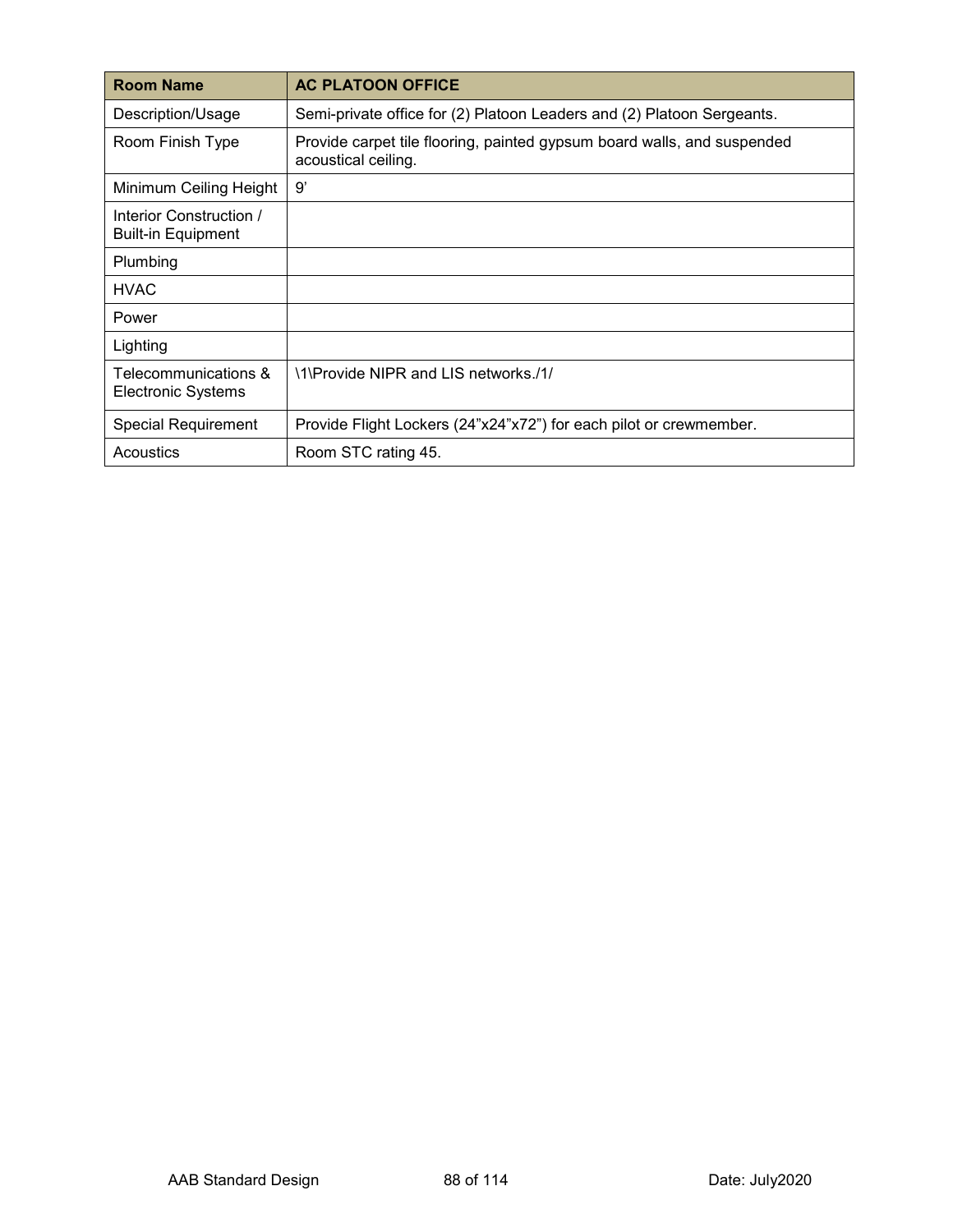| Room Name | AC PLATOON OFFICE |
|---|---|
| Description/Usage | Semi-private office for (2) Platoon Leaders and (2) Platoon Sergeants. |
| Room Finish Type | Provide carpet tile flooring, painted gypsum board walls, and suspended acoustical ceiling. |
| Minimum Ceiling Height | 9’ |
| Interior Construction / Built-in Equipment | |
| Plumbing | |
| HVAC | |
| Power | |
| Lighting | |
| Telecommunications & Electronic Systems | \1\Provide NIPR and LIS networks./1/ |
| Special Requirement | Provide Flight Lockers (24”x24”x72”) for each pilot or crewmember. |
| Acoustics | Room STC rating 45. |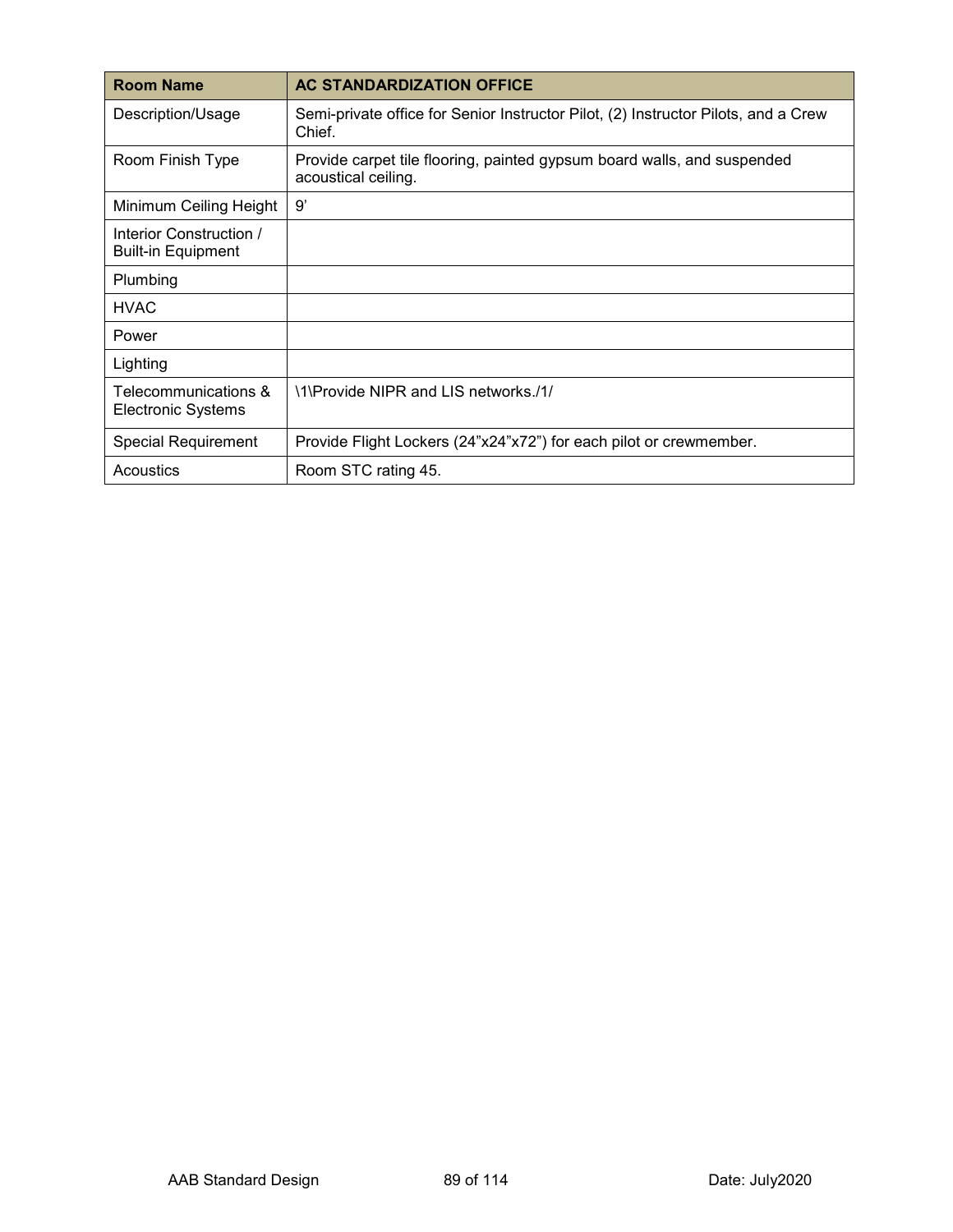| Room Name | AC STANDARDIZATION OFFICE |
|---|---|
| Description/Usage | Semi-private office for Senior Instructor Pilot, (2) Instructor Pilots, and a Crew Chief. |
| Room Finish Type | Provide carpet tile flooring, painted gypsum board walls, and suspended acoustical ceiling. |
| Minimum Ceiling Height | 9' |
| Interior Construction / Built-in Equipment | |
| Plumbing | |
| HVAC | |
| Power | |
| Lighting | |
| Telecommunications & Electronic Systems | \1\Provide NIPR and LIS networks./1/ |
| Special Requirement | Provide Flight Lockers (24"x24"x72") for each pilot or crewmember. |
| Acoustics | Room STC rating 45. |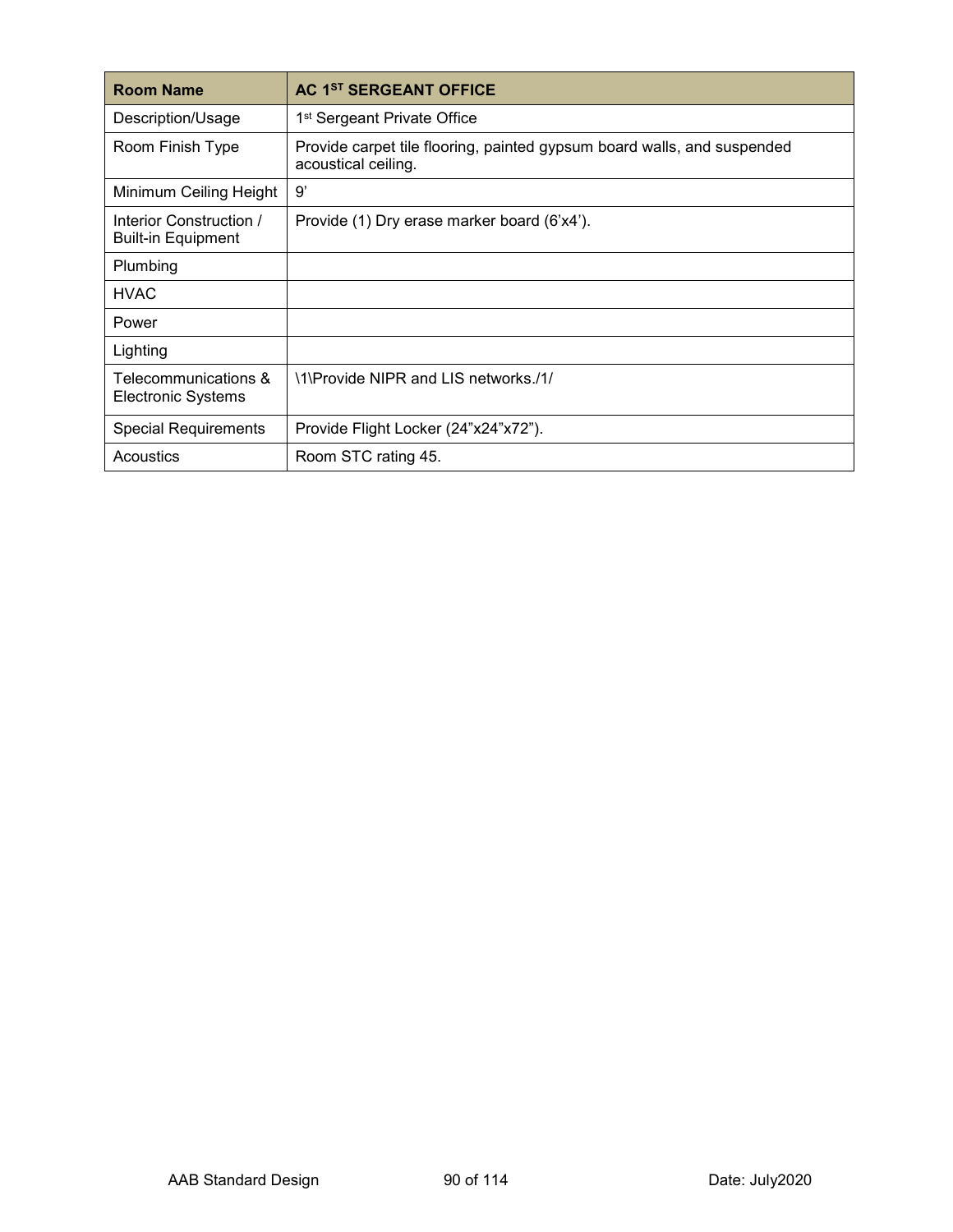| Room Name | AC 1ST SERGEANT OFFICE |
| --- | --- |
| Description/Usage | 1st Sergeant Private Office |
| Room Finish Type | Provide carpet tile flooring, painted gypsum board walls, and suspended acoustical ceiling. |
| Minimum Ceiling Height | 9’ |
| Interior Construction / Built-in Equipment | Provide (1) Dry erase marker board (6’x4’). |
| Plumbing | |
| HVAC | |
| Power | |
| Lighting | |
| Telecommunications & Electronic Systems | \1\Provide NIPR and LIS networks./1/ |
| Special Requirements | Provide Flight Locker (24”x24”x72”). |
| Acoustics | Room STC rating 45. |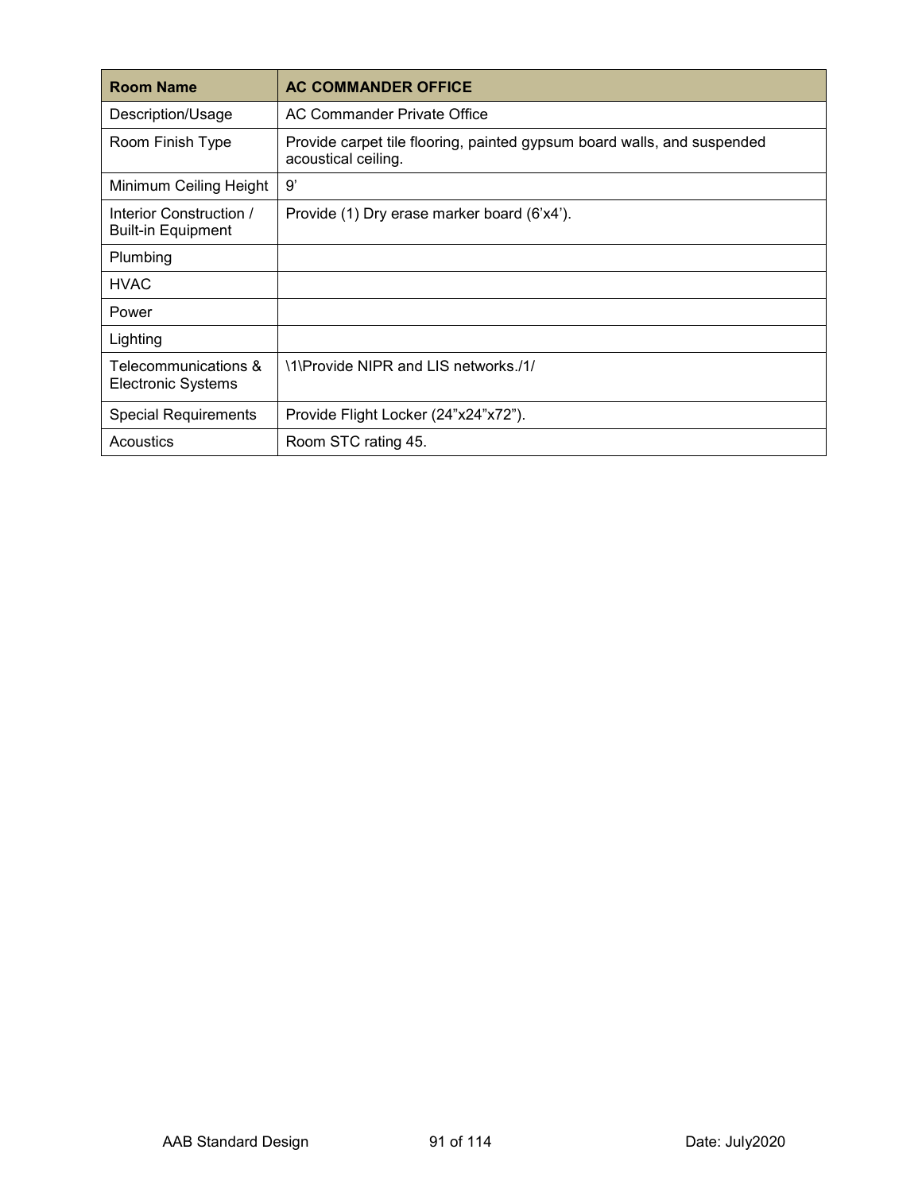| Room Name | AC COMMANDER OFFICE |
| --- | --- |
| Description/Usage | AC Commander Private Office |
| Room Finish Type | Provide carpet tile flooring, painted gypsum board walls, and suspended acoustical ceiling. |
| Minimum Ceiling Height | 9’ |
| Interior Construction / Built-in Equipment | Provide (1) Dry erase marker board (6’x4’). |
| Plumbing | |
| HVAC | |
| Power | |
| Lighting | |
| Telecommunications & Electronic Systems | \1\Provide NIPR and LIS networks./1/ |
| Special Requirements | Provide Flight Locker (24”x24”x72”). |
| Acoustics | Room STC rating 45. |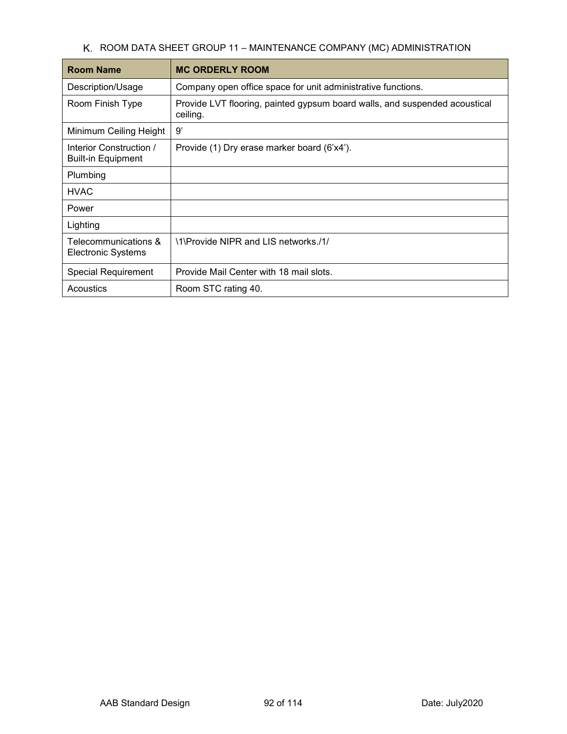K. ROOM DATA SHEET GROUP 11 – MAINTENANCE COMPANY (MC) ADMINISTRATION

| Room Name | MC ORDERLY ROOM |
|---|---|
| Description/Usage | Company open office space for unit administrative functions. |
| Room Finish Type | Provide LVT flooring, painted gypsum board walls, and suspended acoustical ceiling. |
| Minimum Ceiling Height | 9’ |
| Interior Construction / Built-in Equipment | Provide (1) Dry erase marker board (6’x4’). |
| Plumbing | |
| HVAC | |
| Power | |
| Lighting | |
| Telecommunications & Electronic Systems | \1\Provide NIPR and LIS networks./1/ |
| Special Requirement | Provide Mail Center with 18 mail slots. |
| Acoustics | Room STC rating 40. |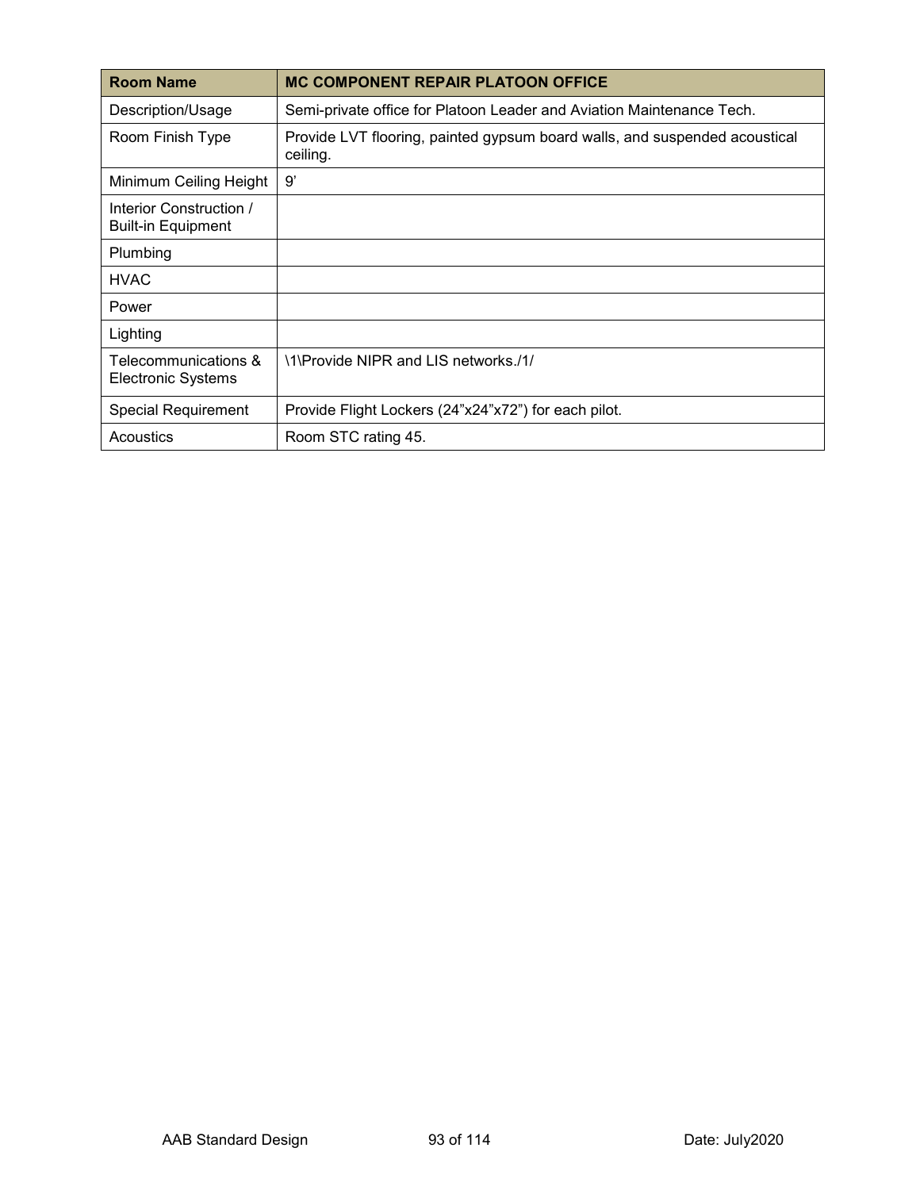| Room Name | MC COMPONENT REPAIR PLATOON OFFICE |
|---|---|
| Description/Usage | Semi-private office for Platoon Leader and Aviation Maintenance Tech. |
| Room Finish Type | Provide LVT flooring, painted gypsum board walls, and suspended acoustical ceiling. |
| Minimum Ceiling Height | 9’ |
| Interior Construction / Built-in Equipment | |
| Plumbing | |
| HVAC | |
| Power | |
| Lighting | |
| Telecommunications & Electronic Systems | \1\Provide NIPR and LIS networks./1/ |
| Special Requirement | Provide Flight Lockers (24”x24”x72”) for each pilot. |
| Acoustics | Room STC rating 45. |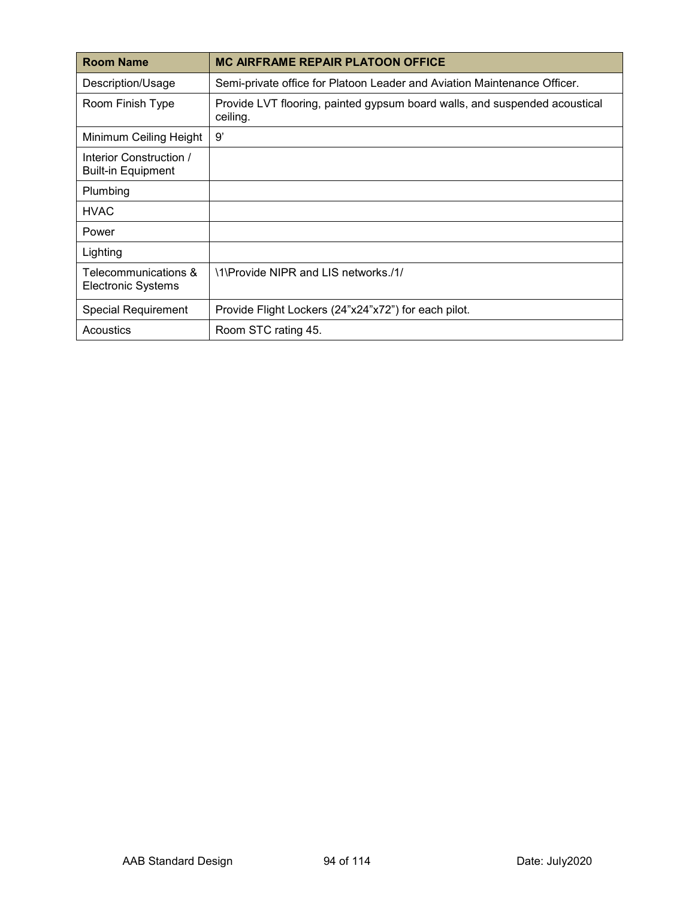| Room Name | MC AIRFRAME REPAIR PLATOON OFFICE |
| --- | --- |
| Description/Usage | Semi-private office for Platoon Leader and Aviation Maintenance Officer. |
| Room Finish Type | Provide LVT flooring, painted gypsum board walls, and suspended acoustical ceiling. |
| Minimum Ceiling Height | 9' |
| Interior Construction / Built-in Equipment | |
| Plumbing | |
| HVAC | |
| Power | |
| Lighting | |
| Telecommunications & Electronic Systems | \1\Provide NIPR and LIS networks./1/ |
| Special Requirement | Provide Flight Lockers (24"x24"x72") for each pilot. |
| Acoustics | Room STC rating 45. |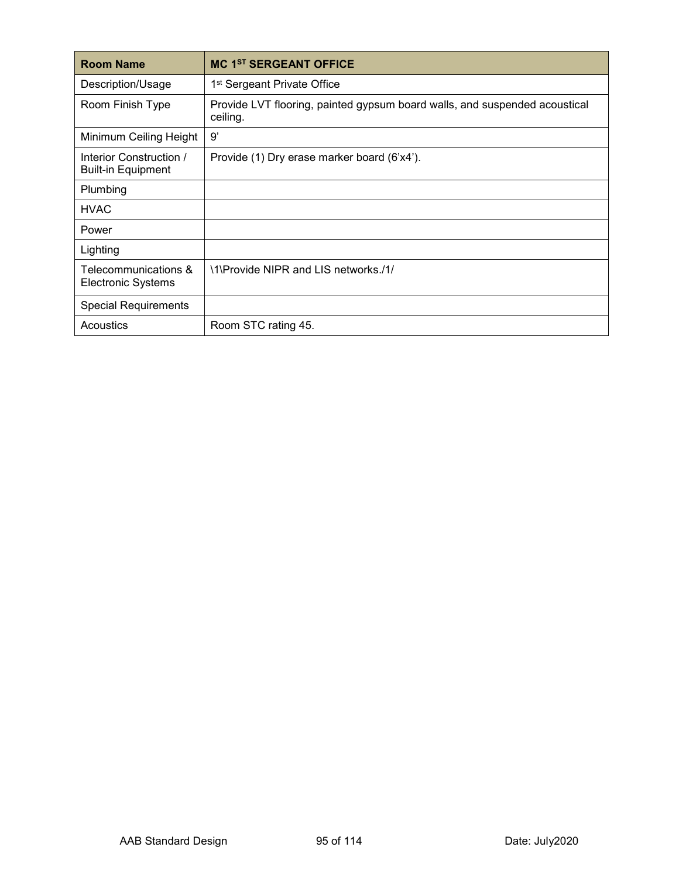| Room Name | MC 1ST SERGEANT OFFICE |
|---|---|
| Description/Usage | 1st Sergeant Private Office |
| Room Finish Type | Provide LVT flooring, painted gypsum board walls, and suspended acoustical ceiling. |
| Minimum Ceiling Height | 9' |
| Interior Construction / Built-in Equipment | Provide (1) Dry erase marker board (6'x4'). |
| Plumbing | |
| HVAC | |
| Power | |
| Lighting | |
| Telecommunications & Electronic Systems | \1\Provide NIPR and LIS networks./1/ |
| Special Requirements | |
| Acoustics | Room STC rating 45. |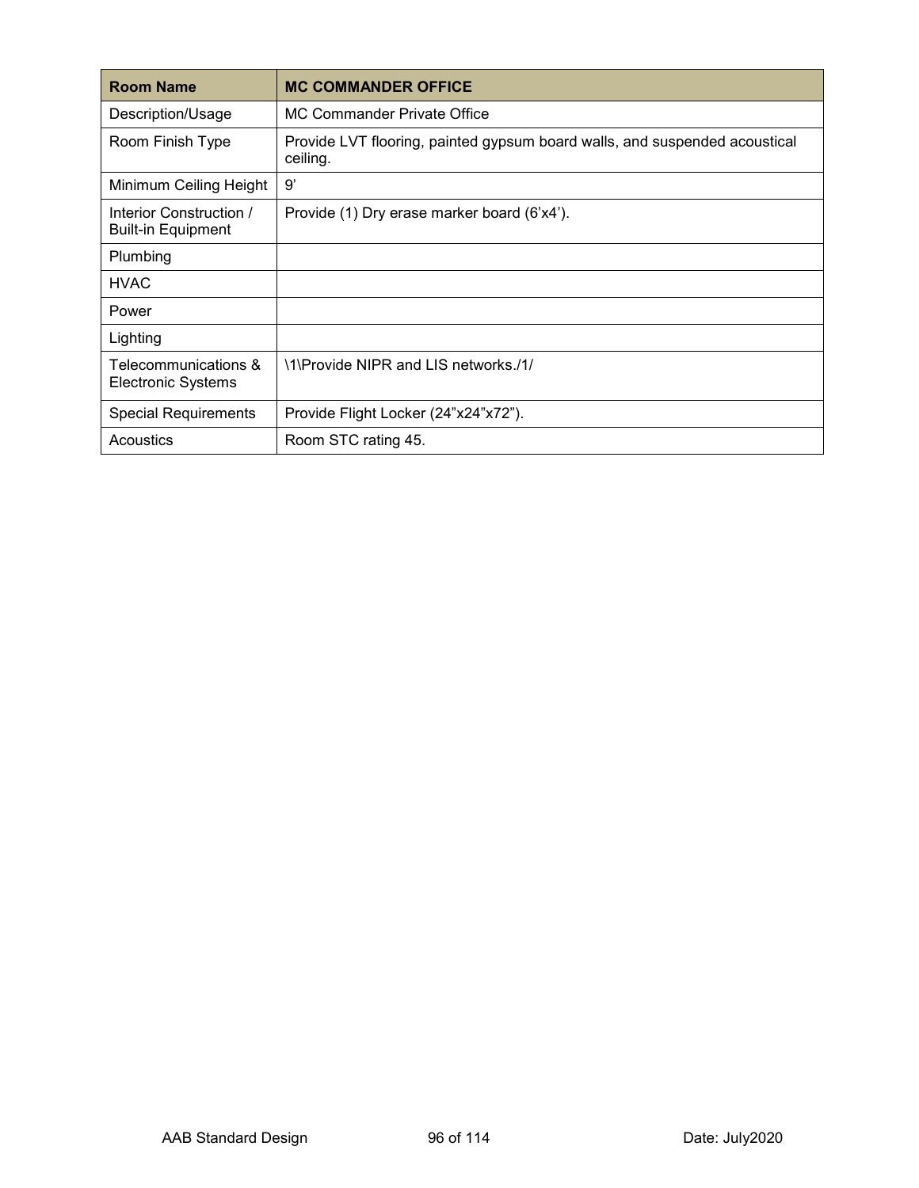| Room Name | MC COMMANDER OFFICE |
|---|---|
| Description/Usage | MC Commander Private Office |
| Room Finish Type | Provide LVT flooring, painted gypsum board walls, and suspended acoustical ceiling. |
| Minimum Ceiling Height | 9’ |
| Interior Construction / Built-in Equipment | Provide (1) Dry erase marker board (6’x4’). |
| Plumbing | |
| HVAC | |
| Power | |
| Lighting | |
| Telecommunications & Electronic Systems | \1\Provide NIPR and LIS networks./1/ |
| Special Requirements | Provide Flight Locker (24”x24”x72”). |
| Acoustics | Room STC rating 45. |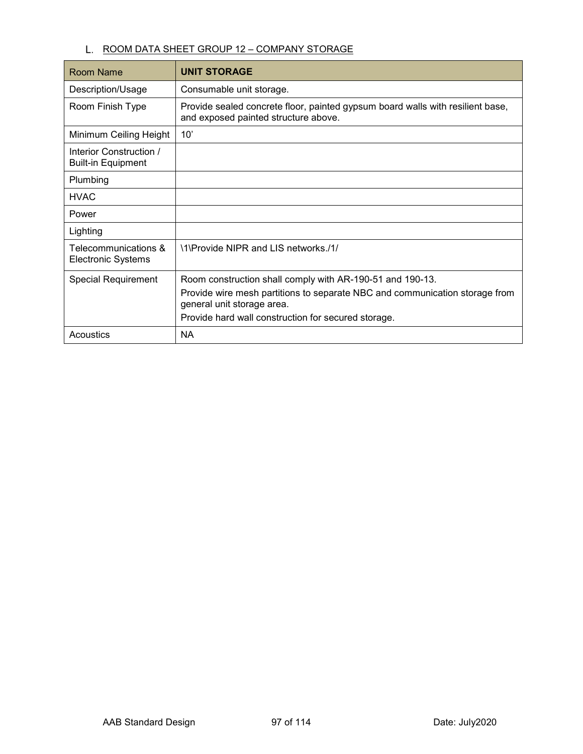L. ROOM DATA SHEET GROUP 12 – COMPANY STORAGE

| Room Name | **UNIT STORAGE** |
|---|---|
| Description/Usage | Consumable unit storage. |
| Room Finish Type | Provide sealed concrete floor, painted gypsum board walls with resilient base, and exposed painted structure above. |
| Minimum Ceiling Height | 10’ |
| Interior Construction / Built-in Equipment | |
| Plumbing | |
| HVAC | |
| Power | |
| Lighting | |
| Telecommunications & Electronic Systems | \1\Provide NIPR and LIS networks./1/ |
| Special Requirement | Room construction shall comply with AR-190-51 and 190-13.<br>Provide wire mesh partitions to separate NBC and communication storage from general unit storage area.<br>Provide hard wall construction for secured storage. |
| Acoustics | NA |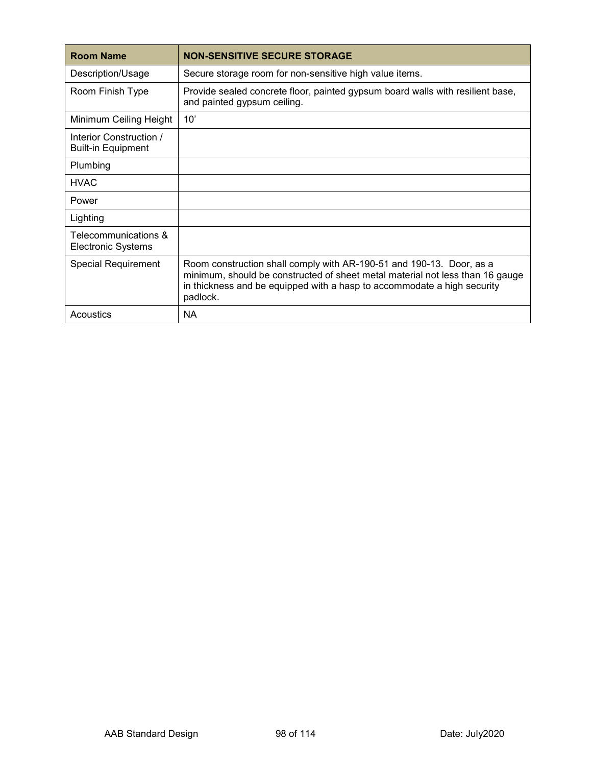| Room Name | NON-SENSITIVE SECURE STORAGE |
|---|---|
| Description/Usage | Secure storage room for non-sensitive high value items. |
| Room Finish Type | Provide sealed concrete floor, painted gypsum board walls with resilient base, and painted gypsum ceiling. |
| Minimum Ceiling Height | 10’ |
| Interior Construction / Built-in Equipment | |
| Plumbing | |
| HVAC | |
| Power | |
| Lighting | |
| Telecommunications & Electronic Systems | |
| Special Requirement | Room construction shall comply with AR-190-51 and 190-13. Door, as a minimum, should be constructed of sheet metal material not less than 16 gauge in thickness and be equipped with a hasp to accommodate a high security padlock. |
| Acoustics | NA |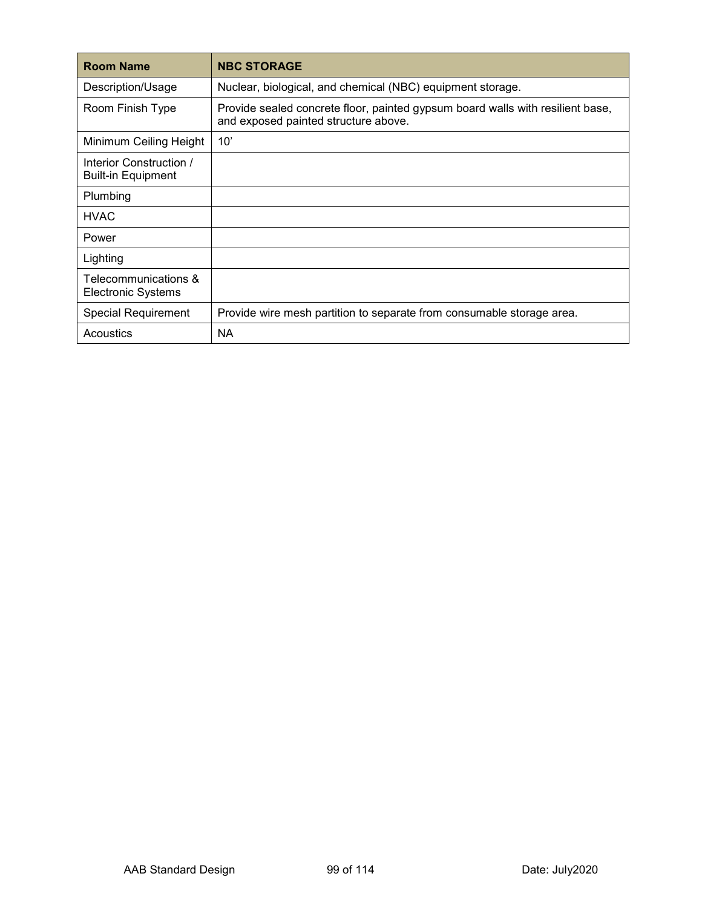| Room Name | NBC STORAGE |
| --- | --- |
| Description/Usage | Nuclear, biological, and chemical (NBC) equipment storage. |
| Room Finish Type | Provide sealed concrete floor, painted gypsum board walls with resilient base, and exposed painted structure above. |
| Minimum Ceiling Height | 10’ |
| Interior Construction / Built-in Equipment | |
| Plumbing | |
| HVAC | |
| Power | |
| Lighting | |
| Telecommunications & Electronic Systems | |
| Special Requirement | Provide wire mesh partition to separate from consumable storage area. |
| Acoustics | NA |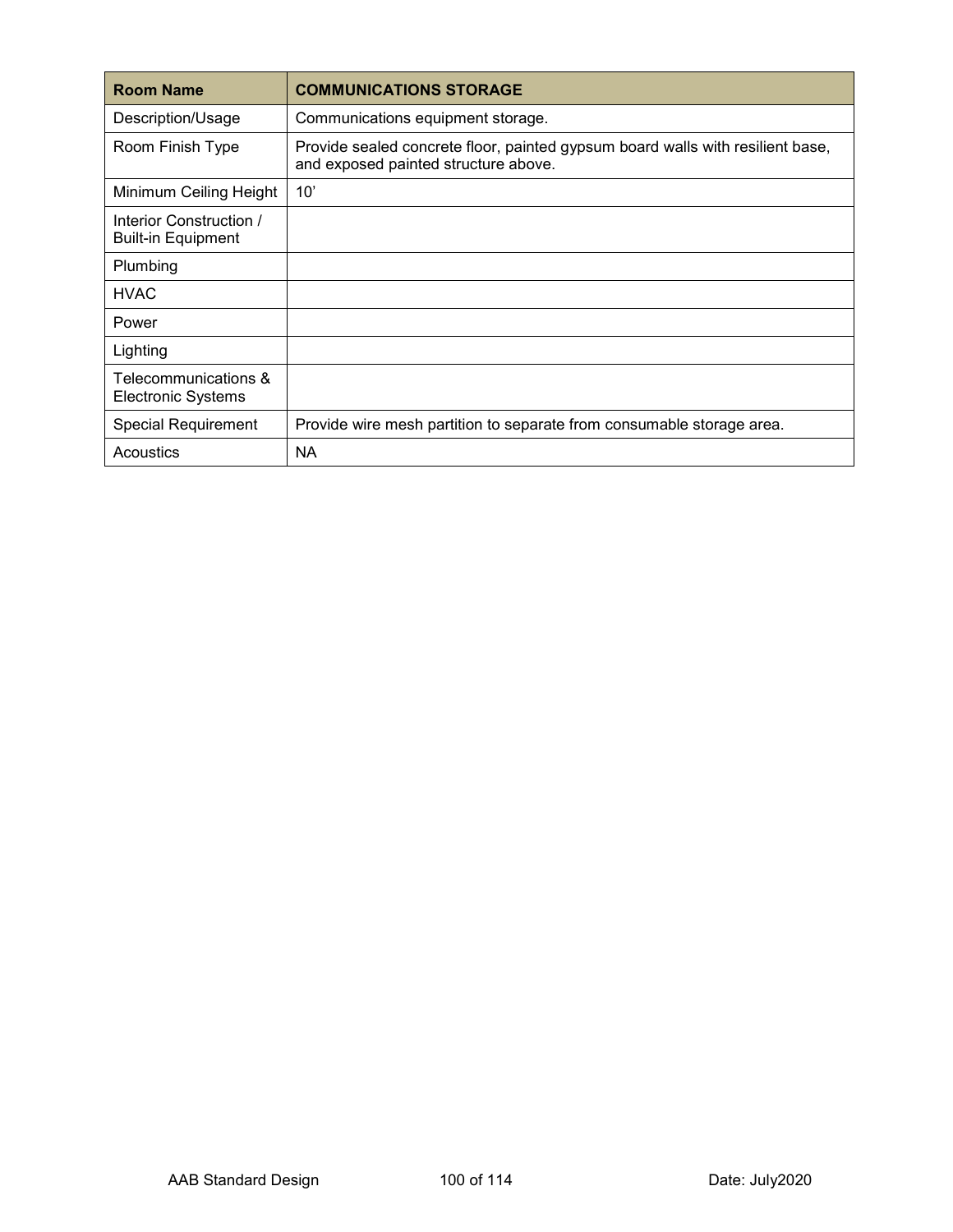| Room Name | COMMUNICATIONS STORAGE |
|---|---|
| Description/Usage | Communications equipment storage. |
| Room Finish Type | Provide sealed concrete floor, painted gypsum board walls with resilient base, and exposed painted structure above. |
| Minimum Ceiling Height | 10’ |
| Interior Construction / Built-in Equipment | |
| Plumbing | |
| HVAC | |
| Power | |
| Lighting | |
| Telecommunications & Electronic Systems | |
| Special Requirement | Provide wire mesh partition to separate from consumable storage area. |
| Acoustics | NA |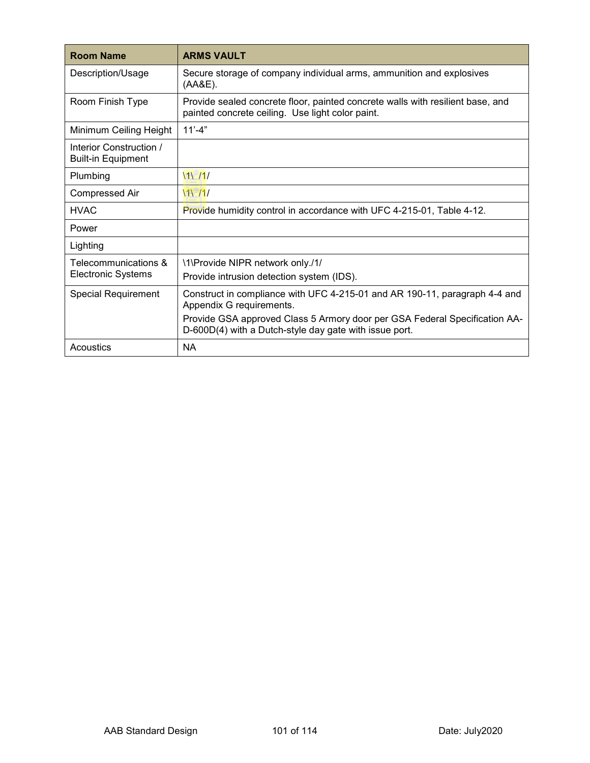| Room Name | ARMS VAULT |
| --- | --- |
| Description/Usage | Secure storage of company individual arms, ammunition and explosives (AA&E). |
| Room Finish Type | Provide sealed concrete floor, painted concrete walls with resilient base, and painted concrete ceiling. Use light color paint. |
| Minimum Ceiling Height | 11'-4" |
| Interior Construction / Built-in Equipment | |
| Plumbing | \1\ /1/ |
| Compressed Air | \1\ /1/ |
| HVAC | Provide humidity control in accordance with UFC 4-215-01, Table 4-12. |
| Power | |
| Lighting | |
| Telecommunications & Electronic Systems | \1\Provide NIPR network only./1/<br>Provide intrusion detection system (IDS). |
| Special Requirement | Construct in compliance with UFC 4-215-01 and AR 190-11, paragraph 4-4 and Appendix G requirements.<br>Provide GSA approved Class 5 Armory door per GSA Federal Specification AA-D-600D(4) with a Dutch-style day gate with issue port. |
| Acoustics | NA |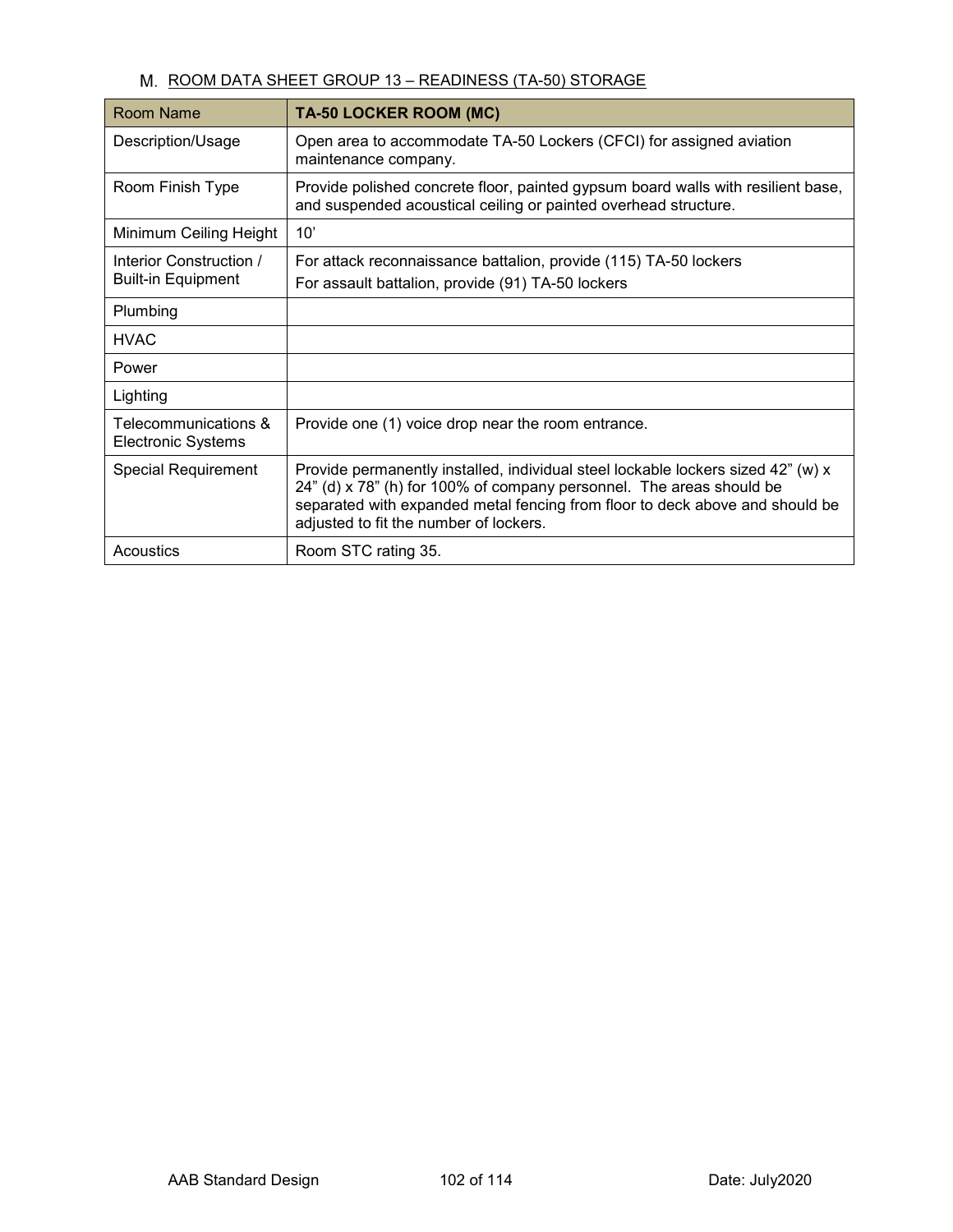M. ROOM DATA SHEET GROUP 13 – READINESS (TA-50) STORAGE

| Room Name | **TA-50 LOCKER ROOM (MC)** |
|---|---|
| Description/Usage | Open area to accommodate TA-50 Lockers (CFCI) for assigned aviation maintenance company. |
| Room Finish Type | Provide polished concrete floor, painted gypsum board walls with resilient base, and suspended acoustical ceiling or painted overhead structure. |
| Minimum Ceiling Height | 10' |
| Interior Construction / Built-in Equipment | For attack reconnaissance battalion, provide (115) TA-50 lockers<br>For assault battalion, provide (91) TA-50 lockers |
| Plumbing | |
| HVAC | |
| Power | |
| Lighting | |
| Telecommunications & Electronic Systems | Provide one (1) voice drop near the room entrance. |
| Special Requirement | Provide permanently installed, individual steel lockable lockers sized 42" (w) x 24" (d) x 78" (h) for 100% of company personnel. The areas should be separated with expanded metal fencing from floor to deck above and should be adjusted to fit the number of lockers. |
| Acoustics | Room STC rating 35. |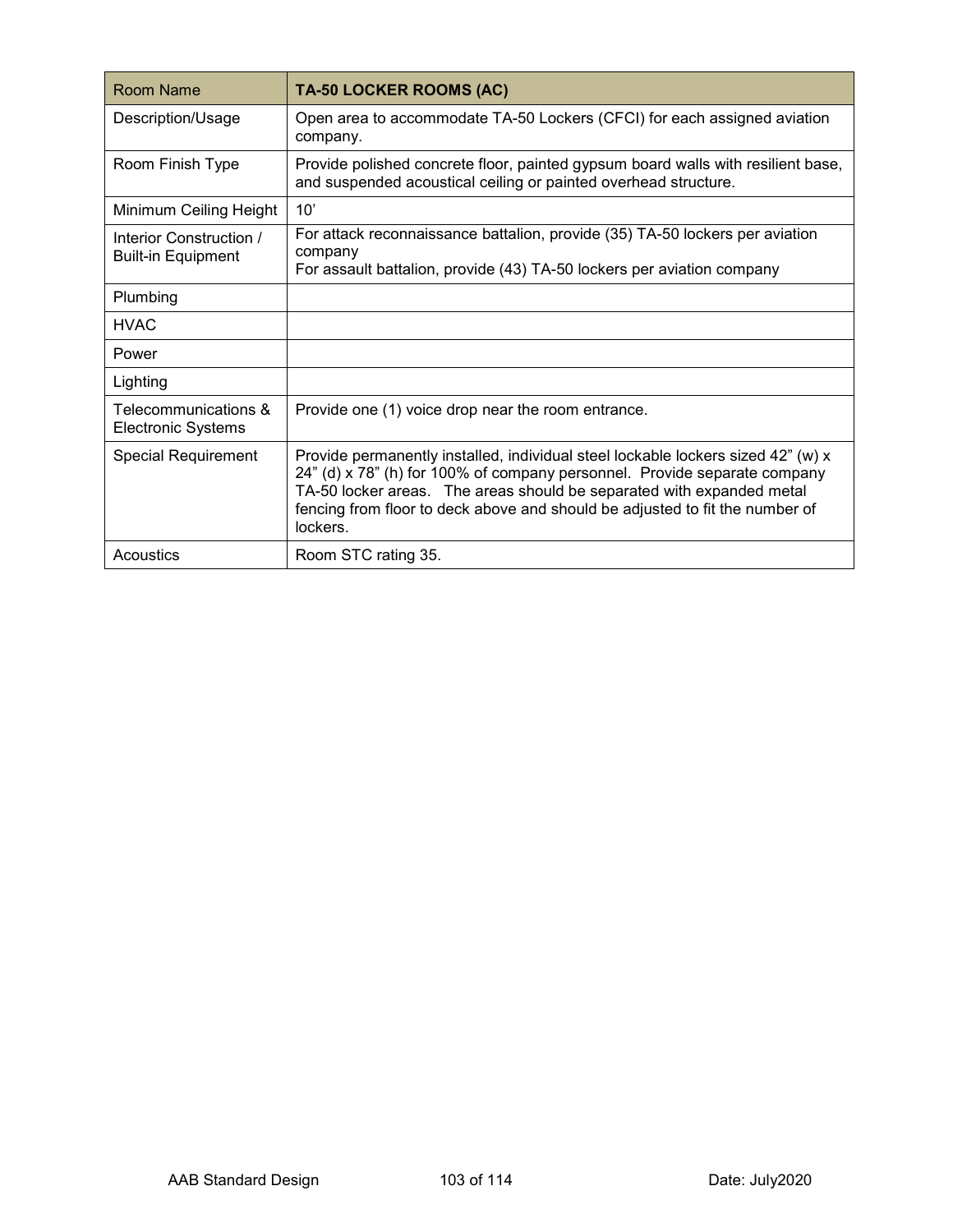| Room Name | TA-50 LOCKER ROOMS (AC) |
| --- | --- |
| Description/Usage | Open area to accommodate TA-50 Lockers (CFCI) for each assigned aviation company. |
| Room Finish Type | Provide polished concrete floor, painted gypsum board walls with resilient base, and suspended acoustical ceiling or painted overhead structure. |
| Minimum Ceiling Height | 10’ |
| Interior Construction / Built-in Equipment | For attack reconnaissance battalion, provide (35) TA-50 lockers per aviation company<br>For assault battalion, provide (43) TA-50 lockers per aviation company |
| Plumbing | |
| HVAC | |
| Power | |
| Lighting | |
| Telecommunications & Electronic Systems | Provide one (1) voice drop near the room entrance. |
| Special Requirement | Provide permanently installed, individual steel lockable lockers sized 42” (w) x 24” (d) x 78” (h) for 100% of company personnel. Provide separate company TA-50 locker areas. The areas should be separated with expanded metal fencing from floor to deck above and should be adjusted to fit the number of lockers. |
| Acoustics | Room STC rating 35. |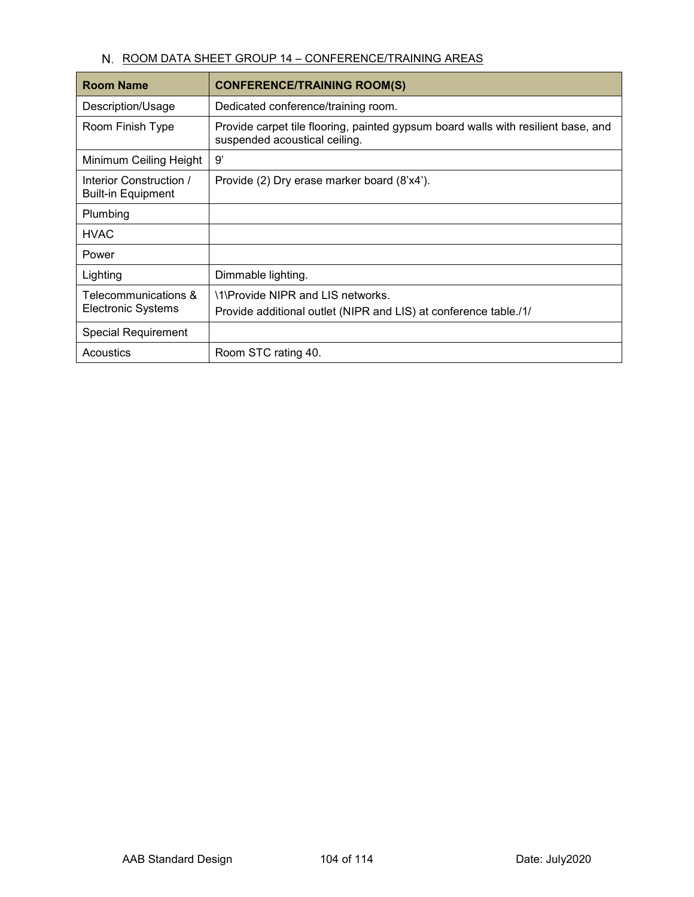N. ROOM DATA SHEET GROUP 14 – CONFERENCE/TRAINING AREAS

| **Room Name** | **CONFERENCE/TRAINING ROOM(S)** |
|---|---|
| Description/Usage | Dedicated conference/training room. |
| Room Finish Type | Provide carpet tile flooring, painted gypsum board walls with resilient base, and suspended acoustical ceiling. |
| Minimum Ceiling Height | 9’ |
| Interior Construction / Built-in Equipment | Provide (2) Dry erase marker board (8’x4’). |
| Plumbing | |
| HVAC | |
| Power | |
| Lighting | Dimmable lighting. |
| Telecommunications & Electronic Systems | \1\Provide NIPR and LIS networks.<br>Provide additional outlet (NIPR and LIS) at conference table./1/ |
| Special Requirement | |
| Acoustics | Room STC rating 40. |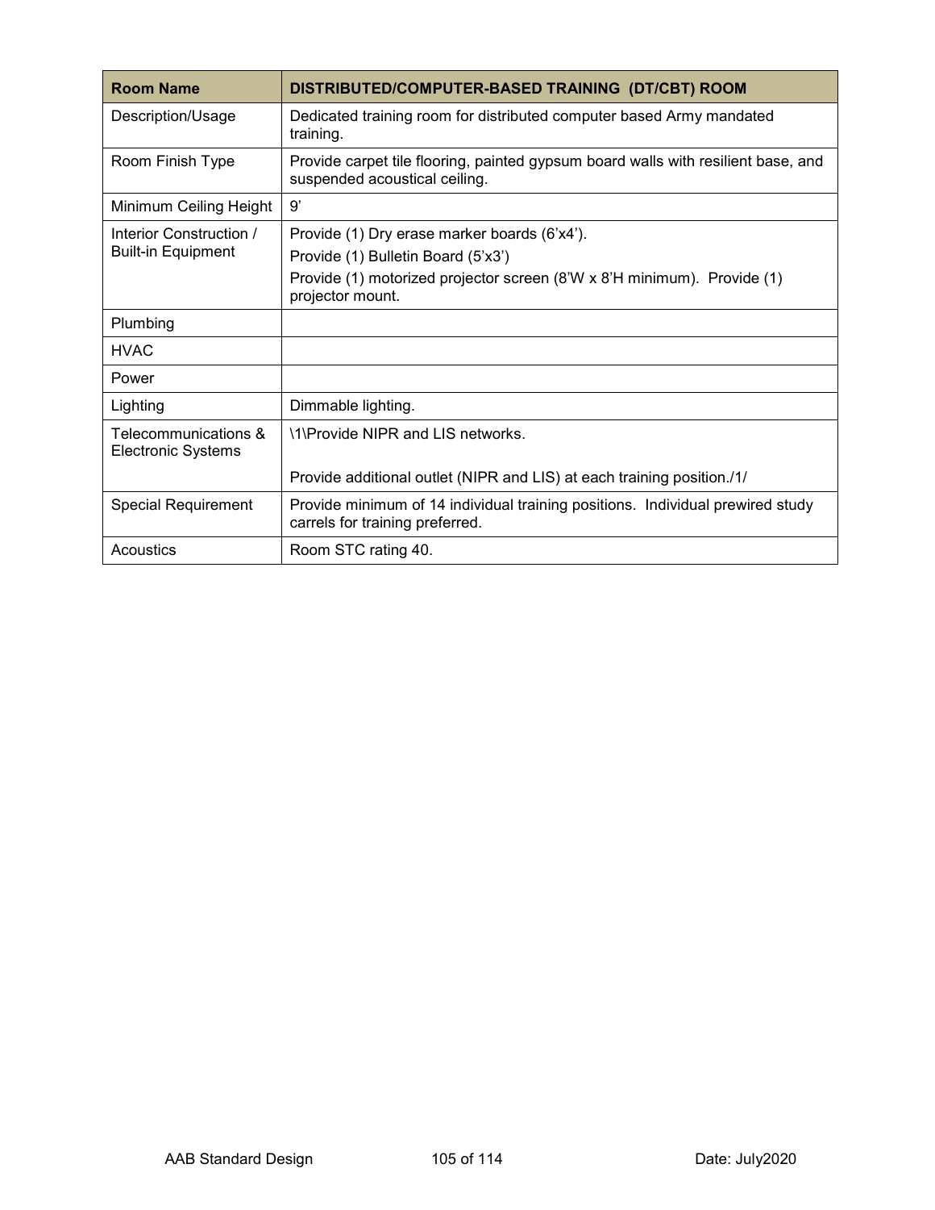| Room Name | DISTRIBUTED/COMPUTER-BASED TRAINING (DT/CBT) ROOM |
|---|---|
| Description/Usage | Dedicated training room for distributed computer based Army mandated training. |
| Room Finish Type | Provide carpet tile flooring, painted gypsum board walls with resilient base, and suspended acoustical ceiling. |
| Minimum Ceiling Height | 9’ |
| Interior Construction / Built-in Equipment | Provide (1) Dry erase marker boards (6’x4’).<br>Provide (1) Bulletin Board (5’x3’)<br>Provide (1) motorized projector screen (8’W x 8’H minimum). Provide (1) projector mount. |
| Plumbing | |
| HVAC | |
| Power | |
| Lighting | Dimmable lighting. |
| Telecommunications & Electronic Systems | \1\Provide NIPR and LIS networks.<br><br>Provide additional outlet (NIPR and LIS) at each training position./1/ |
| Special Requirement | Provide minimum of 14 individual training positions. Individual prewired study carrels for training preferred. |
| Acoustics | Room STC rating 40. |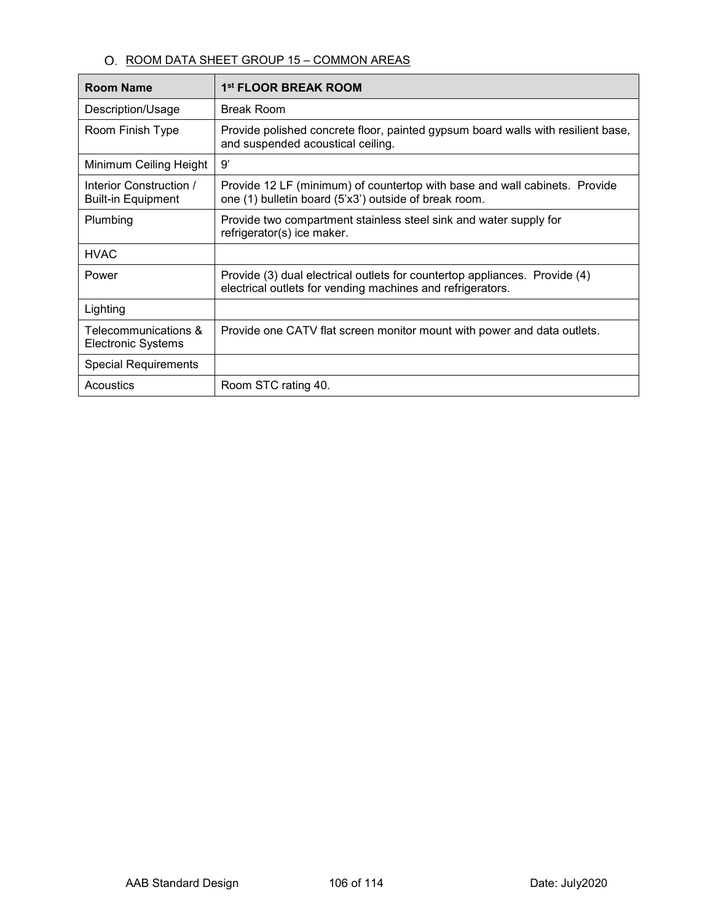O. ROOM DATA SHEET GROUP 15 – COMMON AREAS

| Room Name | 1st FLOOR BREAK ROOM |
|---|---|
| Description/Usage | Break Room |
| Room Finish Type | Provide polished concrete floor, painted gypsum board walls with resilient base, and suspended acoustical ceiling. |
| Minimum Ceiling Height | 9' |
| Interior Construction / Built-in Equipment | Provide 12 LF (minimum) of countertop with base and wall cabinets. Provide one (1) bulletin board (5'x3') outside of break room. |
| Plumbing | Provide two compartment stainless steel sink and water supply for refrigerator(s) ice maker. |
| HVAC | |
| Power | Provide (3) dual electrical outlets for countertop appliances. Provide (4) electrical outlets for vending machines and refrigerators. |
| Lighting | |
| Telecommunications & Electronic Systems | Provide one CATV flat screen monitor mount with power and data outlets. |
| Special Requirements | |
| Acoustics | Room STC rating 40. |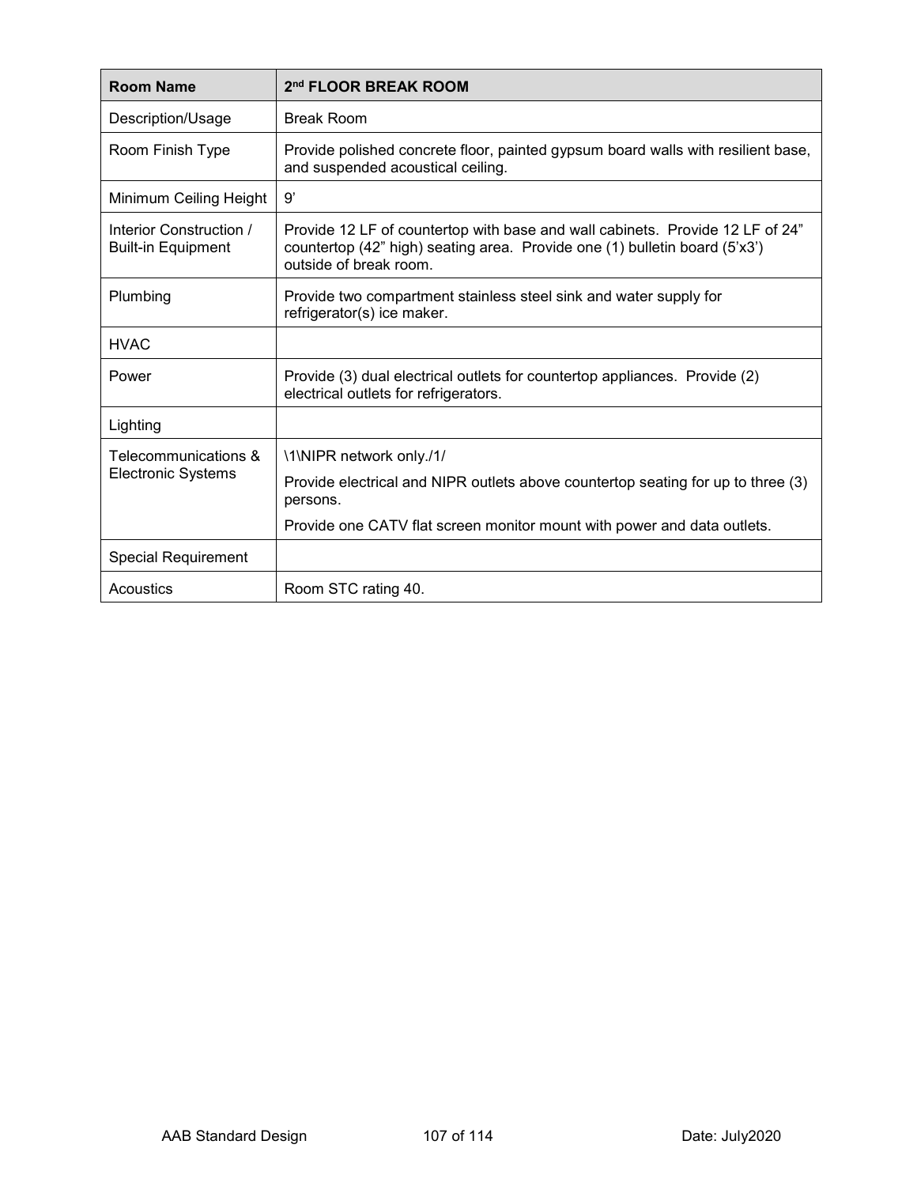| Room Name | 2nd FLOOR BREAK ROOM |
|---|---|
| Description/Usage | Break Room |
| Room Finish Type | Provide polished concrete floor, painted gypsum board walls with resilient base, and suspended acoustical ceiling. |
| Minimum Ceiling Height | 9’ |
| Interior Construction / Built-in Equipment | Provide 12 LF of countertop with base and wall cabinets. Provide 12 LF of 24” countertop (42” high) seating area. Provide one (1) bulletin board (5’x3’) outside of break room. |
| Plumbing | Provide two compartment stainless steel sink and water supply for refrigerator(s) ice maker. |
| HVAC | |
| Power | Provide (3) dual electrical outlets for countertop appliances. Provide (2) electrical outlets for refrigerators. |
| Lighting | |
| Telecommunications & Electronic Systems | \1\NIPR network only./1/<br>Provide electrical and NIPR outlets above countertop seating for up to three (3) persons.<br>Provide one CATV flat screen monitor mount with power and data outlets. |
| Special Requirement | |
| Acoustics | Room STC rating 40. |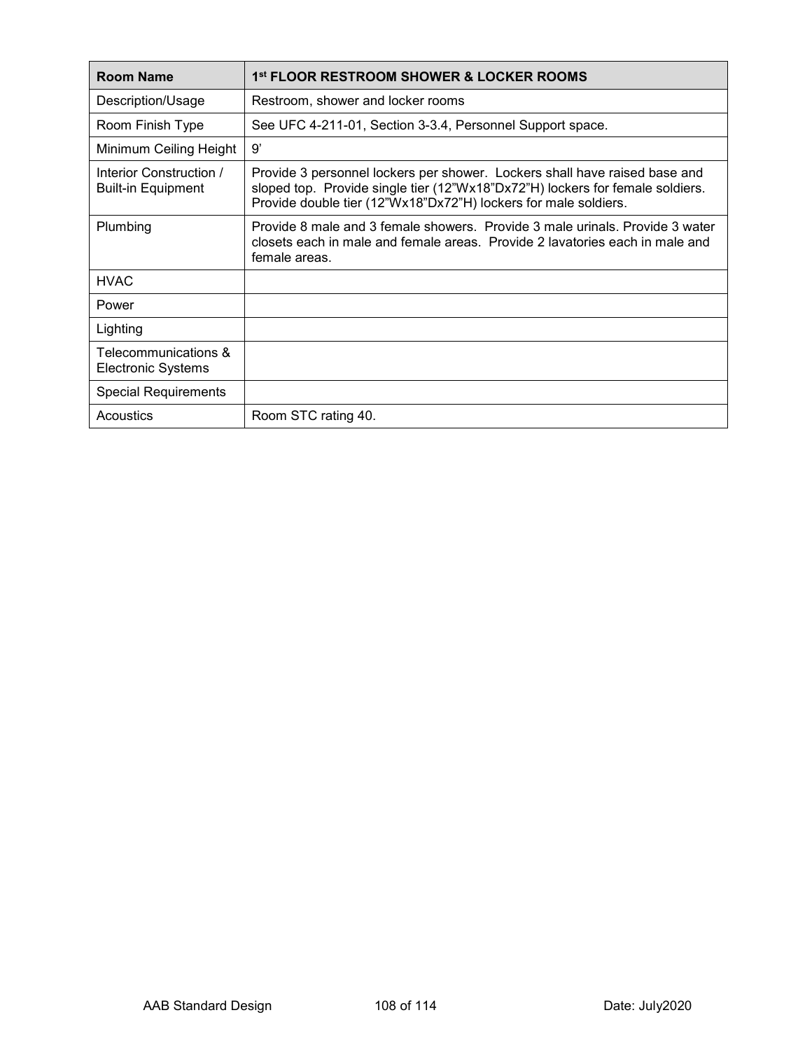| Room Name | 1st FLOOR RESTROOM SHOWER & LOCKER ROOMS |
|---|---|
| Description/Usage | Restroom, shower and locker rooms |
| Room Finish Type | See UFC 4-211-01, Section 3-3.4, Personnel Support space. |
| Minimum Ceiling Height | 9’ |
| Interior Construction / Built-in Equipment | Provide 3 personnel lockers per shower. Lockers shall have raised base and sloped top. Provide single tier (12”Wx18”Dx72”H) lockers for female soldiers. Provide double tier (12”Wx18”Dx72”H) lockers for male soldiers. |
| Plumbing | Provide 8 male and 3 female showers. Provide 3 male urinals. Provide 3 water closets each in male and female areas. Provide 2 lavatories each in male and female areas. |
| HVAC | |
| Power | |
| Lighting | |
| Telecommunications & Electronic Systems | |
| Special Requirements | |
| Acoustics | Room STC rating 40. |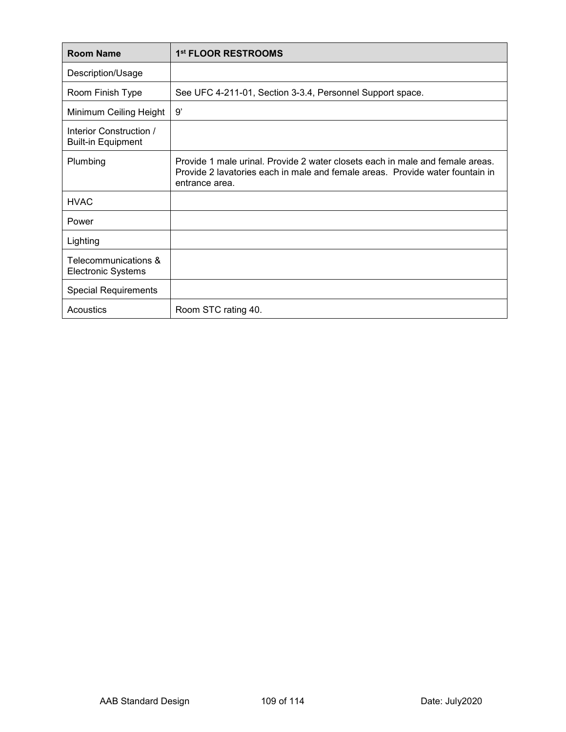| Room Name | 1st FLOOR RESTROOMS |
|---|---|
| Description/Usage | |
| Room Finish Type | See UFC 4-211-01, Section 3-3.4, Personnel Support space. |
| Minimum Ceiling Height | 9' |
| Interior Construction / Built-in Equipment | |
| Plumbing | Provide 1 male urinal. Provide 2 water closets each in male and female areas. Provide 2 lavatories each in male and female areas. Provide water fountain in entrance area. |
| HVAC | |
| Power | |
| Lighting | |
| Telecommunications & Electronic Systems | |
| Special Requirements | |
| Acoustics | Room STC rating 40. |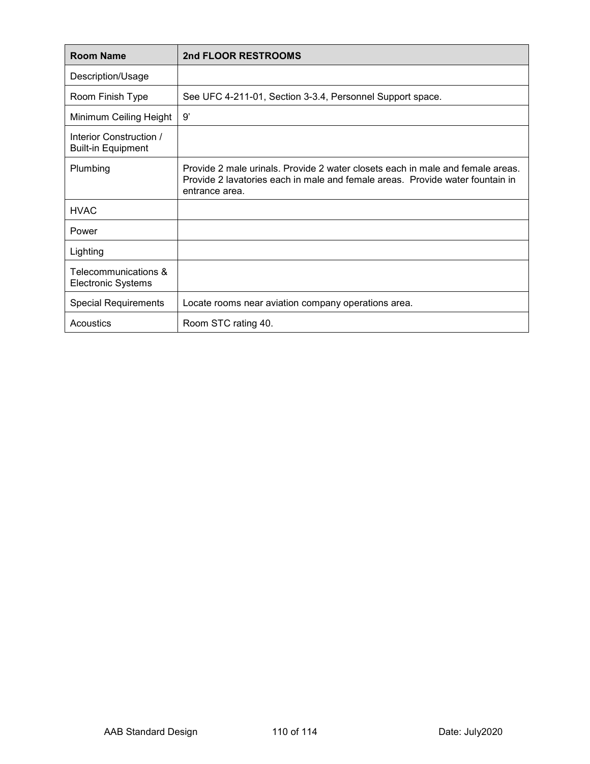| Room Name | 2nd FLOOR RESTROOMS |
|---|---|
| Description/Usage | |
| Room Finish Type | See UFC 4-211-01, Section 3-3.4, Personnel Support space. |
| Minimum Ceiling Height | 9’ |
| Interior Construction / Built-in Equipment | |
| Plumbing | Provide 2 male urinals. Provide 2 water closets each in male and female areas. Provide 2 lavatories each in male and female areas. Provide water fountain in entrance area. |
| HVAC | |
| Power | |
| Lighting | |
| Telecommunications & Electronic Systems | |
| Special Requirements | Locate rooms near aviation company operations area. |
| Acoustics | Room STC rating 40. |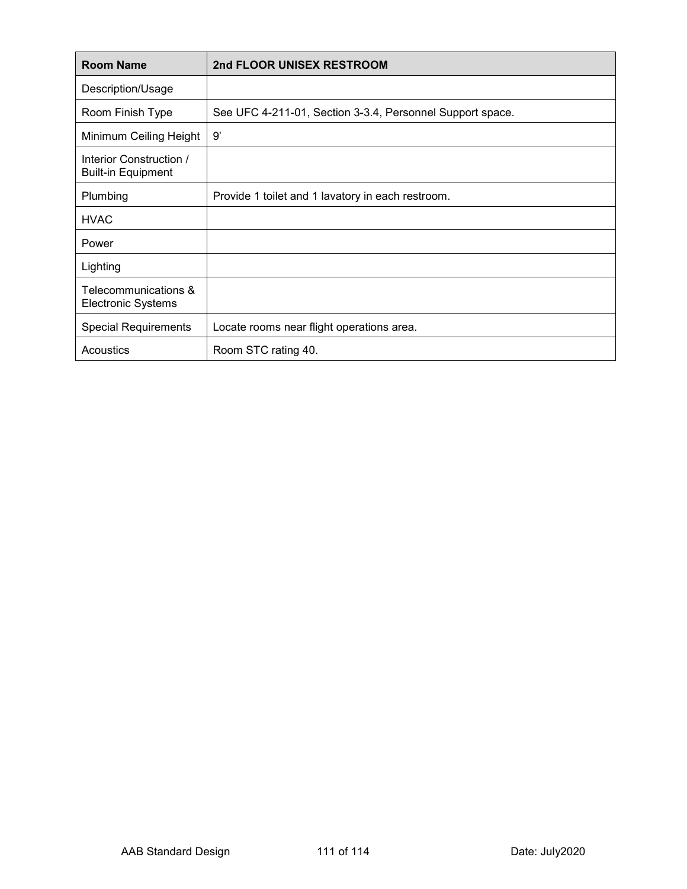| Room Name | 2nd FLOOR UNISEX RESTROOM |
| --- | --- |
| Description/Usage | |
| Room Finish Type | See UFC 4-211-01, Section 3-3.4, Personnel Support space. |
| Minimum Ceiling Height | 9’ |
| Interior Construction / Built-in Equipment | |
| Plumbing | Provide 1 toilet and 1 lavatory in each restroom. |
| HVAC | |
| Power | |
| Lighting | |
| Telecommunications & Electronic Systems | |
| Special Requirements | Locate rooms near flight operations area. |
| Acoustics | Room STC rating 40. |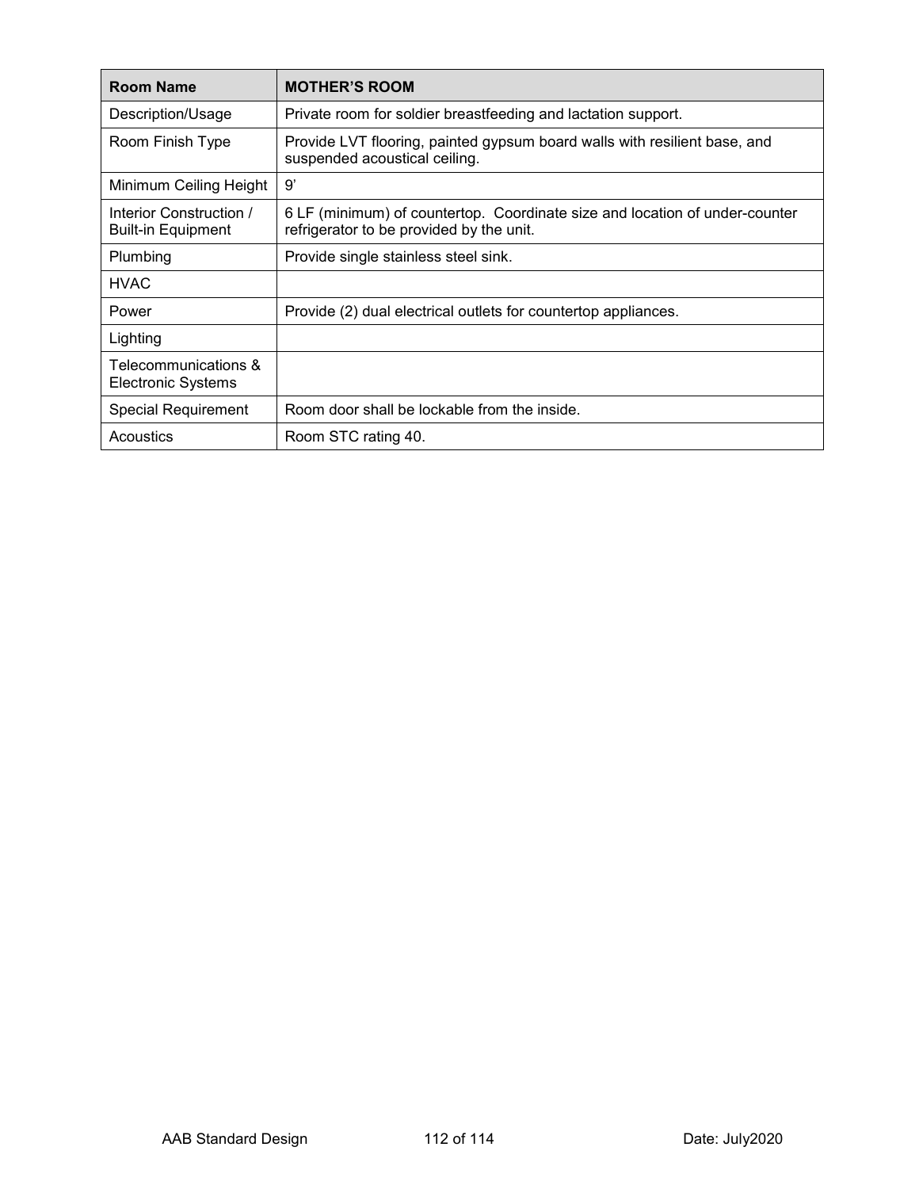| Room Name | MOTHER'S ROOM |
|---|---|
| Description/Usage | Private room for soldier breastfeeding and lactation support. |
| Room Finish Type | Provide LVT flooring, painted gypsum board walls with resilient base, and suspended acoustical ceiling. |
| Minimum Ceiling Height | 9' |
| Interior Construction / Built-in Equipment | 6 LF (minimum) of countertop. Coordinate size and location of under-counter refrigerator to be provided by the unit. |
| Plumbing | Provide single stainless steel sink. |
| HVAC | |
| Power | Provide (2) dual electrical outlets for countertop appliances. |
| Lighting | |
| Telecommunications & Electronic Systems | |
| Special Requirement | Room door shall be lockable from the inside. |
| Acoustics | Room STC rating 40. |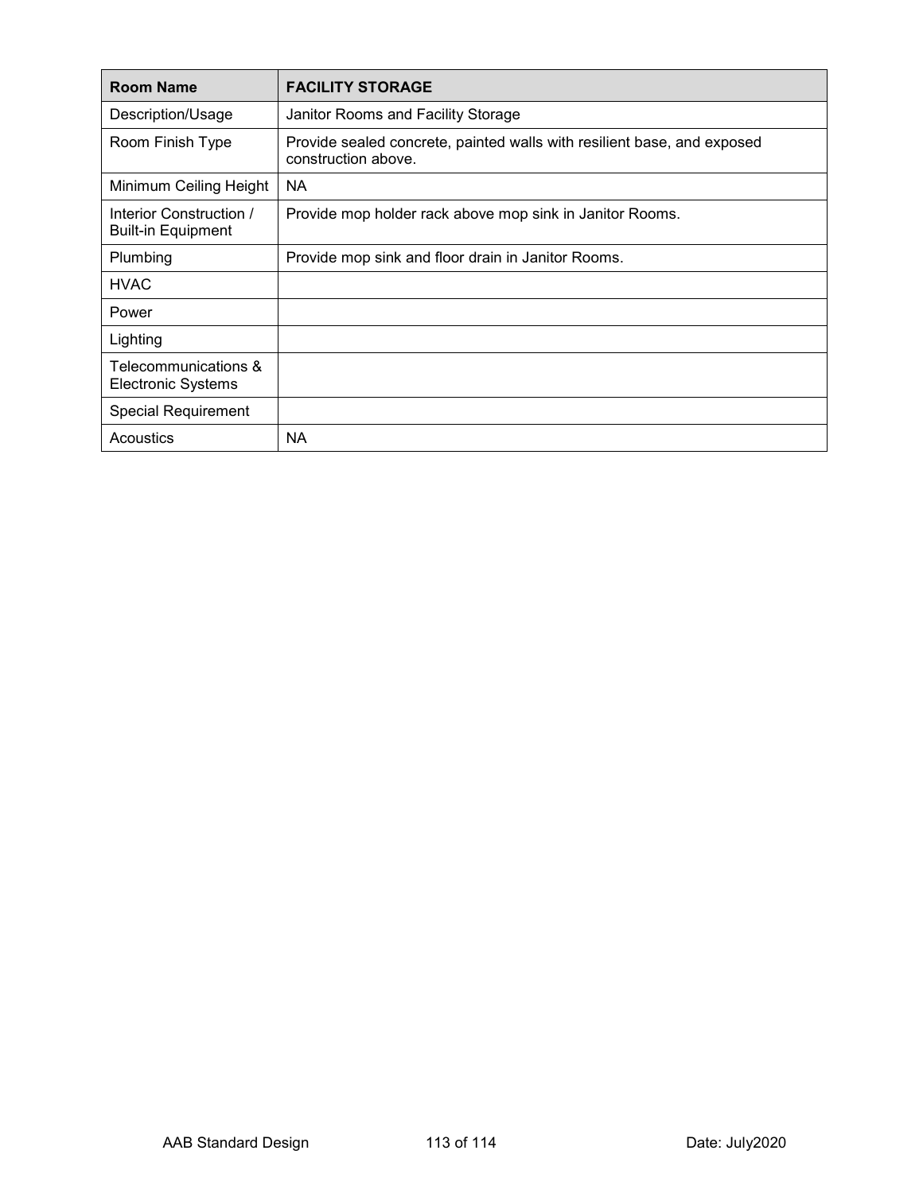| Room Name | FACILITY STORAGE |
| --- | --- |
| Description/Usage | Janitor Rooms and Facility Storage |
| Room Finish Type | Provide sealed concrete, painted walls with resilient base, and exposed construction above. |
| Minimum Ceiling Height | NA |
| Interior Construction / Built-in Equipment | Provide mop holder rack above mop sink in Janitor Rooms. |
| Plumbing | Provide mop sink and floor drain in Janitor Rooms. |
| HVAC | |
| Power | |
| Lighting | |
| Telecommunications & Electronic Systems | |
| Special Requirement | |
| Acoustics | NA |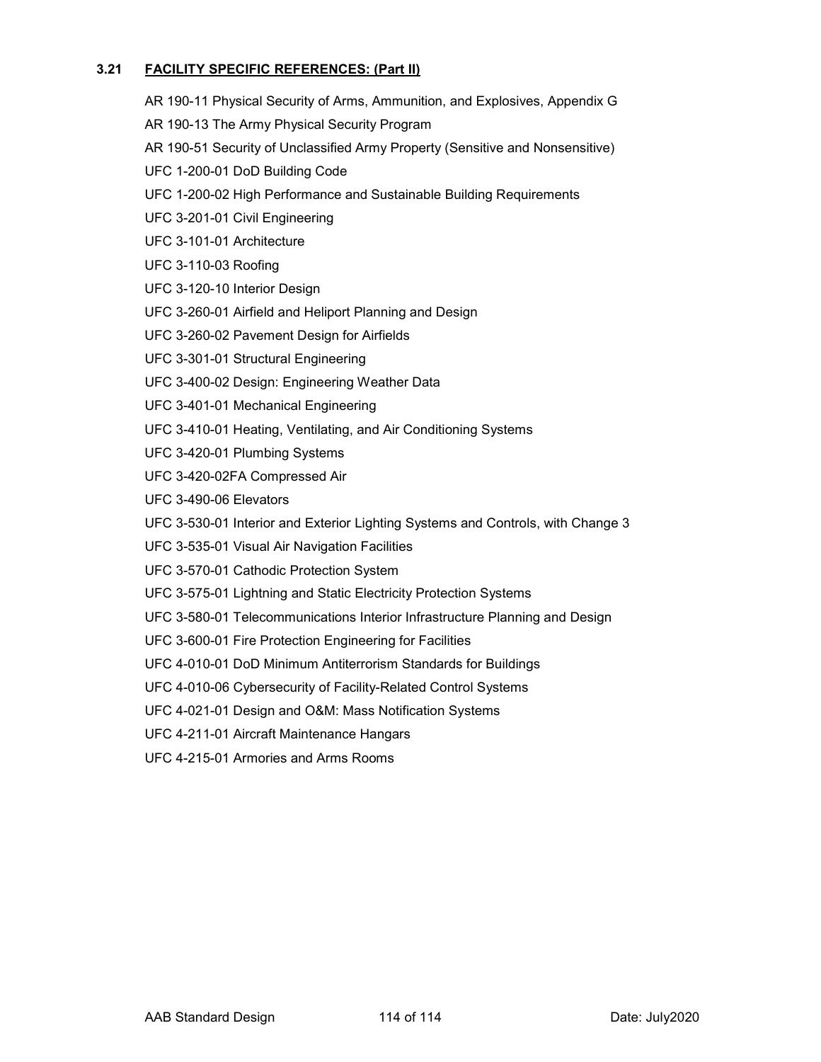### 3.21 FACILITY SPECIFIC REFERENCES: (Part II)

AR 190-11 Physical Security of Arms, Ammunition, and Explosives, Appendix G

AR 190-13 The Army Physical Security Program

AR 190-51 Security of Unclassified Army Property (Sensitive and Nonsensitive)

UFC 1-200-01 DoD Building Code

UFC 1-200-02 High Performance and Sustainable Building Requirements

UFC 3-201-01 Civil Engineering

UFC 3-101-01 Architecture

UFC 3-110-03 Roofing

UFC 3-120-10 Interior Design

UFC 3-260-01 Airfield and Heliport Planning and Design

UFC 3-260-02 Pavement Design for Airfields

UFC 3-301-01 Structural Engineering

UFC 3-400-02 Design: Engineering Weather Data

UFC 3-401-01 Mechanical Engineering

UFC 3-410-01 Heating, Ventilating, and Air Conditioning Systems

UFC 3-420-01 Plumbing Systems

UFC 3-420-02FA Compressed Air

UFC 3-490-06 Elevators

UFC 3-530-01 Interior and Exterior Lighting Systems and Controls, with Change 3

UFC 3-535-01 Visual Air Navigation Facilities

UFC 3-570-01 Cathodic Protection System

UFC 3-575-01 Lightning and Static Electricity Protection Systems

UFC 3-580-01 Telecommunications Interior Infrastructure Planning and Design

UFC 3-600-01 Fire Protection Engineering for Facilities

UFC 4-010-01 DoD Minimum Antiterrorism Standards for Buildings

UFC 4-010-06 Cybersecurity of Facility-Related Control Systems

UFC 4-021-01 Design and O&M: Mass Notification Systems

UFC 4-211-01 Aircraft Maintenance Hangars

UFC 4-215-01 Armories and Arms Rooms